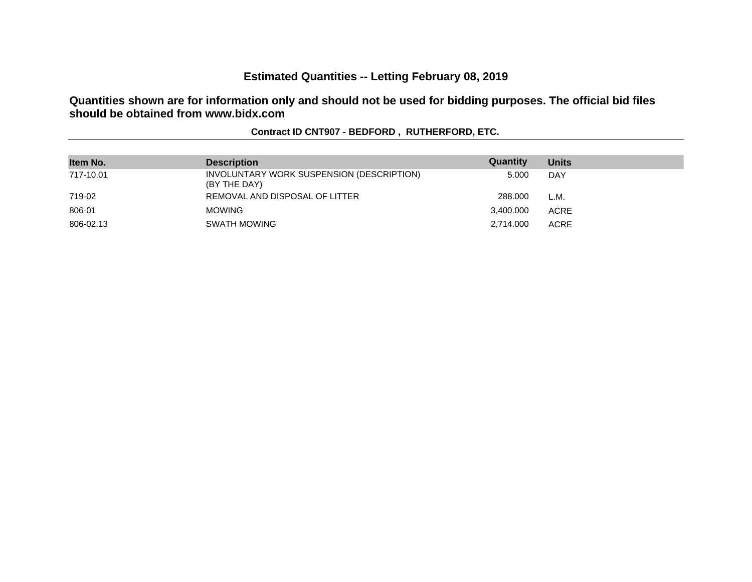# Estimated Quantities -- Letting February 08, 2019

**Quantities shown are for information only and should not be used for bidding purposes. The official bid files should be obtained from www.bidx.com**

**Contract ID CNT907 - BEDFORD , RUTHERFORD, ETC.**

| Item No. | Description | Quantity | Units |
|---|---|---|---|
| 717-10.01 | INVOLUNTARY WORK SUSPENSION (DESCRIPTION) (BY THE DAY) | 5.000 | DAY |
| 719-02 | REMOVAL AND DISPOSAL OF LITTER | 288.000 | L.M. |
| 806-01 | MOWING | 3,400.000 | ACRE |
| 806-02.13 | SWATH MOWING | 2,714.000 | ACRE |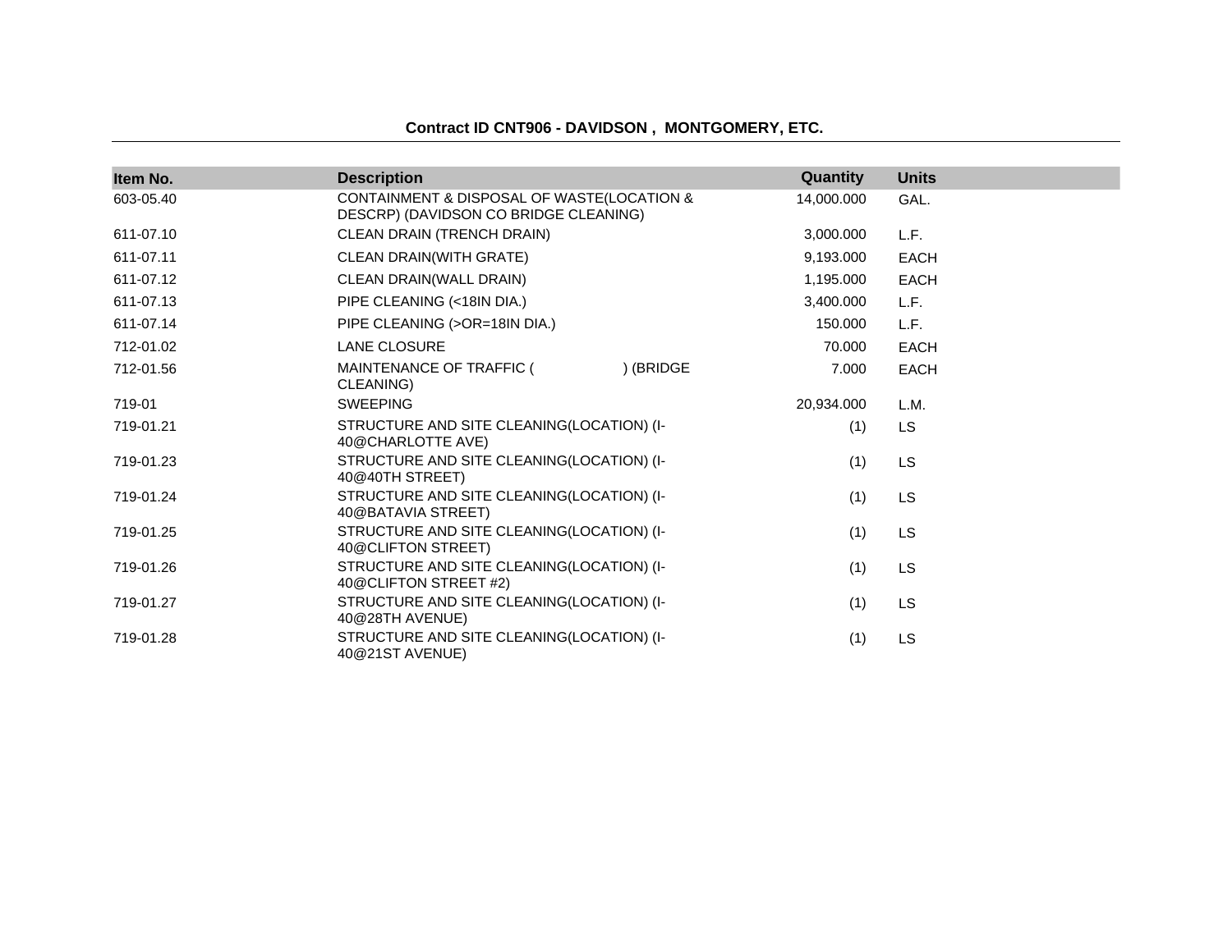**Contract ID CNT906 - DAVIDSON , MONTGOMERY, ETC.**

| Item No. | Description | Quantity | Units |
|---|---|---|---|
| 603-05.40 | CONTAINMENT & DISPOSAL OF WASTE(LOCATION & DESCRP) (DAVIDSON CO BRIDGE CLEANING) | 14,000.000 | GAL. |
| 611-07.10 | CLEAN DRAIN (TRENCH DRAIN) | 3,000.000 | L.F. |
| 611-07.11 | CLEAN DRAIN(WITH GRATE) | 9,193.000 | EACH |
| 611-07.12 | CLEAN DRAIN(WALL DRAIN) | 1,195.000 | EACH |
| 611-07.13 | PIPE CLEANING (<18IN DIA.) | 3,400.000 | L.F. |
| 611-07.14 | PIPE CLEANING (>OR=18IN DIA.) | 150.000 | L.F. |
| 712-01.02 | LANE CLOSURE | 70.000 | EACH |
| 712-01.56 | MAINTENANCE OF TRAFFIC ( ) (BRIDGE CLEANING) | 7.000 | EACH |
| 719-01 | SWEEPING | 20,934.000 | L.M. |
| 719-01.21 | STRUCTURE AND SITE CLEANING(LOCATION) (I-40@CHARLOTTE AVE) | (1) | LS |
| 719-01.23 | STRUCTURE AND SITE CLEANING(LOCATION) (I-40@40TH STREET) | (1) | LS |
| 719-01.24 | STRUCTURE AND SITE CLEANING(LOCATION) (I-40@BATAVIA STREET) | (1) | LS |
| 719-01.25 | STRUCTURE AND SITE CLEANING(LOCATION) (I-40@CLIFTON STREET) | (1) | LS |
| 719-01.26 | STRUCTURE AND SITE CLEANING(LOCATION) (I-40@CLIFTON STREET #2) | (1) | LS |
| 719-01.27 | STRUCTURE AND SITE CLEANING(LOCATION) (I-40@28TH AVENUE) | (1) | LS |
| 719-01.28 | STRUCTURE AND SITE CLEANING(LOCATION) (I-40@21ST AVENUE) | (1) | LS |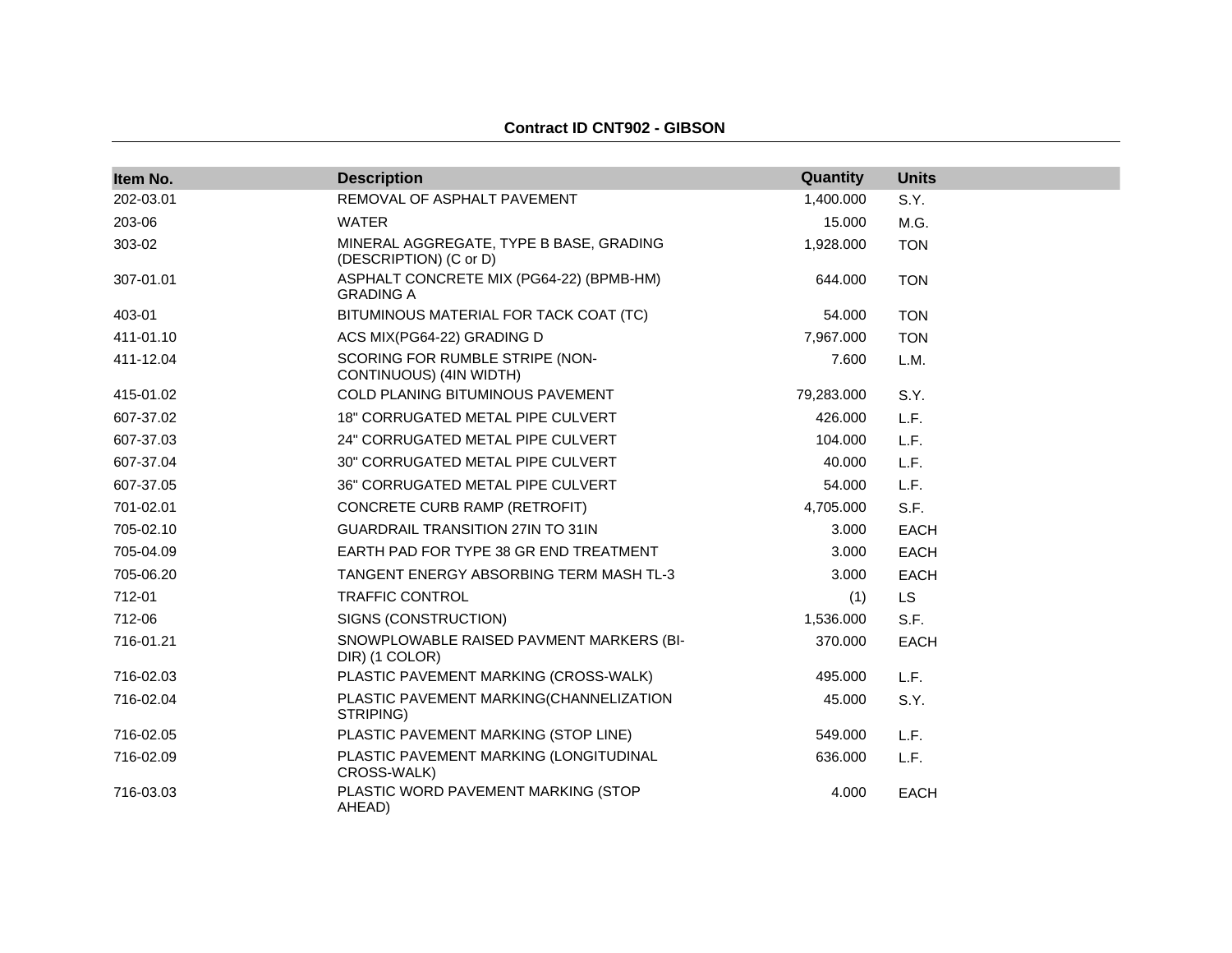**Contract ID CNT902 - GIBSON**

| Item No. | Description | Quantity | Units |
|---|---|---|---|
| 202-03.01 | REMOVAL OF ASPHALT PAVEMENT | 1,400.000 | S.Y. |
| 203-06 | WATER | 15.000 | M.G. |
| 303-02 | MINERAL AGGREGATE, TYPE B BASE, GRADING (DESCRIPTION) (C or D) | 1,928.000 | TON |
| 307-01.01 | ASPHALT CONCRETE MIX (PG64-22) (BPMB-HM) GRADING A | 644.000 | TON |
| 403-01 | BITUMINOUS MATERIAL FOR TACK COAT (TC) | 54.000 | TON |
| 411-01.10 | ACS MIX(PG64-22) GRADING D | 7,967.000 | TON |
| 411-12.04 | SCORING FOR RUMBLE STRIPE (NON-CONTINUOUS) (4IN WIDTH) | 7.600 | L.M. |
| 415-01.02 | COLD PLANING BITUMINOUS PAVEMENT | 79,283.000 | S.Y. |
| 607-37.02 | 18" CORRUGATED METAL PIPE CULVERT | 426.000 | L.F. |
| 607-37.03 | 24" CORRUGATED METAL PIPE CULVERT | 104.000 | L.F. |
| 607-37.04 | 30" CORRUGATED METAL PIPE CULVERT | 40.000 | L.F. |
| 607-37.05 | 36" CORRUGATED METAL PIPE CULVERT | 54.000 | L.F. |
| 701-02.01 | CONCRETE CURB RAMP (RETROFIT) | 4,705.000 | S.F. |
| 705-02.10 | GUARDRAIL TRANSITION 27IN TO 31IN | 3.000 | EACH |
| 705-04.09 | EARTH PAD FOR TYPE 38 GR END TREATMENT | 3.000 | EACH |
| 705-06.20 | TANGENT ENERGY ABSORBING TERM MASH TL-3 | 3.000 | EACH |
| 712-01 | TRAFFIC CONTROL | (1) | LS |
| 712-06 | SIGNS (CONSTRUCTION) | 1,536.000 | S.F. |
| 716-01.21 | SNOWPLOWABLE RAISED PAVMENT MARKERS (BI-DIR) (1 COLOR) | 370.000 | EACH |
| 716-02.03 | PLASTIC PAVEMENT MARKING (CROSS-WALK) | 495.000 | L.F. |
| 716-02.04 | PLASTIC PAVEMENT MARKING(CHANNELIZATION STRIPING) | 45.000 | S.Y. |
| 716-02.05 | PLASTIC PAVEMENT MARKING (STOP LINE) | 549.000 | L.F. |
| 716-02.09 | PLASTIC PAVEMENT MARKING (LONGITUDINAL CROSS-WALK) | 636.000 | L.F. |
| 716-03.03 | PLASTIC WORD PAVEMENT MARKING (STOP AHEAD) | 4.000 | EACH |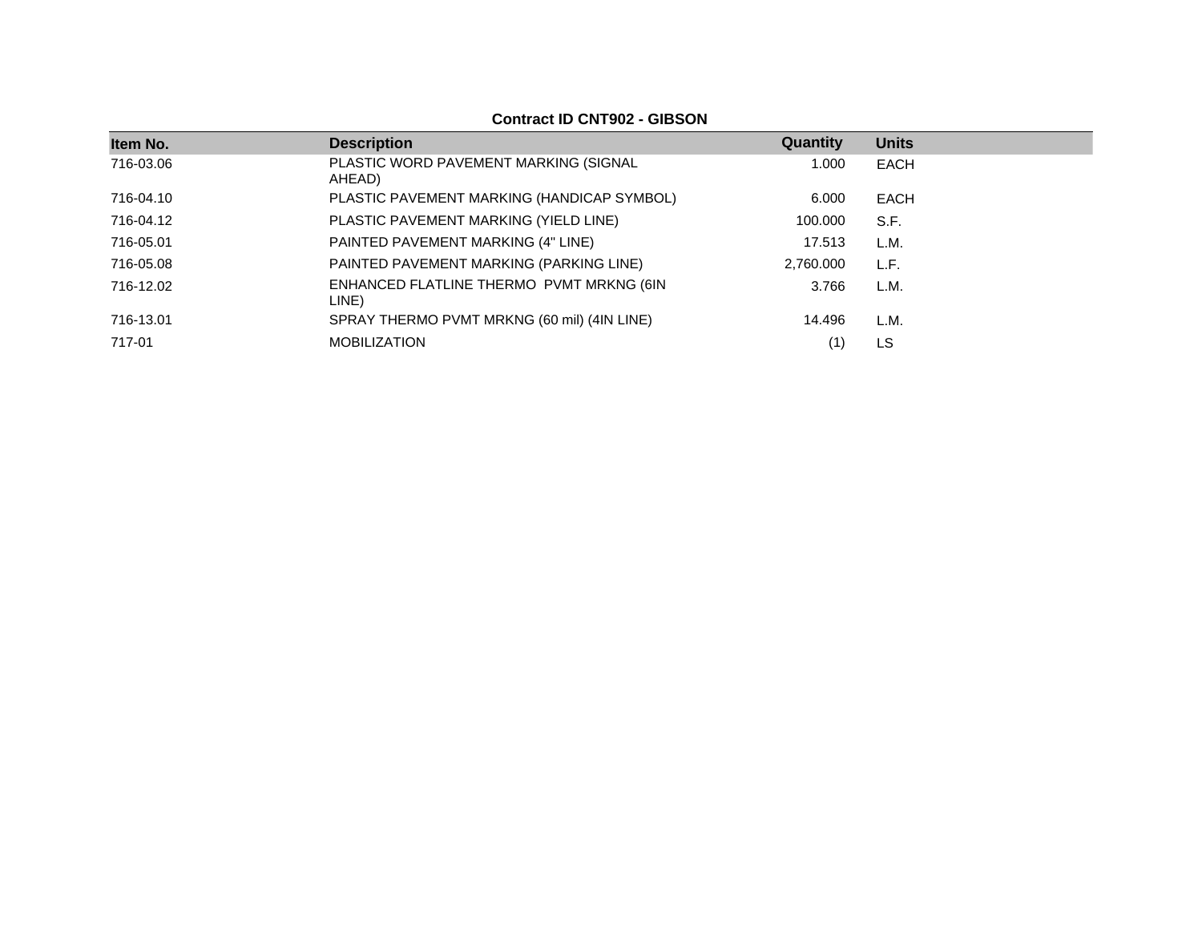**Contract ID CNT902 - GIBSON**

| Item No. | Description | Quantity | Units |
|---|---|---|---|
| 716-03.06 | PLASTIC WORD PAVEMENT MARKING (SIGNAL AHEAD) | 1.000 | EACH |
| 716-04.10 | PLASTIC PAVEMENT MARKING (HANDICAP SYMBOL) | 6.000 | EACH |
| 716-04.12 | PLASTIC PAVEMENT MARKING (YIELD LINE) | 100.000 | S.F. |
| 716-05.01 | PAINTED PAVEMENT MARKING (4" LINE) | 17.513 | L.M. |
| 716-05.08 | PAINTED PAVEMENT MARKING (PARKING LINE) | 2,760.000 | L.F. |
| 716-12.02 | ENHANCED FLATLINE THERMO PVMT MRKNG (6IN LINE) | 3.766 | L.M. |
| 716-13.01 | SPRAY THERMO PVMT MRKNG (60 mil) (4IN LINE) | 14.496 | L.M. |
| 717-01 | MOBILIZATION | (1) | LS |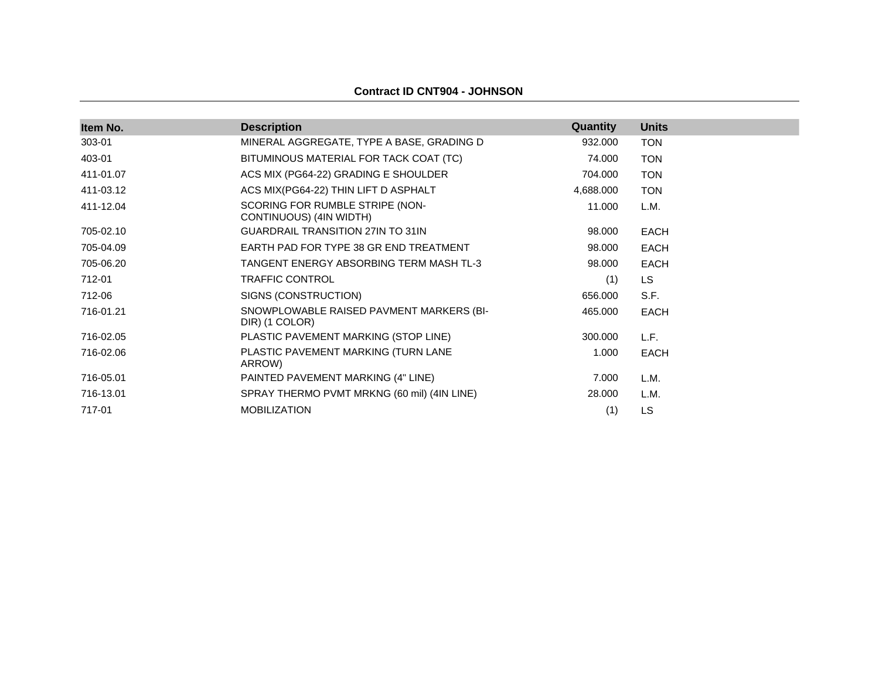**Contract ID CNT904 - JOHNSON**

| Item No. | Description | Quantity | Units |
| --- | --- | --- | --- |
| 303-01 | MINERAL AGGREGATE, TYPE A BASE, GRADING D | 932.000 | TON |
| 403-01 | BITUMINOUS MATERIAL FOR TACK COAT (TC) | 74.000 | TON |
| 411-01.07 | ACS MIX (PG64-22) GRADING E SHOULDER | 704.000 | TON |
| 411-03.12 | ACS MIX(PG64-22) THIN LIFT D ASPHALT | 4,688.000 | TON |
| 411-12.04 | SCORING FOR RUMBLE STRIPE (NON-CONTINUOUS) (4IN WIDTH) | 11.000 | L.M. |
| 705-02.10 | GUARDRAIL TRANSITION 27IN TO 31IN | 98.000 | EACH |
| 705-04.09 | EARTH PAD FOR TYPE 38 GR END TREATMENT | 98.000 | EACH |
| 705-06.20 | TANGENT ENERGY ABSORBING TERM MASH TL-3 | 98.000 | EACH |
| 712-01 | TRAFFIC CONTROL | (1) | LS |
| 712-06 | SIGNS (CONSTRUCTION) | 656.000 | S.F. |
| 716-01.21 | SNOWPLOWABLE RAISED PAVMENT MARKERS (BI-DIR) (1 COLOR) | 465.000 | EACH |
| 716-02.05 | PLASTIC PAVEMENT MARKING (STOP LINE) | 300.000 | L.F. |
| 716-02.06 | PLASTIC PAVEMENT MARKING (TURN LANE ARROW) | 1.000 | EACH |
| 716-05.01 | PAINTED PAVEMENT MARKING (4" LINE) | 7.000 | L.M. |
| 716-13.01 | SPRAY THERMO PVMT MRKNG (60 mil) (4IN LINE) | 28.000 | L.M. |
| 717-01 | MOBILIZATION | (1) | LS |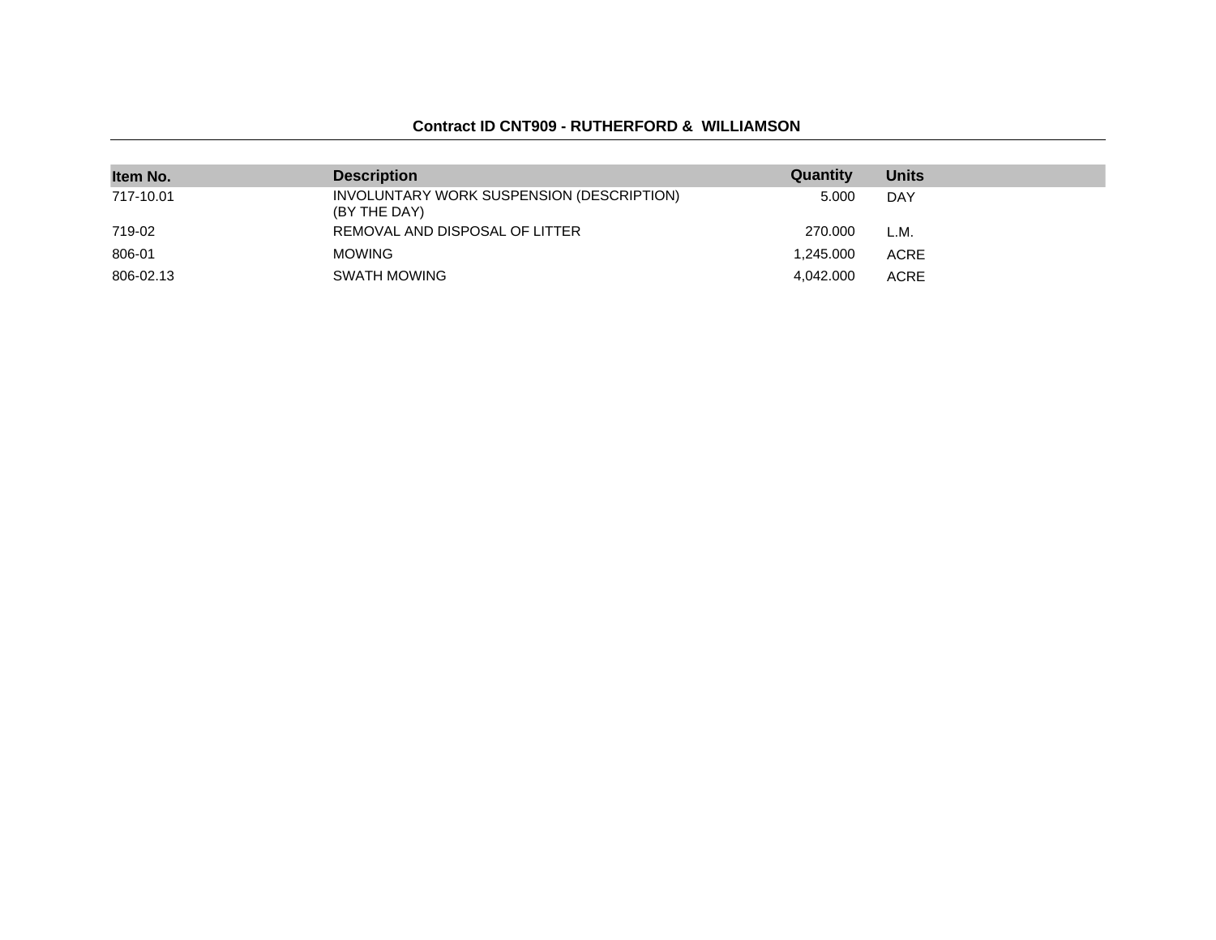**Contract ID CNT909 - RUTHERFORD & WILLIAMSON**

| Item No. | Description | Quantity | Units |
|---|---|---|---|
| 717-10.01 | INVOLUNTARY WORK SUSPENSION (DESCRIPTION) (BY THE DAY) | 5.000 | DAY |
| 719-02 | REMOVAL AND DISPOSAL OF LITTER | 270.000 | L.M. |
| 806-01 | MOWING | 1,245.000 | ACRE |
| 806-02.13 | SWATH MOWING | 4,042.000 | ACRE |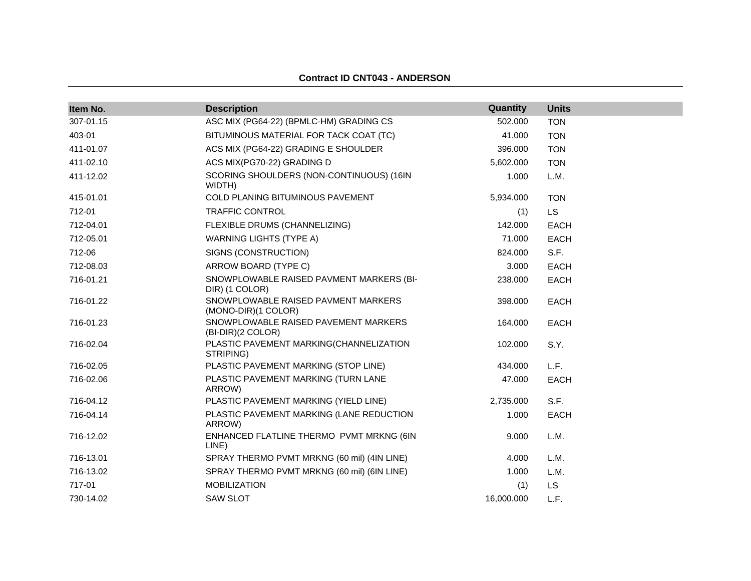**Contract ID CNT043 - ANDERSON**

| Item No. | Description | Quantity | Units |
|---|---|---|---|
| 307-01.15 | ASC MIX (PG64-22) (BPMLC-HM) GRADING CS | 502.000 | TON |
| 403-01 | BITUMINOUS MATERIAL FOR TACK COAT (TC) | 41.000 | TON |
| 411-01.07 | ACS MIX (PG64-22) GRADING E SHOULDER | 396.000 | TON |
| 411-02.10 | ACS MIX(PG70-22) GRADING D | 5,602.000 | TON |
| 411-12.02 | SCORING SHOULDERS (NON-CONTINUOUS) (16IN WIDTH) | 1.000 | L.M. |
| 415-01.01 | COLD PLANING BITUMINOUS PAVEMENT | 5,934.000 | TON |
| 712-01 | TRAFFIC CONTROL | (1) | LS |
| 712-04.01 | FLEXIBLE DRUMS (CHANNELIZING) | 142.000 | EACH |
| 712-05.01 | WARNING LIGHTS (TYPE A) | 71.000 | EACH |
| 712-06 | SIGNS (CONSTRUCTION) | 824.000 | S.F. |
| 712-08.03 | ARROW BOARD (TYPE C) | 3.000 | EACH |
| 716-01.21 | SNOWPLOWABLE RAISED PAVMENT MARKERS (BI-DIR) (1 COLOR) | 238.000 | EACH |
| 716-01.22 | SNOWPLOWABLE RAISED PAVMENT MARKERS (MONO-DIR)(1 COLOR) | 398.000 | EACH |
| 716-01.23 | SNOWPLOWABLE RAISED PAVEMENT MARKERS (BI-DIR)(2 COLOR) | 164.000 | EACH |
| 716-02.04 | PLASTIC PAVEMENT MARKING(CHANNELIZATION STRIPING) | 102.000 | S.Y. |
| 716-02.05 | PLASTIC PAVEMENT MARKING (STOP LINE) | 434.000 | L.F. |
| 716-02.06 | PLASTIC PAVEMENT MARKING (TURN LANE ARROW) | 47.000 | EACH |
| 716-04.12 | PLASTIC PAVEMENT MARKING (YIELD LINE) | 2,735.000 | S.F. |
| 716-04.14 | PLASTIC PAVEMENT MARKING (LANE REDUCTION ARROW) | 1.000 | EACH |
| 716-12.02 | ENHANCED FLATLINE THERMO PVMT MRKNG (6IN LINE) | 9.000 | L.M. |
| 716-13.01 | SPRAY THERMO PVMT MRKNG (60 mil) (4IN LINE) | 4.000 | L.M. |
| 716-13.02 | SPRAY THERMO PVMT MRKNG (60 mil) (6IN LINE) | 1.000 | L.M. |
| 717-01 | MOBILIZATION | (1) | LS |
| 730-14.02 | SAW SLOT | 16,000.000 | L.F. |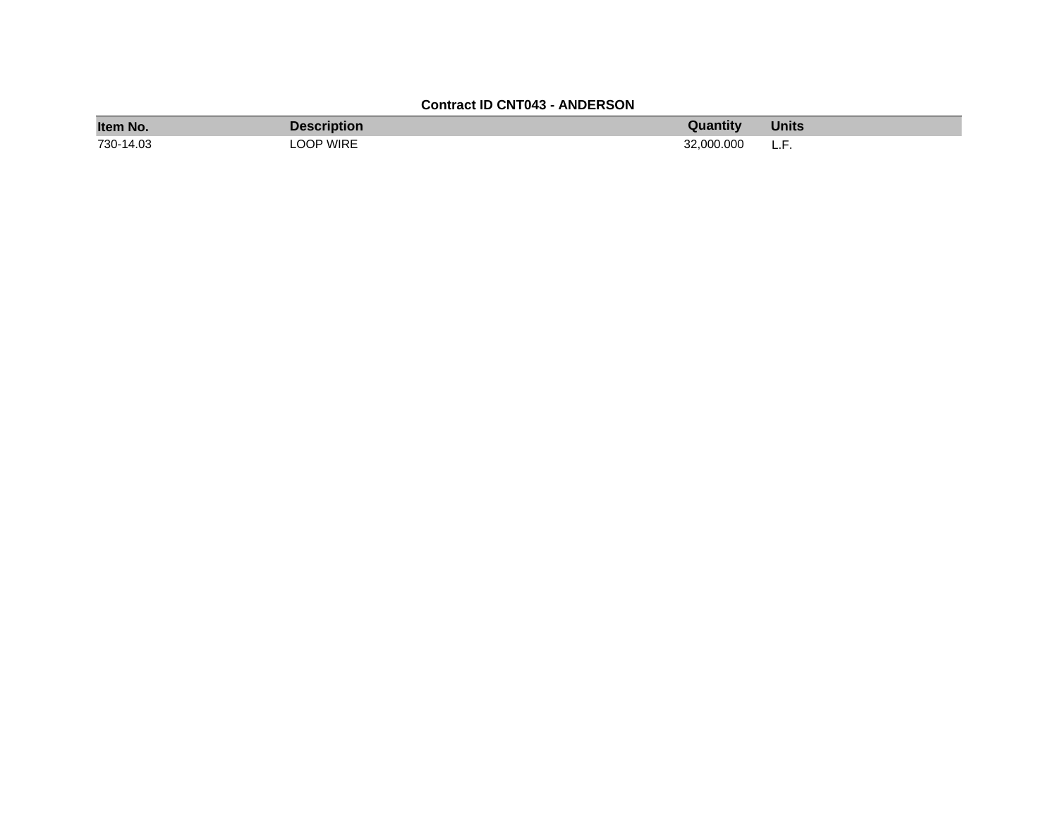**Contract ID CNT043 - ANDERSON**

| Item No. | Description | Quantity | Units |
|---|---|---|---|
| 730-14.03 | LOOP WIRE | 32,000.000 | L.F. |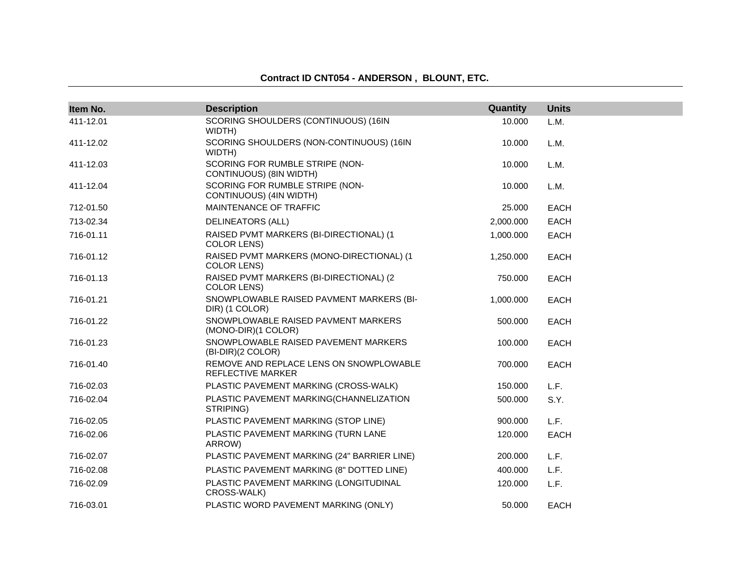**Contract ID CNT054 - ANDERSON , BLOUNT, ETC.**

| Item No. | Description | Quantity | Units |
|---|---|---|---|
| 411-12.01 | SCORING SHOULDERS (CONTINUOUS) (16IN WIDTH) | 10.000 | L.M. |
| 411-12.02 | SCORING SHOULDERS (NON-CONTINUOUS) (16IN WIDTH) | 10.000 | L.M. |
| 411-12.03 | SCORING FOR RUMBLE STRIPE (NON-CONTINUOUS) (8IN WIDTH) | 10.000 | L.M. |
| 411-12.04 | SCORING FOR RUMBLE STRIPE (NON-CONTINUOUS) (4IN WIDTH) | 10.000 | L.M. |
| 712-01.50 | MAINTENANCE OF TRAFFIC | 25.000 | EACH |
| 713-02.34 | DELINEATORS (ALL) | 2,000.000 | EACH |
| 716-01.11 | RAISED PVMT MARKERS (BI-DIRECTIONAL) (1 COLOR LENS) | 1,000.000 | EACH |
| 716-01.12 | RAISED PVMT MARKERS (MONO-DIRECTIONAL) (1 COLOR LENS) | 1,250.000 | EACH |
| 716-01.13 | RAISED PVMT MARKERS (BI-DIRECTIONAL) (2 COLOR LENS) | 750.000 | EACH |
| 716-01.21 | SNOWPLOWABLE RAISED PAVMENT MARKERS (BI-DIR) (1 COLOR) | 1,000.000 | EACH |
| 716-01.22 | SNOWPLOWABLE RAISED PAVMENT MARKERS (MONO-DIR)(1 COLOR) | 500.000 | EACH |
| 716-01.23 | SNOWPLOWABLE RAISED PAVEMENT MARKERS (BI-DIR)(2 COLOR) | 100.000 | EACH |
| 716-01.40 | REMOVE AND REPLACE LENS ON SNOWPLOWABLE REFLECTIVE MARKER | 700.000 | EACH |
| 716-02.03 | PLASTIC PAVEMENT MARKING (CROSS-WALK) | 150.000 | L.F. |
| 716-02.04 | PLASTIC PAVEMENT MARKING(CHANNELIZATION STRIPING) | 500.000 | S.Y. |
| 716-02.05 | PLASTIC PAVEMENT MARKING (STOP LINE) | 900.000 | L.F. |
| 716-02.06 | PLASTIC PAVEMENT MARKING (TURN LANE ARROW) | 120.000 | EACH |
| 716-02.07 | PLASTIC PAVEMENT MARKING (24" BARRIER LINE) | 200.000 | L.F. |
| 716-02.08 | PLASTIC PAVEMENT MARKING (8" DOTTED LINE) | 400.000 | L.F. |
| 716-02.09 | PLASTIC PAVEMENT MARKING (LONGITUDINAL CROSS-WALK) | 120.000 | L.F. |
| 716-03.01 | PLASTIC WORD PAVEMENT MARKING (ONLY) | 50.000 | EACH |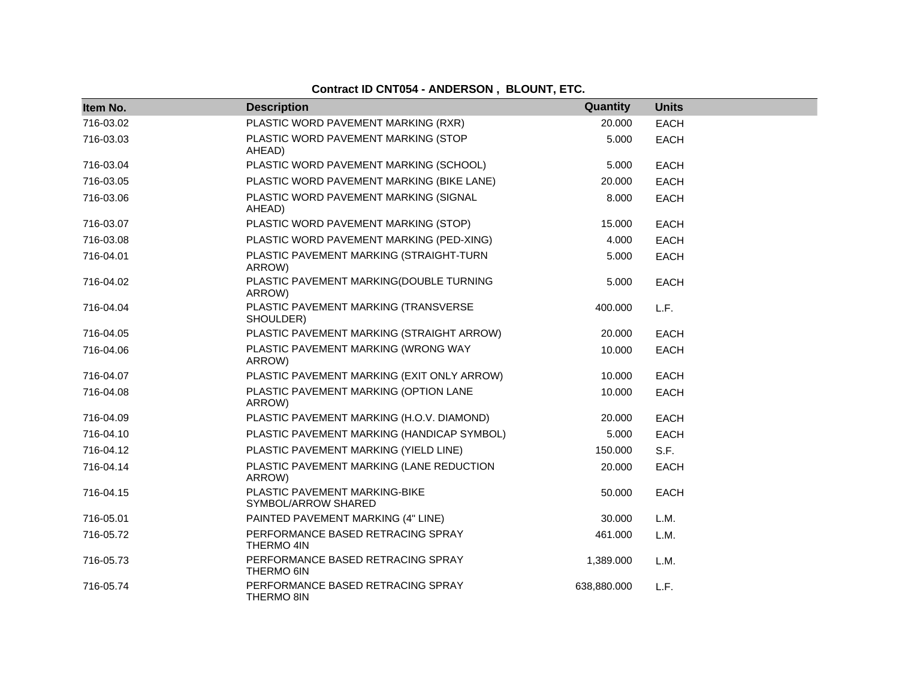**Contract ID CNT054 - ANDERSON , BLOUNT, ETC.**

| Item No. | Description | Quantity | Units |
|---|---|---|---|
| 716-03.02 | PLASTIC WORD PAVEMENT MARKING (RXR) | 20.000 | EACH |
| 716-03.03 | PLASTIC WORD PAVEMENT MARKING (STOP AHEAD) | 5.000 | EACH |
| 716-03.04 | PLASTIC WORD PAVEMENT MARKING (SCHOOL) | 5.000 | EACH |
| 716-03.05 | PLASTIC WORD PAVEMENT MARKING (BIKE LANE) | 20.000 | EACH |
| 716-03.06 | PLASTIC WORD PAVEMENT MARKING (SIGNAL AHEAD) | 8.000 | EACH |
| 716-03.07 | PLASTIC WORD PAVEMENT MARKING (STOP) | 15.000 | EACH |
| 716-03.08 | PLASTIC WORD PAVEMENT MARKING (PED-XING) | 4.000 | EACH |
| 716-04.01 | PLASTIC PAVEMENT MARKING (STRAIGHT-TURN ARROW) | 5.000 | EACH |
| 716-04.02 | PLASTIC PAVEMENT MARKING(DOUBLE TURNING ARROW) | 5.000 | EACH |
| 716-04.04 | PLASTIC PAVEMENT MARKING (TRANSVERSE SHOULDER) | 400.000 | L.F. |
| 716-04.05 | PLASTIC PAVEMENT MARKING (STRAIGHT ARROW) | 20.000 | EACH |
| 716-04.06 | PLASTIC PAVEMENT MARKING (WRONG WAY ARROW) | 10.000 | EACH |
| 716-04.07 | PLASTIC PAVEMENT MARKING (EXIT ONLY ARROW) | 10.000 | EACH |
| 716-04.08 | PLASTIC PAVEMENT MARKING (OPTION LANE ARROW) | 10.000 | EACH |
| 716-04.09 | PLASTIC PAVEMENT MARKING (H.O.V. DIAMOND) | 20.000 | EACH |
| 716-04.10 | PLASTIC PAVEMENT MARKING (HANDICAP SYMBOL) | 5.000 | EACH |
| 716-04.12 | PLASTIC PAVEMENT MARKING (YIELD LINE) | 150.000 | S.F. |
| 716-04.14 | PLASTIC PAVEMENT MARKING (LANE REDUCTION ARROW) | 20.000 | EACH |
| 716-04.15 | PLASTIC PAVEMENT MARKING-BIKE SYMBOL/ARROW SHARED | 50.000 | EACH |
| 716-05.01 | PAINTED PAVEMENT MARKING (4" LINE) | 30.000 | L.M. |
| 716-05.72 | PERFORMANCE BASED RETRACING SPRAY THERMO 4IN | 461.000 | L.M. |
| 716-05.73 | PERFORMANCE BASED RETRACING SPRAY THERMO 6IN | 1,389.000 | L.M. |
| 716-05.74 | PERFORMANCE BASED RETRACING SPRAY THERMO 8IN | 638,880.000 | L.F. |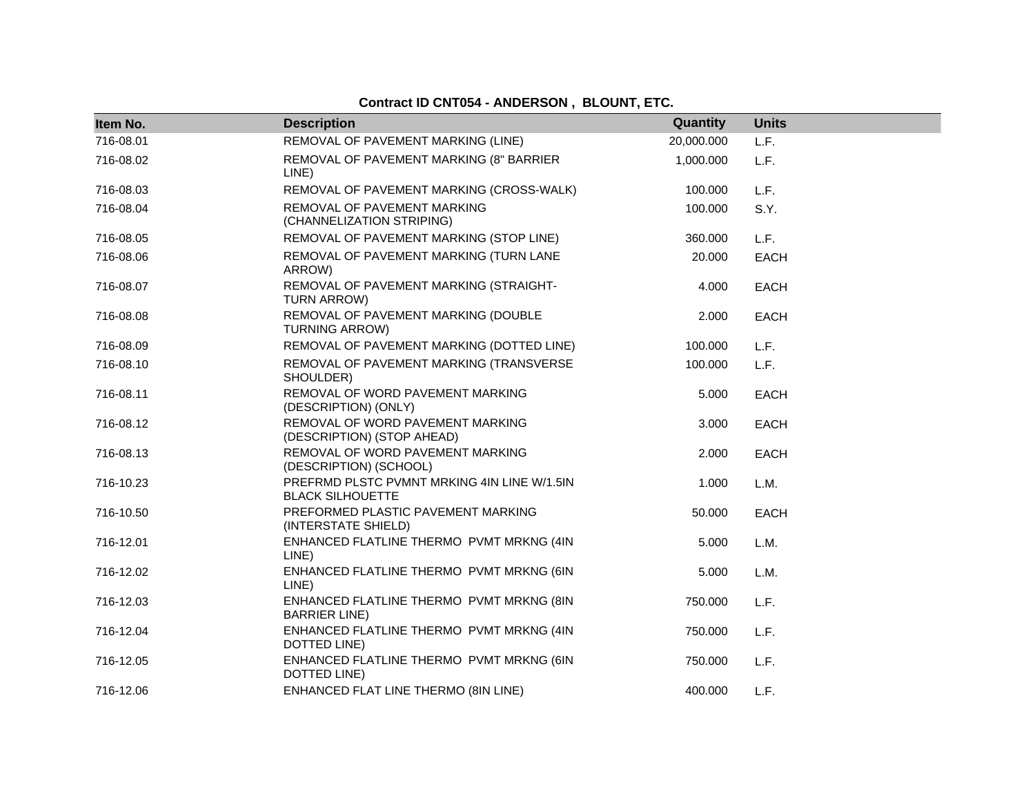**Contract ID CNT054 - ANDERSON , BLOUNT, ETC.**

| Item No. | Description | Quantity | Units |
|---|---|---|---|
| 716-08.01 | REMOVAL OF PAVEMENT MARKING (LINE) | 20,000.000 | L.F. |
| 716-08.02 | REMOVAL OF PAVEMENT MARKING (8" BARRIER LINE) | 1,000.000 | L.F. |
| 716-08.03 | REMOVAL OF PAVEMENT MARKING (CROSS-WALK) | 100.000 | L.F. |
| 716-08.04 | REMOVAL OF PAVEMENT MARKING (CHANNELIZATION STRIPING) | 100.000 | S.Y. |
| 716-08.05 | REMOVAL OF PAVEMENT MARKING (STOP LINE) | 360.000 | L.F. |
| 716-08.06 | REMOVAL OF PAVEMENT MARKING (TURN LANE ARROW) | 20.000 | EACH |
| 716-08.07 | REMOVAL OF PAVEMENT MARKING (STRAIGHT-TURN ARROW) | 4.000 | EACH |
| 716-08.08 | REMOVAL OF PAVEMENT MARKING (DOUBLE TURNING ARROW) | 2.000 | EACH |
| 716-08.09 | REMOVAL OF PAVEMENT MARKING (DOTTED LINE) | 100.000 | L.F. |
| 716-08.10 | REMOVAL OF PAVEMENT MARKING (TRANSVERSE SHOULDER) | 100.000 | L.F. |
| 716-08.11 | REMOVAL OF WORD PAVEMENT MARKING (DESCRIPTION) (ONLY) | 5.000 | EACH |
| 716-08.12 | REMOVAL OF WORD PAVEMENT MARKING (DESCRIPTION) (STOP AHEAD) | 3.000 | EACH |
| 716-08.13 | REMOVAL OF WORD PAVEMENT MARKING (DESCRIPTION) (SCHOOL) | 2.000 | EACH |
| 716-10.23 | PREFRMD PLSTC PVMNT MRKING 4IN LINE W/1.5IN BLACK SILHOUETTE | 1.000 | L.M. |
| 716-10.50 | PREFORMED PLASTIC PAVEMENT MARKING (INTERSTATE SHIELD) | 50.000 | EACH |
| 716-12.01 | ENHANCED FLATLINE THERMO PVMT MRKNG (4IN LINE) | 5.000 | L.M. |
| 716-12.02 | ENHANCED FLATLINE THERMO PVMT MRKNG (6IN LINE) | 5.000 | L.M. |
| 716-12.03 | ENHANCED FLATLINE THERMO PVMT MRKNG (8IN BARRIER LINE) | 750.000 | L.F. |
| 716-12.04 | ENHANCED FLATLINE THERMO PVMT MRKNG (4IN DOTTED LINE) | 750.000 | L.F. |
| 716-12.05 | ENHANCED FLATLINE THERMO PVMT MRKNG (6IN DOTTED LINE) | 750.000 | L.F. |
| 716-12.06 | ENHANCED FLAT LINE THERMO (8IN LINE) | 400.000 | L.F. |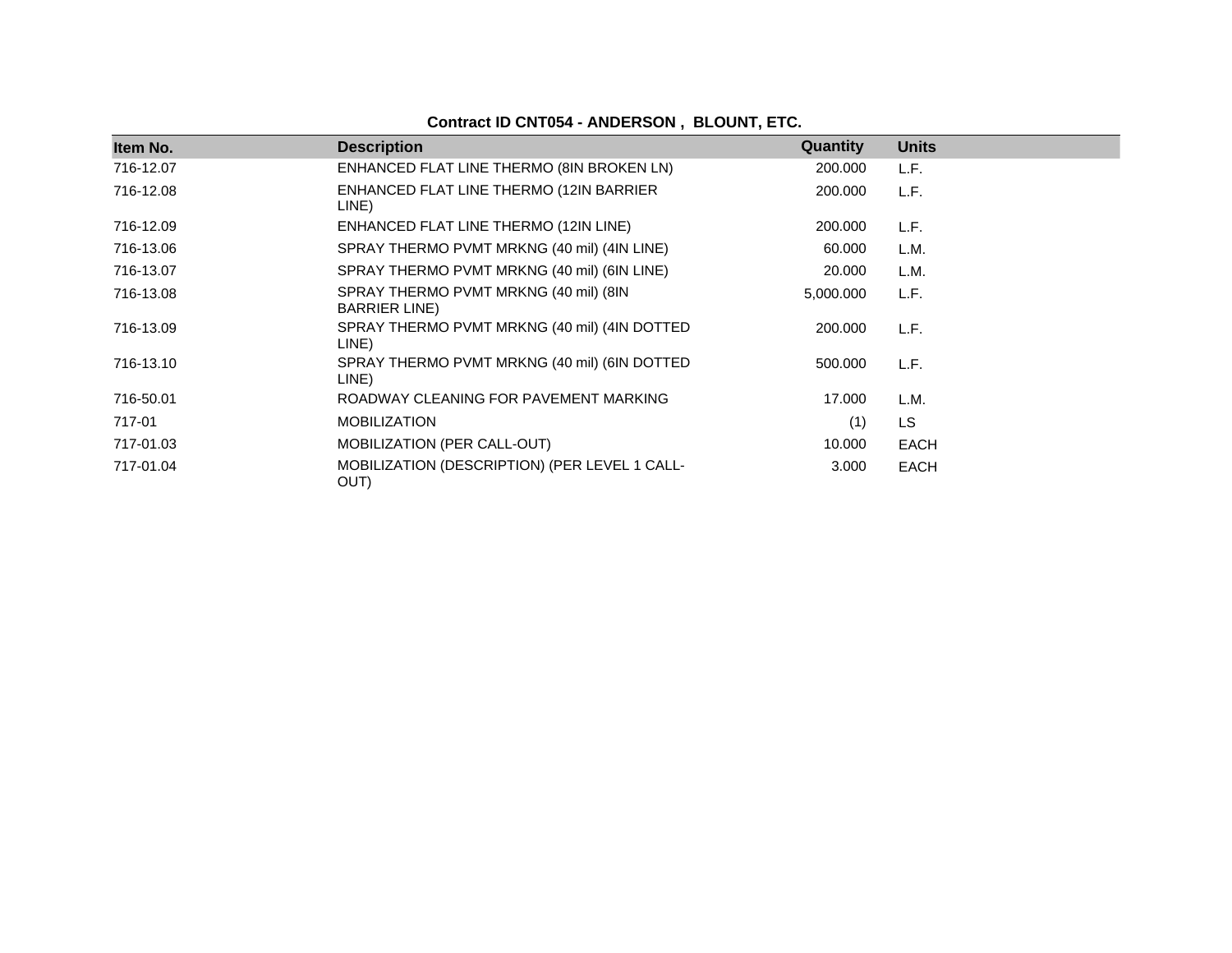## Contract ID CNT054 - ANDERSON , BLOUNT, ETC.

| Item No. | Description | Quantity | Units |
|---|---|---|---|
| 716-12.07 | ENHANCED FLAT LINE THERMO (8IN BROKEN LN) | 200.000 | L.F. |
| 716-12.08 | ENHANCED FLAT LINE THERMO (12IN BARRIER LINE) | 200.000 | L.F. |
| 716-12.09 | ENHANCED FLAT LINE THERMO (12IN LINE) | 200.000 | L.F. |
| 716-13.06 | SPRAY THERMO PVMT MRKNG (40 mil) (4IN LINE) | 60.000 | L.M. |
| 716-13.07 | SPRAY THERMO PVMT MRKNG (40 mil) (6IN LINE) | 20.000 | L.M. |
| 716-13.08 | SPRAY THERMO PVMT MRKNG (40 mil) (8IN BARRIER LINE) | 5,000.000 | L.F. |
| 716-13.09 | SPRAY THERMO PVMT MRKNG (40 mil) (4IN DOTTED LINE) | 200.000 | L.F. |
| 716-13.10 | SPRAY THERMO PVMT MRKNG (40 mil) (6IN DOTTED LINE) | 500.000 | L.F. |
| 716-50.01 | ROADWAY CLEANING FOR PAVEMENT MARKING | 17.000 | L.M. |
| 717-01 | MOBILIZATION | (1) | LS |
| 717-01.03 | MOBILIZATION (PER CALL-OUT) | 10.000 | EACH |
| 717-01.04 | MOBILIZATION (DESCRIPTION) (PER LEVEL 1 CALL-OUT) | 3.000 | EACH |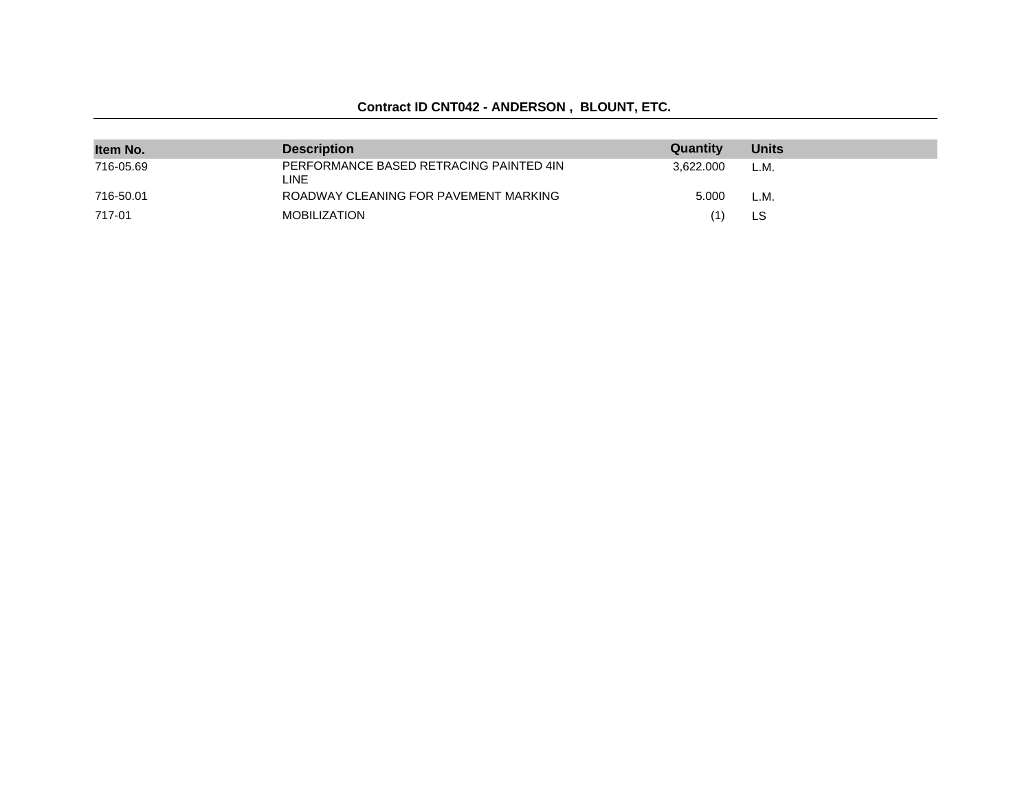**Contract ID CNT042 - ANDERSON , BLOUNT, ETC.**

| Item No. | Description | Quantity | Units |
|---|---|---|---|
| 716-05.69 | PERFORMANCE BASED RETRACING PAINTED 4IN LINE | 3,622.000 | L.M. |
| 716-50.01 | ROADWAY CLEANING FOR PAVEMENT MARKING | 5.000 | L.M. |
| 717-01 | MOBILIZATION | (1) | LS |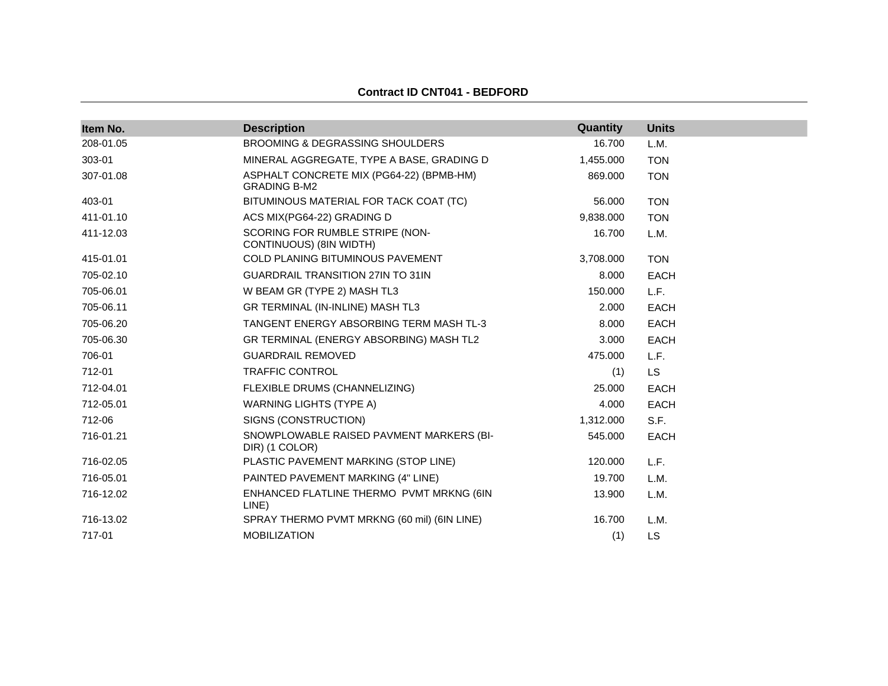**Contract ID CNT041 - BEDFORD**

| Item No. | Description | Quantity | Units |
|---|---|---|---|
| 208-01.05 | BROOMING & DEGRASSING SHOULDERS | 16.700 | L.M. |
| 303-01 | MINERAL AGGREGATE, TYPE A BASE, GRADING D | 1,455.000 | TON |
| 307-01.08 | ASPHALT CONCRETE MIX (PG64-22) (BPMB-HM) GRADING B-M2 | 869.000 | TON |
| 403-01 | BITUMINOUS MATERIAL FOR TACK COAT (TC) | 56.000 | TON |
| 411-01.10 | ACS MIX(PG64-22) GRADING D | 9,838.000 | TON |
| 411-12.03 | SCORING FOR RUMBLE STRIPE (NON-CONTINUOUS) (8IN WIDTH) | 16.700 | L.M. |
| 415-01.01 | COLD PLANING BITUMINOUS PAVEMENT | 3,708.000 | TON |
| 705-02.10 | GUARDRAIL TRANSITION 27IN TO 31IN | 8.000 | EACH |
| 705-06.01 | W BEAM GR (TYPE 2) MASH TL3 | 150.000 | L.F. |
| 705-06.11 | GR TERMINAL (IN-INLINE) MASH TL3 | 2.000 | EACH |
| 705-06.20 | TANGENT ENERGY ABSORBING TERM MASH TL-3 | 8.000 | EACH |
| 705-06.30 | GR TERMINAL (ENERGY ABSORBING) MASH TL2 | 3.000 | EACH |
| 706-01 | GUARDRAIL REMOVED | 475.000 | L.F. |
| 712-01 | TRAFFIC CONTROL | (1) | LS |
| 712-04.01 | FLEXIBLE DRUMS (CHANNELIZING) | 25.000 | EACH |
| 712-05.01 | WARNING LIGHTS (TYPE A) | 4.000 | EACH |
| 712-06 | SIGNS (CONSTRUCTION) | 1,312.000 | S.F. |
| 716-01.21 | SNOWPLOWABLE RAISED PAVMENT MARKERS (BI-DIR) (1 COLOR) | 545.000 | EACH |
| 716-02.05 | PLASTIC PAVEMENT MARKING (STOP LINE) | 120.000 | L.F. |
| 716-05.01 | PAINTED PAVEMENT MARKING (4" LINE) | 19.700 | L.M. |
| 716-12.02 | ENHANCED FLATLINE THERMO PVMT MRKNG (6IN LINE) | 13.900 | L.M. |
| 716-13.02 | SPRAY THERMO PVMT MRKNG (60 mil) (6IN LINE) | 16.700 | L.M. |
| 717-01 | MOBILIZATION | (1) | LS |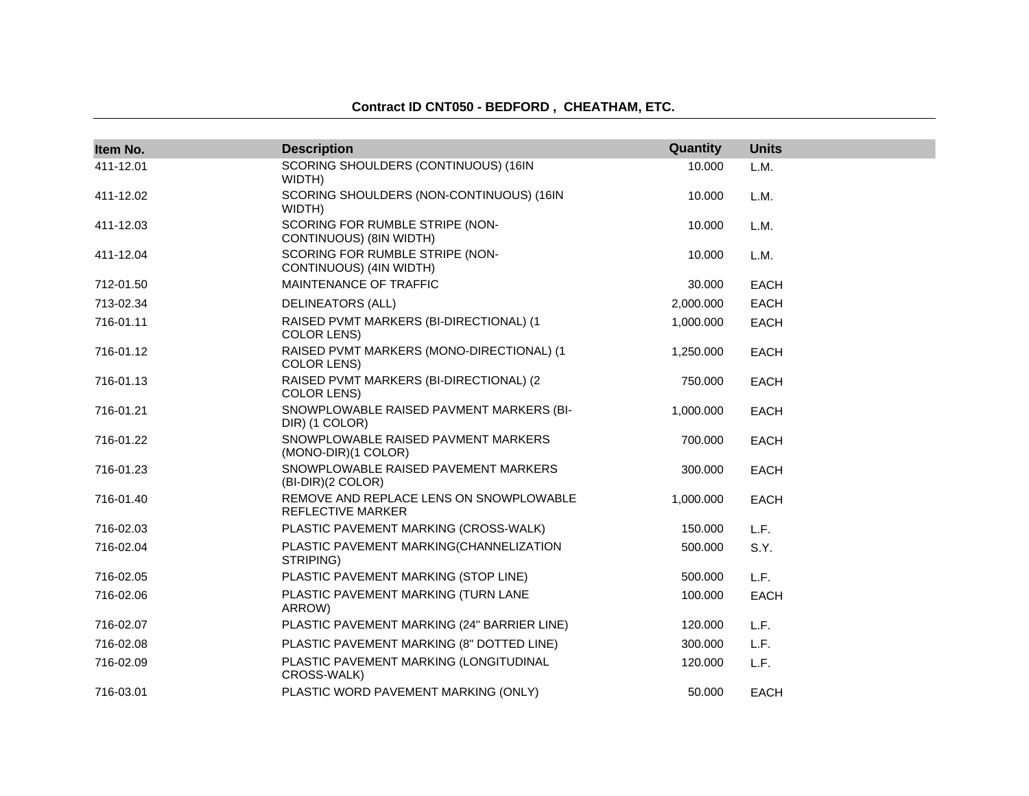**Contract ID CNT050 - BEDFORD , CHEATHAM, ETC.**

| Item No. | Description | Quantity | Units |
|---|---|---|---|
| 411-12.01 | SCORING SHOULDERS (CONTINUOUS) (16IN WIDTH) | 10.000 | L.M. |
| 411-12.02 | SCORING SHOULDERS (NON-CONTINUOUS) (16IN WIDTH) | 10.000 | L.M. |
| 411-12.03 | SCORING FOR RUMBLE STRIPE (NON-CONTINUOUS) (8IN WIDTH) | 10.000 | L.M. |
| 411-12.04 | SCORING FOR RUMBLE STRIPE (NON-CONTINUOUS) (4IN WIDTH) | 10.000 | L.M. |
| 712-01.50 | MAINTENANCE OF TRAFFIC | 30.000 | EACH |
| 713-02.34 | DELINEATORS (ALL) | 2,000.000 | EACH |
| 716-01.11 | RAISED PVMT MARKERS (BI-DIRECTIONAL) (1 COLOR LENS) | 1,000.000 | EACH |
| 716-01.12 | RAISED PVMT MARKERS (MONO-DIRECTIONAL) (1 COLOR LENS) | 1,250.000 | EACH |
| 716-01.13 | RAISED PVMT MARKERS (BI-DIRECTIONAL) (2 COLOR LENS) | 750.000 | EACH |
| 716-01.21 | SNOWPLOWABLE RAISED PAVMENT MARKERS (BI-DIR) (1 COLOR) | 1,000.000 | EACH |
| 716-01.22 | SNOWPLOWABLE RAISED PAVMENT MARKERS (MONO-DIR)(1 COLOR) | 700.000 | EACH |
| 716-01.23 | SNOWPLOWABLE RAISED PAVEMENT MARKERS (BI-DIR)(2 COLOR) | 300.000 | EACH |
| 716-01.40 | REMOVE AND REPLACE LENS ON SNOWPLOWABLE REFLECTIVE MARKER | 1,000.000 | EACH |
| 716-02.03 | PLASTIC PAVEMENT MARKING (CROSS-WALK) | 150.000 | L.F. |
| 716-02.04 | PLASTIC PAVEMENT MARKING(CHANNELIZATION STRIPING) | 500.000 | S.Y. |
| 716-02.05 | PLASTIC PAVEMENT MARKING (STOP LINE) | 500.000 | L.F. |
| 716-02.06 | PLASTIC PAVEMENT MARKING (TURN LANE ARROW) | 100.000 | EACH |
| 716-02.07 | PLASTIC PAVEMENT MARKING (24" BARRIER LINE) | 120.000 | L.F. |
| 716-02.08 | PLASTIC PAVEMENT MARKING (8" DOTTED LINE) | 300.000 | L.F. |
| 716-02.09 | PLASTIC PAVEMENT MARKING (LONGITUDINAL CROSS-WALK) | 120.000 | L.F. |
| 716-03.01 | PLASTIC WORD PAVEMENT MARKING (ONLY) | 50.000 | EACH |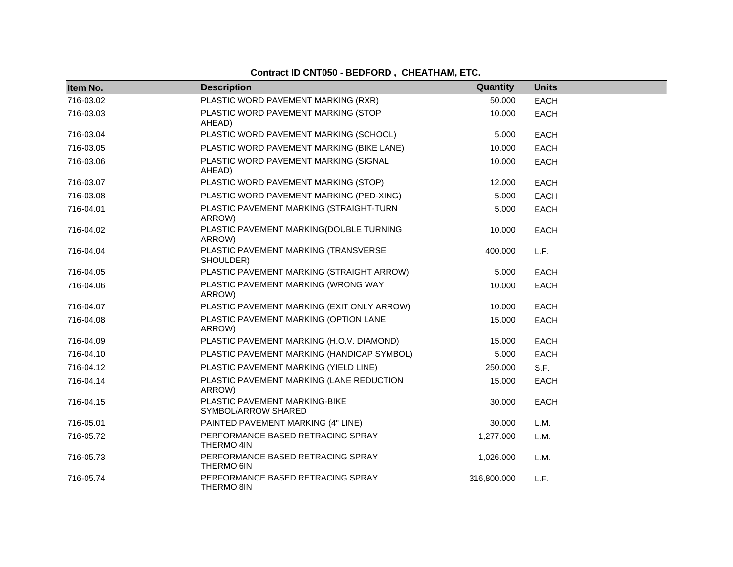**Contract ID CNT050 - BEDFORD ,  CHEATHAM, ETC.**

| Item No. | Description | Quantity | Units |
|---|---|---|---|
| 716-03.02 | PLASTIC WORD PAVEMENT MARKING (RXR) | 50.000 | EACH |
| 716-03.03 | PLASTIC WORD PAVEMENT MARKING (STOP AHEAD) | 10.000 | EACH |
| 716-03.04 | PLASTIC WORD PAVEMENT MARKING (SCHOOL) | 5.000 | EACH |
| 716-03.05 | PLASTIC WORD PAVEMENT MARKING (BIKE LANE) | 10.000 | EACH |
| 716-03.06 | PLASTIC WORD PAVEMENT MARKING (SIGNAL AHEAD) | 10.000 | EACH |
| 716-03.07 | PLASTIC WORD PAVEMENT MARKING (STOP) | 12.000 | EACH |
| 716-03.08 | PLASTIC WORD PAVEMENT MARKING (PED-XING) | 5.000 | EACH |
| 716-04.01 | PLASTIC PAVEMENT MARKING (STRAIGHT-TURN ARROW) | 5.000 | EACH |
| 716-04.02 | PLASTIC PAVEMENT MARKING(DOUBLE TURNING ARROW) | 10.000 | EACH |
| 716-04.04 | PLASTIC PAVEMENT MARKING (TRANSVERSE SHOULDER) | 400.000 | L.F. |
| 716-04.05 | PLASTIC PAVEMENT MARKING (STRAIGHT ARROW) | 5.000 | EACH |
| 716-04.06 | PLASTIC PAVEMENT MARKING (WRONG WAY ARROW) | 10.000 | EACH |
| 716-04.07 | PLASTIC PAVEMENT MARKING (EXIT ONLY ARROW) | 10.000 | EACH |
| 716-04.08 | PLASTIC PAVEMENT MARKING (OPTION LANE ARROW) | 15.000 | EACH |
| 716-04.09 | PLASTIC PAVEMENT MARKING (H.O.V. DIAMOND) | 15.000 | EACH |
| 716-04.10 | PLASTIC PAVEMENT MARKING (HANDICAP SYMBOL) | 5.000 | EACH |
| 716-04.12 | PLASTIC PAVEMENT MARKING (YIELD LINE) | 250.000 | S.F. |
| 716-04.14 | PLASTIC PAVEMENT MARKING (LANE REDUCTION ARROW) | 15.000 | EACH |
| 716-04.15 | PLASTIC PAVEMENT MARKING-BIKE SYMBOL/ARROW SHARED | 30.000 | EACH |
| 716-05.01 | PAINTED PAVEMENT MARKING (4" LINE) | 30.000 | L.M. |
| 716-05.72 | PERFORMANCE BASED RETRACING SPRAY THERMO 4IN | 1,277.000 | L.M. |
| 716-05.73 | PERFORMANCE BASED RETRACING SPRAY THERMO 6IN | 1,026.000 | L.M. |
| 716-05.74 | PERFORMANCE BASED RETRACING SPRAY THERMO 8IN | 316,800.000 | L.F. |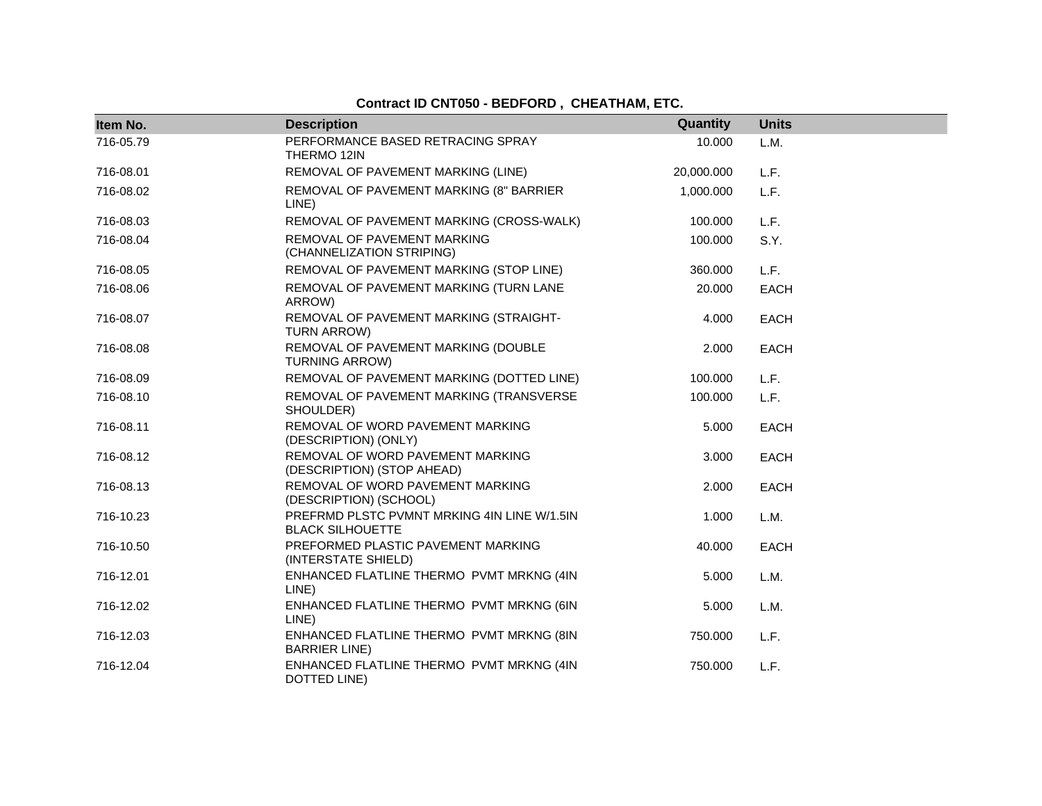**Contract ID CNT050 - BEDFORD , CHEATHAM, ETC.**

| Item No. | Description | Quantity | Units |
|---|---|---|---|
| 716-05.79 | PERFORMANCE BASED RETRACING SPRAY THERMO 12IN | 10.000 | L.M. |
| 716-08.01 | REMOVAL OF PAVEMENT MARKING (LINE) | 20,000.000 | L.F. |
| 716-08.02 | REMOVAL OF PAVEMENT MARKING (8" BARRIER LINE) | 1,000.000 | L.F. |
| 716-08.03 | REMOVAL OF PAVEMENT MARKING (CROSS-WALK) | 100.000 | L.F. |
| 716-08.04 | REMOVAL OF PAVEMENT MARKING (CHANNELIZATION STRIPING) | 100.000 | S.Y. |
| 716-08.05 | REMOVAL OF PAVEMENT MARKING (STOP LINE) | 360.000 | L.F. |
| 716-08.06 | REMOVAL OF PAVEMENT MARKING (TURN LANE ARROW) | 20.000 | EACH |
| 716-08.07 | REMOVAL OF PAVEMENT MARKING (STRAIGHT-TURN ARROW) | 4.000 | EACH |
| 716-08.08 | REMOVAL OF PAVEMENT MARKING (DOUBLE TURNING ARROW) | 2.000 | EACH |
| 716-08.09 | REMOVAL OF PAVEMENT MARKING (DOTTED LINE) | 100.000 | L.F. |
| 716-08.10 | REMOVAL OF PAVEMENT MARKING (TRANSVERSE SHOULDER) | 100.000 | L.F. |
| 716-08.11 | REMOVAL OF WORD PAVEMENT MARKING (DESCRIPTION) (ONLY) | 5.000 | EACH |
| 716-08.12 | REMOVAL OF WORD PAVEMENT MARKING (DESCRIPTION) (STOP AHEAD) | 3.000 | EACH |
| 716-08.13 | REMOVAL OF WORD PAVEMENT MARKING (DESCRIPTION) (SCHOOL) | 2.000 | EACH |
| 716-10.23 | PREFRMD PLSTC PVMNT MRKING 4IN LINE W/1.5IN BLACK SILHOUETTE | 1.000 | L.M. |
| 716-10.50 | PREFORMED PLASTIC PAVEMENT MARKING (INTERSTATE SHIELD) | 40.000 | EACH |
| 716-12.01 | ENHANCED FLATLINE THERMO PVMT MRKNG (4IN LINE) | 5.000 | L.M. |
| 716-12.02 | ENHANCED FLATLINE THERMO PVMT MRKNG (6IN LINE) | 5.000 | L.M. |
| 716-12.03 | ENHANCED FLATLINE THERMO PVMT MRKNG (8IN BARRIER LINE) | 750.000 | L.F. |
| 716-12.04 | ENHANCED FLATLINE THERMO PVMT MRKNG (4IN DOTTED LINE) | 750.000 | L.F. |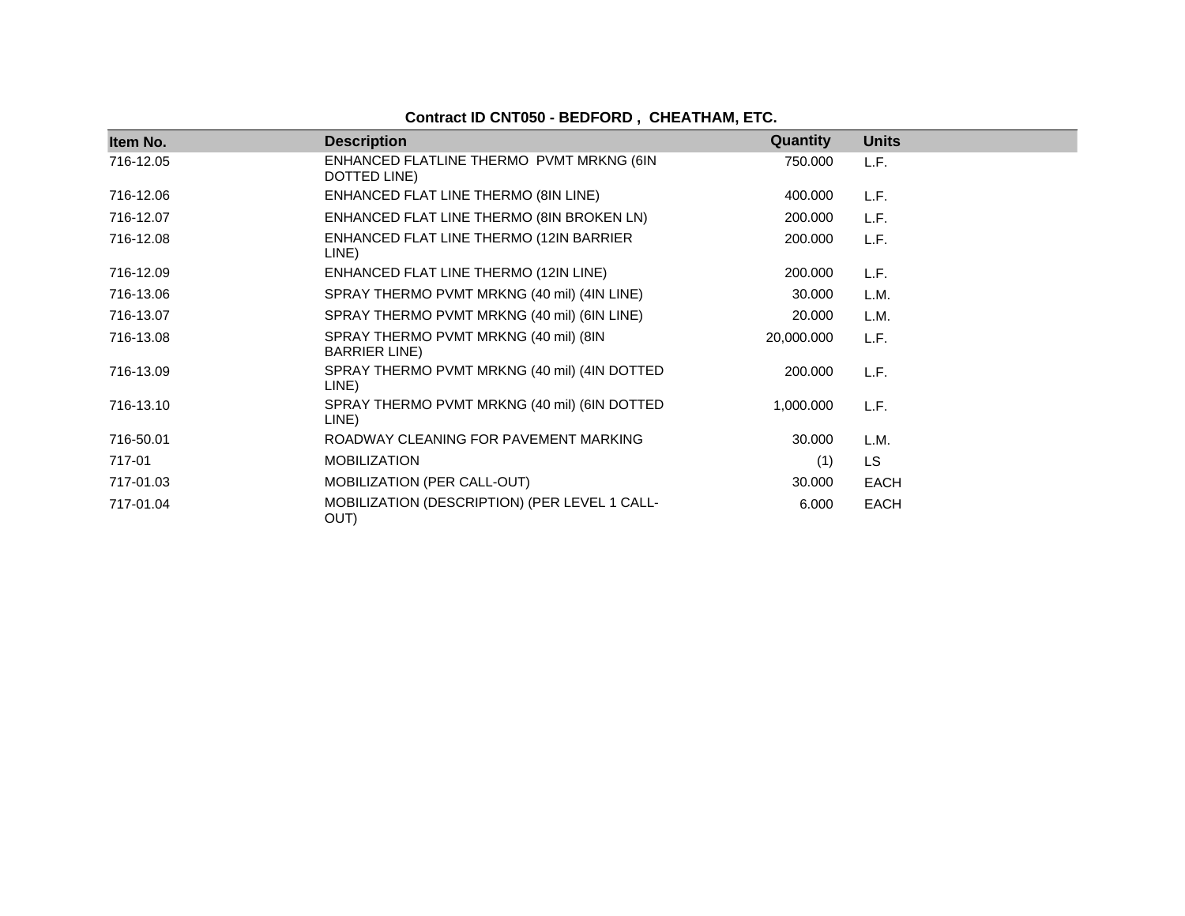**Contract ID CNT050 - BEDFORD , CHEATHAM, ETC.**

| Item No. | Description | Quantity | Units |
| --- | --- | --- | --- |
| 716-12.05 | ENHANCED FLATLINE THERMO PVMT MRKNG (6IN DOTTED LINE) | 750.000 | L.F. |
| 716-12.06 | ENHANCED FLAT LINE THERMO (8IN LINE) | 400.000 | L.F. |
| 716-12.07 | ENHANCED FLAT LINE THERMO (8IN BROKEN LN) | 200.000 | L.F. |
| 716-12.08 | ENHANCED FLAT LINE THERMO (12IN BARRIER LINE) | 200.000 | L.F. |
| 716-12.09 | ENHANCED FLAT LINE THERMO (12IN LINE) | 200.000 | L.F. |
| 716-13.06 | SPRAY THERMO PVMT MRKNG (40 mil) (4IN LINE) | 30.000 | L.M. |
| 716-13.07 | SPRAY THERMO PVMT MRKNG (40 mil) (6IN LINE) | 20.000 | L.M. |
| 716-13.08 | SPRAY THERMO PVMT MRKNG (40 mil) (8IN BARRIER LINE) | 20,000.000 | L.F. |
| 716-13.09 | SPRAY THERMO PVMT MRKNG (40 mil) (4IN DOTTED LINE) | 200.000 | L.F. |
| 716-13.10 | SPRAY THERMO PVMT MRKNG (40 mil) (6IN DOTTED LINE) | 1,000.000 | L.F. |
| 716-50.01 | ROADWAY CLEANING FOR PAVEMENT MARKING | 30.000 | L.M. |
| 717-01 | MOBILIZATION | (1) | LS |
| 717-01.03 | MOBILIZATION (PER CALL-OUT) | 30.000 | EACH |
| 717-01.04 | MOBILIZATION (DESCRIPTION) (PER LEVEL 1 CALL-OUT) | 6.000 | EACH |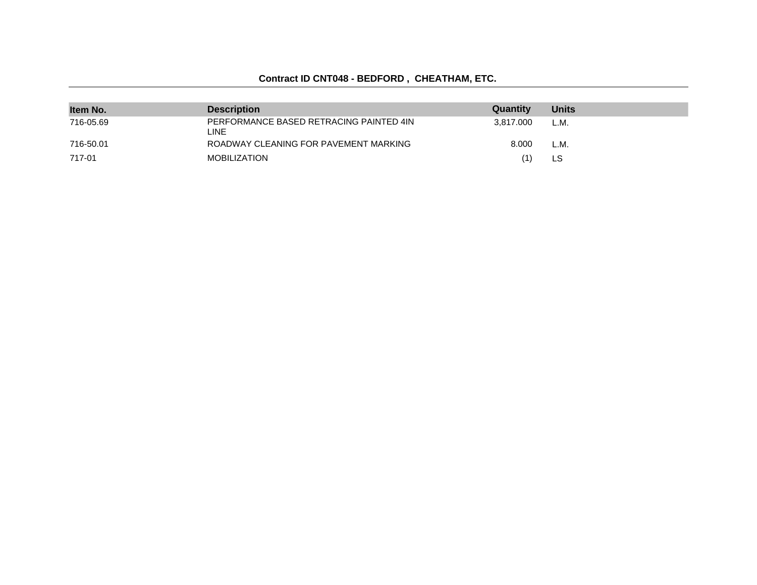**Contract ID CNT048 - BEDFORD , CHEATHAM, ETC.**

| Item No. | Description | Quantity | Units |
|---|---|---|---|
| 716-05.69 | PERFORMANCE BASED RETRACING PAINTED 4IN LINE | 3,817.000 | L.M. |
| 716-50.01 | ROADWAY CLEANING FOR PAVEMENT MARKING | 8.000 | L.M. |
| 717-01 | MOBILIZATION | (1) | LS |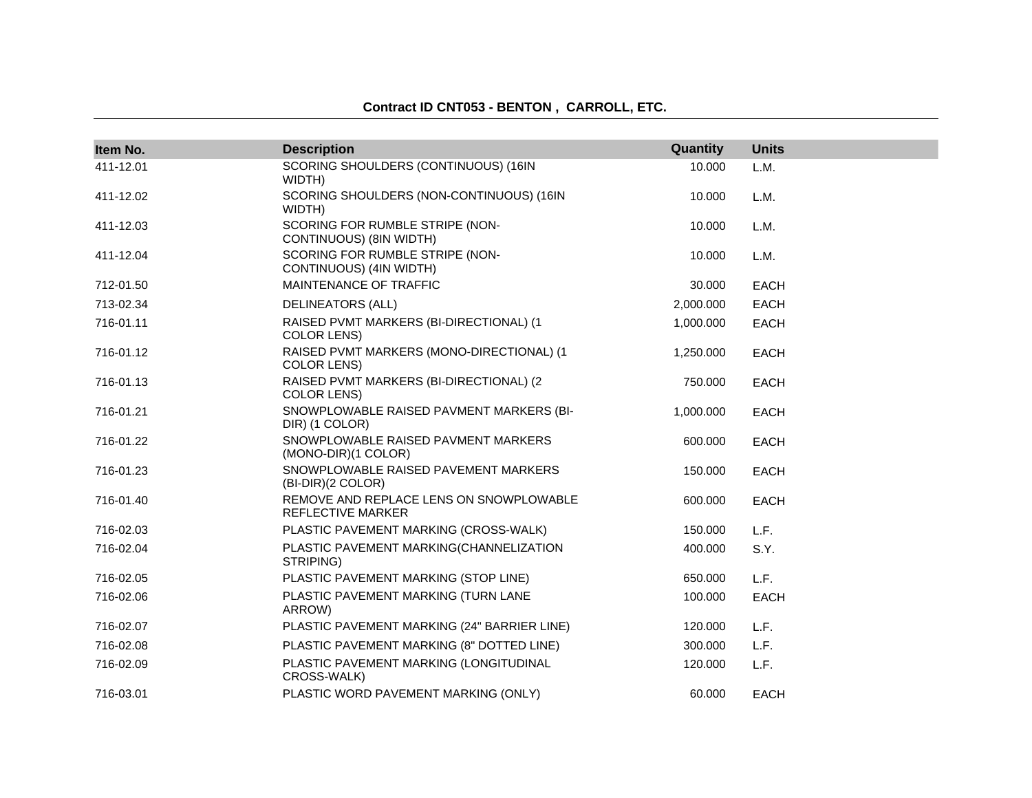**Contract ID CNT053 - BENTON , CARROLL, ETC.**

| Item No. | Description | Quantity | Units |
|---|---|---|---|
| 411-12.01 | SCORING SHOULDERS (CONTINUOUS) (16IN WIDTH) | 10.000 | L.M. |
| 411-12.02 | SCORING SHOULDERS (NON-CONTINUOUS) (16IN WIDTH) | 10.000 | L.M. |
| 411-12.03 | SCORING FOR RUMBLE STRIPE (NON-CONTINUOUS) (8IN WIDTH) | 10.000 | L.M. |
| 411-12.04 | SCORING FOR RUMBLE STRIPE (NON-CONTINUOUS) (4IN WIDTH) | 10.000 | L.M. |
| 712-01.50 | MAINTENANCE OF TRAFFIC | 30.000 | EACH |
| 713-02.34 | DELINEATORS (ALL) | 2,000.000 | EACH |
| 716-01.11 | RAISED PVMT MARKERS (BI-DIRECTIONAL) (1 COLOR LENS) | 1,000.000 | EACH |
| 716-01.12 | RAISED PVMT MARKERS (MONO-DIRECTIONAL) (1 COLOR LENS) | 1,250.000 | EACH |
| 716-01.13 | RAISED PVMT MARKERS (BI-DIRECTIONAL) (2 COLOR LENS) | 750.000 | EACH |
| 716-01.21 | SNOWPLOWABLE RAISED PAVMENT MARKERS (BI-DIR) (1 COLOR) | 1,000.000 | EACH |
| 716-01.22 | SNOWPLOWABLE RAISED PAVMENT MARKERS (MONO-DIR)(1 COLOR) | 600.000 | EACH |
| 716-01.23 | SNOWPLOWABLE RAISED PAVEMENT MARKERS (BI-DIR)(2 COLOR) | 150.000 | EACH |
| 716-01.40 | REMOVE AND REPLACE LENS ON SNOWPLOWABLE REFLECTIVE MARKER | 600.000 | EACH |
| 716-02.03 | PLASTIC PAVEMENT MARKING (CROSS-WALK) | 150.000 | L.F. |
| 716-02.04 | PLASTIC PAVEMENT MARKING(CHANNELIZATION STRIPING) | 400.000 | S.Y. |
| 716-02.05 | PLASTIC PAVEMENT MARKING (STOP LINE) | 650.000 | L.F. |
| 716-02.06 | PLASTIC PAVEMENT MARKING (TURN LANE ARROW) | 100.000 | EACH |
| 716-02.07 | PLASTIC PAVEMENT MARKING (24" BARRIER LINE) | 120.000 | L.F. |
| 716-02.08 | PLASTIC PAVEMENT MARKING (8" DOTTED LINE) | 300.000 | L.F. |
| 716-02.09 | PLASTIC PAVEMENT MARKING (LONGITUDINAL CROSS-WALK) | 120.000 | L.F. |
| 716-03.01 | PLASTIC WORD PAVEMENT MARKING (ONLY) | 60.000 | EACH |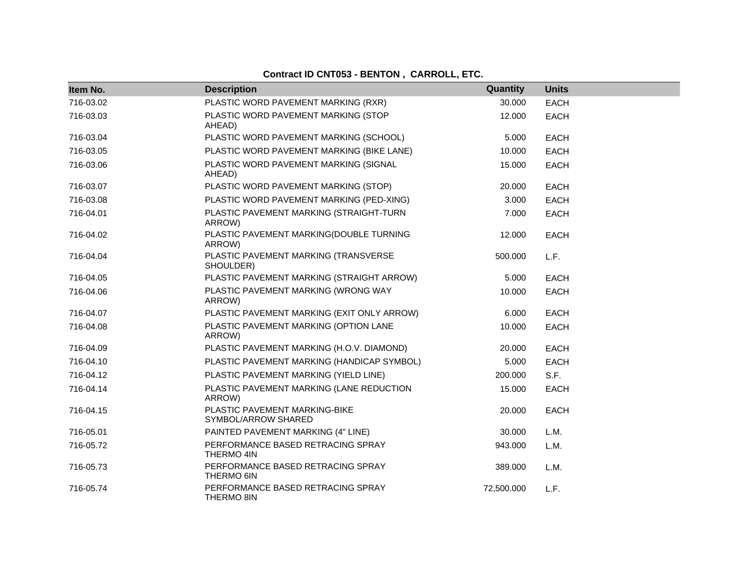**Contract ID CNT053 - BENTON , CARROLL, ETC.**

| Item No. | Description | Quantity | Units |
|---|---|---|---|
| 716-03.02 | PLASTIC WORD PAVEMENT MARKING (RXR) | 30.000 | EACH |
| 716-03.03 | PLASTIC WORD PAVEMENT MARKING (STOP AHEAD) | 12.000 | EACH |
| 716-03.04 | PLASTIC WORD PAVEMENT MARKING (SCHOOL) | 5.000 | EACH |
| 716-03.05 | PLASTIC WORD PAVEMENT MARKING (BIKE LANE) | 10.000 | EACH |
| 716-03.06 | PLASTIC WORD PAVEMENT MARKING (SIGNAL AHEAD) | 15.000 | EACH |
| 716-03.07 | PLASTIC WORD PAVEMENT MARKING (STOP) | 20.000 | EACH |
| 716-03.08 | PLASTIC WORD PAVEMENT MARKING (PED-XING) | 3.000 | EACH |
| 716-04.01 | PLASTIC PAVEMENT MARKING (STRAIGHT-TURN ARROW) | 7.000 | EACH |
| 716-04.02 | PLASTIC PAVEMENT MARKING(DOUBLE TURNING ARROW) | 12.000 | EACH |
| 716-04.04 | PLASTIC PAVEMENT MARKING (TRANSVERSE SHOULDER) | 500.000 | L.F. |
| 716-04.05 | PLASTIC PAVEMENT MARKING (STRAIGHT ARROW) | 5.000 | EACH |
| 716-04.06 | PLASTIC PAVEMENT MARKING (WRONG WAY ARROW) | 10.000 | EACH |
| 716-04.07 | PLASTIC PAVEMENT MARKING (EXIT ONLY ARROW) | 6.000 | EACH |
| 716-04.08 | PLASTIC PAVEMENT MARKING (OPTION LANE ARROW) | 10.000 | EACH |
| 716-04.09 | PLASTIC PAVEMENT MARKING (H.O.V. DIAMOND) | 20.000 | EACH |
| 716-04.10 | PLASTIC PAVEMENT MARKING (HANDICAP SYMBOL) | 5.000 | EACH |
| 716-04.12 | PLASTIC PAVEMENT MARKING (YIELD LINE) | 200.000 | S.F. |
| 716-04.14 | PLASTIC PAVEMENT MARKING (LANE REDUCTION ARROW) | 15.000 | EACH |
| 716-04.15 | PLASTIC PAVEMENT MARKING-BIKE SYMBOL/ARROW SHARED | 20.000 | EACH |
| 716-05.01 | PAINTED PAVEMENT MARKING (4" LINE) | 30.000 | L.M. |
| 716-05.72 | PERFORMANCE BASED RETRACING SPRAY THERMO 4IN | 943.000 | L.M. |
| 716-05.73 | PERFORMANCE BASED RETRACING SPRAY THERMO 6IN | 389.000 | L.M. |
| 716-05.74 | PERFORMANCE BASED RETRACING SPRAY THERMO 8IN | 72,500.000 | L.F. |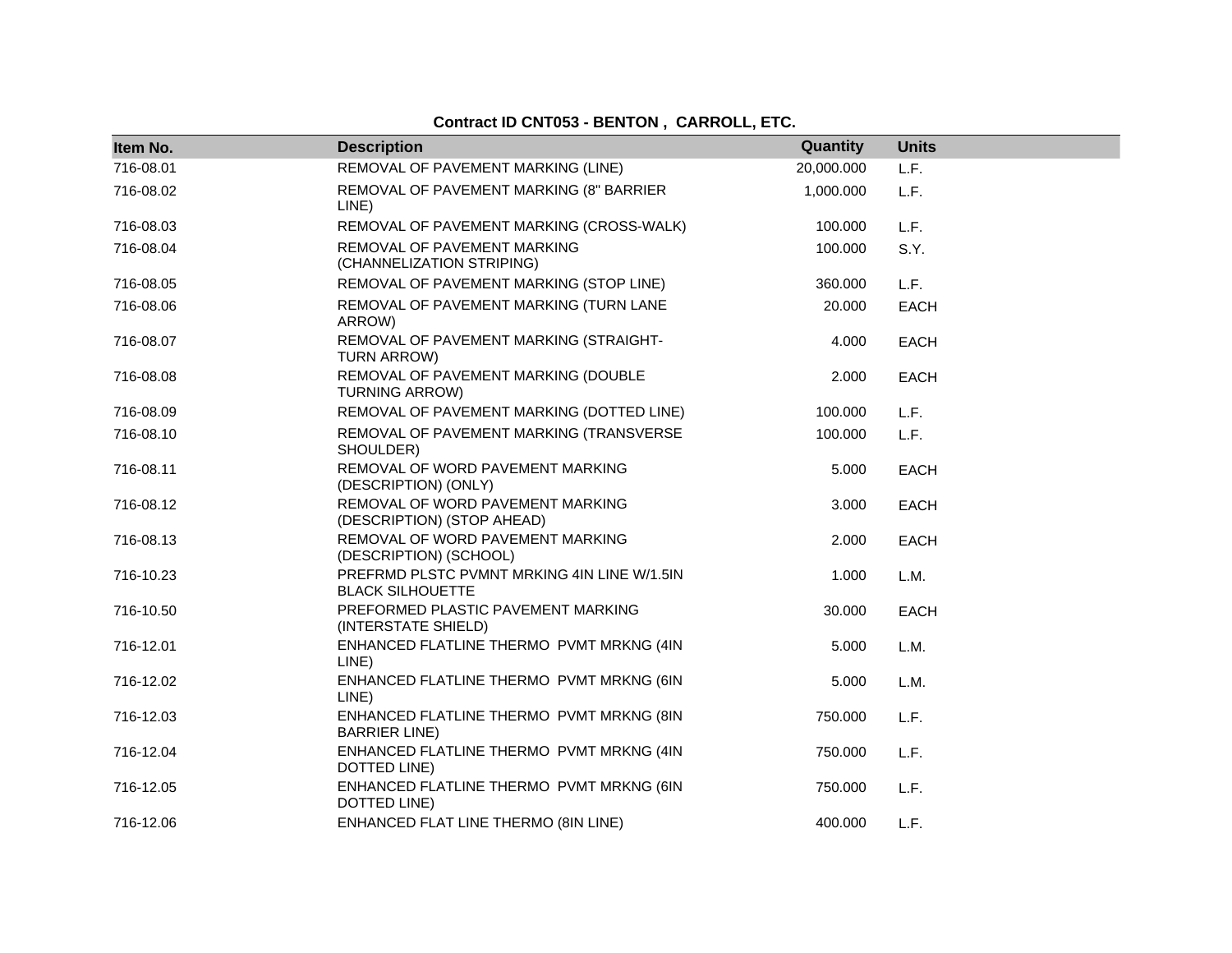**Contract ID CNT053 - BENTON , CARROLL, ETC.**

| Item No. | Description | Quantity | Units |
|---|---|---|---|
| 716-08.01 | REMOVAL OF PAVEMENT MARKING (LINE) | 20,000.000 | L.F. |
| 716-08.02 | REMOVAL OF PAVEMENT MARKING (8" BARRIER LINE) | 1,000.000 | L.F. |
| 716-08.03 | REMOVAL OF PAVEMENT MARKING (CROSS-WALK) | 100.000 | L.F. |
| 716-08.04 | REMOVAL OF PAVEMENT MARKING (CHANNELIZATION STRIPING) | 100.000 | S.Y. |
| 716-08.05 | REMOVAL OF PAVEMENT MARKING (STOP LINE) | 360.000 | L.F. |
| 716-08.06 | REMOVAL OF PAVEMENT MARKING (TURN LANE ARROW) | 20.000 | EACH |
| 716-08.07 | REMOVAL OF PAVEMENT MARKING (STRAIGHT-TURN ARROW) | 4.000 | EACH |
| 716-08.08 | REMOVAL OF PAVEMENT MARKING (DOUBLE TURNING ARROW) | 2.000 | EACH |
| 716-08.09 | REMOVAL OF PAVEMENT MARKING (DOTTED LINE) | 100.000 | L.F. |
| 716-08.10 | REMOVAL OF PAVEMENT MARKING (TRANSVERSE SHOULDER) | 100.000 | L.F. |
| 716-08.11 | REMOVAL OF WORD PAVEMENT MARKING (DESCRIPTION) (ONLY) | 5.000 | EACH |
| 716-08.12 | REMOVAL OF WORD PAVEMENT MARKING (DESCRIPTION) (STOP AHEAD) | 3.000 | EACH |
| 716-08.13 | REMOVAL OF WORD PAVEMENT MARKING (DESCRIPTION) (SCHOOL) | 2.000 | EACH |
| 716-10.23 | PREFRMD PLSTC PVMNT MRKING 4IN LINE W/1.5IN BLACK SILHOUETTE | 1.000 | L.M. |
| 716-10.50 | PREFORMED PLASTIC PAVEMENT MARKING (INTERSTATE SHIELD) | 30.000 | EACH |
| 716-12.01 | ENHANCED FLATLINE THERMO PVMT MRKNG (4IN LINE) | 5.000 | L.M. |
| 716-12.02 | ENHANCED FLATLINE THERMO PVMT MRKNG (6IN LINE) | 5.000 | L.M. |
| 716-12.03 | ENHANCED FLATLINE THERMO PVMT MRKNG (8IN BARRIER LINE) | 750.000 | L.F. |
| 716-12.04 | ENHANCED FLATLINE THERMO PVMT MRKNG (4IN DOTTED LINE) | 750.000 | L.F. |
| 716-12.05 | ENHANCED FLATLINE THERMO PVMT MRKNG (6IN DOTTED LINE) | 750.000 | L.F. |
| 716-12.06 | ENHANCED FLAT LINE THERMO (8IN LINE) | 400.000 | L.F. |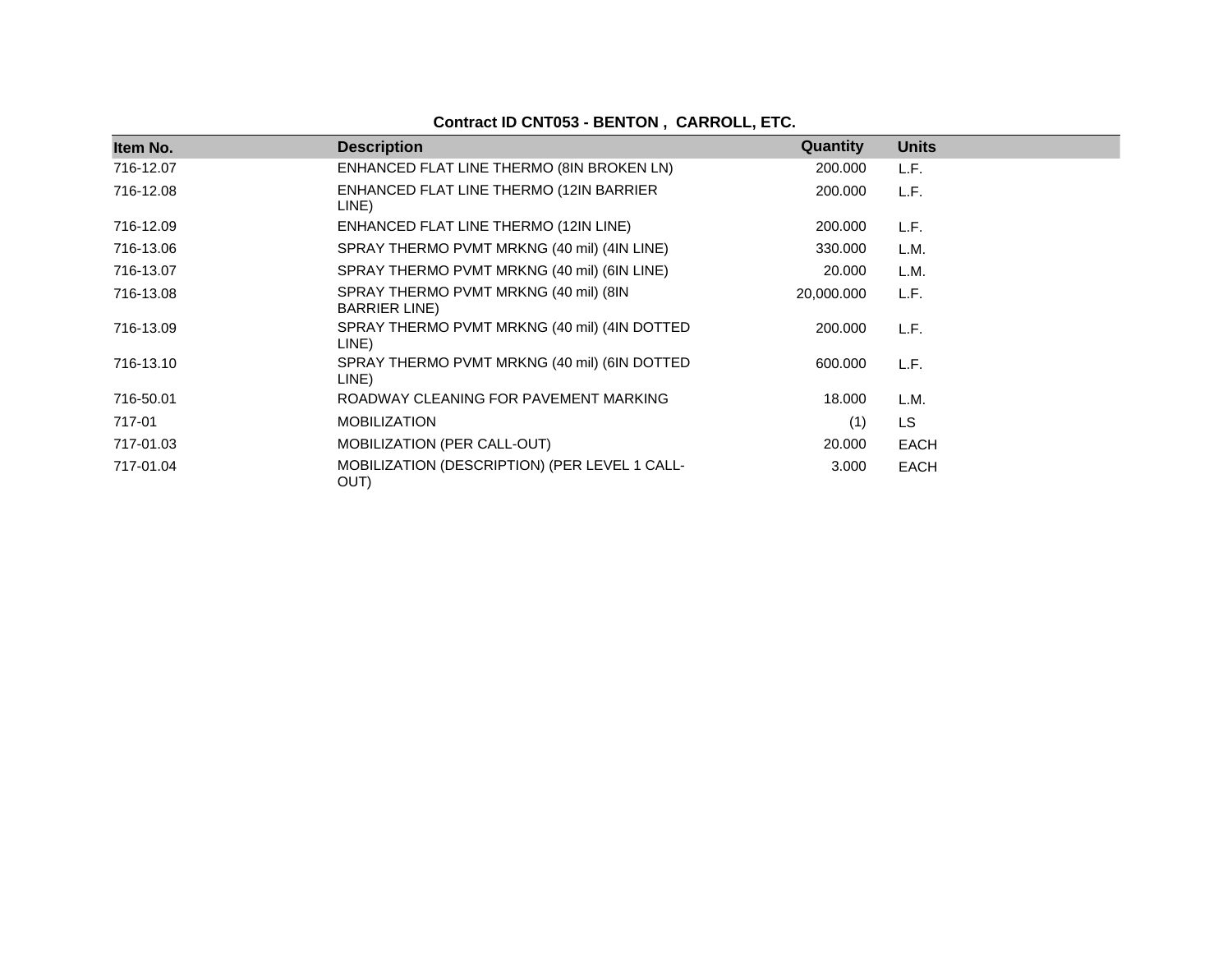**Contract ID CNT053 - BENTON , CARROLL, ETC.**

| Item No. | Description | Quantity | Units |
|---|---|---|---|
| 716-12.07 | ENHANCED FLAT LINE THERMO (8IN BROKEN LN) | 200.000 | L.F. |
| 716-12.08 | ENHANCED FLAT LINE THERMO (12IN BARRIER LINE) | 200.000 | L.F. |
| 716-12.09 | ENHANCED FLAT LINE THERMO (12IN LINE) | 200.000 | L.F. |
| 716-13.06 | SPRAY THERMO PVMT MRKNG (40 mil) (4IN LINE) | 330.000 | L.M. |
| 716-13.07 | SPRAY THERMO PVMT MRKNG (40 mil) (6IN LINE) | 20.000 | L.M. |
| 716-13.08 | SPRAY THERMO PVMT MRKNG (40 mil) (8IN BARRIER LINE) | 20,000.000 | L.F. |
| 716-13.09 | SPRAY THERMO PVMT MRKNG (40 mil) (4IN DOTTED LINE) | 200.000 | L.F. |
| 716-13.10 | SPRAY THERMO PVMT MRKNG (40 mil) (6IN DOTTED LINE) | 600.000 | L.F. |
| 716-50.01 | ROADWAY CLEANING FOR PAVEMENT MARKING | 18.000 | L.M. |
| 717-01 | MOBILIZATION | (1) | LS |
| 717-01.03 | MOBILIZATION (PER CALL-OUT) | 20.000 | EACH |
| 717-01.04 | MOBILIZATION (DESCRIPTION) (PER LEVEL 1 CALL-OUT) | 3.000 | EACH |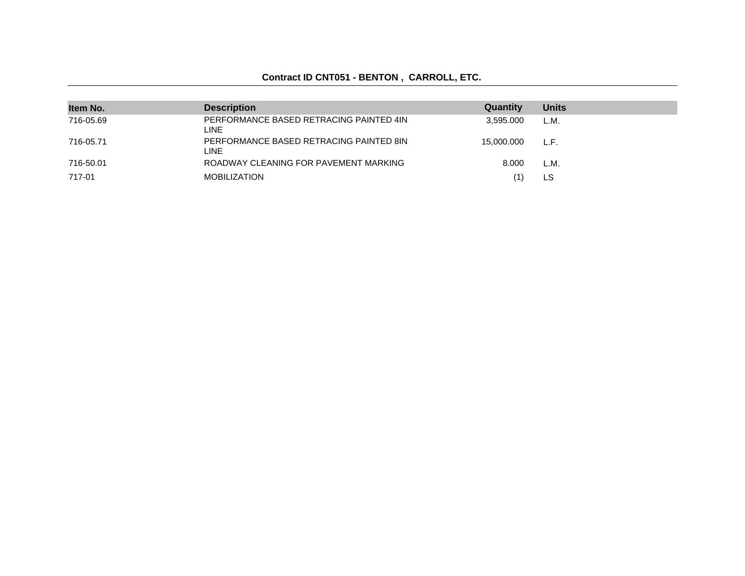**Contract ID CNT051 - BENTON , CARROLL, ETC.**

| Item No. | Description | Quantity | Units |
|---|---|---|---|
| 716-05.69 | PERFORMANCE BASED RETRACING PAINTED 4IN LINE | 3,595.000 | L.M. |
| 716-05.71 | PERFORMANCE BASED RETRACING PAINTED 8IN LINE | 15,000.000 | L.F. |
| 716-50.01 | ROADWAY CLEANING FOR PAVEMENT MARKING | 8.000 | L.M. |
| 717-01 | MOBILIZATION | (1) | LS |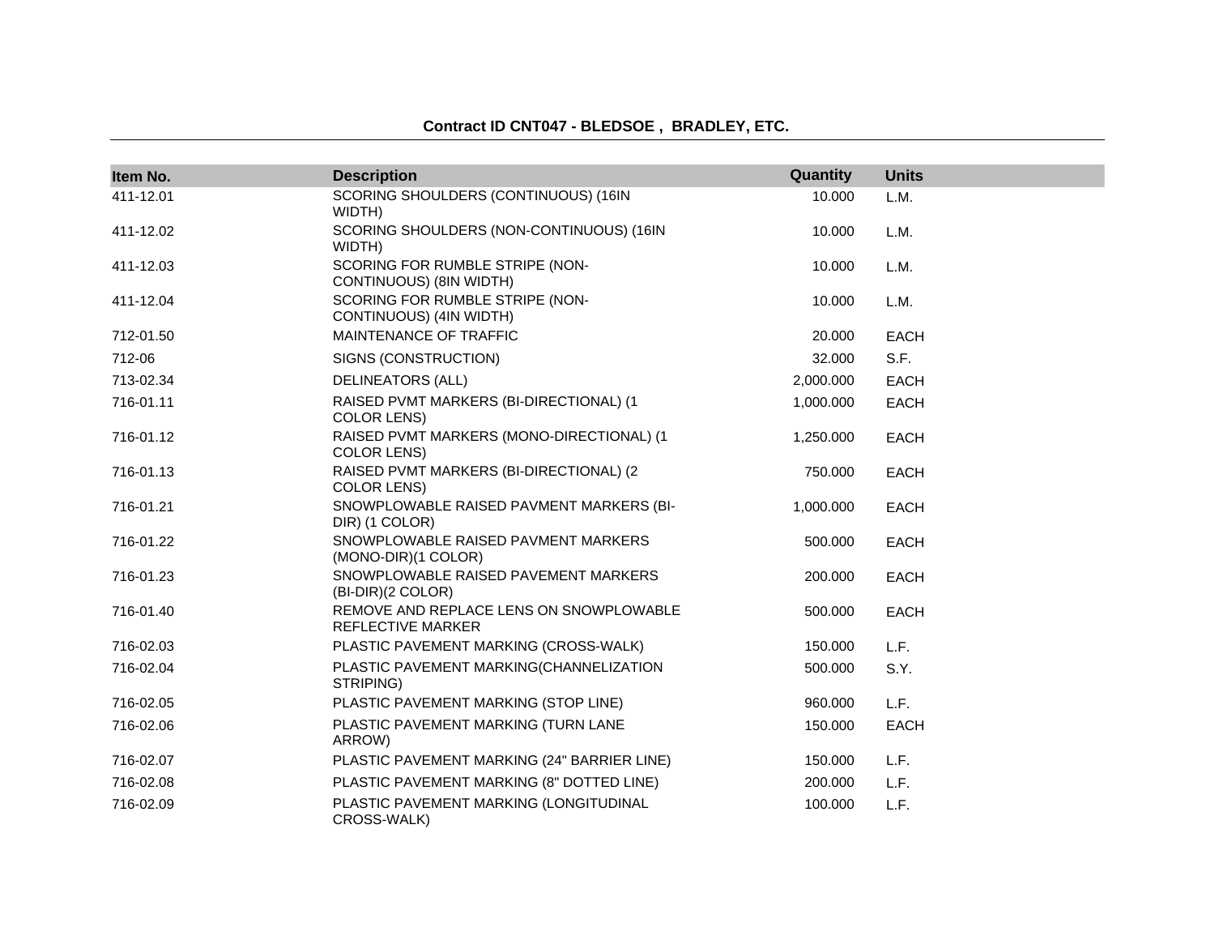**Contract ID CNT047 - BLEDSOE , BRADLEY, ETC.**

| Item No. | Description | Quantity | Units |
|---|---|---|---|
| 411-12.01 | SCORING SHOULDERS (CONTINUOUS) (16IN WIDTH) | 10.000 | L.M. |
| 411-12.02 | SCORING SHOULDERS (NON-CONTINUOUS) (16IN WIDTH) | 10.000 | L.M. |
| 411-12.03 | SCORING FOR RUMBLE STRIPE (NON-CONTINUOUS) (8IN WIDTH) | 10.000 | L.M. |
| 411-12.04 | SCORING FOR RUMBLE STRIPE (NON-CONTINUOUS) (4IN WIDTH) | 10.000 | L.M. |
| 712-01.50 | MAINTENANCE OF TRAFFIC | 20.000 | EACH |
| 712-06 | SIGNS (CONSTRUCTION) | 32.000 | S.F. |
| 713-02.34 | DELINEATORS (ALL) | 2,000.000 | EACH |
| 716-01.11 | RAISED PVMT MARKERS (BI-DIRECTIONAL) (1 COLOR LENS) | 1,000.000 | EACH |
| 716-01.12 | RAISED PVMT MARKERS (MONO-DIRECTIONAL) (1 COLOR LENS) | 1,250.000 | EACH |
| 716-01.13 | RAISED PVMT MARKERS (BI-DIRECTIONAL) (2 COLOR LENS) | 750.000 | EACH |
| 716-01.21 | SNOWPLOWABLE RAISED PAVMENT MARKERS (BI-DIR) (1 COLOR) | 1,000.000 | EACH |
| 716-01.22 | SNOWPLOWABLE RAISED PAVMENT MARKERS (MONO-DIR)(1 COLOR) | 500.000 | EACH |
| 716-01.23 | SNOWPLOWABLE RAISED PAVEMENT MARKERS (BI-DIR)(2 COLOR) | 200.000 | EACH |
| 716-01.40 | REMOVE AND REPLACE LENS ON SNOWPLOWABLE REFLECTIVE MARKER | 500.000 | EACH |
| 716-02.03 | PLASTIC PAVEMENT MARKING (CROSS-WALK) | 150.000 | L.F. |
| 716-02.04 | PLASTIC PAVEMENT MARKING(CHANNELIZATION STRIPING) | 500.000 | S.Y. |
| 716-02.05 | PLASTIC PAVEMENT MARKING (STOP LINE) | 960.000 | L.F. |
| 716-02.06 | PLASTIC PAVEMENT MARKING (TURN LANE ARROW) | 150.000 | EACH |
| 716-02.07 | PLASTIC PAVEMENT MARKING (24" BARRIER LINE) | 150.000 | L.F. |
| 716-02.08 | PLASTIC PAVEMENT MARKING (8" DOTTED LINE) | 200.000 | L.F. |
| 716-02.09 | PLASTIC PAVEMENT MARKING (LONGITUDINAL CROSS-WALK) | 100.000 | L.F. |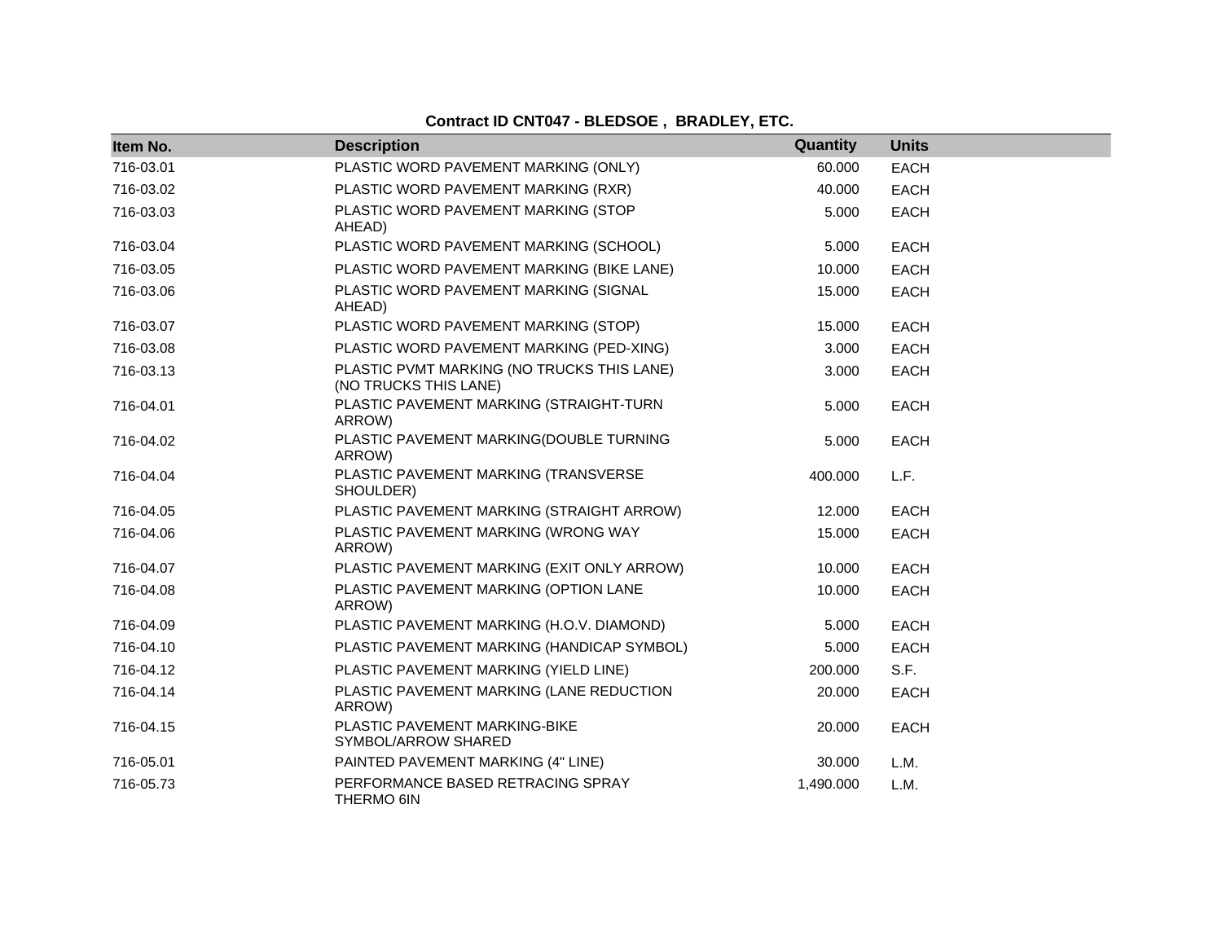**Contract ID CNT047 - BLEDSOE , BRADLEY, ETC.**

| Item No. | Description | Quantity | Units |
|---|---|---|---|
| 716-03.01 | PLASTIC WORD PAVEMENT MARKING (ONLY) | 60.000 | EACH |
| 716-03.02 | PLASTIC WORD PAVEMENT MARKING (RXR) | 40.000 | EACH |
| 716-03.03 | PLASTIC WORD PAVEMENT MARKING (STOP AHEAD) | 5.000 | EACH |
| 716-03.04 | PLASTIC WORD PAVEMENT MARKING (SCHOOL) | 5.000 | EACH |
| 716-03.05 | PLASTIC WORD PAVEMENT MARKING (BIKE LANE) | 10.000 | EACH |
| 716-03.06 | PLASTIC WORD PAVEMENT MARKING (SIGNAL AHEAD) | 15.000 | EACH |
| 716-03.07 | PLASTIC WORD PAVEMENT MARKING (STOP) | 15.000 | EACH |
| 716-03.08 | PLASTIC WORD PAVEMENT MARKING (PED-XING) | 3.000 | EACH |
| 716-03.13 | PLASTIC PVMT MARKING (NO TRUCKS THIS LANE) (NO TRUCKS THIS LANE) | 3.000 | EACH |
| 716-04.01 | PLASTIC PAVEMENT MARKING (STRAIGHT-TURN ARROW) | 5.000 | EACH |
| 716-04.02 | PLASTIC PAVEMENT MARKING(DOUBLE TURNING ARROW) | 5.000 | EACH |
| 716-04.04 | PLASTIC PAVEMENT MARKING (TRANSVERSE SHOULDER) | 400.000 | L.F. |
| 716-04.05 | PLASTIC PAVEMENT MARKING (STRAIGHT ARROW) | 12.000 | EACH |
| 716-04.06 | PLASTIC PAVEMENT MARKING (WRONG WAY ARROW) | 15.000 | EACH |
| 716-04.07 | PLASTIC PAVEMENT MARKING (EXIT ONLY ARROW) | 10.000 | EACH |
| 716-04.08 | PLASTIC PAVEMENT MARKING (OPTION LANE ARROW) | 10.000 | EACH |
| 716-04.09 | PLASTIC PAVEMENT MARKING (H.O.V. DIAMOND) | 5.000 | EACH |
| 716-04.10 | PLASTIC PAVEMENT MARKING (HANDICAP SYMBOL) | 5.000 | EACH |
| 716-04.12 | PLASTIC PAVEMENT MARKING (YIELD LINE) | 200.000 | S.F. |
| 716-04.14 | PLASTIC PAVEMENT MARKING (LANE REDUCTION ARROW) | 20.000 | EACH |
| 716-04.15 | PLASTIC PAVEMENT MARKING-BIKE SYMBOL/ARROW SHARED | 20.000 | EACH |
| 716-05.01 | PAINTED PAVEMENT MARKING (4" LINE) | 30.000 | L.M. |
| 716-05.73 | PERFORMANCE BASED RETRACING SPRAY THERMO 6IN | 1,490.000 | L.M. |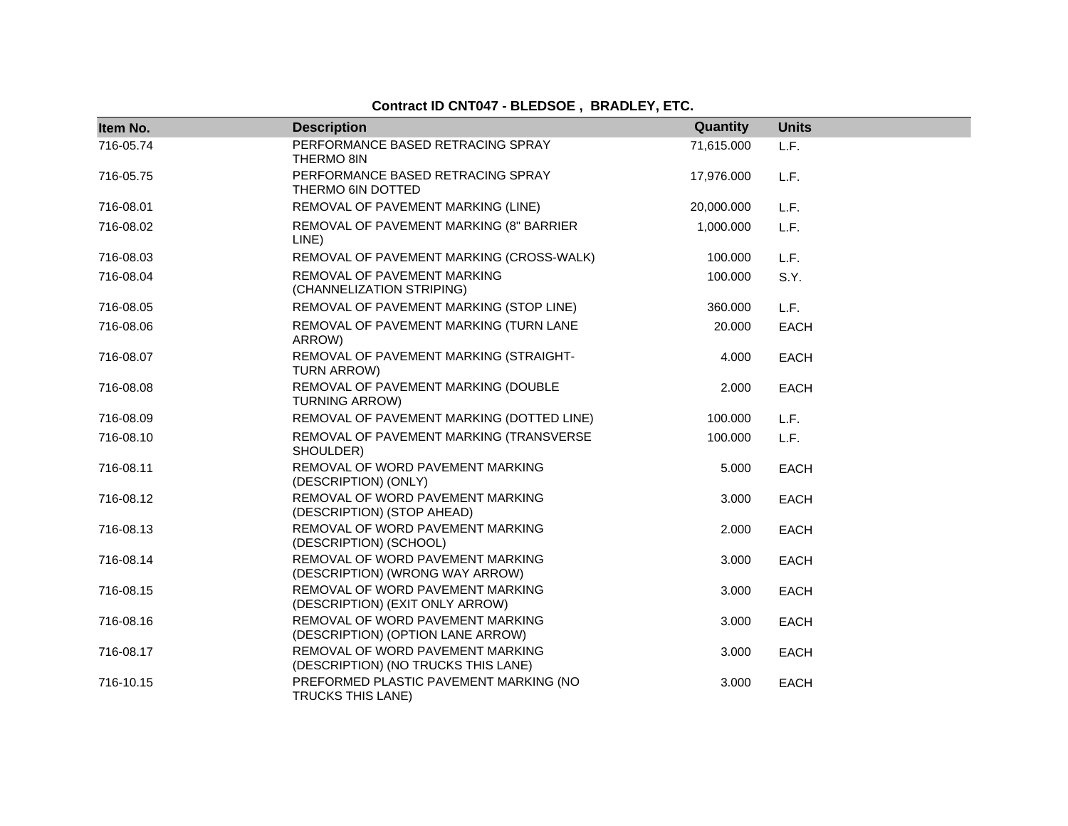**Contract ID CNT047 - BLEDSOE , BRADLEY, ETC.**

| Item No. | Description | Quantity | Units |
|---|---|---|---|
| 716-05.74 | PERFORMANCE BASED RETRACING SPRAY THERMO 8IN | 71,615.000 | L.F. |
| 716-05.75 | PERFORMANCE BASED RETRACING SPRAY THERMO 6IN DOTTED | 17,976.000 | L.F. |
| 716-08.01 | REMOVAL OF PAVEMENT MARKING (LINE) | 20,000.000 | L.F. |
| 716-08.02 | REMOVAL OF PAVEMENT MARKING (8" BARRIER LINE) | 1,000.000 | L.F. |
| 716-08.03 | REMOVAL OF PAVEMENT MARKING (CROSS-WALK) | 100.000 | L.F. |
| 716-08.04 | REMOVAL OF PAVEMENT MARKING (CHANNELIZATION STRIPING) | 100.000 | S.Y. |
| 716-08.05 | REMOVAL OF PAVEMENT MARKING (STOP LINE) | 360.000 | L.F. |
| 716-08.06 | REMOVAL OF PAVEMENT MARKING (TURN LANE ARROW) | 20.000 | EACH |
| 716-08.07 | REMOVAL OF PAVEMENT MARKING (STRAIGHT-TURN ARROW) | 4.000 | EACH |
| 716-08.08 | REMOVAL OF PAVEMENT MARKING (DOUBLE TURNING ARROW) | 2.000 | EACH |
| 716-08.09 | REMOVAL OF PAVEMENT MARKING (DOTTED LINE) | 100.000 | L.F. |
| 716-08.10 | REMOVAL OF PAVEMENT MARKING (TRANSVERSE SHOULDER) | 100.000 | L.F. |
| 716-08.11 | REMOVAL OF WORD PAVEMENT MARKING (DESCRIPTION) (ONLY) | 5.000 | EACH |
| 716-08.12 | REMOVAL OF WORD PAVEMENT MARKING (DESCRIPTION) (STOP AHEAD) | 3.000 | EACH |
| 716-08.13 | REMOVAL OF WORD PAVEMENT MARKING (DESCRIPTION) (SCHOOL) | 2.000 | EACH |
| 716-08.14 | REMOVAL OF WORD PAVEMENT MARKING (DESCRIPTION) (WRONG WAY ARROW) | 3.000 | EACH |
| 716-08.15 | REMOVAL OF WORD PAVEMENT MARKING (DESCRIPTION) (EXIT ONLY ARROW) | 3.000 | EACH |
| 716-08.16 | REMOVAL OF WORD PAVEMENT MARKING (DESCRIPTION) (OPTION LANE ARROW) | 3.000 | EACH |
| 716-08.17 | REMOVAL OF WORD PAVEMENT MARKING (DESCRIPTION) (NO TRUCKS THIS LANE) | 3.000 | EACH |
| 716-10.15 | PREFORMED PLASTIC PAVEMENT MARKING (NO TRUCKS THIS LANE) | 3.000 | EACH |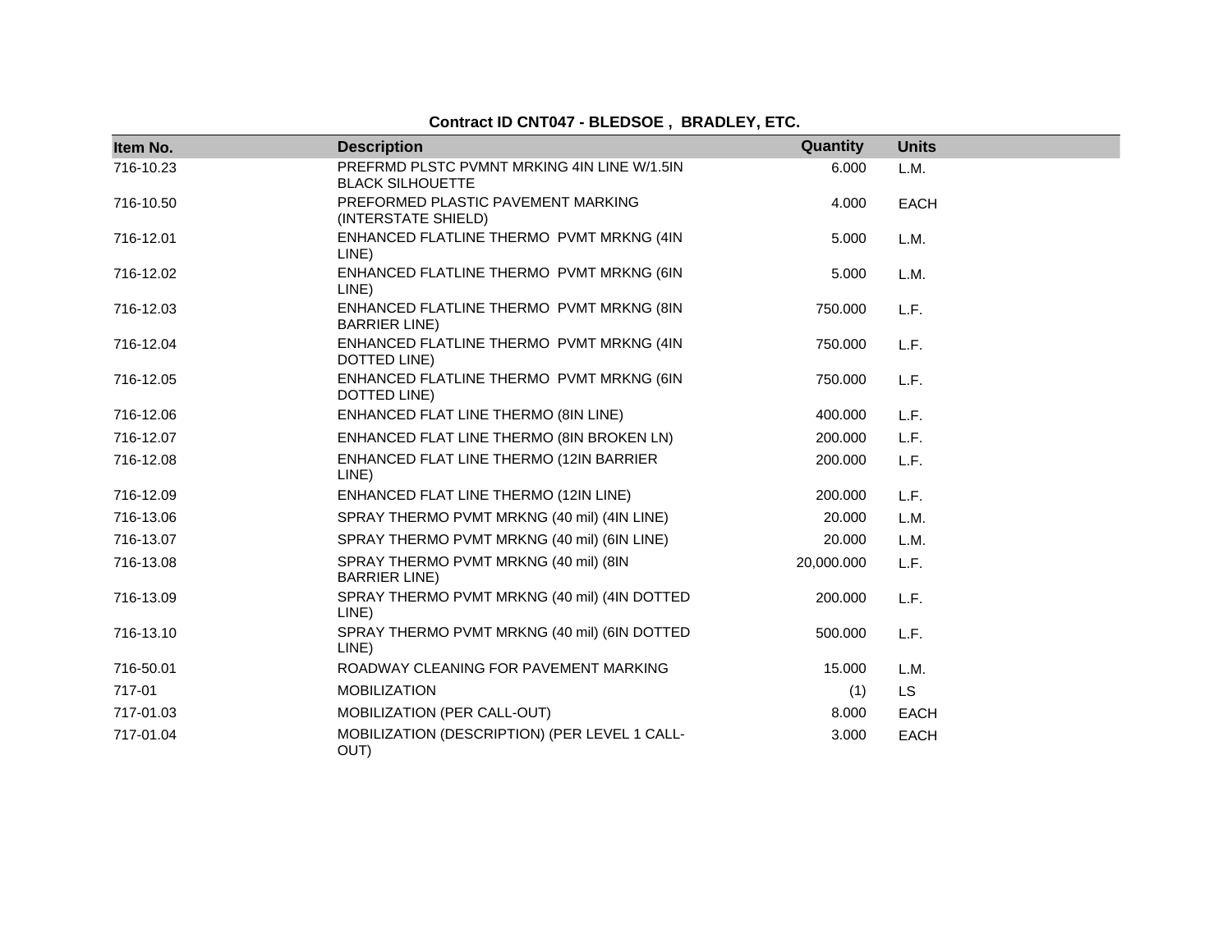**Contract ID CNT047 - BLEDSOE , BRADLEY, ETC.**

| Item No. | Description | Quantity | Units |
|---|---|---|---|
| 716-10.23 | PREFRMD PLSTC PVMNT MRKING 4IN LINE W/1.5IN BLACK SILHOUETTE | 6.000 | L.M. |
| 716-10.50 | PREFORMED PLASTIC PAVEMENT MARKING (INTERSTATE SHIELD) | 4.000 | EACH |
| 716-12.01 | ENHANCED FLATLINE THERMO PVMT MRKNG (4IN LINE) | 5.000 | L.M. |
| 716-12.02 | ENHANCED FLATLINE THERMO PVMT MRKNG (6IN LINE) | 5.000 | L.M. |
| 716-12.03 | ENHANCED FLATLINE THERMO PVMT MRKNG (8IN BARRIER LINE) | 750.000 | L.F. |
| 716-12.04 | ENHANCED FLATLINE THERMO PVMT MRKNG (4IN DOTTED LINE) | 750.000 | L.F. |
| 716-12.05 | ENHANCED FLATLINE THERMO PVMT MRKNG (6IN DOTTED LINE) | 750.000 | L.F. |
| 716-12.06 | ENHANCED FLAT LINE THERMO (8IN LINE) | 400.000 | L.F. |
| 716-12.07 | ENHANCED FLAT LINE THERMO (8IN BROKEN LN) | 200.000 | L.F. |
| 716-12.08 | ENHANCED FLAT LINE THERMO (12IN BARRIER LINE) | 200.000 | L.F. |
| 716-12.09 | ENHANCED FLAT LINE THERMO (12IN LINE) | 200.000 | L.F. |
| 716-13.06 | SPRAY THERMO PVMT MRKNG (40 mil) (4IN LINE) | 20.000 | L.M. |
| 716-13.07 | SPRAY THERMO PVMT MRKNG (40 mil) (6IN LINE) | 20.000 | L.M. |
| 716-13.08 | SPRAY THERMO PVMT MRKNG (40 mil) (8IN BARRIER LINE) | 20,000.000 | L.F. |
| 716-13.09 | SPRAY THERMO PVMT MRKNG (40 mil) (4IN DOTTED LINE) | 200.000 | L.F. |
| 716-13.10 | SPRAY THERMO PVMT MRKNG (40 mil) (6IN DOTTED LINE) | 500.000 | L.F. |
| 716-50.01 | ROADWAY CLEANING FOR PAVEMENT MARKING | 15.000 | L.M. |
| 717-01 | MOBILIZATION | (1) | LS |
| 717-01.03 | MOBILIZATION (PER CALL-OUT) | 8.000 | EACH |
| 717-01.04 | MOBILIZATION (DESCRIPTION) (PER LEVEL 1 CALL-OUT) | 3.000 | EACH |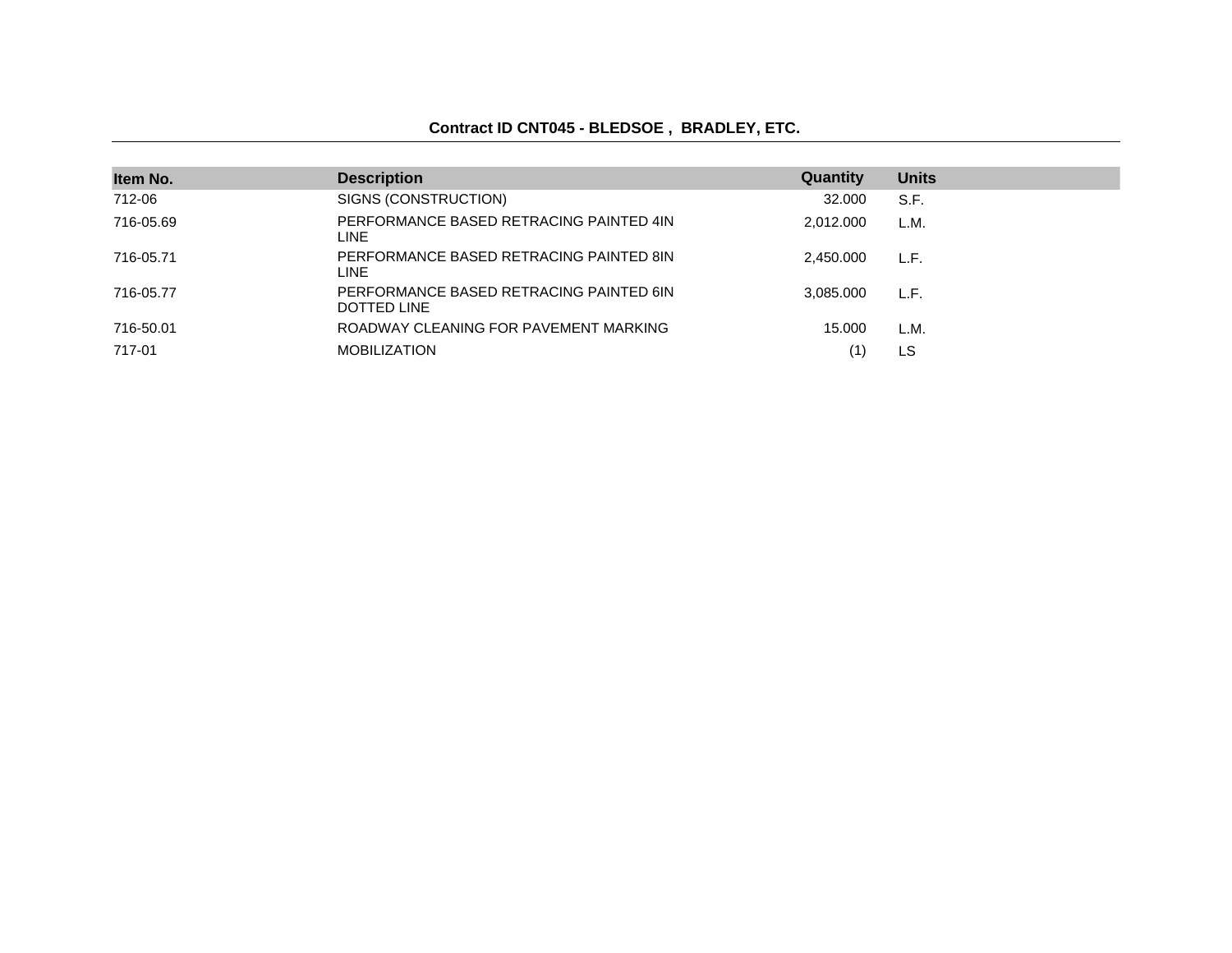**Contract ID CNT045 - BLEDSOE , BRADLEY, ETC.**

| Item No. | Description | Quantity | Units |
|---|---|---|---|
| 712-06 | SIGNS (CONSTRUCTION) | 32.000 | S.F. |
| 716-05.69 | PERFORMANCE BASED RETRACING PAINTED 4IN LINE | 2,012.000 | L.M. |
| 716-05.71 | PERFORMANCE BASED RETRACING PAINTED 8IN LINE | 2,450.000 | L.F. |
| 716-05.77 | PERFORMANCE BASED RETRACING PAINTED 6IN DOTTED LINE | 3,085.000 | L.F. |
| 716-50.01 | ROADWAY CLEANING FOR PAVEMENT MARKING | 15.000 | L.M. |
| 717-01 | MOBILIZATION | (1) | LS |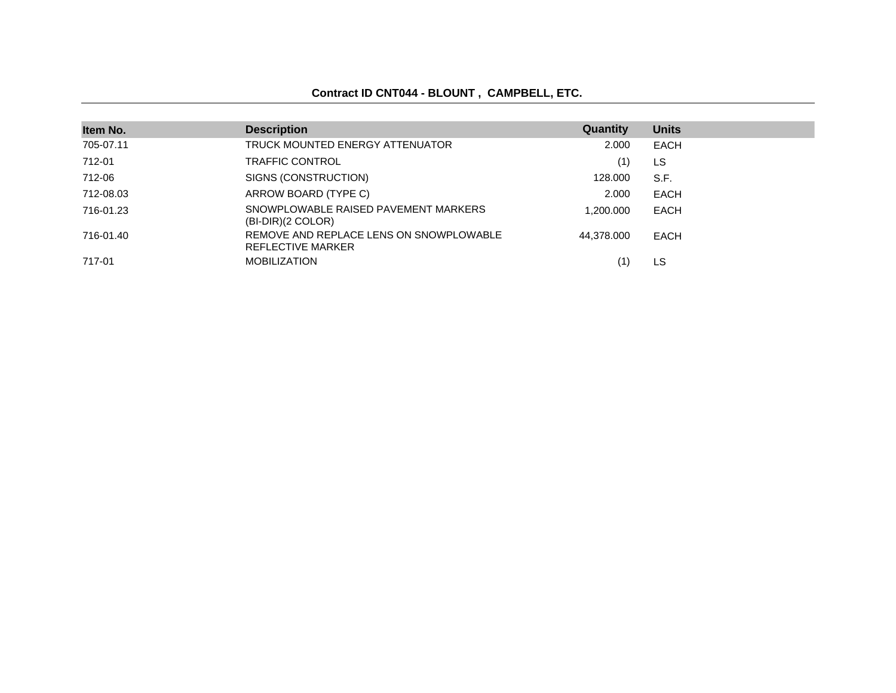**Contract ID CNT044 - BLOUNT , CAMPBELL, ETC.**

| Item No. | Description | Quantity | Units |
|---|---|---|---|
| 705-07.11 | TRUCK MOUNTED ENERGY ATTENUATOR | 2.000 | EACH |
| 712-01 | TRAFFIC CONTROL | (1) | LS |
| 712-06 | SIGNS (CONSTRUCTION) | 128.000 | S.F. |
| 712-08.03 | ARROW BOARD (TYPE C) | 2.000 | EACH |
| 716-01.23 | SNOWPLOWABLE RAISED PAVEMENT MARKERS (BI-DIR)(2 COLOR) | 1,200.000 | EACH |
| 716-01.40 | REMOVE AND REPLACE LENS ON SNOWPLOWABLE REFLECTIVE MARKER | 44,378.000 | EACH |
| 717-01 | MOBILIZATION | (1) | LS |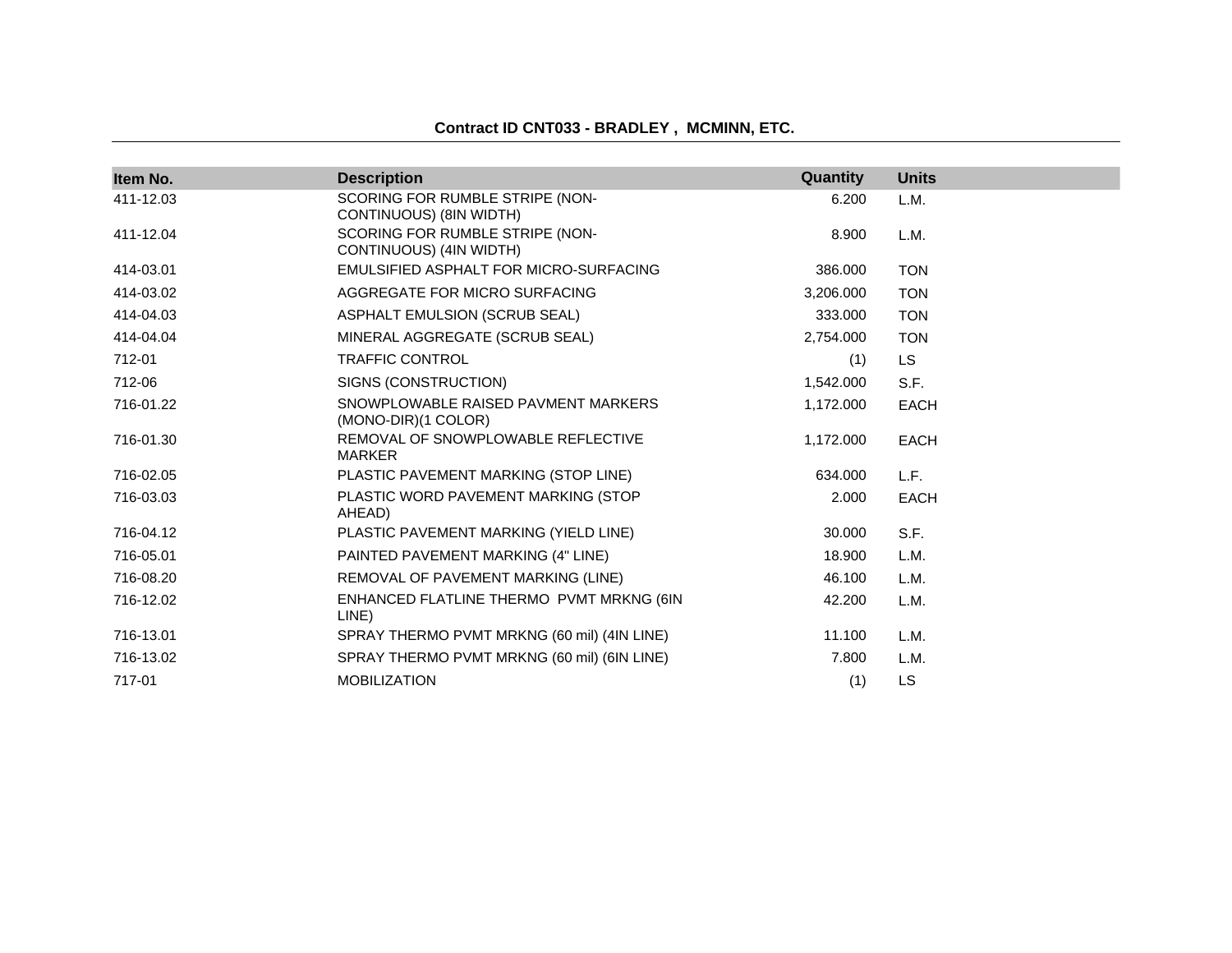**Contract ID CNT033 - BRADLEY , MCMINN, ETC.**

| Item No. | Description | Quantity | Units |
|---|---|---|---|
| 411-12.03 | SCORING FOR RUMBLE STRIPE (NON-CONTINUOUS) (8IN WIDTH) | 6.200 | L.M. |
| 411-12.04 | SCORING FOR RUMBLE STRIPE (NON-CONTINUOUS) (4IN WIDTH) | 8.900 | L.M. |
| 414-03.01 | EMULSIFIED ASPHALT FOR MICRO-SURFACING | 386.000 | TON |
| 414-03.02 | AGGREGATE FOR MICRO SURFACING | 3,206.000 | TON |
| 414-04.03 | ASPHALT EMULSION (SCRUB SEAL) | 333.000 | TON |
| 414-04.04 | MINERAL AGGREGATE (SCRUB SEAL) | 2,754.000 | TON |
| 712-01 | TRAFFIC CONTROL | (1) | LS |
| 712-06 | SIGNS (CONSTRUCTION) | 1,542.000 | S.F. |
| 716-01.22 | SNOWPLOWABLE RAISED PAVMENT MARKERS (MONO-DIR)(1 COLOR) | 1,172.000 | EACH |
| 716-01.30 | REMOVAL OF SNOWPLOWABLE REFLECTIVE MARKER | 1,172.000 | EACH |
| 716-02.05 | PLASTIC PAVEMENT MARKING (STOP LINE) | 634.000 | L.F. |
| 716-03.03 | PLASTIC WORD PAVEMENT MARKING (STOP AHEAD) | 2.000 | EACH |
| 716-04.12 | PLASTIC PAVEMENT MARKING (YIELD LINE) | 30.000 | S.F. |
| 716-05.01 | PAINTED PAVEMENT MARKING (4" LINE) | 18.900 | L.M. |
| 716-08.20 | REMOVAL OF PAVEMENT MARKING (LINE) | 46.100 | L.M. |
| 716-12.02 | ENHANCED FLATLINE THERMO PVMT MRKNG (6IN LINE) | 42.200 | L.M. |
| 716-13.01 | SPRAY THERMO PVMT MRKNG (60 mil) (4IN LINE) | 11.100 | L.M. |
| 716-13.02 | SPRAY THERMO PVMT MRKNG (60 mil) (6IN LINE) | 7.800 | L.M. |
| 717-01 | MOBILIZATION | (1) | LS |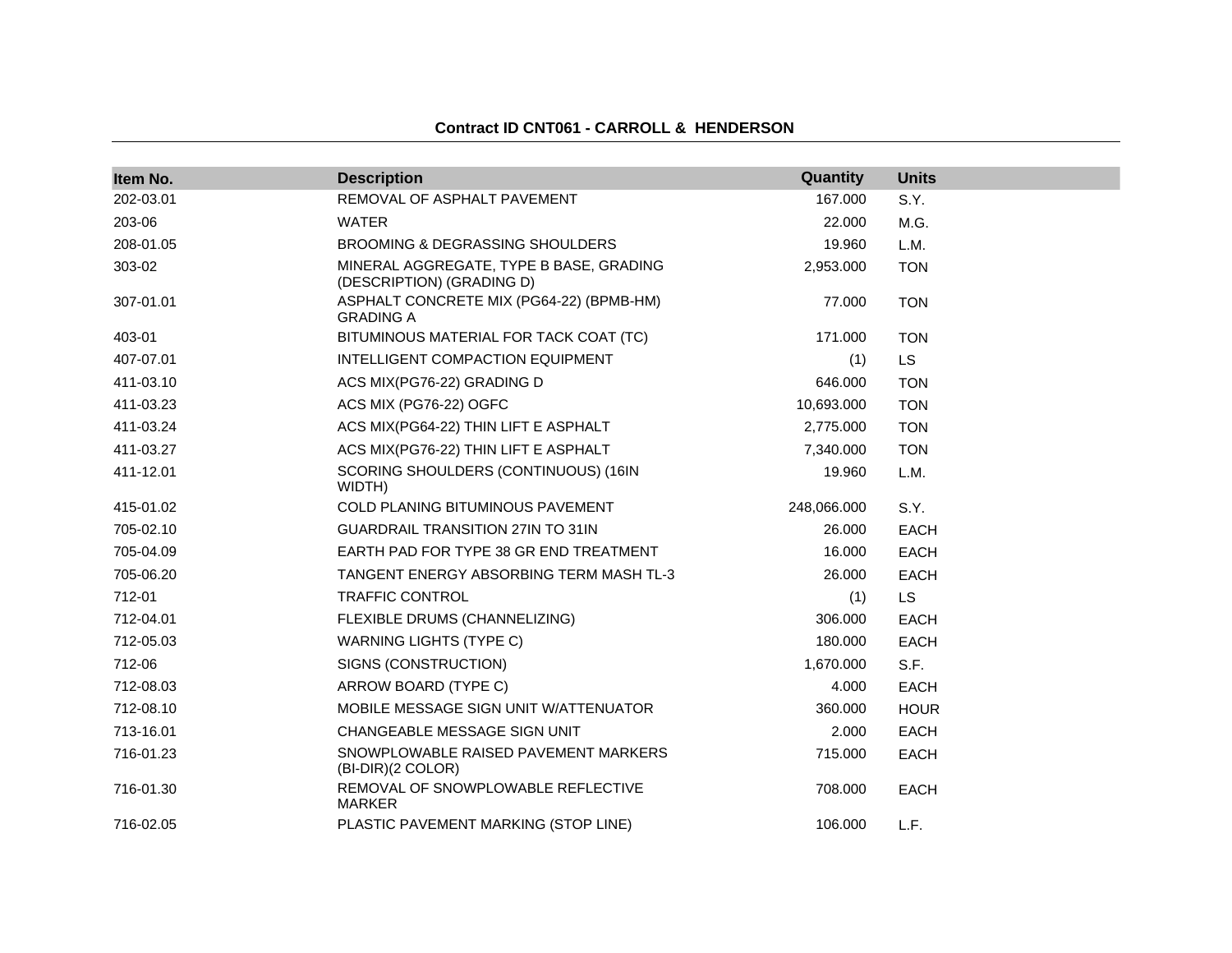## Contract ID CNT061 - CARROLL & HENDERSON

| Item No. | Description | Quantity | Units |
|---|---|---|---|
| 202-03.01 | REMOVAL OF ASPHALT PAVEMENT | 167.000 | S.Y. |
| 203-06 | WATER | 22.000 | M.G. |
| 208-01.05 | BROOMING & DEGRASSING SHOULDERS | 19.960 | L.M. |
| 303-02 | MINERAL AGGREGATE, TYPE B BASE, GRADING (DESCRIPTION) (GRADING D) | 2,953.000 | TON |
| 307-01.01 | ASPHALT CONCRETE MIX (PG64-22) (BPMB-HM) GRADING A | 77.000 | TON |
| 403-01 | BITUMINOUS MATERIAL FOR TACK COAT (TC) | 171.000 | TON |
| 407-07.01 | INTELLIGENT COMPACTION EQUIPMENT | (1) | LS |
| 411-03.10 | ACS MIX(PG76-22) GRADING D | 646.000 | TON |
| 411-03.23 | ACS MIX (PG76-22) OGFC | 10,693.000 | TON |
| 411-03.24 | ACS MIX(PG64-22) THIN LIFT E ASPHALT | 2,775.000 | TON |
| 411-03.27 | ACS MIX(PG76-22) THIN LIFT E ASPHALT | 7,340.000 | TON |
| 411-12.01 | SCORING SHOULDERS (CONTINUOUS) (16IN WIDTH) | 19.960 | L.M. |
| 415-01.02 | COLD PLANING BITUMINOUS PAVEMENT | 248,066.000 | S.Y. |
| 705-02.10 | GUARDRAIL TRANSITION 27IN TO 31IN | 26.000 | EACH |
| 705-04.09 | EARTH PAD FOR TYPE 38 GR END TREATMENT | 16.000 | EACH |
| 705-06.20 | TANGENT ENERGY ABSORBING TERM MASH TL-3 | 26.000 | EACH |
| 712-01 | TRAFFIC CONTROL | (1) | LS |
| 712-04.01 | FLEXIBLE DRUMS (CHANNELIZING) | 306.000 | EACH |
| 712-05.03 | WARNING LIGHTS (TYPE C) | 180.000 | EACH |
| 712-06 | SIGNS (CONSTRUCTION) | 1,670.000 | S.F. |
| 712-08.03 | ARROW BOARD (TYPE C) | 4.000 | EACH |
| 712-08.10 | MOBILE MESSAGE SIGN UNIT W/ATTENUATOR | 360.000 | HOUR |
| 713-16.01 | CHANGEABLE MESSAGE SIGN UNIT | 2.000 | EACH |
| 716-01.23 | SNOWPLOWABLE RAISED PAVEMENT MARKERS (BI-DIR)(2 COLOR) | 715.000 | EACH |
| 716-01.30 | REMOVAL OF SNOWPLOWABLE REFLECTIVE MARKER | 708.000 | EACH |
| 716-02.05 | PLASTIC PAVEMENT MARKING (STOP LINE) | 106.000 | L.F. |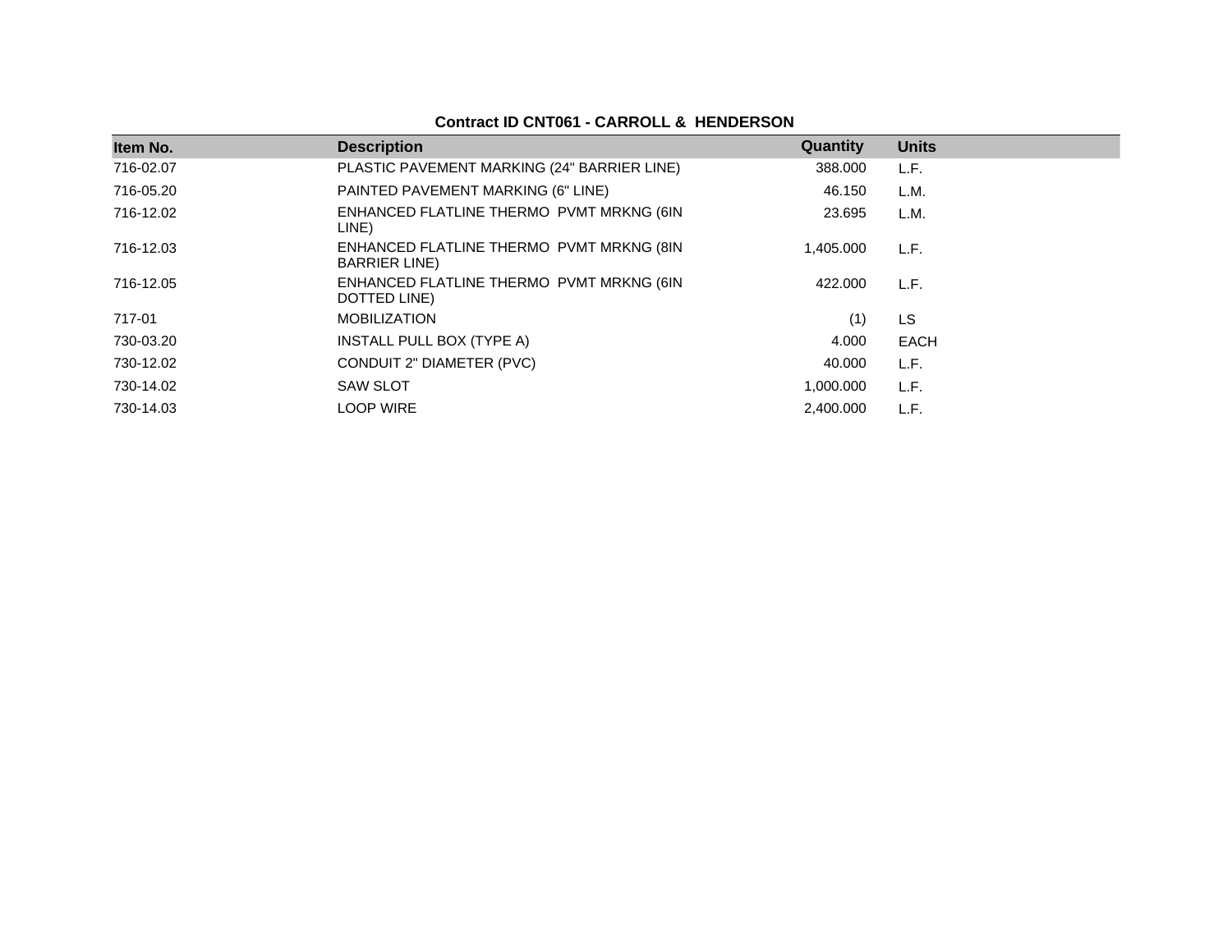**Contract ID CNT061 - CARROLL & HENDERSON**

| Item No. | Description | Quantity | Units |
|---|---|---|---|
| 716-02.07 | PLASTIC PAVEMENT MARKING (24" BARRIER LINE) | 388.000 | L.F. |
| 716-05.20 | PAINTED PAVEMENT MARKING (6" LINE) | 46.150 | L.M. |
| 716-12.02 | ENHANCED FLATLINE THERMO PVMT MRKNG (6IN LINE) | 23.695 | L.M. |
| 716-12.03 | ENHANCED FLATLINE THERMO PVMT MRKNG (8IN BARRIER LINE) | 1,405.000 | L.F. |
| 716-12.05 | ENHANCED FLATLINE THERMO PVMT MRKNG (6IN DOTTED LINE) | 422.000 | L.F. |
| 717-01 | MOBILIZATION | (1) | LS |
| 730-03.20 | INSTALL PULL BOX (TYPE A) | 4.000 | EACH |
| 730-12.02 | CONDUIT 2" DIAMETER (PVC) | 40.000 | L.F. |
| 730-14.02 | SAW SLOT | 1,000.000 | L.F. |
| 730-14.03 | LOOP WIRE | 2,400.000 | L.F. |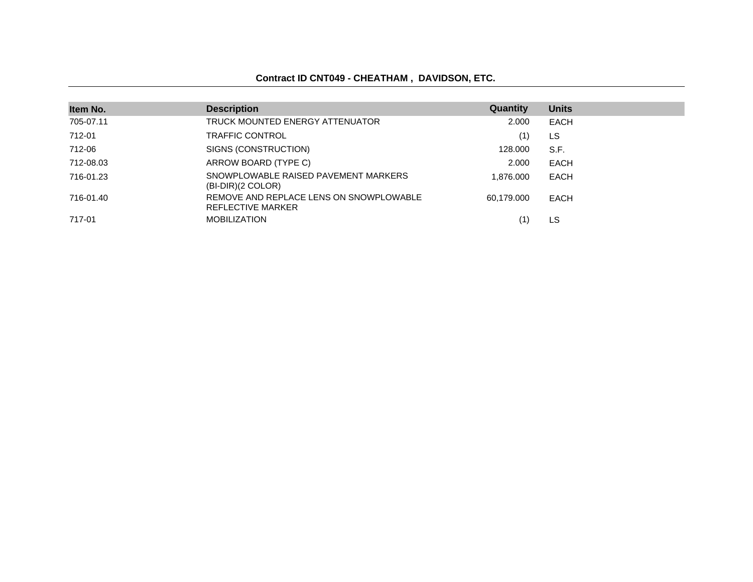## Contract ID CNT049 - CHEATHAM , DAVIDSON, ETC.

| Item No. | Description | Quantity | Units |
|---|---|---|---|
| 705-07.11 | TRUCK MOUNTED ENERGY ATTENUATOR | 2.000 | EACH |
| 712-01 | TRAFFIC CONTROL | (1) | LS |
| 712-06 | SIGNS (CONSTRUCTION) | 128.000 | S.F. |
| 712-08.03 | ARROW BOARD (TYPE C) | 2.000 | EACH |
| 716-01.23 | SNOWPLOWABLE RAISED PAVEMENT MARKERS (BI-DIR)(2 COLOR) | 1,876.000 | EACH |
| 716-01.40 | REMOVE AND REPLACE LENS ON SNOWPLOWABLE REFLECTIVE MARKER | 60,179.000 | EACH |
| 717-01 | MOBILIZATION | (1) | LS |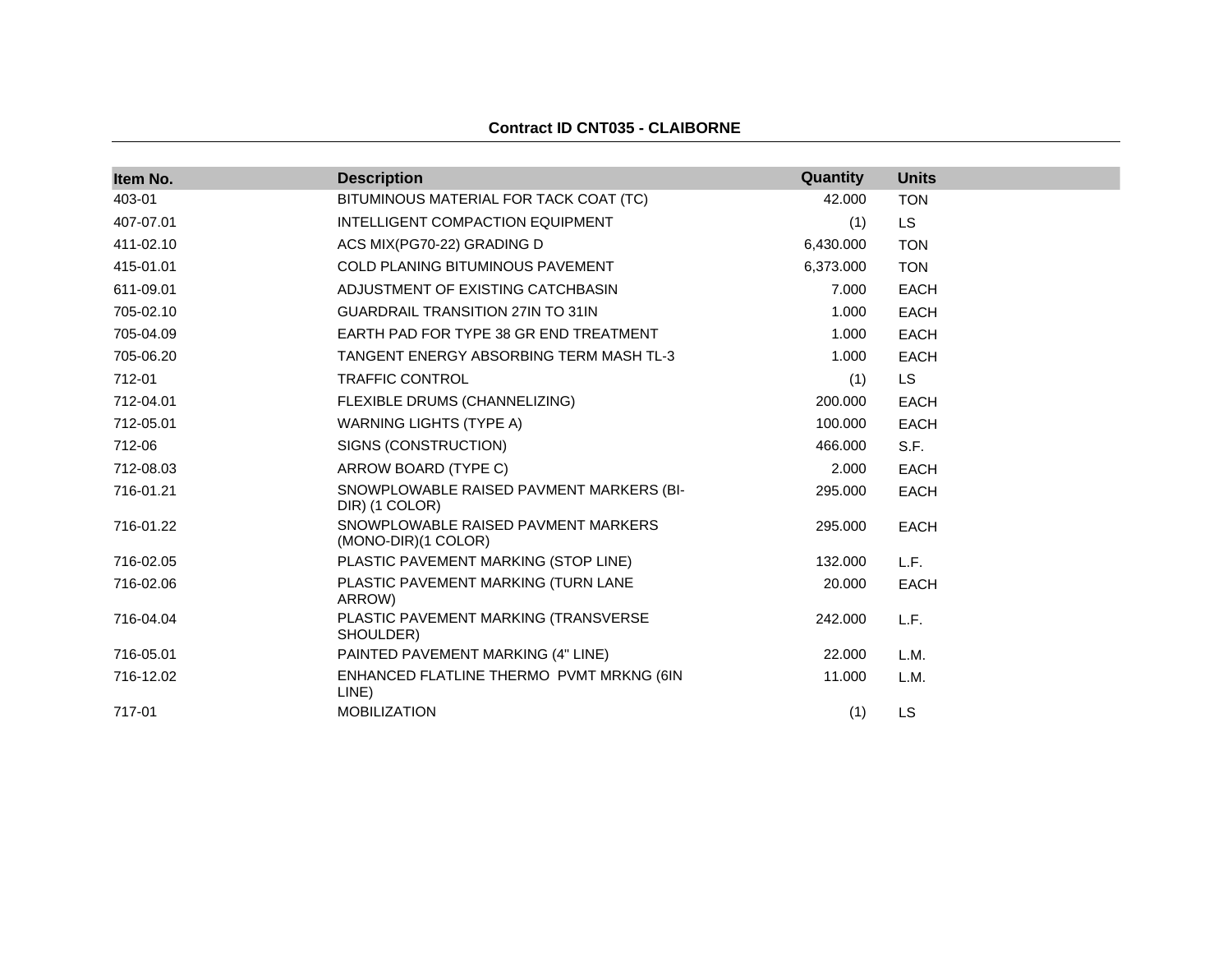**Contract ID CNT035 - CLAIBORNE**

| Item No. | Description | Quantity | Units |
|---|---|---|---|
| 403-01 | BITUMINOUS MATERIAL FOR TACK COAT (TC) | 42.000 | TON |
| 407-07.01 | INTELLIGENT COMPACTION EQUIPMENT | (1) | LS |
| 411-02.10 | ACS MIX(PG70-22) GRADING D | 6,430.000 | TON |
| 415-01.01 | COLD PLANING BITUMINOUS PAVEMENT | 6,373.000 | TON |
| 611-09.01 | ADJUSTMENT OF EXISTING CATCHBASIN | 7.000 | EACH |
| 705-02.10 | GUARDRAIL TRANSITION 27IN TO 31IN | 1.000 | EACH |
| 705-04.09 | EARTH PAD FOR TYPE 38 GR END TREATMENT | 1.000 | EACH |
| 705-06.20 | TANGENT ENERGY ABSORBING TERM MASH TL-3 | 1.000 | EACH |
| 712-01 | TRAFFIC CONTROL | (1) | LS |
| 712-04.01 | FLEXIBLE DRUMS (CHANNELIZING) | 200.000 | EACH |
| 712-05.01 | WARNING LIGHTS (TYPE A) | 100.000 | EACH |
| 712-06 | SIGNS (CONSTRUCTION) | 466.000 | S.F. |
| 712-08.03 | ARROW BOARD (TYPE C) | 2.000 | EACH |
| 716-01.21 | SNOWPLOWABLE RAISED PAVMENT MARKERS (BI-DIR) (1 COLOR) | 295.000 | EACH |
| 716-01.22 | SNOWPLOWABLE RAISED PAVMENT MARKERS (MONO-DIR)(1 COLOR) | 295.000 | EACH |
| 716-02.05 | PLASTIC PAVEMENT MARKING (STOP LINE) | 132.000 | L.F. |
| 716-02.06 | PLASTIC PAVEMENT MARKING (TURN LANE ARROW) | 20.000 | EACH |
| 716-04.04 | PLASTIC PAVEMENT MARKING (TRANSVERSE SHOULDER) | 242.000 | L.F. |
| 716-05.01 | PAINTED PAVEMENT MARKING (4" LINE) | 22.000 | L.M. |
| 716-12.02 | ENHANCED FLATLINE THERMO PVMT MRKNG (6IN LINE) | 11.000 | L.M. |
| 717-01 | MOBILIZATION | (1) | LS |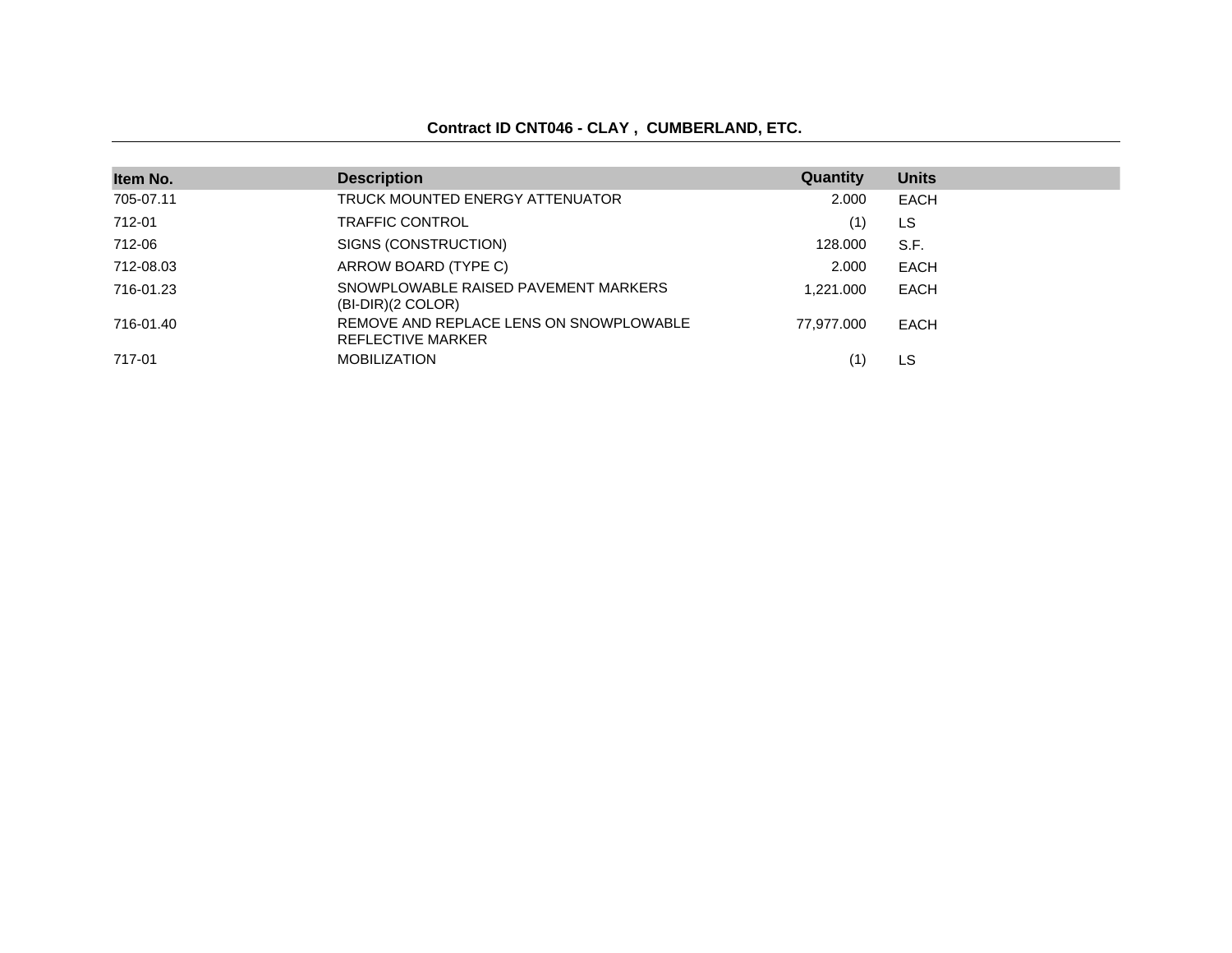**Contract ID CNT046 - CLAY , CUMBERLAND, ETC.**

| Item No. | Description | Quantity | Units |
|---|---|---|---|
| 705-07.11 | TRUCK MOUNTED ENERGY ATTENUATOR | 2.000 | EACH |
| 712-01 | TRAFFIC CONTROL | (1) | LS |
| 712-06 | SIGNS (CONSTRUCTION) | 128.000 | S.F. |
| 712-08.03 | ARROW BOARD (TYPE C) | 2.000 | EACH |
| 716-01.23 | SNOWPLOWABLE RAISED PAVEMENT MARKERS (BI-DIR)(2 COLOR) | 1,221.000 | EACH |
| 716-01.40 | REMOVE AND REPLACE LENS ON SNOWPLOWABLE REFLECTIVE MARKER | 77,977.000 | EACH |
| 717-01 | MOBILIZATION | (1) | LS |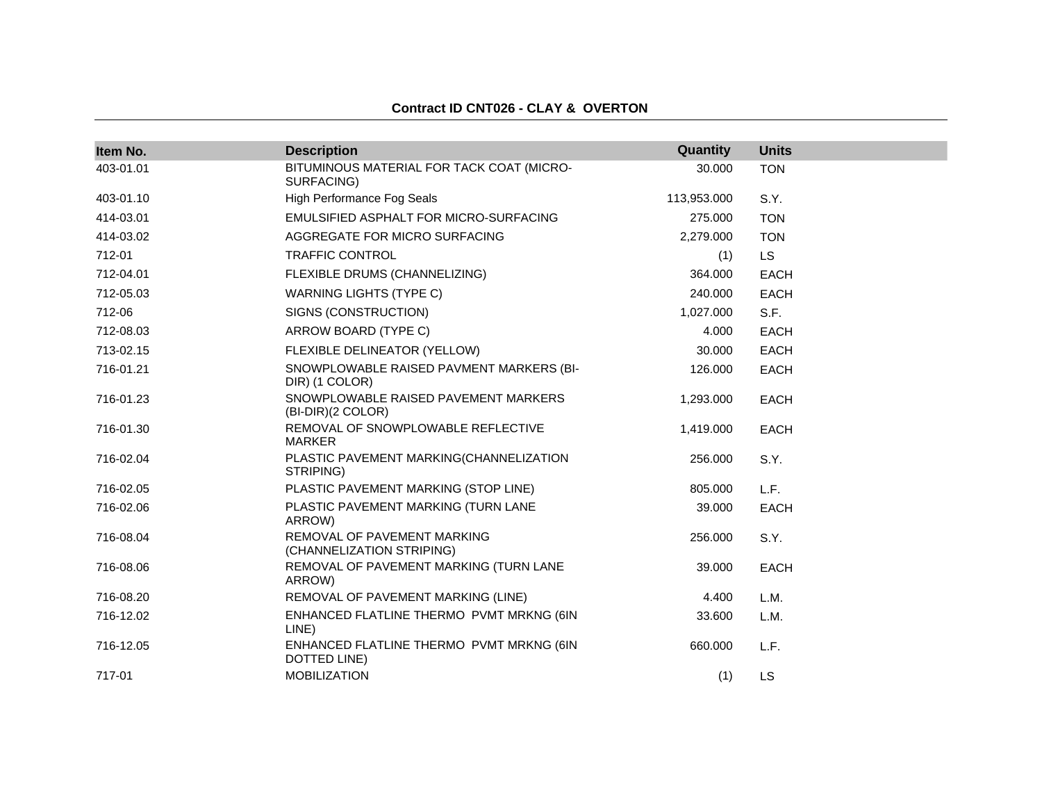## Contract ID CNT026 - CLAY & OVERTON

| Item No. | Description | Quantity | Units |
|---|---|---|---|
| 403-01.01 | BITUMINOUS MATERIAL FOR TACK COAT (MICRO-SURFACING) | 30.000 | TON |
| 403-01.10 | High Performance Fog Seals | 113,953.000 | S.Y. |
| 414-03.01 | EMULSIFIED ASPHALT FOR MICRO-SURFACING | 275.000 | TON |
| 414-03.02 | AGGREGATE FOR MICRO SURFACING | 2,279.000 | TON |
| 712-01 | TRAFFIC CONTROL | (1) | LS |
| 712-04.01 | FLEXIBLE DRUMS (CHANNELIZING) | 364.000 | EACH |
| 712-05.03 | WARNING LIGHTS (TYPE C) | 240.000 | EACH |
| 712-06 | SIGNS (CONSTRUCTION) | 1,027.000 | S.F. |
| 712-08.03 | ARROW BOARD (TYPE C) | 4.000 | EACH |
| 713-02.15 | FLEXIBLE DELINEATOR (YELLOW) | 30.000 | EACH |
| 716-01.21 | SNOWPLOWABLE RAISED PAVMENT MARKERS (BI-DIR) (1 COLOR) | 126.000 | EACH |
| 716-01.23 | SNOWPLOWABLE RAISED PAVEMENT MARKERS (BI-DIR)(2 COLOR) | 1,293.000 | EACH |
| 716-01.30 | REMOVAL OF SNOWPLOWABLE REFLECTIVE MARKER | 1,419.000 | EACH |
| 716-02.04 | PLASTIC PAVEMENT MARKING(CHANNELIZATION STRIPING) | 256.000 | S.Y. |
| 716-02.05 | PLASTIC PAVEMENT MARKING (STOP LINE) | 805.000 | L.F. |
| 716-02.06 | PLASTIC PAVEMENT MARKING (TURN LANE ARROW) | 39.000 | EACH |
| 716-08.04 | REMOVAL OF PAVEMENT MARKING (CHANNELIZATION STRIPING) | 256.000 | S.Y. |
| 716-08.06 | REMOVAL OF PAVEMENT MARKING (TURN LANE ARROW) | 39.000 | EACH |
| 716-08.20 | REMOVAL OF PAVEMENT MARKING (LINE) | 4.400 | L.M. |
| 716-12.02 | ENHANCED FLATLINE THERMO PVMT MRKNG (6IN LINE) | 33.600 | L.M. |
| 716-12.05 | ENHANCED FLATLINE THERMO PVMT MRKNG (6IN DOTTED LINE) | 660.000 | L.F. |
| 717-01 | MOBILIZATION | (1) | LS |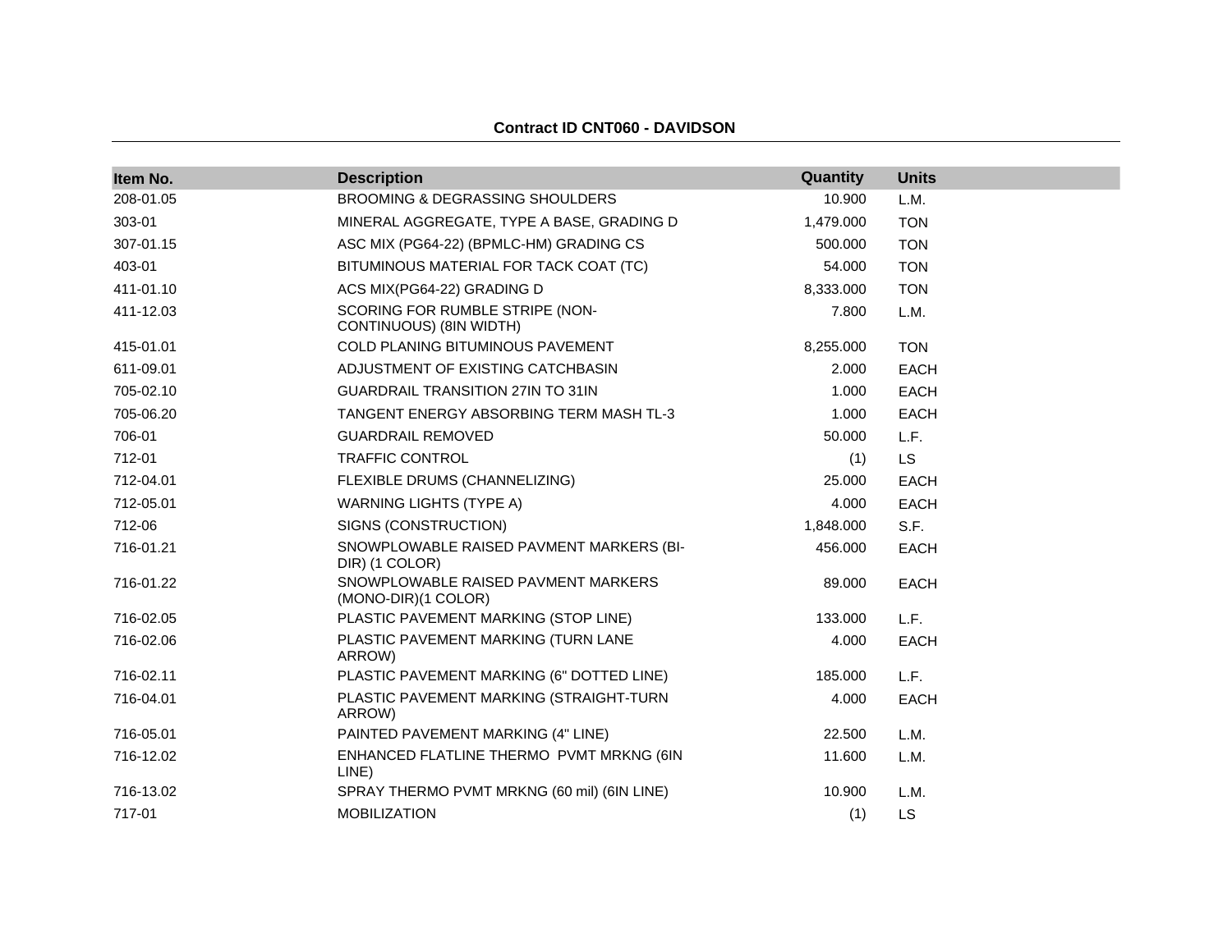**Contract ID CNT060 - DAVIDSON**

| Item No. | Description | Quantity | Units |
|---|---|---|---|
| 208-01.05 | BROOMING & DEGRASSING SHOULDERS | 10.900 | L.M. |
| 303-01 | MINERAL AGGREGATE, TYPE A BASE, GRADING D | 1,479.000 | TON |
| 307-01.15 | ASC MIX (PG64-22) (BPMLC-HM) GRADING CS | 500.000 | TON |
| 403-01 | BITUMINOUS MATERIAL FOR TACK COAT (TC) | 54.000 | TON |
| 411-01.10 | ACS MIX(PG64-22) GRADING D | 8,333.000 | TON |
| 411-12.03 | SCORING FOR RUMBLE STRIPE (NON-CONTINUOUS) (8IN WIDTH) | 7.800 | L.M. |
| 415-01.01 | COLD PLANING BITUMINOUS PAVEMENT | 8,255.000 | TON |
| 611-09.01 | ADJUSTMENT OF EXISTING CATCHBASIN | 2.000 | EACH |
| 705-02.10 | GUARDRAIL TRANSITION 27IN TO 31IN | 1.000 | EACH |
| 705-06.20 | TANGENT ENERGY ABSORBING TERM MASH TL-3 | 1.000 | EACH |
| 706-01 | GUARDRAIL REMOVED | 50.000 | L.F. |
| 712-01 | TRAFFIC CONTROL | (1) | LS |
| 712-04.01 | FLEXIBLE DRUMS (CHANNELIZING) | 25.000 | EACH |
| 712-05.01 | WARNING LIGHTS (TYPE A) | 4.000 | EACH |
| 712-06 | SIGNS (CONSTRUCTION) | 1,848.000 | S.F. |
| 716-01.21 | SNOWPLOWABLE RAISED PAVMENT MARKERS (BI-DIR) (1 COLOR) | 456.000 | EACH |
| 716-01.22 | SNOWPLOWABLE RAISED PAVMENT MARKERS (MONO-DIR)(1 COLOR) | 89.000 | EACH |
| 716-02.05 | PLASTIC PAVEMENT MARKING (STOP LINE) | 133.000 | L.F. |
| 716-02.06 | PLASTIC PAVEMENT MARKING (TURN LANE ARROW) | 4.000 | EACH |
| 716-02.11 | PLASTIC PAVEMENT MARKING (6" DOTTED LINE) | 185.000 | L.F. |
| 716-04.01 | PLASTIC PAVEMENT MARKING (STRAIGHT-TURN ARROW) | 4.000 | EACH |
| 716-05.01 | PAINTED PAVEMENT MARKING (4" LINE) | 22.500 | L.M. |
| 716-12.02 | ENHANCED FLATLINE THERMO PVMT MRKNG (6IN LINE) | 11.600 | L.M. |
| 716-13.02 | SPRAY THERMO PVMT MRKNG (60 mil) (6IN LINE) | 10.900 | L.M. |
| 717-01 | MOBILIZATION | (1) | LS |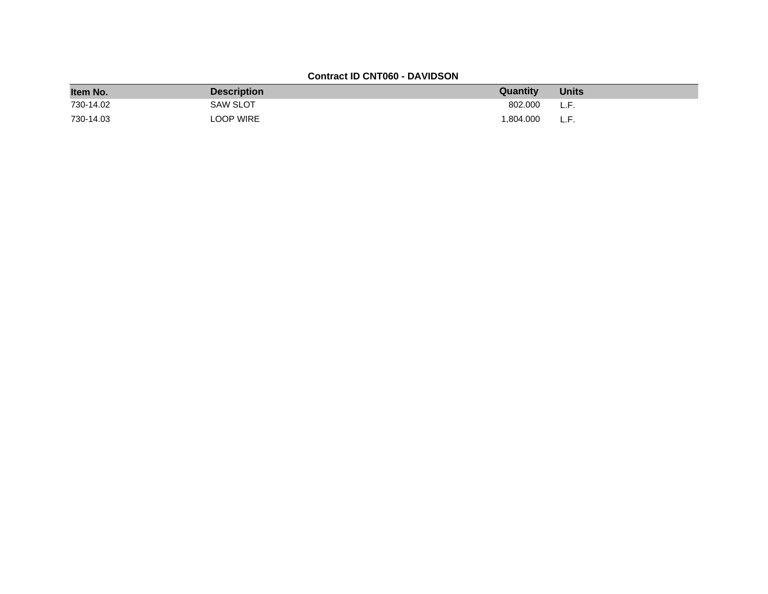**Contract ID CNT060 - DAVIDSON**

| Item No. | Description | Quantity | Units |
|---|---|---|---|
| 730-14.02 | SAW SLOT | 802.000 | L.F. |
| 730-14.03 | LOOP WIRE | 1,804.000 | L.F. |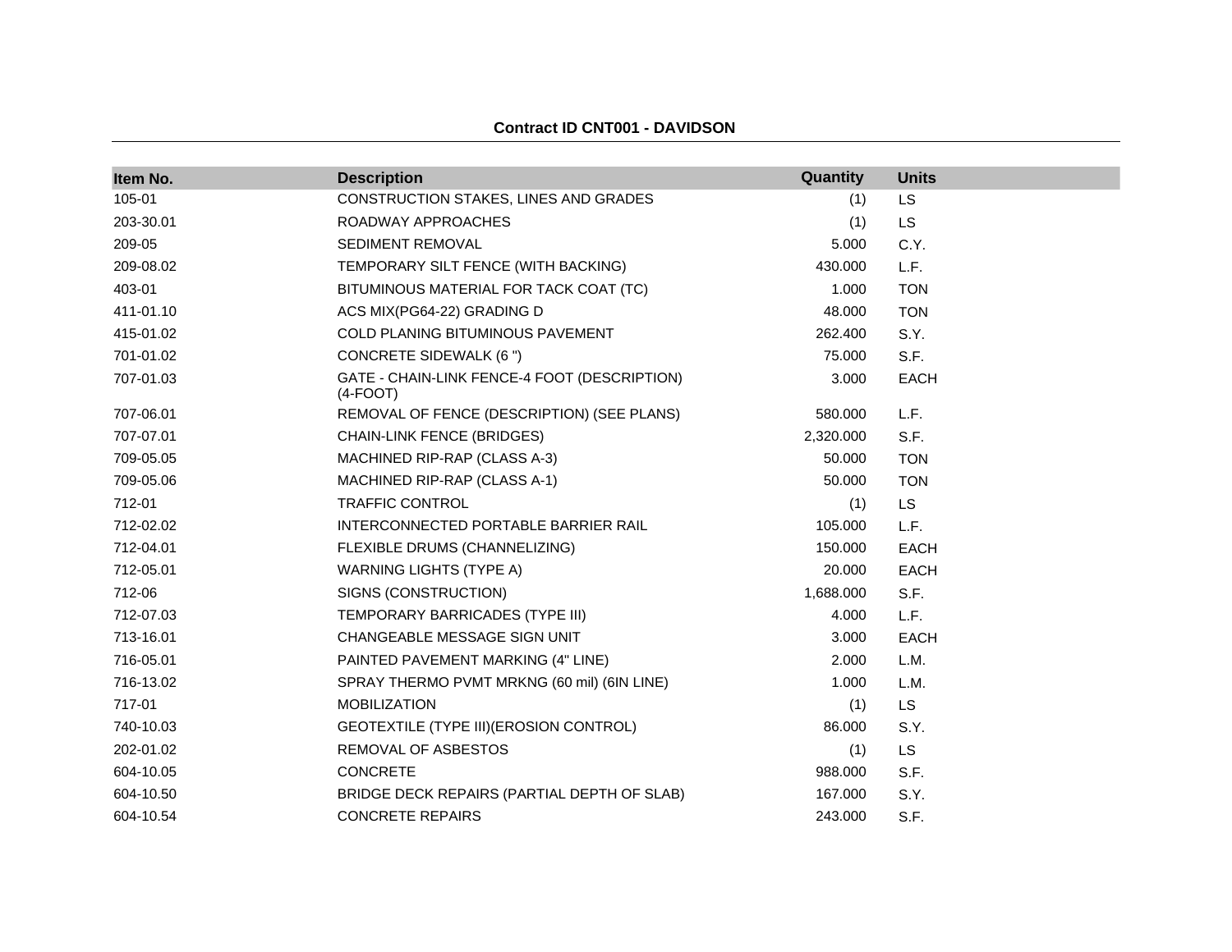**Contract ID CNT001 - DAVIDSON**

| Item No. | Description | Quantity | Units |
|---|---|---|---|
| 105-01 | CONSTRUCTION STAKES, LINES AND GRADES | (1) | LS |
| 203-30.01 | ROADWAY APPROACHES | (1) | LS |
| 209-05 | SEDIMENT REMOVAL | 5.000 | C.Y. |
| 209-08.02 | TEMPORARY SILT FENCE (WITH BACKING) | 430.000 | L.F. |
| 403-01 | BITUMINOUS MATERIAL FOR TACK COAT (TC) | 1.000 | TON |
| 411-01.10 | ACS MIX(PG64-22) GRADING D | 48.000 | TON |
| 415-01.02 | COLD PLANING BITUMINOUS PAVEMENT | 262.400 | S.Y. |
| 701-01.02 | CONCRETE SIDEWALK (6 ") | 75.000 | S.F. |
| 707-01.03 | GATE - CHAIN-LINK FENCE-4 FOOT (DESCRIPTION) (4-FOOT) | 3.000 | EACH |
| 707-06.01 | REMOVAL OF FENCE (DESCRIPTION) (SEE PLANS) | 580.000 | L.F. |
| 707-07.01 | CHAIN-LINK FENCE (BRIDGES) | 2,320.000 | S.F. |
| 709-05.05 | MACHINED RIP-RAP (CLASS A-3) | 50.000 | TON |
| 709-05.06 | MACHINED RIP-RAP (CLASS A-1) | 50.000 | TON |
| 712-01 | TRAFFIC CONTROL | (1) | LS |
| 712-02.02 | INTERCONNECTED PORTABLE BARRIER RAIL | 105.000 | L.F. |
| 712-04.01 | FLEXIBLE DRUMS (CHANNELIZING) | 150.000 | EACH |
| 712-05.01 | WARNING LIGHTS (TYPE A) | 20.000 | EACH |
| 712-06 | SIGNS (CONSTRUCTION) | 1,688.000 | S.F. |
| 712-07.03 | TEMPORARY BARRICADES (TYPE III) | 4.000 | L.F. |
| 713-16.01 | CHANGEABLE MESSAGE SIGN UNIT | 3.000 | EACH |
| 716-05.01 | PAINTED PAVEMENT MARKING (4" LINE) | 2.000 | L.M. |
| 716-13.02 | SPRAY THERMO PVMT MRKNG (60 mil) (6IN LINE) | 1.000 | L.M. |
| 717-01 | MOBILIZATION | (1) | LS |
| 740-10.03 | GEOTEXTILE (TYPE III)(EROSION CONTROL) | 86.000 | S.Y. |
| 202-01.02 | REMOVAL OF ASBESTOS | (1) | LS |
| 604-10.05 | CONCRETE | 988.000 | S.F. |
| 604-10.50 | BRIDGE DECK REPAIRS (PARTIAL DEPTH OF SLAB) | 167.000 | S.Y. |
| 604-10.54 | CONCRETE REPAIRS | 243.000 | S.F. |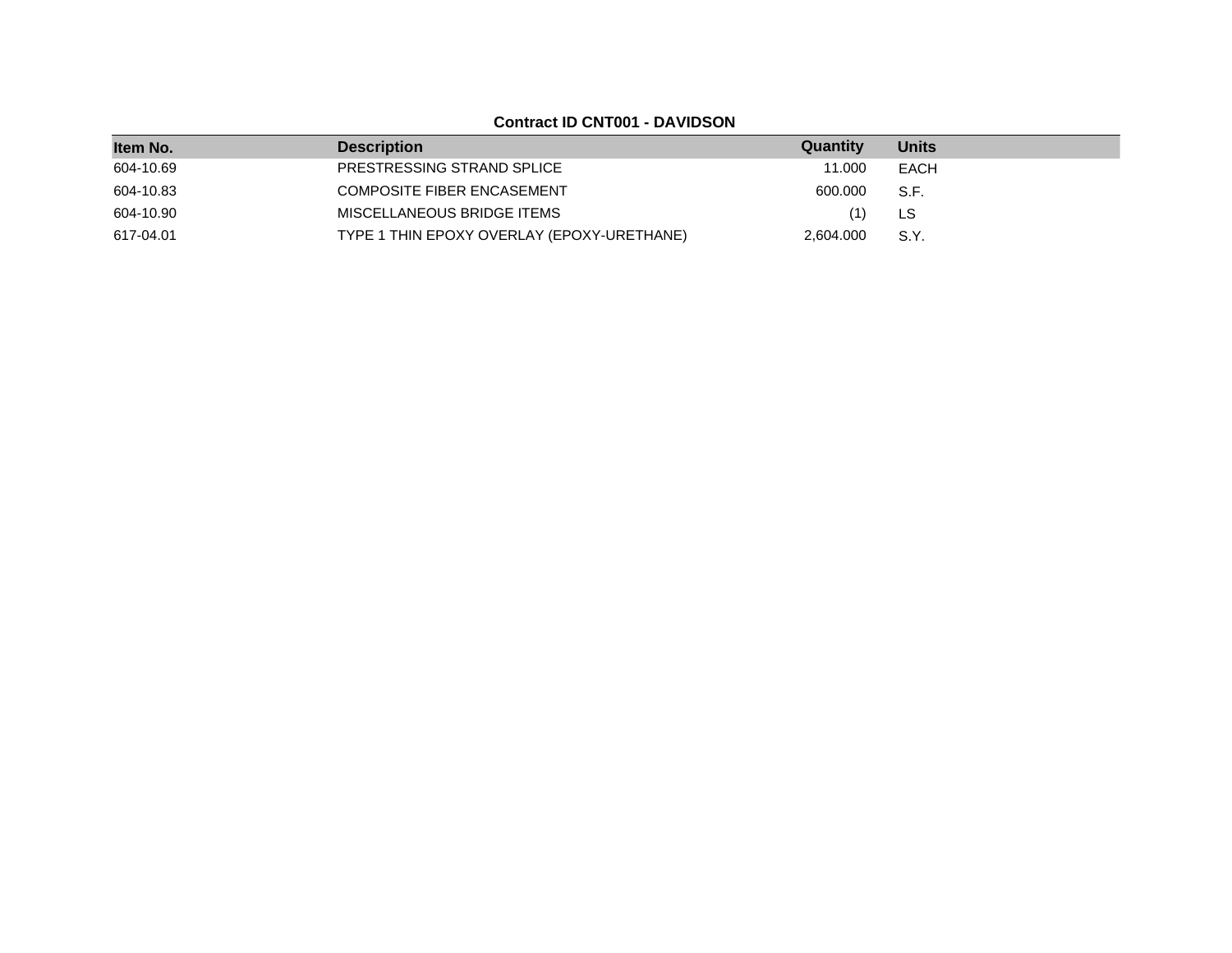**Contract ID CNT001 - DAVIDSON**

| Item No. | Description | Quantity | Units |
|---|---|---|---|
| 604-10.69 | PRESTRESSING STRAND SPLICE | 11.000 | EACH |
| 604-10.83 | COMPOSITE FIBER ENCASEMENT | 600.000 | S.F. |
| 604-10.90 | MISCELLANEOUS BRIDGE ITEMS | (1) | LS |
| 617-04.01 | TYPE 1 THIN EPOXY OVERLAY (EPOXY-URETHANE) | 2,604.000 | S.Y. |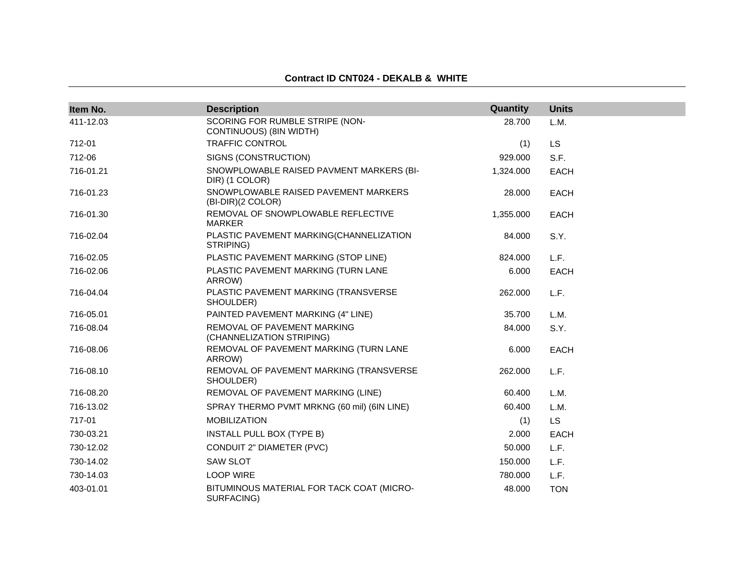**Contract ID CNT024 - DEKALB & WHITE**

| Item No. | Description | Quantity | Units |
|---|---|---|---|
| 411-12.03 | SCORING FOR RUMBLE STRIPE (NON-CONTINUOUS) (8IN WIDTH) | 28.700 | L.M. |
| 712-01 | TRAFFIC CONTROL | (1) | LS |
| 712-06 | SIGNS (CONSTRUCTION) | 929.000 | S.F. |
| 716-01.21 | SNOWPLOWABLE RAISED PAVMENT MARKERS (BI-DIR) (1 COLOR) | 1,324.000 | EACH |
| 716-01.23 | SNOWPLOWABLE RAISED PAVEMENT MARKERS (BI-DIR)(2 COLOR) | 28.000 | EACH |
| 716-01.30 | REMOVAL OF SNOWPLOWABLE REFLECTIVE MARKER | 1,355.000 | EACH |
| 716-02.04 | PLASTIC PAVEMENT MARKING(CHANNELIZATION STRIPING) | 84.000 | S.Y. |
| 716-02.05 | PLASTIC PAVEMENT MARKING (STOP LINE) | 824.000 | L.F. |
| 716-02.06 | PLASTIC PAVEMENT MARKING (TURN LANE ARROW) | 6.000 | EACH |
| 716-04.04 | PLASTIC PAVEMENT MARKING (TRANSVERSE SHOULDER) | 262.000 | L.F. |
| 716-05.01 | PAINTED PAVEMENT MARKING (4" LINE) | 35.700 | L.M. |
| 716-08.04 | REMOVAL OF PAVEMENT MARKING (CHANNELIZATION STRIPING) | 84.000 | S.Y. |
| 716-08.06 | REMOVAL OF PAVEMENT MARKING (TURN LANE ARROW) | 6.000 | EACH |
| 716-08.10 | REMOVAL OF PAVEMENT MARKING (TRANSVERSE SHOULDER) | 262.000 | L.F. |
| 716-08.20 | REMOVAL OF PAVEMENT MARKING (LINE) | 60.400 | L.M. |
| 716-13.02 | SPRAY THERMO PVMT MRKNG (60 mil) (6IN LINE) | 60.400 | L.M. |
| 717-01 | MOBILIZATION | (1) | LS |
| 730-03.21 | INSTALL PULL BOX (TYPE B) | 2.000 | EACH |
| 730-12.02 | CONDUIT 2" DIAMETER (PVC) | 50.000 | L.F. |
| 730-14.02 | SAW SLOT | 150.000 | L.F. |
| 730-14.03 | LOOP WIRE | 780.000 | L.F. |
| 403-01.01 | BITUMINOUS MATERIAL FOR TACK COAT (MICRO-SURFACING) | 48.000 | TON |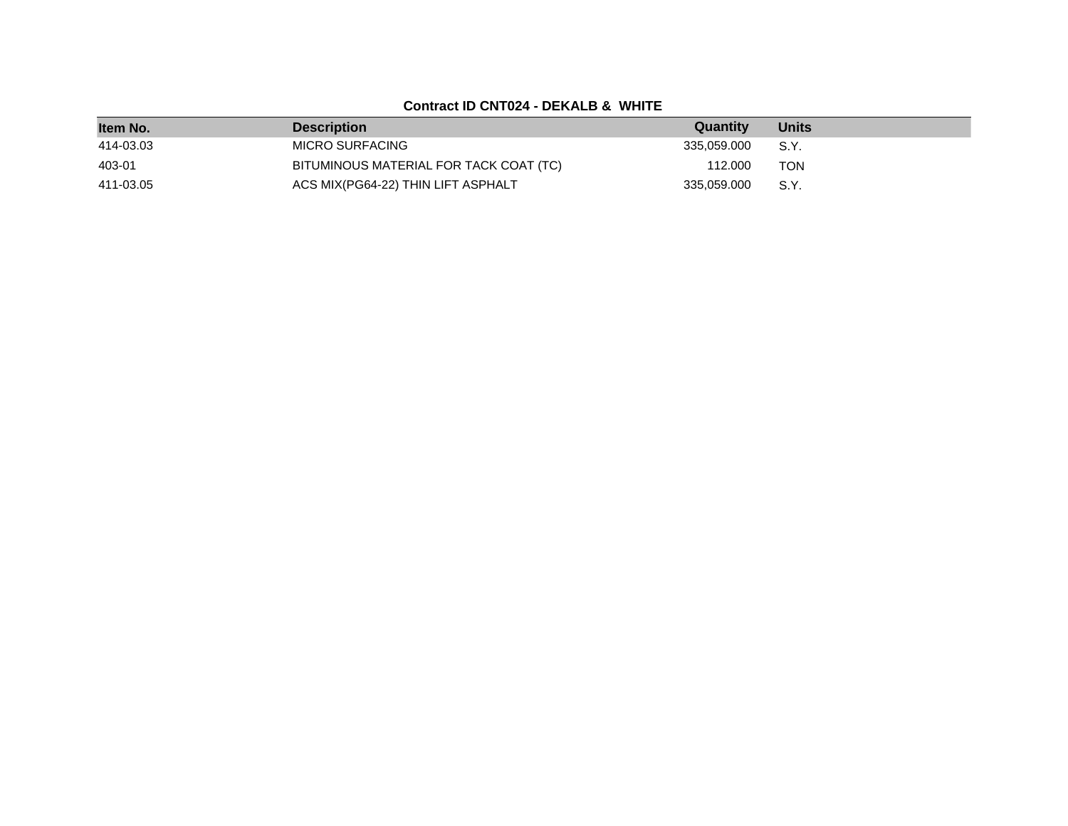**Contract ID CNT024 - DEKALB & WHITE**

| Item No. | Description | Quantity | Units |
|---|---|---|---|
| 414-03.03 | MICRO SURFACING | 335,059.000 | S.Y. |
| 403-01 | BITUMINOUS MATERIAL FOR TACK COAT (TC) | 112.000 | TON |
| 411-03.05 | ACS MIX(PG64-22) THIN LIFT ASPHALT | 335,059.000 | S.Y. |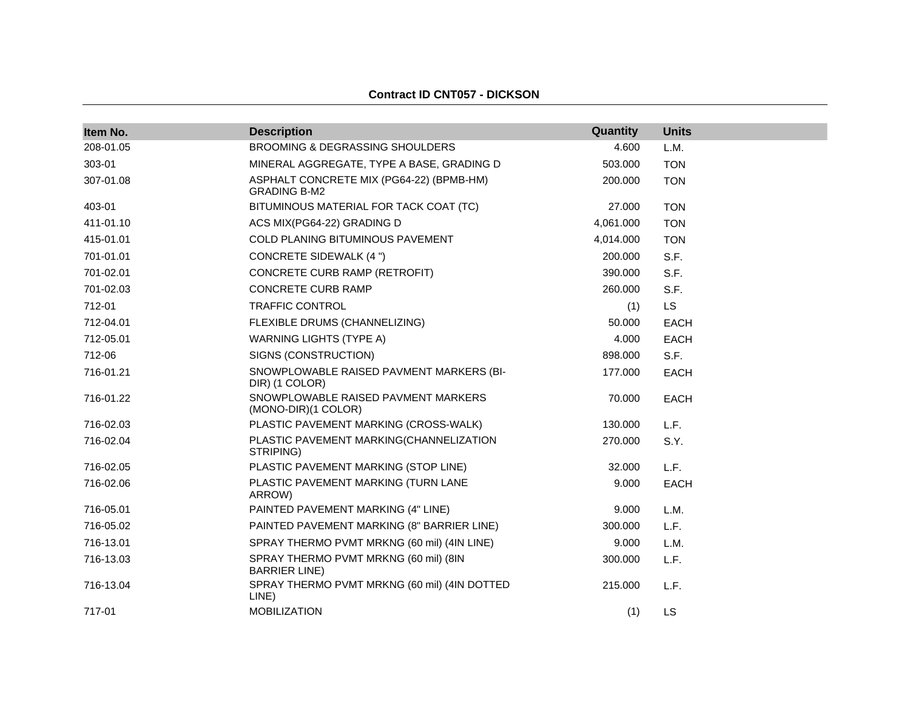## Contract ID CNT057 - DICKSON

| Item No. | Description | Quantity | Units |
|---|---|---|---|
| 208-01.05 | BROOMING & DEGRASSING SHOULDERS | 4.600 | L.M. |
| 303-01 | MINERAL AGGREGATE, TYPE A BASE, GRADING D | 503.000 | TON |
| 307-01.08 | ASPHALT CONCRETE MIX (PG64-22) (BPMB-HM) GRADING B-M2 | 200.000 | TON |
| 403-01 | BITUMINOUS MATERIAL FOR TACK COAT (TC) | 27.000 | TON |
| 411-01.10 | ACS MIX(PG64-22) GRADING D | 4,061.000 | TON |
| 415-01.01 | COLD PLANING BITUMINOUS PAVEMENT | 4,014.000 | TON |
| 701-01.01 | CONCRETE SIDEWALK (4 ") | 200.000 | S.F. |
| 701-02.01 | CONCRETE CURB RAMP (RETROFIT) | 390.000 | S.F. |
| 701-02.03 | CONCRETE CURB RAMP | 260.000 | S.F. |
| 712-01 | TRAFFIC CONTROL | (1) | LS |
| 712-04.01 | FLEXIBLE DRUMS (CHANNELIZING) | 50.000 | EACH |
| 712-05.01 | WARNING LIGHTS (TYPE A) | 4.000 | EACH |
| 712-06 | SIGNS (CONSTRUCTION) | 898.000 | S.F. |
| 716-01.21 | SNOWPLOWABLE RAISED PAVMENT MARKERS (BI-DIR) (1 COLOR) | 177.000 | EACH |
| 716-01.22 | SNOWPLOWABLE RAISED PAVMENT MARKERS (MONO-DIR)(1 COLOR) | 70.000 | EACH |
| 716-02.03 | PLASTIC PAVEMENT MARKING (CROSS-WALK) | 130.000 | L.F. |
| 716-02.04 | PLASTIC PAVEMENT MARKING(CHANNELIZATION STRIPING) | 270.000 | S.Y. |
| 716-02.05 | PLASTIC PAVEMENT MARKING (STOP LINE) | 32.000 | L.F. |
| 716-02.06 | PLASTIC PAVEMENT MARKING (TURN LANE ARROW) | 9.000 | EACH |
| 716-05.01 | PAINTED PAVEMENT MARKING (4" LINE) | 9.000 | L.M. |
| 716-05.02 | PAINTED PAVEMENT MARKING (8" BARRIER LINE) | 300.000 | L.F. |
| 716-13.01 | SPRAY THERMO PVMT MRKNG (60 mil) (4IN LINE) | 9.000 | L.M. |
| 716-13.03 | SPRAY THERMO PVMT MRKNG (60 mil) (8IN BARRIER LINE) | 300.000 | L.F. |
| 716-13.04 | SPRAY THERMO PVMT MRKNG (60 mil) (4IN DOTTED LINE) | 215.000 | L.F. |
| 717-01 | MOBILIZATION | (1) | LS |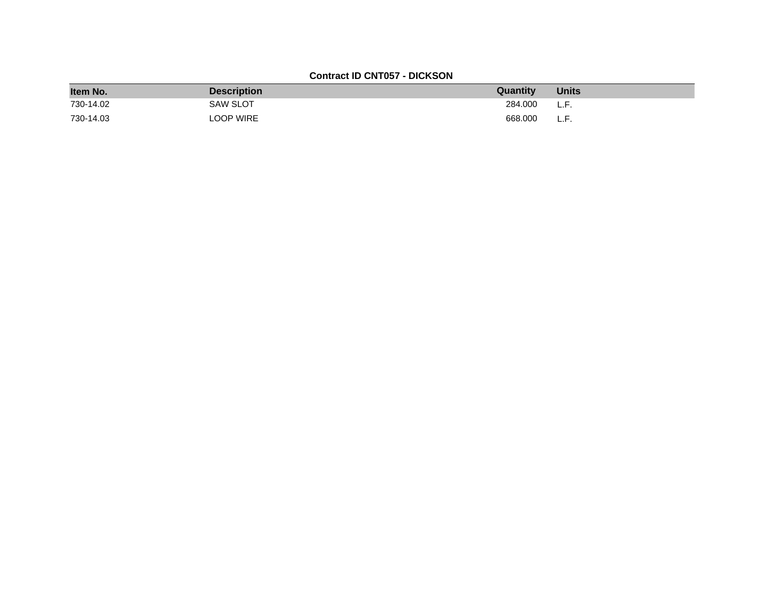**Contract ID CNT057 - DICKSON**

| Item No. | Description | Quantity | Units |
| --- | --- | --- | --- |
| 730-14.02 | SAW SLOT | 284.000 | L.F. |
| 730-14.03 | LOOP WIRE | 668.000 | L.F. |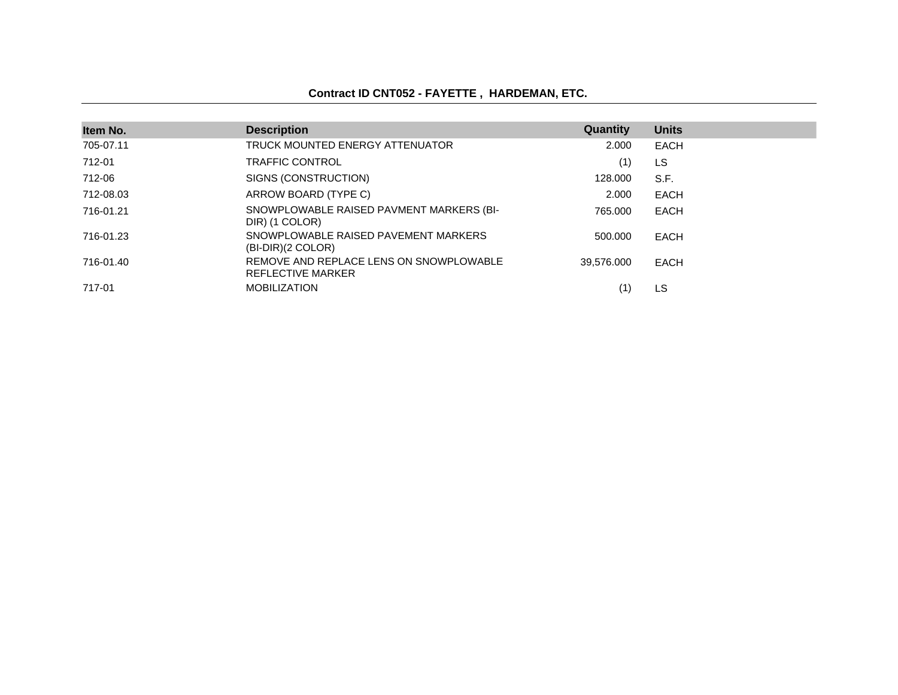**Contract ID CNT052 - FAYETTE , HARDEMAN, ETC.**

| Item No. | Description | Quantity | Units |
|---|---|---|---|
| 705-07.11 | TRUCK MOUNTED ENERGY ATTENUATOR | 2.000 | EACH |
| 712-01 | TRAFFIC CONTROL | (1) | LS |
| 712-06 | SIGNS (CONSTRUCTION) | 128.000 | S.F. |
| 712-08.03 | ARROW BOARD (TYPE C) | 2.000 | EACH |
| 716-01.21 | SNOWPLOWABLE RAISED PAVMENT MARKERS (BI-DIR) (1 COLOR) | 765.000 | EACH |
| 716-01.23 | SNOWPLOWABLE RAISED PAVEMENT MARKERS (BI-DIR)(2 COLOR) | 500.000 | EACH |
| 716-01.40 | REMOVE AND REPLACE LENS ON SNOWPLOWABLE REFLECTIVE MARKER | 39,576.000 | EACH |
| 717-01 | MOBILIZATION | (1) | LS |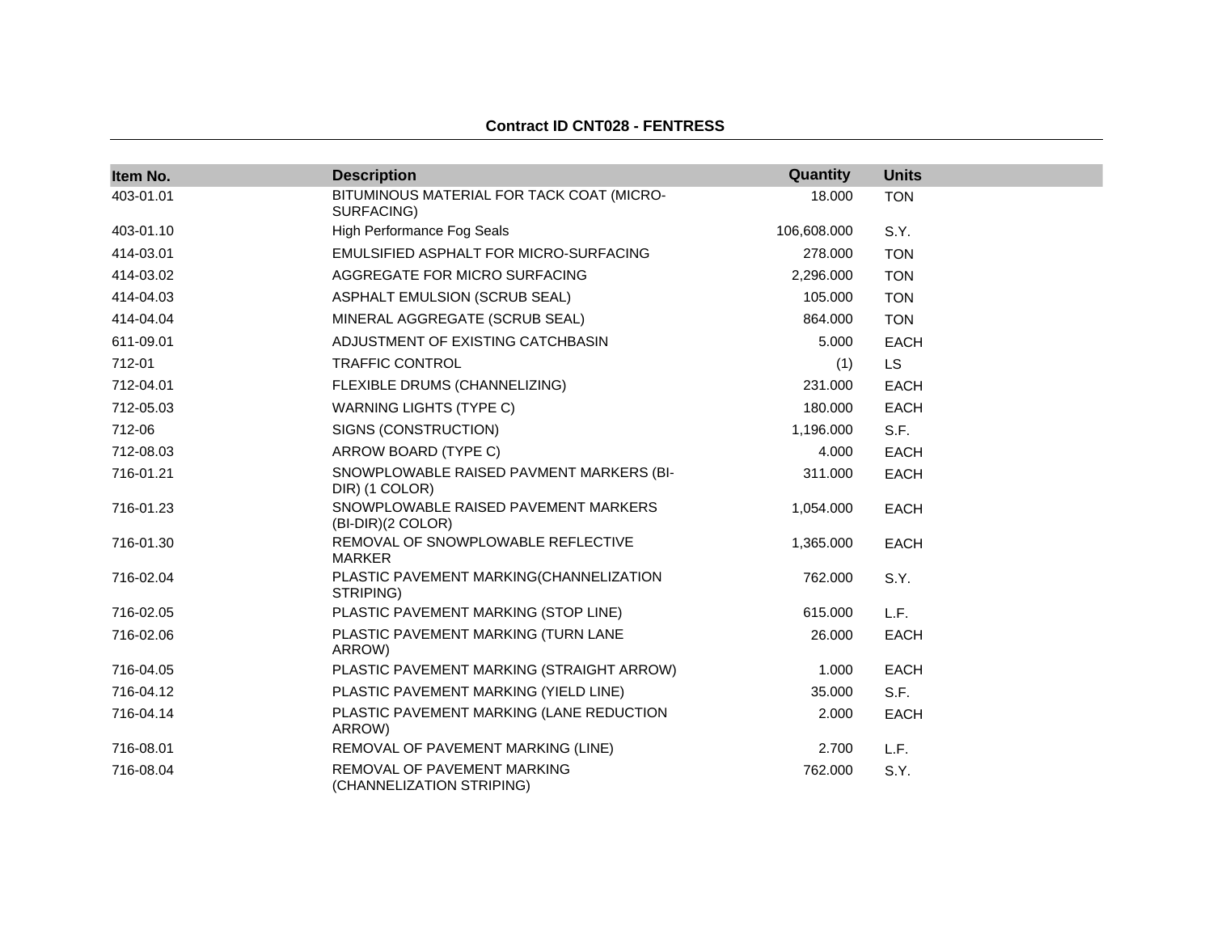**Contract ID CNT028 - FENTRESS**

| Item No. | Description | Quantity | Units |
|---|---|---|---|
| 403-01.01 | BITUMINOUS MATERIAL FOR TACK COAT (MICRO-SURFACING) | 18.000 | TON |
| 403-01.10 | High Performance Fog Seals | 106,608.000 | S.Y. |
| 414-03.01 | EMULSIFIED ASPHALT FOR MICRO-SURFACING | 278.000 | TON |
| 414-03.02 | AGGREGATE FOR MICRO SURFACING | 2,296.000 | TON |
| 414-04.03 | ASPHALT EMULSION (SCRUB SEAL) | 105.000 | TON |
| 414-04.04 | MINERAL AGGREGATE (SCRUB SEAL) | 864.000 | TON |
| 611-09.01 | ADJUSTMENT OF EXISTING CATCHBASIN | 5.000 | EACH |
| 712-01 | TRAFFIC CONTROL | (1) | LS |
| 712-04.01 | FLEXIBLE DRUMS (CHANNELIZING) | 231.000 | EACH |
| 712-05.03 | WARNING LIGHTS (TYPE C) | 180.000 | EACH |
| 712-06 | SIGNS (CONSTRUCTION) | 1,196.000 | S.F. |
| 712-08.03 | ARROW BOARD (TYPE C) | 4.000 | EACH |
| 716-01.21 | SNOWPLOWABLE RAISED PAVMENT MARKERS (BI-DIR) (1 COLOR) | 311.000 | EACH |
| 716-01.23 | SNOWPLOWABLE RAISED PAVEMENT MARKERS (BI-DIR)(2 COLOR) | 1,054.000 | EACH |
| 716-01.30 | REMOVAL OF SNOWPLOWABLE REFLECTIVE MARKER | 1,365.000 | EACH |
| 716-02.04 | PLASTIC PAVEMENT MARKING(CHANNELIZATION STRIPING) | 762.000 | S.Y. |
| 716-02.05 | PLASTIC PAVEMENT MARKING (STOP LINE) | 615.000 | L.F. |
| 716-02.06 | PLASTIC PAVEMENT MARKING (TURN LANE ARROW) | 26.000 | EACH |
| 716-04.05 | PLASTIC PAVEMENT MARKING (STRAIGHT ARROW) | 1.000 | EACH |
| 716-04.12 | PLASTIC PAVEMENT MARKING (YIELD LINE) | 35.000 | S.F. |
| 716-04.14 | PLASTIC PAVEMENT MARKING (LANE REDUCTION ARROW) | 2.000 | EACH |
| 716-08.01 | REMOVAL OF PAVEMENT MARKING (LINE) | 2.700 | L.F. |
| 716-08.04 | REMOVAL OF PAVEMENT MARKING (CHANNELIZATION STRIPING) | 762.000 | S.Y. |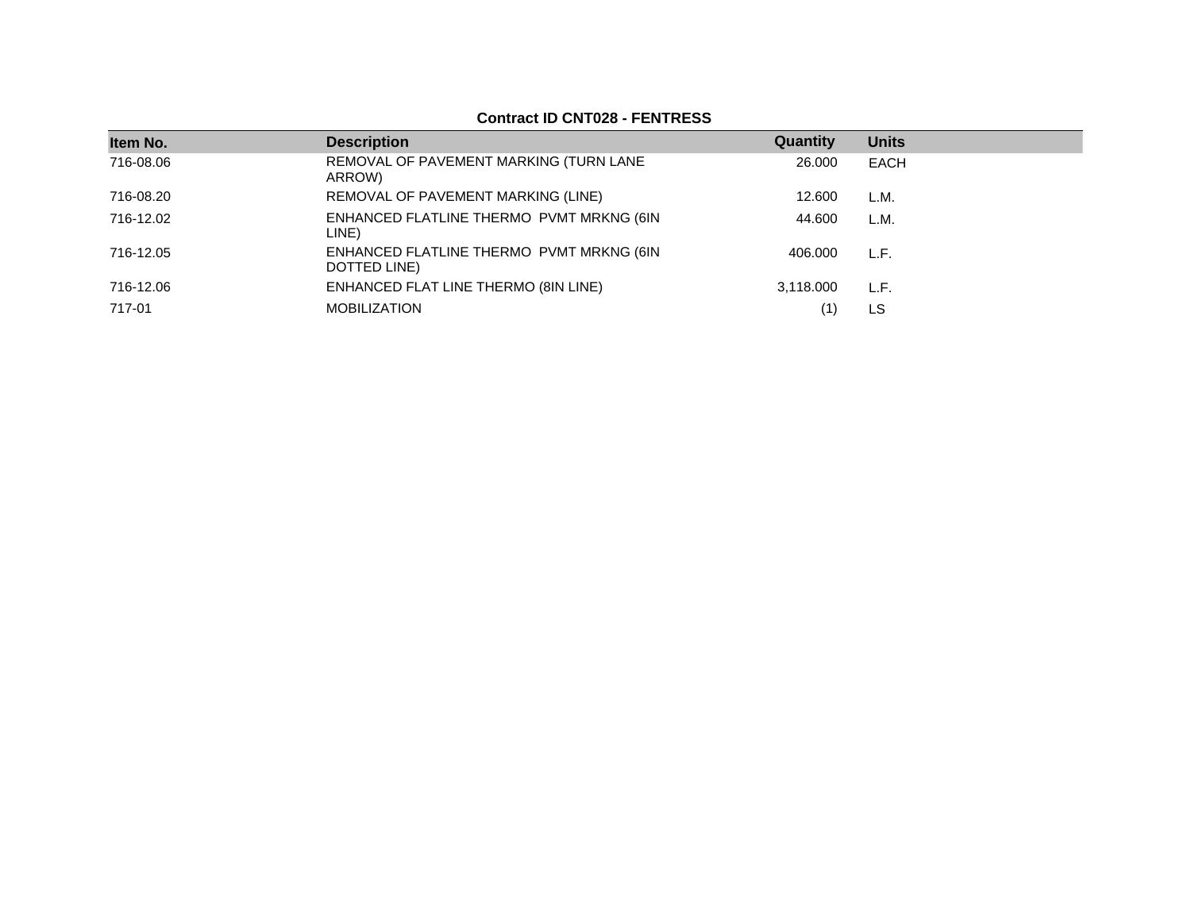**Contract ID CNT028 - FENTRESS**

| Item No. | Description | Quantity | Units |
|---|---|---|---|
| 716-08.06 | REMOVAL OF PAVEMENT MARKING (TURN LANE ARROW) | 26.000 | EACH |
| 716-08.20 | REMOVAL OF PAVEMENT MARKING (LINE) | 12.600 | L.M. |
| 716-12.02 | ENHANCED FLATLINE THERMO PVMT MRKNG (6IN LINE) | 44.600 | L.M. |
| 716-12.05 | ENHANCED FLATLINE THERMO PVMT MRKNG (6IN DOTTED LINE) | 406.000 | L.F. |
| 716-12.06 | ENHANCED FLAT LINE THERMO (8IN LINE) | 3,118.000 | L.F. |
| 717-01 | MOBILIZATION | (1) | LS |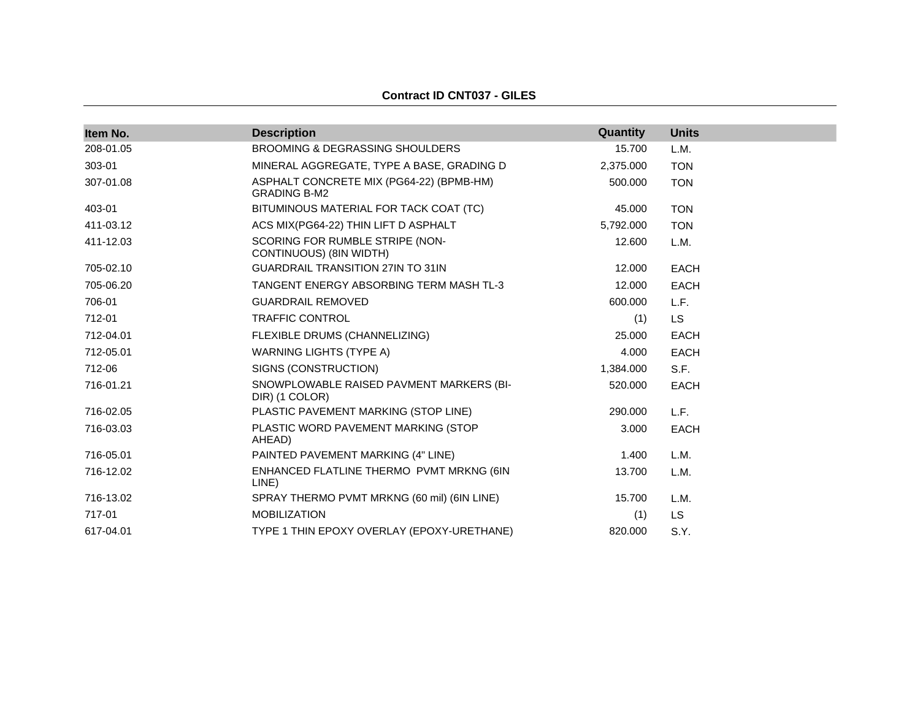**Contract ID CNT037 - GILES**

| Item No. | Description | Quantity | Units |
|---|---|---|---|
| 208-01.05 | BROOMING & DEGRASSING SHOULDERS | 15.700 | L.M. |
| 303-01 | MINERAL AGGREGATE, TYPE A BASE, GRADING D | 2,375.000 | TON |
| 307-01.08 | ASPHALT CONCRETE MIX (PG64-22) (BPMB-HM) GRADING B-M2 | 500.000 | TON |
| 403-01 | BITUMINOUS MATERIAL FOR TACK COAT (TC) | 45.000 | TON |
| 411-03.12 | ACS MIX(PG64-22) THIN LIFT D ASPHALT | 5,792.000 | TON |
| 411-12.03 | SCORING FOR RUMBLE STRIPE (NON-CONTINUOUS) (8IN WIDTH) | 12.600 | L.M. |
| 705-02.10 | GUARDRAIL TRANSITION 27IN TO 31IN | 12.000 | EACH |
| 705-06.20 | TANGENT ENERGY ABSORBING TERM MASH TL-3 | 12.000 | EACH |
| 706-01 | GUARDRAIL REMOVED | 600.000 | L.F. |
| 712-01 | TRAFFIC CONTROL | (1) | LS |
| 712-04.01 | FLEXIBLE DRUMS (CHANNELIZING) | 25.000 | EACH |
| 712-05.01 | WARNING LIGHTS (TYPE A) | 4.000 | EACH |
| 712-06 | SIGNS (CONSTRUCTION) | 1,384.000 | S.F. |
| 716-01.21 | SNOWPLOWABLE RAISED PAVMENT MARKERS (BI-DIR) (1 COLOR) | 520.000 | EACH |
| 716-02.05 | PLASTIC PAVEMENT MARKING (STOP LINE) | 290.000 | L.F. |
| 716-03.03 | PLASTIC WORD PAVEMENT MARKING (STOP AHEAD) | 3.000 | EACH |
| 716-05.01 | PAINTED PAVEMENT MARKING (4" LINE) | 1.400 | L.M. |
| 716-12.02 | ENHANCED FLATLINE THERMO PVMT MRKNG (6IN LINE) | 13.700 | L.M. |
| 716-13.02 | SPRAY THERMO PVMT MRKNG (60 mil) (6IN LINE) | 15.700 | L.M. |
| 717-01 | MOBILIZATION | (1) | LS |
| 617-04.01 | TYPE 1 THIN EPOXY OVERLAY (EPOXY-URETHANE) | 820.000 | S.Y. |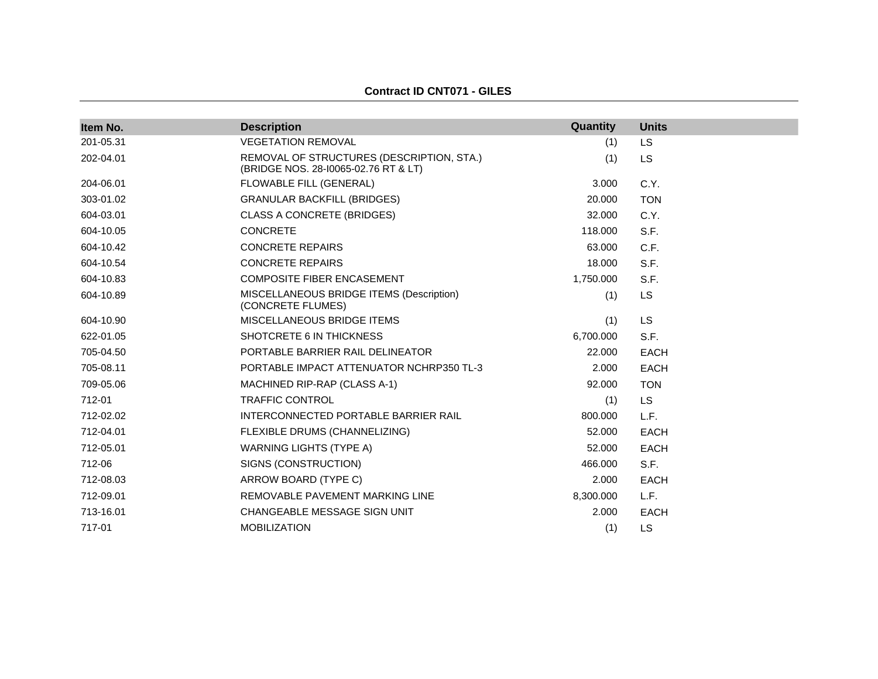**Contract ID CNT071 - GILES**

| Item No. | Description | Quantity | Units |
|---|---|---|---|
| 201-05.31 | VEGETATION REMOVAL | (1) | LS |
| 202-04.01 | REMOVAL OF STRUCTURES (DESCRIPTION, STA.) (BRIDGE NOS. 28-I0065-02.76 RT & LT) | (1) | LS |
| 204-06.01 | FLOWABLE FILL (GENERAL) | 3.000 | C.Y. |
| 303-01.02 | GRANULAR BACKFILL (BRIDGES) | 20.000 | TON |
| 604-03.01 | CLASS A CONCRETE (BRIDGES) | 32.000 | C.Y. |
| 604-10.05 | CONCRETE | 118.000 | S.F. |
| 604-10.42 | CONCRETE REPAIRS | 63.000 | C.F. |
| 604-10.54 | CONCRETE REPAIRS | 18.000 | S.F. |
| 604-10.83 | COMPOSITE FIBER ENCASEMENT | 1,750.000 | S.F. |
| 604-10.89 | MISCELLANEOUS BRIDGE ITEMS (Description) (CONCRETE FLUMES) | (1) | LS |
| 604-10.90 | MISCELLANEOUS BRIDGE ITEMS | (1) | LS |
| 622-01.05 | SHOTCRETE 6 IN THICKNESS | 6,700.000 | S.F. |
| 705-04.50 | PORTABLE BARRIER RAIL DELINEATOR | 22.000 | EACH |
| 705-08.11 | PORTABLE IMPACT ATTENUATOR NCHRP350 TL-3 | 2.000 | EACH |
| 709-05.06 | MACHINED RIP-RAP (CLASS A-1) | 92.000 | TON |
| 712-01 | TRAFFIC CONTROL | (1) | LS |
| 712-02.02 | INTERCONNECTED PORTABLE BARRIER RAIL | 800.000 | L.F. |
| 712-04.01 | FLEXIBLE DRUMS (CHANNELIZING) | 52.000 | EACH |
| 712-05.01 | WARNING LIGHTS (TYPE A) | 52.000 | EACH |
| 712-06 | SIGNS (CONSTRUCTION) | 466.000 | S.F. |
| 712-08.03 | ARROW BOARD (TYPE C) | 2.000 | EACH |
| 712-09.01 | REMOVABLE PAVEMENT MARKING LINE | 8,300.000 | L.F. |
| 713-16.01 | CHANGEABLE MESSAGE SIGN UNIT | 2.000 | EACH |
| 717-01 | MOBILIZATION | (1) | LS |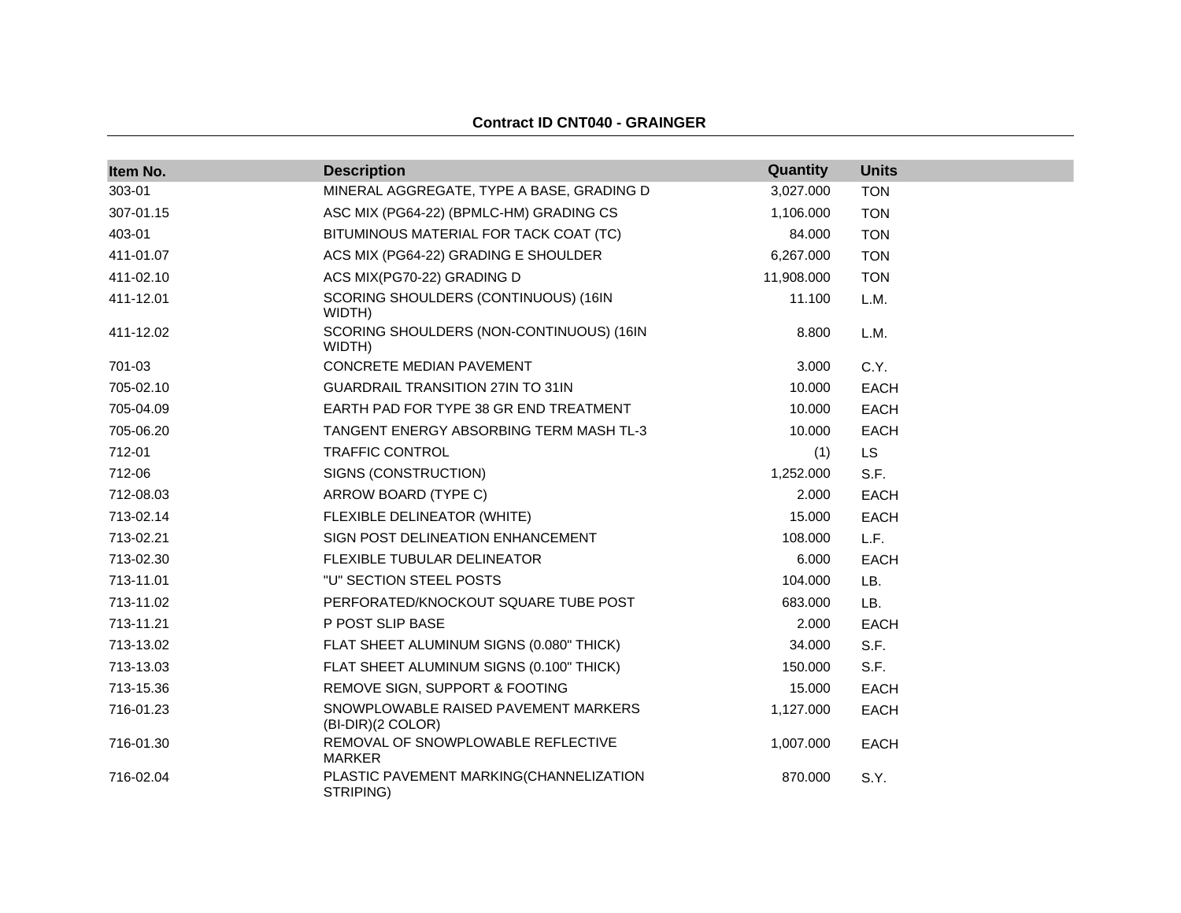**Contract ID CNT040 - GRAINGER**

| Item No. | Description | Quantity | Units |
|---|---|---|---|
| 303-01 | MINERAL AGGREGATE, TYPE A BASE, GRADING D | 3,027.000 | TON |
| 307-01.15 | ASC MIX (PG64-22) (BPMLC-HM) GRADING CS | 1,106.000 | TON |
| 403-01 | BITUMINOUS MATERIAL FOR TACK COAT (TC) | 84.000 | TON |
| 411-01.07 | ACS MIX (PG64-22) GRADING E SHOULDER | 6,267.000 | TON |
| 411-02.10 | ACS MIX(PG70-22) GRADING D | 11,908.000 | TON |
| 411-12.01 | SCORING SHOULDERS (CONTINUOUS) (16IN WIDTH) | 11.100 | L.M. |
| 411-12.02 | SCORING SHOULDERS (NON-CONTINUOUS) (16IN WIDTH) | 8.800 | L.M. |
| 701-03 | CONCRETE MEDIAN PAVEMENT | 3.000 | C.Y. |
| 705-02.10 | GUARDRAIL TRANSITION 27IN TO 31IN | 10.000 | EACH |
| 705-04.09 | EARTH PAD FOR TYPE 38 GR END TREATMENT | 10.000 | EACH |
| 705-06.20 | TANGENT ENERGY ABSORBING TERM MASH TL-3 | 10.000 | EACH |
| 712-01 | TRAFFIC CONTROL | (1) | LS |
| 712-06 | SIGNS (CONSTRUCTION) | 1,252.000 | S.F. |
| 712-08.03 | ARROW BOARD (TYPE C) | 2.000 | EACH |
| 713-02.14 | FLEXIBLE DELINEATOR (WHITE) | 15.000 | EACH |
| 713-02.21 | SIGN POST DELINEATION ENHANCEMENT | 108.000 | L.F. |
| 713-02.30 | FLEXIBLE TUBULAR DELINEATOR | 6.000 | EACH |
| 713-11.01 | "U" SECTION STEEL POSTS | 104.000 | LB. |
| 713-11.02 | PERFORATED/KNOCKOUT SQUARE TUBE POST | 683.000 | LB. |
| 713-11.21 | P POST SLIP BASE | 2.000 | EACH |
| 713-13.02 | FLAT SHEET ALUMINUM SIGNS (0.080" THICK) | 34.000 | S.F. |
| 713-13.03 | FLAT SHEET ALUMINUM SIGNS (0.100" THICK) | 150.000 | S.F. |
| 713-15.36 | REMOVE SIGN, SUPPORT & FOOTING | 15.000 | EACH |
| 716-01.23 | SNOWPLOWABLE RAISED PAVEMENT MARKERS (BI-DIR)(2 COLOR) | 1,127.000 | EACH |
| 716-01.30 | REMOVAL OF SNOWPLOWABLE REFLECTIVE MARKER | 1,007.000 | EACH |
| 716-02.04 | PLASTIC PAVEMENT MARKING(CHANNELIZATION STRIPING) | 870.000 | S.Y. |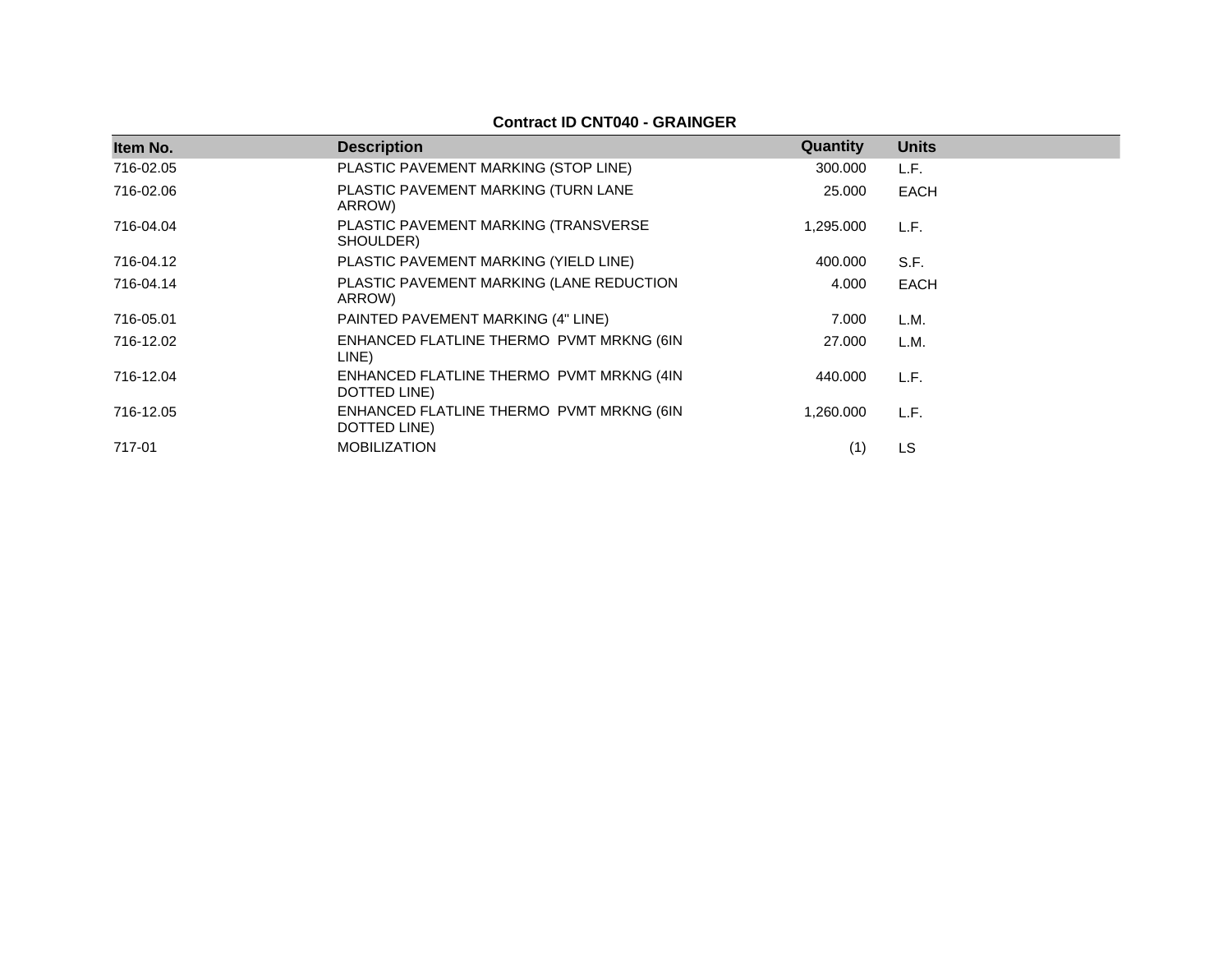**Contract ID CNT040 - GRAINGER**

| Item No. | Description | Quantity | Units |
|---|---|---|---|
| 716-02.05 | PLASTIC PAVEMENT MARKING (STOP LINE) | 300.000 | L.F. |
| 716-02.06 | PLASTIC PAVEMENT MARKING (TURN LANE ARROW) | 25.000 | EACH |
| 716-04.04 | PLASTIC PAVEMENT MARKING (TRANSVERSE SHOULDER) | 1,295.000 | L.F. |
| 716-04.12 | PLASTIC PAVEMENT MARKING (YIELD LINE) | 400.000 | S.F. |
| 716-04.14 | PLASTIC PAVEMENT MARKING (LANE REDUCTION ARROW) | 4.000 | EACH |
| 716-05.01 | PAINTED PAVEMENT MARKING (4" LINE) | 7.000 | L.M. |
| 716-12.02 | ENHANCED FLATLINE THERMO PVMT MRKNG (6IN LINE) | 27.000 | L.M. |
| 716-12.04 | ENHANCED FLATLINE THERMO PVMT MRKNG (4IN DOTTED LINE) | 440.000 | L.F. |
| 716-12.05 | ENHANCED FLATLINE THERMO PVMT MRKNG (6IN DOTTED LINE) | 1,260.000 | L.F. |
| 717-01 | MOBILIZATION | (1) | LS |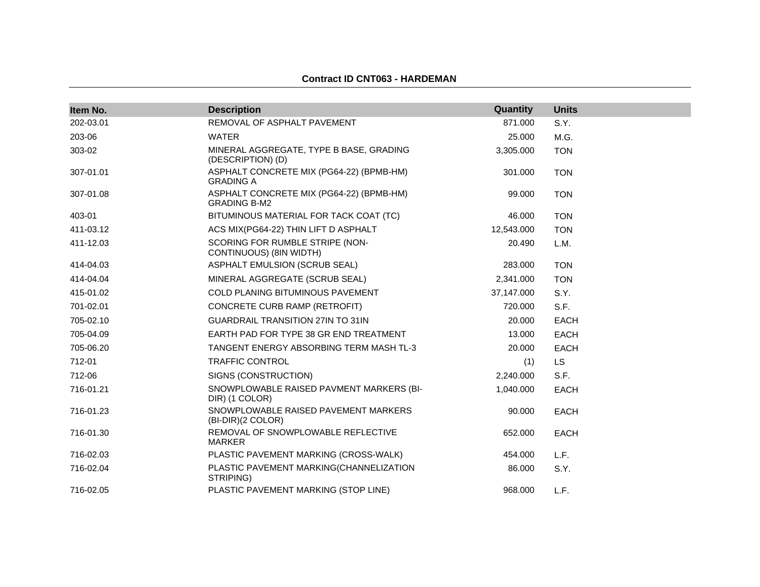**Contract ID CNT063 - HARDEMAN**

| Item No. | Description | Quantity | Units |
|---|---|---|---|
| 202-03.01 | REMOVAL OF ASPHALT PAVEMENT | 871.000 | S.Y. |
| 203-06 | WATER | 25.000 | M.G. |
| 303-02 | MINERAL AGGREGATE, TYPE B BASE, GRADING (DESCRIPTION) (D) | 3,305.000 | TON |
| 307-01.01 | ASPHALT CONCRETE MIX (PG64-22) (BPMB-HM) GRADING A | 301.000 | TON |
| 307-01.08 | ASPHALT CONCRETE MIX (PG64-22) (BPMB-HM) GRADING B-M2 | 99.000 | TON |
| 403-01 | BITUMINOUS MATERIAL FOR TACK COAT (TC) | 46.000 | TON |
| 411-03.12 | ACS MIX(PG64-22) THIN LIFT D ASPHALT | 12,543.000 | TON |
| 411-12.03 | SCORING FOR RUMBLE STRIPE (NON-CONTINUOUS) (8IN WIDTH) | 20.490 | L.M. |
| 414-04.03 | ASPHALT EMULSION (SCRUB SEAL) | 283.000 | TON |
| 414-04.04 | MINERAL AGGREGATE (SCRUB SEAL) | 2,341.000 | TON |
| 415-01.02 | COLD PLANING BITUMINOUS PAVEMENT | 37,147.000 | S.Y. |
| 701-02.01 | CONCRETE CURB RAMP (RETROFIT) | 720.000 | S.F. |
| 705-02.10 | GUARDRAIL TRANSITION 27IN TO 31IN | 20.000 | EACH |
| 705-04.09 | EARTH PAD FOR TYPE 38 GR END TREATMENT | 13.000 | EACH |
| 705-06.20 | TANGENT ENERGY ABSORBING TERM MASH TL-3 | 20.000 | EACH |
| 712-01 | TRAFFIC CONTROL | (1) | LS |
| 712-06 | SIGNS (CONSTRUCTION) | 2,240.000 | S.F. |
| 716-01.21 | SNOWPLOWABLE RAISED PAVMENT MARKERS (BI-DIR) (1 COLOR) | 1,040.000 | EACH |
| 716-01.23 | SNOWPLOWABLE RAISED PAVEMENT MARKERS (BI-DIR)(2 COLOR) | 90.000 | EACH |
| 716-01.30 | REMOVAL OF SNOWPLOWABLE REFLECTIVE MARKER | 652.000 | EACH |
| 716-02.03 | PLASTIC PAVEMENT MARKING (CROSS-WALK) | 454.000 | L.F. |
| 716-02.04 | PLASTIC PAVEMENT MARKING(CHANNELIZATION STRIPING) | 86.000 | S.Y. |
| 716-02.05 | PLASTIC PAVEMENT MARKING (STOP LINE) | 968.000 | L.F. |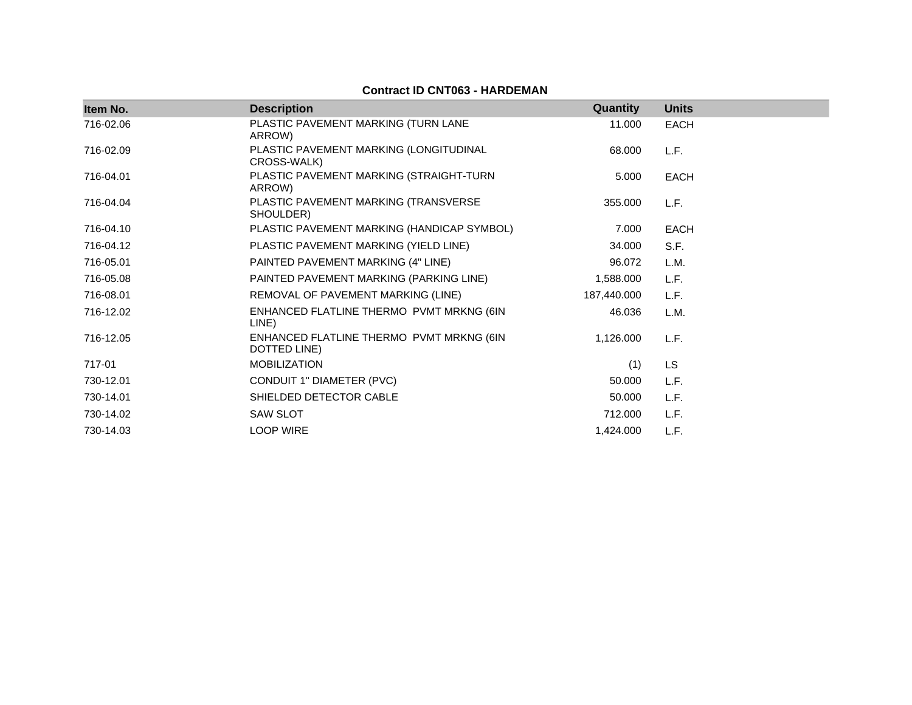**Contract ID CNT063 - HARDEMAN**

| Item No. | Description | Quantity | Units |
|---|---|---|---|
| 716-02.06 | PLASTIC PAVEMENT MARKING (TURN LANE ARROW) | 11.000 | EACH |
| 716-02.09 | PLASTIC PAVEMENT MARKING (LONGITUDINAL CROSS-WALK) | 68.000 | L.F. |
| 716-04.01 | PLASTIC PAVEMENT MARKING (STRAIGHT-TURN ARROW) | 5.000 | EACH |
| 716-04.04 | PLASTIC PAVEMENT MARKING (TRANSVERSE SHOULDER) | 355.000 | L.F. |
| 716-04.10 | PLASTIC PAVEMENT MARKING (HANDICAP SYMBOL) | 7.000 | EACH |
| 716-04.12 | PLASTIC PAVEMENT MARKING (YIELD LINE) | 34.000 | S.F. |
| 716-05.01 | PAINTED PAVEMENT MARKING (4" LINE) | 96.072 | L.M. |
| 716-05.08 | PAINTED PAVEMENT MARKING (PARKING LINE) | 1,588.000 | L.F. |
| 716-08.01 | REMOVAL OF PAVEMENT MARKING (LINE) | 187,440.000 | L.F. |
| 716-12.02 | ENHANCED FLATLINE THERMO PVMT MRKNG (6IN LINE) | 46.036 | L.M. |
| 716-12.05 | ENHANCED FLATLINE THERMO PVMT MRKNG (6IN DOTTED LINE) | 1,126.000 | L.F. |
| 717-01 | MOBILIZATION | (1) | LS |
| 730-12.01 | CONDUIT 1" DIAMETER (PVC) | 50.000 | L.F. |
| 730-14.01 | SHIELDED DETECTOR CABLE | 50.000 | L.F. |
| 730-14.02 | SAW SLOT | 712.000 | L.F. |
| 730-14.03 | LOOP WIRE | 1,424.000 | L.F. |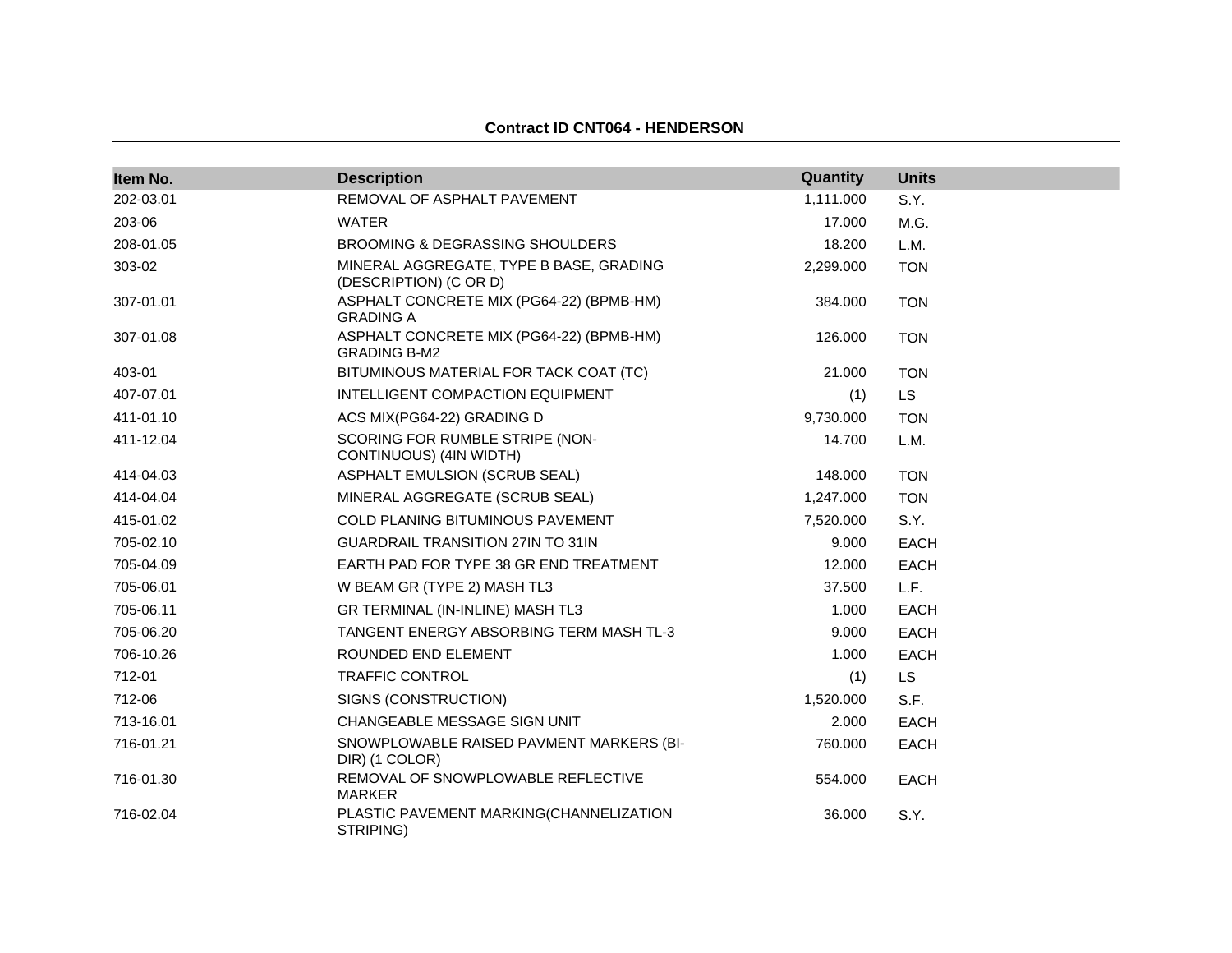**Contract ID CNT064 - HENDERSON**

| Item No. | Description | Quantity | Units |
|---|---|---|---|
| 202-03.01 | REMOVAL OF ASPHALT PAVEMENT | 1,111.000 | S.Y. |
| 203-06 | WATER | 17.000 | M.G. |
| 208-01.05 | BROOMING & DEGRASSING SHOULDERS | 18.200 | L.M. |
| 303-02 | MINERAL AGGREGATE, TYPE B BASE, GRADING (DESCRIPTION) (C OR D) | 2,299.000 | TON |
| 307-01.01 | ASPHALT CONCRETE MIX (PG64-22) (BPMB-HM) GRADING A | 384.000 | TON |
| 307-01.08 | ASPHALT CONCRETE MIX (PG64-22) (BPMB-HM) GRADING B-M2 | 126.000 | TON |
| 403-01 | BITUMINOUS MATERIAL FOR TACK COAT (TC) | 21.000 | TON |
| 407-07.01 | INTELLIGENT COMPACTION EQUIPMENT | (1) | LS |
| 411-01.10 | ACS MIX(PG64-22) GRADING D | 9,730.000 | TON |
| 411-12.04 | SCORING FOR RUMBLE STRIPE (NON-CONTINUOUS) (4IN WIDTH) | 14.700 | L.M. |
| 414-04.03 | ASPHALT EMULSION (SCRUB SEAL) | 148.000 | TON |
| 414-04.04 | MINERAL AGGREGATE (SCRUB SEAL) | 1,247.000 | TON |
| 415-01.02 | COLD PLANING BITUMINOUS PAVEMENT | 7,520.000 | S.Y. |
| 705-02.10 | GUARDRAIL TRANSITION 27IN TO 31IN | 9.000 | EACH |
| 705-04.09 | EARTH PAD FOR TYPE 38 GR END TREATMENT | 12.000 | EACH |
| 705-06.01 | W BEAM GR (TYPE 2) MASH TL3 | 37.500 | L.F. |
| 705-06.11 | GR TERMINAL (IN-INLINE) MASH TL3 | 1.000 | EACH |
| 705-06.20 | TANGENT ENERGY ABSORBING TERM MASH TL-3 | 9.000 | EACH |
| 706-10.26 | ROUNDED END ELEMENT | 1.000 | EACH |
| 712-01 | TRAFFIC CONTROL | (1) | LS |
| 712-06 | SIGNS (CONSTRUCTION) | 1,520.000 | S.F. |
| 713-16.01 | CHANGEABLE MESSAGE SIGN UNIT | 2.000 | EACH |
| 716-01.21 | SNOWPLOWABLE RAISED PAVMENT MARKERS (BI-DIR) (1 COLOR) | 760.000 | EACH |
| 716-01.30 | REMOVAL OF SNOWPLOWABLE REFLECTIVE MARKER | 554.000 | EACH |
| 716-02.04 | PLASTIC PAVEMENT MARKING(CHANNELIZATION STRIPING) | 36.000 | S.Y. |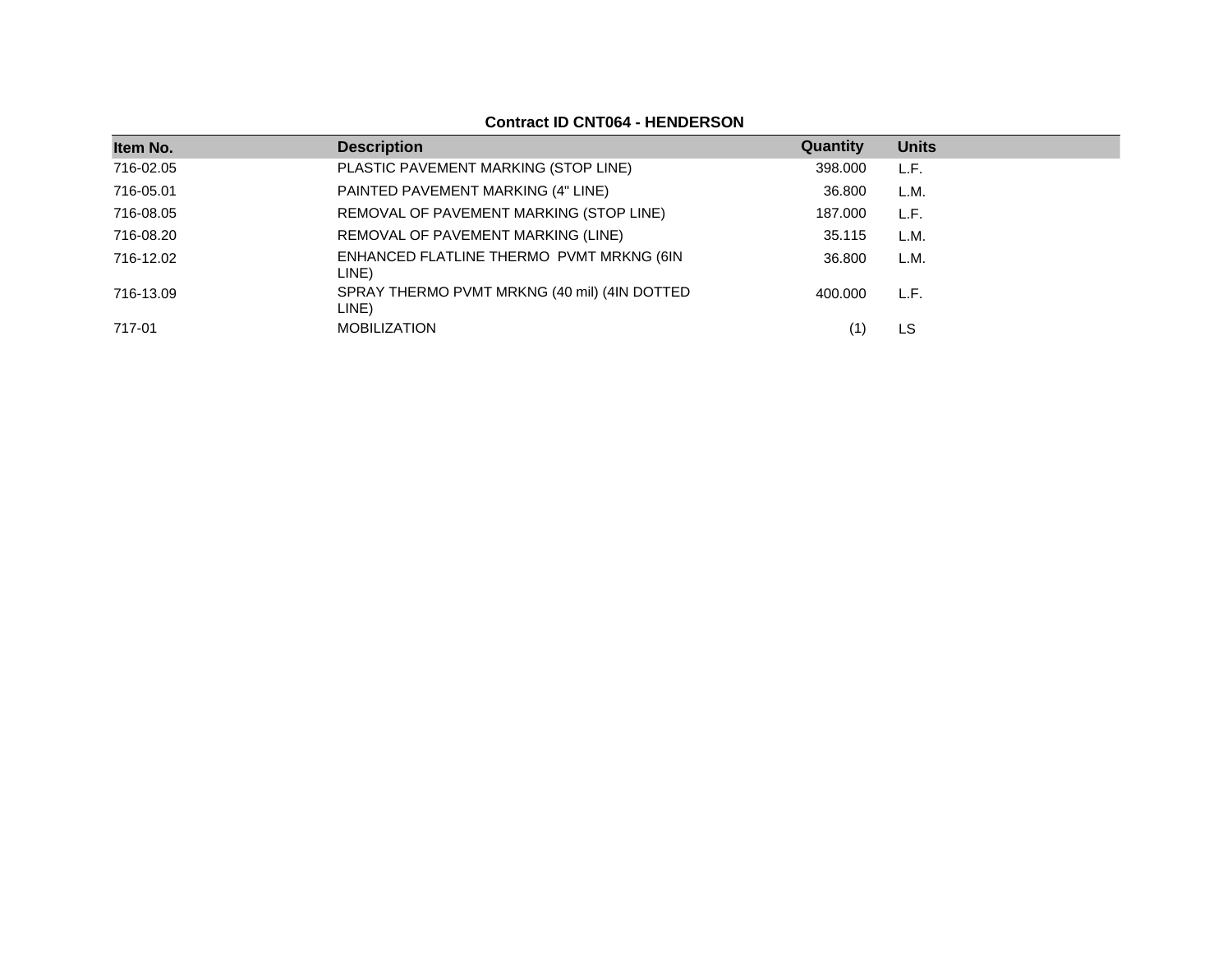**Contract ID CNT064 - HENDERSON**

| Item No. | Description | Quantity | Units |
|---|---|---|---|
| 716-02.05 | PLASTIC PAVEMENT MARKING (STOP LINE) | 398.000 | L.F. |
| 716-05.01 | PAINTED PAVEMENT MARKING (4" LINE) | 36.800 | L.M. |
| 716-08.05 | REMOVAL OF PAVEMENT MARKING (STOP LINE) | 187.000 | L.F. |
| 716-08.20 | REMOVAL OF PAVEMENT MARKING (LINE) | 35.115 | L.M. |
| 716-12.02 | ENHANCED FLATLINE THERMO PVMT MRKNG (6IN LINE) | 36.800 | L.M. |
| 716-13.09 | SPRAY THERMO PVMT MRKNG (40 mil) (4IN DOTTED LINE) | 400.000 | L.F. |
| 717-01 | MOBILIZATION | (1) | LS |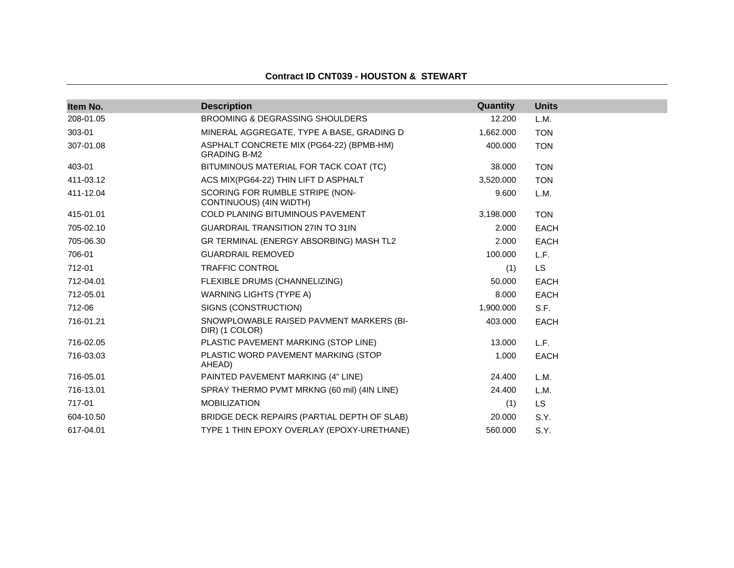**Contract ID CNT039 - HOUSTON & STEWART**

| Item No. | Description | Quantity | Units |
|---|---|---|---|
| 208-01.05 | BROOMING & DEGRASSING SHOULDERS | 12.200 | L.M. |
| 303-01 | MINERAL AGGREGATE, TYPE A BASE, GRADING D | 1,662.000 | TON |
| 307-01.08 | ASPHALT CONCRETE MIX (PG64-22) (BPMB-HM) GRADING B-M2 | 400.000 | TON |
| 403-01 | BITUMINOUS MATERIAL FOR TACK COAT (TC) | 38.000 | TON |
| 411-03.12 | ACS MIX(PG64-22) THIN LIFT D ASPHALT | 3,520.000 | TON |
| 411-12.04 | SCORING FOR RUMBLE STRIPE (NON-CONTINUOUS) (4IN WIDTH) | 9.600 | L.M. |
| 415-01.01 | COLD PLANING BITUMINOUS PAVEMENT | 3,198.000 | TON |
| 705-02.10 | GUARDRAIL TRANSITION 27IN TO 31IN | 2.000 | EACH |
| 705-06.30 | GR TERMINAL (ENERGY ABSORBING) MASH TL2 | 2.000 | EACH |
| 706-01 | GUARDRAIL REMOVED | 100.000 | L.F. |
| 712-01 | TRAFFIC CONTROL | (1) | LS |
| 712-04.01 | FLEXIBLE DRUMS (CHANNELIZING) | 50.000 | EACH |
| 712-05.01 | WARNING LIGHTS (TYPE A) | 8.000 | EACH |
| 712-06 | SIGNS (CONSTRUCTION) | 1,900.000 | S.F. |
| 716-01.21 | SNOWPLOWABLE RAISED PAVMENT MARKERS (BI-DIR) (1 COLOR) | 403.000 | EACH |
| 716-02.05 | PLASTIC PAVEMENT MARKING (STOP LINE) | 13.000 | L.F. |
| 716-03.03 | PLASTIC WORD PAVEMENT MARKING (STOP AHEAD) | 1.000 | EACH |
| 716-05.01 | PAINTED PAVEMENT MARKING (4" LINE) | 24.400 | L.M. |
| 716-13.01 | SPRAY THERMO PVMT MRKNG (60 mil) (4IN LINE) | 24.400 | L.M. |
| 717-01 | MOBILIZATION | (1) | LS |
| 604-10.50 | BRIDGE DECK REPAIRS (PARTIAL DEPTH OF SLAB) | 20.000 | S.Y. |
| 617-04.01 | TYPE 1 THIN EPOXY OVERLAY (EPOXY-URETHANE) | 560.000 | S.Y. |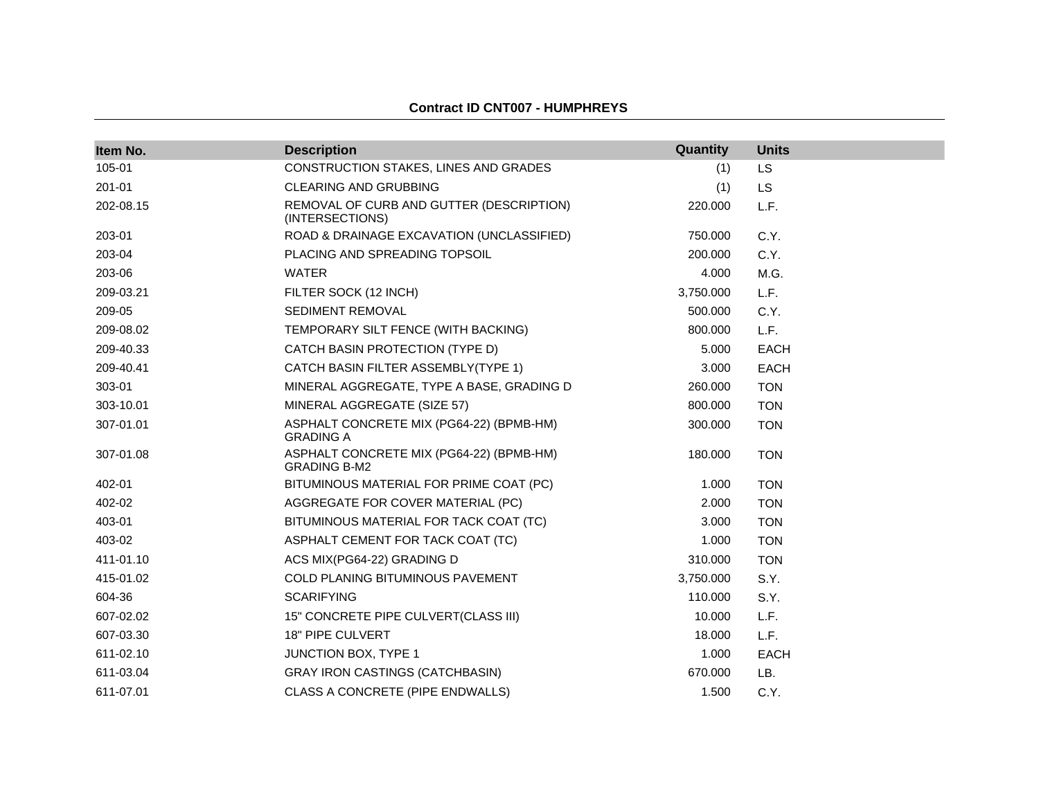**Contract ID CNT007 - HUMPHREYS**

| Item No. | Description | Quantity | Units |
|---|---|---|---|
| 105-01 | CONSTRUCTION STAKES, LINES AND GRADES | (1) | LS |
| 201-01 | CLEARING AND GRUBBING | (1) | LS |
| 202-08.15 | REMOVAL OF CURB AND GUTTER (DESCRIPTION) (INTERSECTIONS) | 220.000 | L.F. |
| 203-01 | ROAD & DRAINAGE EXCAVATION (UNCLASSIFIED) | 750.000 | C.Y. |
| 203-04 | PLACING AND SPREADING TOPSOIL | 200.000 | C.Y. |
| 203-06 | WATER | 4.000 | M.G. |
| 209-03.21 | FILTER SOCK (12 INCH) | 3,750.000 | L.F. |
| 209-05 | SEDIMENT REMOVAL | 500.000 | C.Y. |
| 209-08.02 | TEMPORARY SILT FENCE (WITH BACKING) | 800.000 | L.F. |
| 209-40.33 | CATCH BASIN PROTECTION (TYPE D) | 5.000 | EACH |
| 209-40.41 | CATCH BASIN FILTER ASSEMBLY(TYPE 1) | 3.000 | EACH |
| 303-01 | MINERAL AGGREGATE, TYPE A BASE, GRADING D | 260.000 | TON |
| 303-10.01 | MINERAL AGGREGATE (SIZE 57) | 800.000 | TON |
| 307-01.01 | ASPHALT CONCRETE MIX (PG64-22) (BPMB-HM) GRADING A | 300.000 | TON |
| 307-01.08 | ASPHALT CONCRETE MIX (PG64-22) (BPMB-HM) GRADING B-M2 | 180.000 | TON |
| 402-01 | BITUMINOUS MATERIAL FOR PRIME COAT (PC) | 1.000 | TON |
| 402-02 | AGGREGATE FOR COVER MATERIAL (PC) | 2.000 | TON |
| 403-01 | BITUMINOUS MATERIAL FOR TACK COAT (TC) | 3.000 | TON |
| 403-02 | ASPHALT CEMENT FOR TACK COAT (TC) | 1.000 | TON |
| 411-01.10 | ACS MIX(PG64-22) GRADING D | 310.000 | TON |
| 415-01.02 | COLD PLANING BITUMINOUS PAVEMENT | 3,750.000 | S.Y. |
| 604-36 | SCARIFYING | 110.000 | S.Y. |
| 607-02.02 | 15" CONCRETE PIPE CULVERT(CLASS III) | 10.000 | L.F. |
| 607-03.30 | 18" PIPE CULVERT | 18.000 | L.F. |
| 611-02.10 | JUNCTION BOX, TYPE 1 | 1.000 | EACH |
| 611-03.04 | GRAY IRON CASTINGS (CATCHBASIN) | 670.000 | LB. |
| 611-07.01 | CLASS A CONCRETE (PIPE ENDWALLS) | 1.500 | C.Y. |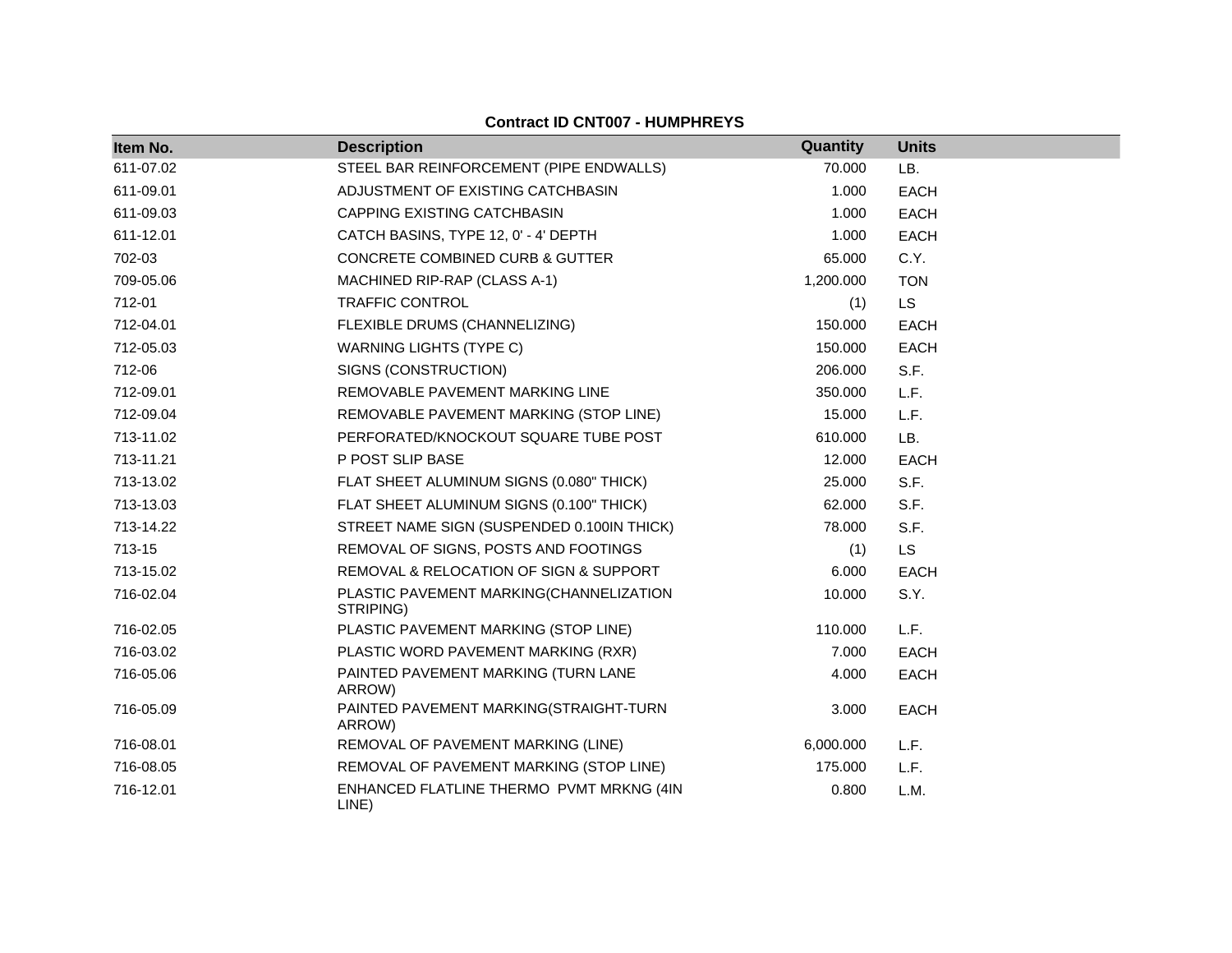**Contract ID CNT007 - HUMPHREYS**

| Item No. | Description | Quantity | Units |
|---|---|---|---|
| 611-07.02 | STEEL BAR REINFORCEMENT (PIPE ENDWALLS) | 70.000 | LB. |
| 611-09.01 | ADJUSTMENT OF EXISTING CATCHBASIN | 1.000 | EACH |
| 611-09.03 | CAPPING EXISTING CATCHBASIN | 1.000 | EACH |
| 611-12.01 | CATCH BASINS, TYPE 12, 0' - 4' DEPTH | 1.000 | EACH |
| 702-03 | CONCRETE COMBINED CURB & GUTTER | 65.000 | C.Y. |
| 709-05.06 | MACHINED RIP-RAP (CLASS A-1) | 1,200.000 | TON |
| 712-01 | TRAFFIC CONTROL | (1) | LS |
| 712-04.01 | FLEXIBLE DRUMS (CHANNELIZING) | 150.000 | EACH |
| 712-05.03 | WARNING LIGHTS (TYPE C) | 150.000 | EACH |
| 712-06 | SIGNS (CONSTRUCTION) | 206.000 | S.F. |
| 712-09.01 | REMOVABLE PAVEMENT MARKING LINE | 350.000 | L.F. |
| 712-09.04 | REMOVABLE PAVEMENT MARKING (STOP LINE) | 15.000 | L.F. |
| 713-11.02 | PERFORATED/KNOCKOUT SQUARE TUBE POST | 610.000 | LB. |
| 713-11.21 | P POST SLIP BASE | 12.000 | EACH |
| 713-13.02 | FLAT SHEET ALUMINUM SIGNS (0.080" THICK) | 25.000 | S.F. |
| 713-13.03 | FLAT SHEET ALUMINUM SIGNS (0.100" THICK) | 62.000 | S.F. |
| 713-14.22 | STREET NAME SIGN (SUSPENDED 0.100IN THICK) | 78.000 | S.F. |
| 713-15 | REMOVAL OF SIGNS, POSTS AND FOOTINGS | (1) | LS |
| 713-15.02 | REMOVAL & RELOCATION OF SIGN & SUPPORT | 6.000 | EACH |
| 716-02.04 | PLASTIC PAVEMENT MARKING(CHANNELIZATION STRIPING) | 10.000 | S.Y. |
| 716-02.05 | PLASTIC PAVEMENT MARKING (STOP LINE) | 110.000 | L.F. |
| 716-03.02 | PLASTIC WORD PAVEMENT MARKING (RXR) | 7.000 | EACH |
| 716-05.06 | PAINTED PAVEMENT MARKING (TURN LANE ARROW) | 4.000 | EACH |
| 716-05.09 | PAINTED PAVEMENT MARKING(STRAIGHT-TURN ARROW) | 3.000 | EACH |
| 716-08.01 | REMOVAL OF PAVEMENT MARKING (LINE) | 6,000.000 | L.F. |
| 716-08.05 | REMOVAL OF PAVEMENT MARKING (STOP LINE) | 175.000 | L.F. |
| 716-12.01 | ENHANCED FLATLINE THERMO PVMT MRKNG (4IN LINE) | 0.800 | L.M. |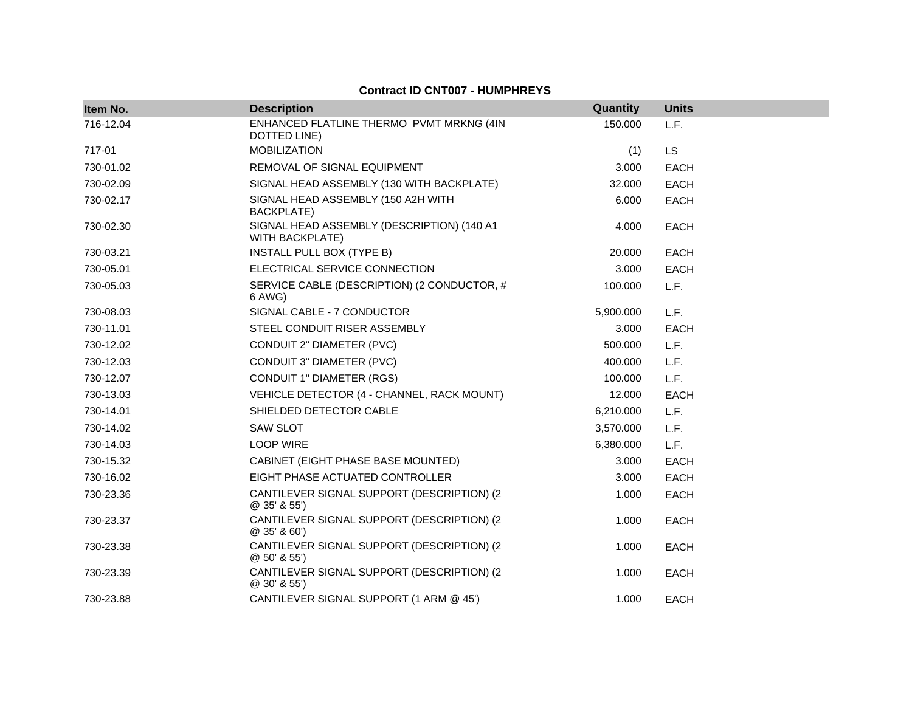**Contract ID CNT007 - HUMPHREYS**

| Item No. | Description | Quantity | Units |
|---|---|---|---|
| 716-12.04 | ENHANCED FLATLINE THERMO PVMT MRKNG (4IN DOTTED LINE) | 150.000 | L.F. |
| 717-01 | MOBILIZATION | (1) | LS |
| 730-01.02 | REMOVAL OF SIGNAL EQUIPMENT | 3.000 | EACH |
| 730-02.09 | SIGNAL HEAD ASSEMBLY (130 WITH BACKPLATE) | 32.000 | EACH |
| 730-02.17 | SIGNAL HEAD ASSEMBLY (150 A2H WITH BACKPLATE) | 6.000 | EACH |
| 730-02.30 | SIGNAL HEAD ASSEMBLY (DESCRIPTION) (140 A1 WITH BACKPLATE) | 4.000 | EACH |
| 730-03.21 | INSTALL PULL BOX (TYPE B) | 20.000 | EACH |
| 730-05.01 | ELECTRICAL SERVICE CONNECTION | 3.000 | EACH |
| 730-05.03 | SERVICE CABLE (DESCRIPTION) (2 CONDUCTOR, # 6 AWG) | 100.000 | L.F. |
| 730-08.03 | SIGNAL CABLE - 7 CONDUCTOR | 5,900.000 | L.F. |
| 730-11.01 | STEEL CONDUIT RISER ASSEMBLY | 3.000 | EACH |
| 730-12.02 | CONDUIT 2" DIAMETER (PVC) | 500.000 | L.F. |
| 730-12.03 | CONDUIT 3" DIAMETER (PVC) | 400.000 | L.F. |
| 730-12.07 | CONDUIT 1" DIAMETER (RGS) | 100.000 | L.F. |
| 730-13.03 | VEHICLE DETECTOR (4 - CHANNEL, RACK MOUNT) | 12.000 | EACH |
| 730-14.01 | SHIELDED DETECTOR CABLE | 6,210.000 | L.F. |
| 730-14.02 | SAW SLOT | 3,570.000 | L.F. |
| 730-14.03 | LOOP WIRE | 6,380.000 | L.F. |
| 730-15.32 | CABINET (EIGHT PHASE BASE MOUNTED) | 3.000 | EACH |
| 730-16.02 | EIGHT PHASE ACTUATED CONTROLLER | 3.000 | EACH |
| 730-23.36 | CANTILEVER SIGNAL SUPPORT (DESCRIPTION) (2 @ 35' & 55') | 1.000 | EACH |
| 730-23.37 | CANTILEVER SIGNAL SUPPORT (DESCRIPTION) (2 @ 35' & 60') | 1.000 | EACH |
| 730-23.38 | CANTILEVER SIGNAL SUPPORT (DESCRIPTION) (2 @ 50' & 55') | 1.000 | EACH |
| 730-23.39 | CANTILEVER SIGNAL SUPPORT (DESCRIPTION) (2 @ 30' & 55') | 1.000 | EACH |
| 730-23.88 | CANTILEVER SIGNAL SUPPORT (1 ARM @ 45') | 1.000 | EACH |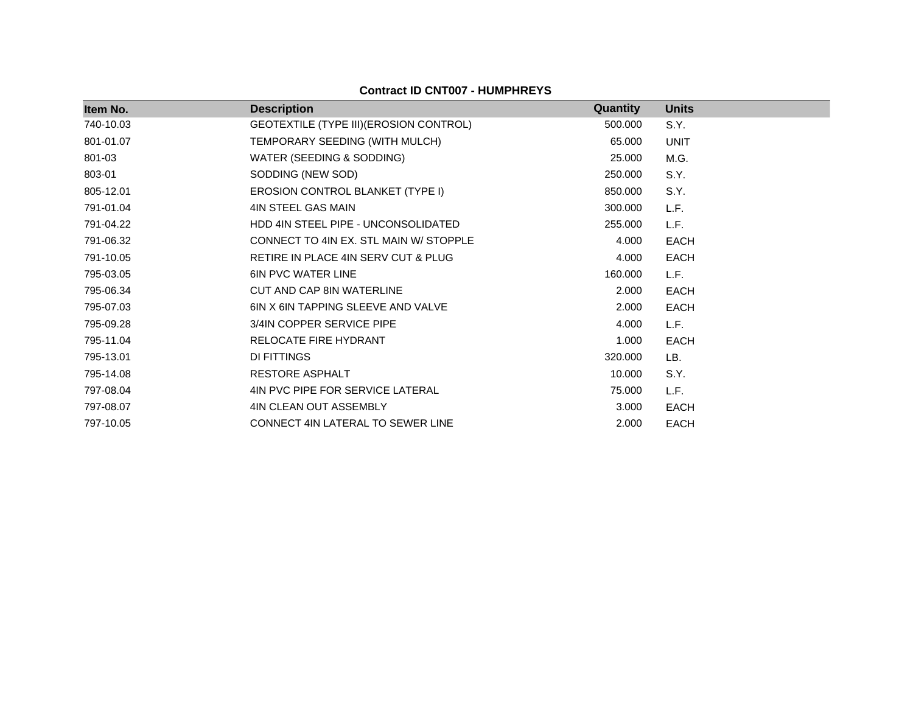**Contract ID CNT007 - HUMPHREYS**

| Item No. | Description | Quantity | Units |
|---|---|---|---|
| 740-10.03 | GEOTEXTILE (TYPE III)(EROSION CONTROL) | 500.000 | S.Y. |
| 801-01.07 | TEMPORARY SEEDING (WITH MULCH) | 65.000 | UNIT |
| 801-03 | WATER (SEEDING & SODDING) | 25.000 | M.G. |
| 803-01 | SODDING (NEW SOD) | 250.000 | S.Y. |
| 805-12.01 | EROSION CONTROL BLANKET (TYPE I) | 850.000 | S.Y. |
| 791-01.04 | 4IN STEEL GAS MAIN | 300.000 | L.F. |
| 791-04.22 | HDD 4IN STEEL PIPE - UNCONSOLIDATED | 255.000 | L.F. |
| 791-06.32 | CONNECT TO 4IN EX. STL MAIN W/ STOPPLE | 4.000 | EACH |
| 791-10.05 | RETIRE IN PLACE 4IN SERV CUT & PLUG | 4.000 | EACH |
| 795-03.05 | 6IN PVC WATER LINE | 160.000 | L.F. |
| 795-06.34 | CUT AND CAP 8IN WATERLINE | 2.000 | EACH |
| 795-07.03 | 6IN X 6IN TAPPING SLEEVE AND VALVE | 2.000 | EACH |
| 795-09.28 | 3/4IN COPPER SERVICE PIPE | 4.000 | L.F. |
| 795-11.04 | RELOCATE FIRE HYDRANT | 1.000 | EACH |
| 795-13.01 | DI FITTINGS | 320.000 | LB. |
| 795-14.08 | RESTORE ASPHALT | 10.000 | S.Y. |
| 797-08.04 | 4IN PVC PIPE FOR SERVICE LATERAL | 75.000 | L.F. |
| 797-08.07 | 4IN CLEAN OUT ASSEMBLY | 3.000 | EACH |
| 797-10.05 | CONNECT 4IN LATERAL TO SEWER LINE | 2.000 | EACH |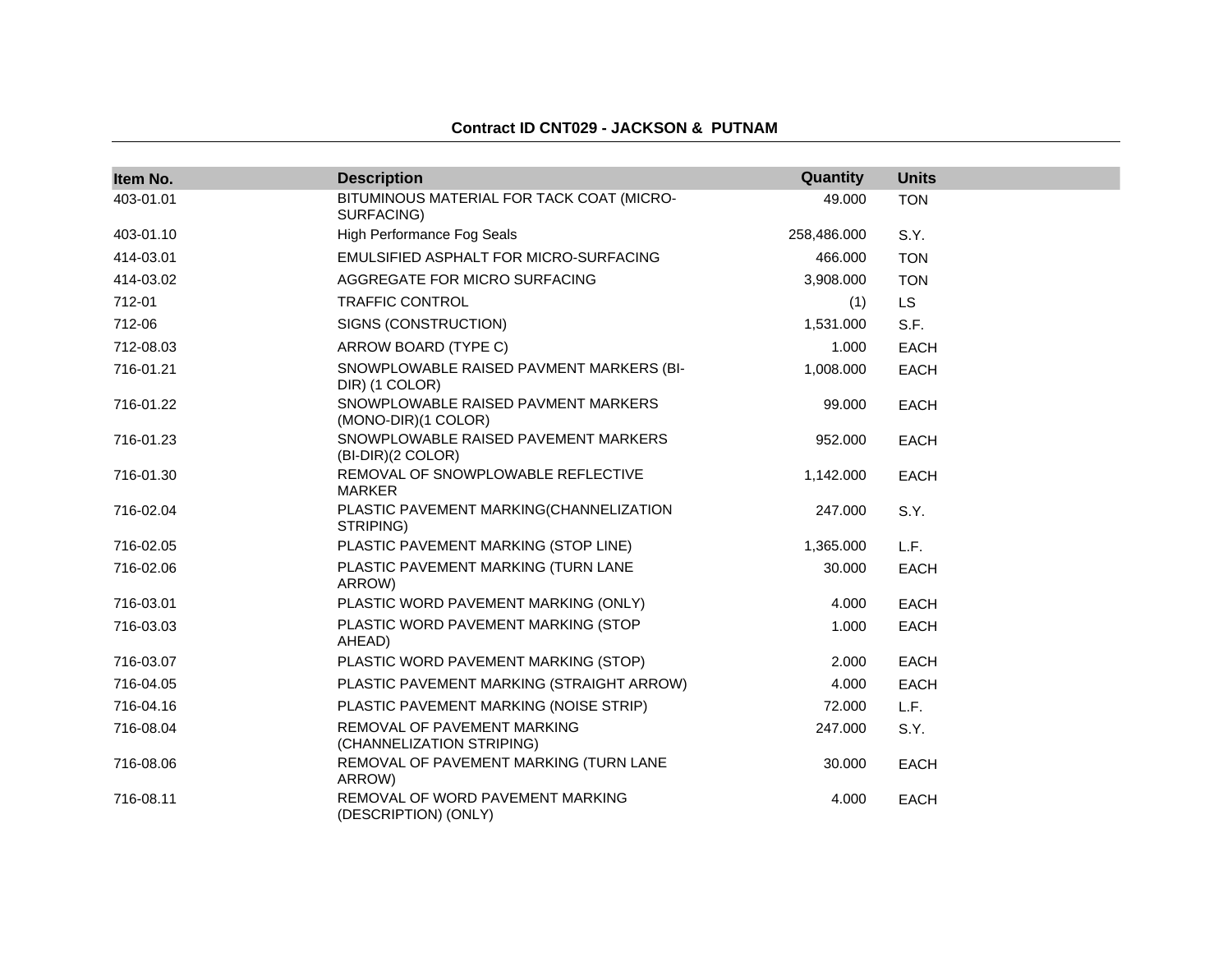## Contract ID CNT029 - JACKSON & PUTNAM

| Item No. | Description | Quantity | Units |
|---|---|---|---|
| 403-01.01 | BITUMINOUS MATERIAL FOR TACK COAT (MICRO-SURFACING) | 49.000 | TON |
| 403-01.10 | High Performance Fog Seals | 258,486.000 | S.Y. |
| 414-03.01 | EMULSIFIED ASPHALT FOR MICRO-SURFACING | 466.000 | TON |
| 414-03.02 | AGGREGATE FOR MICRO SURFACING | 3,908.000 | TON |
| 712-01 | TRAFFIC CONTROL | (1) | LS |
| 712-06 | SIGNS (CONSTRUCTION) | 1,531.000 | S.F. |
| 712-08.03 | ARROW BOARD (TYPE C) | 1.000 | EACH |
| 716-01.21 | SNOWPLOWABLE RAISED PAVMENT MARKERS (BI-DIR) (1 COLOR) | 1,008.000 | EACH |
| 716-01.22 | SNOWPLOWABLE RAISED PAVMENT MARKERS (MONO-DIR)(1 COLOR) | 99.000 | EACH |
| 716-01.23 | SNOWPLOWABLE RAISED PAVEMENT MARKERS (BI-DIR)(2 COLOR) | 952.000 | EACH |
| 716-01.30 | REMOVAL OF SNOWPLOWABLE REFLECTIVE MARKER | 1,142.000 | EACH |
| 716-02.04 | PLASTIC PAVEMENT MARKING(CHANNELIZATION STRIPING) | 247.000 | S.Y. |
| 716-02.05 | PLASTIC PAVEMENT MARKING (STOP LINE) | 1,365.000 | L.F. |
| 716-02.06 | PLASTIC PAVEMENT MARKING (TURN LANE ARROW) | 30.000 | EACH |
| 716-03.01 | PLASTIC WORD PAVEMENT MARKING (ONLY) | 4.000 | EACH |
| 716-03.03 | PLASTIC WORD PAVEMENT MARKING (STOP AHEAD) | 1.000 | EACH |
| 716-03.07 | PLASTIC WORD PAVEMENT MARKING (STOP) | 2.000 | EACH |
| 716-04.05 | PLASTIC PAVEMENT MARKING (STRAIGHT ARROW) | 4.000 | EACH |
| 716-04.16 | PLASTIC PAVEMENT MARKING (NOISE STRIP) | 72.000 | L.F. |
| 716-08.04 | REMOVAL OF PAVEMENT MARKING (CHANNELIZATION STRIPING) | 247.000 | S.Y. |
| 716-08.06 | REMOVAL OF PAVEMENT MARKING (TURN LANE ARROW) | 30.000 | EACH |
| 716-08.11 | REMOVAL OF WORD PAVEMENT MARKING (DESCRIPTION) (ONLY) | 4.000 | EACH |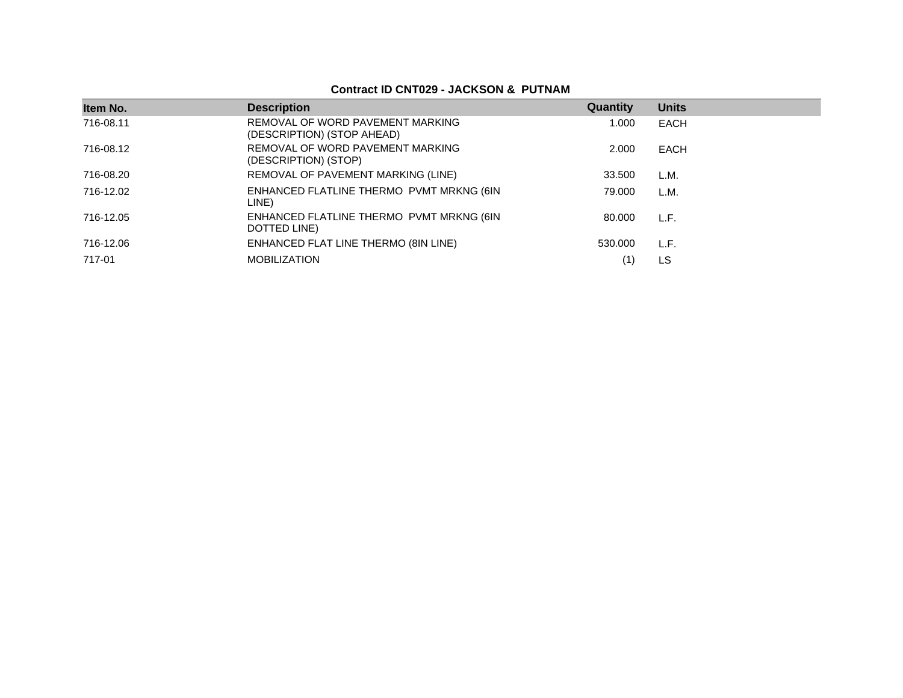**Contract ID CNT029 - JACKSON & PUTNAM**

| Item No. | Description | Quantity | Units |
|---|---|---|---|
| 716-08.11 | REMOVAL OF WORD PAVEMENT MARKING (DESCRIPTION) (STOP AHEAD) | 1.000 | EACH |
| 716-08.12 | REMOVAL OF WORD PAVEMENT MARKING (DESCRIPTION) (STOP) | 2.000 | EACH |
| 716-08.20 | REMOVAL OF PAVEMENT MARKING (LINE) | 33.500 | L.M. |
| 716-12.02 | ENHANCED FLATLINE THERMO PVMT MRKNG (6IN LINE) | 79.000 | L.M. |
| 716-12.05 | ENHANCED FLATLINE THERMO PVMT MRKNG (6IN DOTTED LINE) | 80.000 | L.F. |
| 716-12.06 | ENHANCED FLAT LINE THERMO (8IN LINE) | 530.000 | L.F. |
| 717-01 | MOBILIZATION | (1) | LS |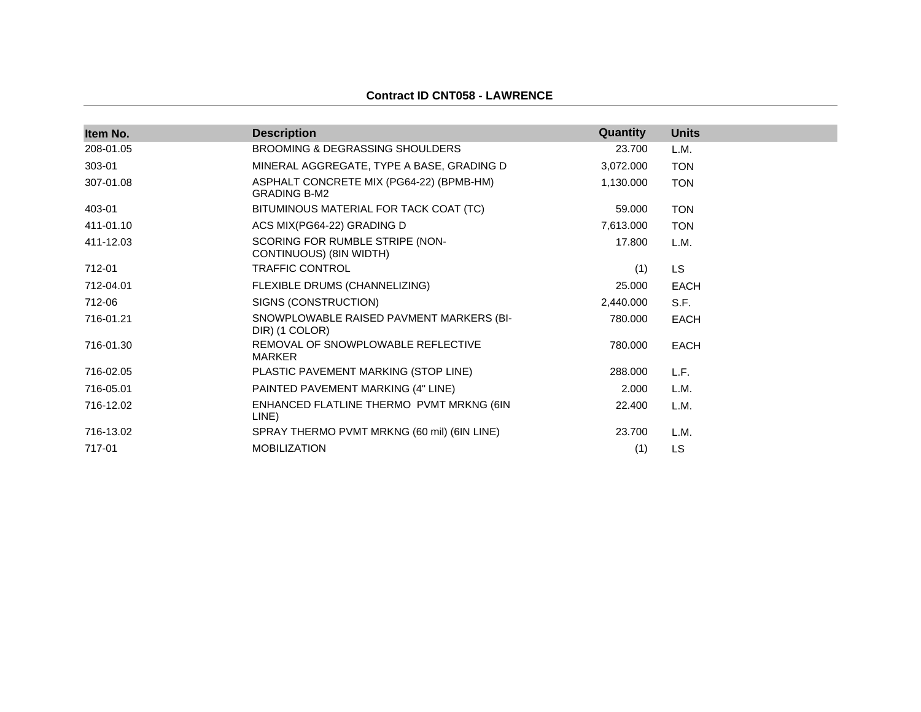**Contract ID CNT058 - LAWRENCE**

| Item No. | Description | Quantity | Units |
|---|---|---|---|
| 208-01.05 | BROOMING & DEGRASSING SHOULDERS | 23.700 | L.M. |
| 303-01 | MINERAL AGGREGATE, TYPE A BASE, GRADING D | 3,072.000 | TON |
| 307-01.08 | ASPHALT CONCRETE MIX (PG64-22) (BPMB-HM) GRADING B-M2 | 1,130.000 | TON |
| 403-01 | BITUMINOUS MATERIAL FOR TACK COAT (TC) | 59.000 | TON |
| 411-01.10 | ACS MIX(PG64-22) GRADING D | 7,613.000 | TON |
| 411-12.03 | SCORING FOR RUMBLE STRIPE (NON-CONTINUOUS) (8IN WIDTH) | 17.800 | L.M. |
| 712-01 | TRAFFIC CONTROL | (1) | LS |
| 712-04.01 | FLEXIBLE DRUMS (CHANNELIZING) | 25.000 | EACH |
| 712-06 | SIGNS (CONSTRUCTION) | 2,440.000 | S.F. |
| 716-01.21 | SNOWPLOWABLE RAISED PAVMENT MARKERS (BI-DIR) (1 COLOR) | 780.000 | EACH |
| 716-01.30 | REMOVAL OF SNOWPLOWABLE REFLECTIVE MARKER | 780.000 | EACH |
| 716-02.05 | PLASTIC PAVEMENT MARKING (STOP LINE) | 288.000 | L.F. |
| 716-05.01 | PAINTED PAVEMENT MARKING (4" LINE) | 2.000 | L.M. |
| 716-12.02 | ENHANCED FLATLINE THERMO PVMT MRKNG (6IN LINE) | 22.400 | L.M. |
| 716-13.02 | SPRAY THERMO PVMT MRKNG (60 mil) (6IN LINE) | 23.700 | L.M. |
| 717-01 | MOBILIZATION | (1) | LS |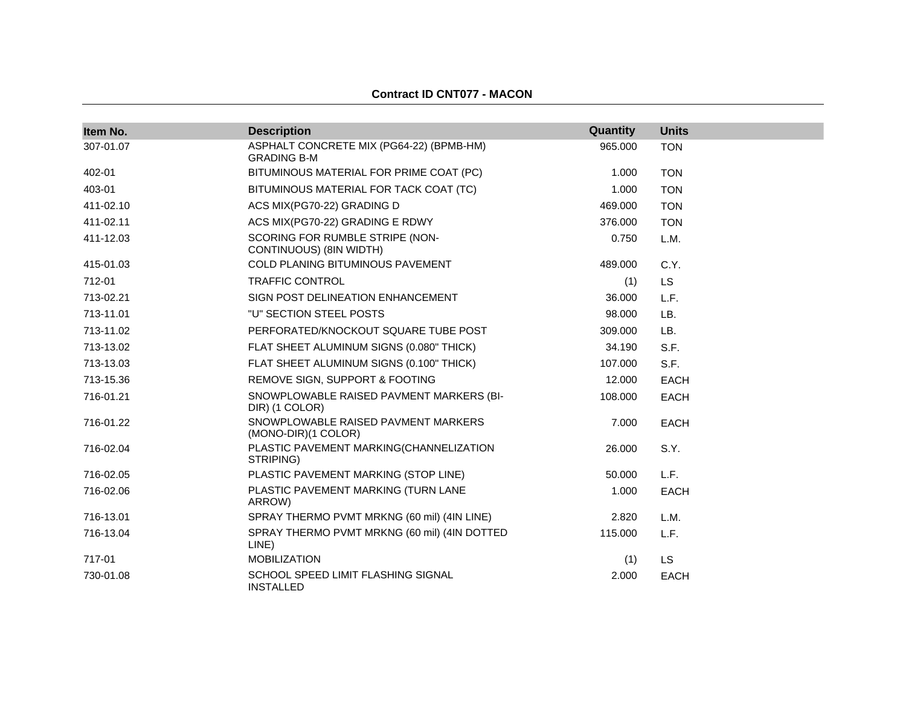**Contract ID CNT077 - MACON**

| Item No. | Description | Quantity | Units |
|---|---|---|---|
| 307-01.07 | ASPHALT CONCRETE MIX (PG64-22) (BPMB-HM) GRADING B-M | 965.000 | TON |
| 402-01 | BITUMINOUS MATERIAL FOR PRIME COAT (PC) | 1.000 | TON |
| 403-01 | BITUMINOUS MATERIAL FOR TACK COAT (TC) | 1.000 | TON |
| 411-02.10 | ACS MIX(PG70-22) GRADING D | 469.000 | TON |
| 411-02.11 | ACS MIX(PG70-22) GRADING E RDWY | 376.000 | TON |
| 411-12.03 | SCORING FOR RUMBLE STRIPE (NON-CONTINUOUS) (8IN WIDTH) | 0.750 | L.M. |
| 415-01.03 | COLD PLANING BITUMINOUS PAVEMENT | 489.000 | C.Y. |
| 712-01 | TRAFFIC CONTROL | (1) | LS |
| 713-02.21 | SIGN POST DELINEATION ENHANCEMENT | 36.000 | L.F. |
| 713-11.01 | "U" SECTION STEEL POSTS | 98.000 | LB. |
| 713-11.02 | PERFORATED/KNOCKOUT SQUARE TUBE POST | 309.000 | LB. |
| 713-13.02 | FLAT SHEET ALUMINUM SIGNS (0.080" THICK) | 34.190 | S.F. |
| 713-13.03 | FLAT SHEET ALUMINUM SIGNS (0.100" THICK) | 107.000 | S.F. |
| 713-15.36 | REMOVE SIGN, SUPPORT & FOOTING | 12.000 | EACH |
| 716-01.21 | SNOWPLOWABLE RAISED PAVMENT MARKERS (BI-DIR) (1 COLOR) | 108.000 | EACH |
| 716-01.22 | SNOWPLOWABLE RAISED PAVMENT MARKERS (MONO-DIR)(1 COLOR) | 7.000 | EACH |
| 716-02.04 | PLASTIC PAVEMENT MARKING(CHANNELIZATION STRIPING) | 26.000 | S.Y. |
| 716-02.05 | PLASTIC PAVEMENT MARKING (STOP LINE) | 50.000 | L.F. |
| 716-02.06 | PLASTIC PAVEMENT MARKING (TURN LANE ARROW) | 1.000 | EACH |
| 716-13.01 | SPRAY THERMO PVMT MRKNG (60 mil) (4IN LINE) | 2.820 | L.M. |
| 716-13.04 | SPRAY THERMO PVMT MRKNG (60 mil) (4IN DOTTED LINE) | 115.000 | L.F. |
| 717-01 | MOBILIZATION | (1) | LS |
| 730-01.08 | SCHOOL SPEED LIMIT FLASHING SIGNAL INSTALLED | 2.000 | EACH |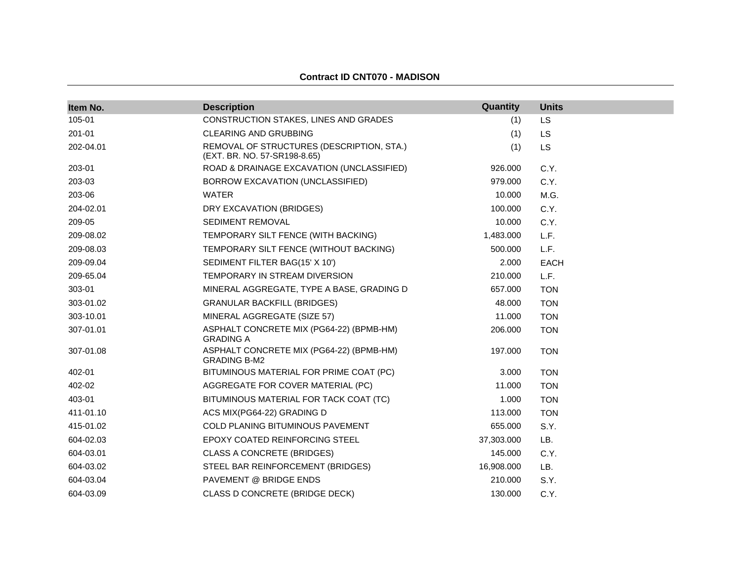**Contract ID CNT070 - MADISON**

| Item No. | Description | Quantity | Units |
|---|---|---|---|
| 105-01 | CONSTRUCTION STAKES, LINES AND GRADES | (1) | LS |
| 201-01 | CLEARING AND GRUBBING | (1) | LS |
| 202-04.01 | REMOVAL OF STRUCTURES (DESCRIPTION, STA.) (EXT. BR. NO. 57-SR198-8.65) | (1) | LS |
| 203-01 | ROAD & DRAINAGE EXCAVATION (UNCLASSIFIED) | 926.000 | C.Y. |
| 203-03 | BORROW EXCAVATION (UNCLASSIFIED) | 979.000 | C.Y. |
| 203-06 | WATER | 10.000 | M.G. |
| 204-02.01 | DRY EXCAVATION (BRIDGES) | 100.000 | C.Y. |
| 209-05 | SEDIMENT REMOVAL | 10.000 | C.Y. |
| 209-08.02 | TEMPORARY SILT FENCE (WITH BACKING) | 1,483.000 | L.F. |
| 209-08.03 | TEMPORARY SILT FENCE (WITHOUT BACKING) | 500.000 | L.F. |
| 209-09.04 | SEDIMENT FILTER BAG(15' X 10') | 2.000 | EACH |
| 209-65.04 | TEMPORARY IN STREAM DIVERSION | 210.000 | L.F. |
| 303-01 | MINERAL AGGREGATE, TYPE A BASE, GRADING D | 657.000 | TON |
| 303-01.02 | GRANULAR BACKFILL (BRIDGES) | 48.000 | TON |
| 303-10.01 | MINERAL AGGREGATE (SIZE 57) | 11.000 | TON |
| 307-01.01 | ASPHALT CONCRETE MIX (PG64-22) (BPMB-HM) GRADING A | 206.000 | TON |
| 307-01.08 | ASPHALT CONCRETE MIX (PG64-22) (BPMB-HM) GRADING B-M2 | 197.000 | TON |
| 402-01 | BITUMINOUS MATERIAL FOR PRIME COAT (PC) | 3.000 | TON |
| 402-02 | AGGREGATE FOR COVER MATERIAL (PC) | 11.000 | TON |
| 403-01 | BITUMINOUS MATERIAL FOR TACK COAT (TC) | 1.000 | TON |
| 411-01.10 | ACS MIX(PG64-22) GRADING D | 113.000 | TON |
| 415-01.02 | COLD PLANING BITUMINOUS PAVEMENT | 655.000 | S.Y. |
| 604-02.03 | EPOXY COATED REINFORCING STEEL | 37,303.000 | LB. |
| 604-03.01 | CLASS A CONCRETE (BRIDGES) | 145.000 | C.Y. |
| 604-03.02 | STEEL BAR REINFORCEMENT (BRIDGES) | 16,908.000 | LB. |
| 604-03.04 | PAVEMENT @ BRIDGE ENDS | 210.000 | S.Y. |
| 604-03.09 | CLASS D CONCRETE (BRIDGE DECK) | 130.000 | C.Y. |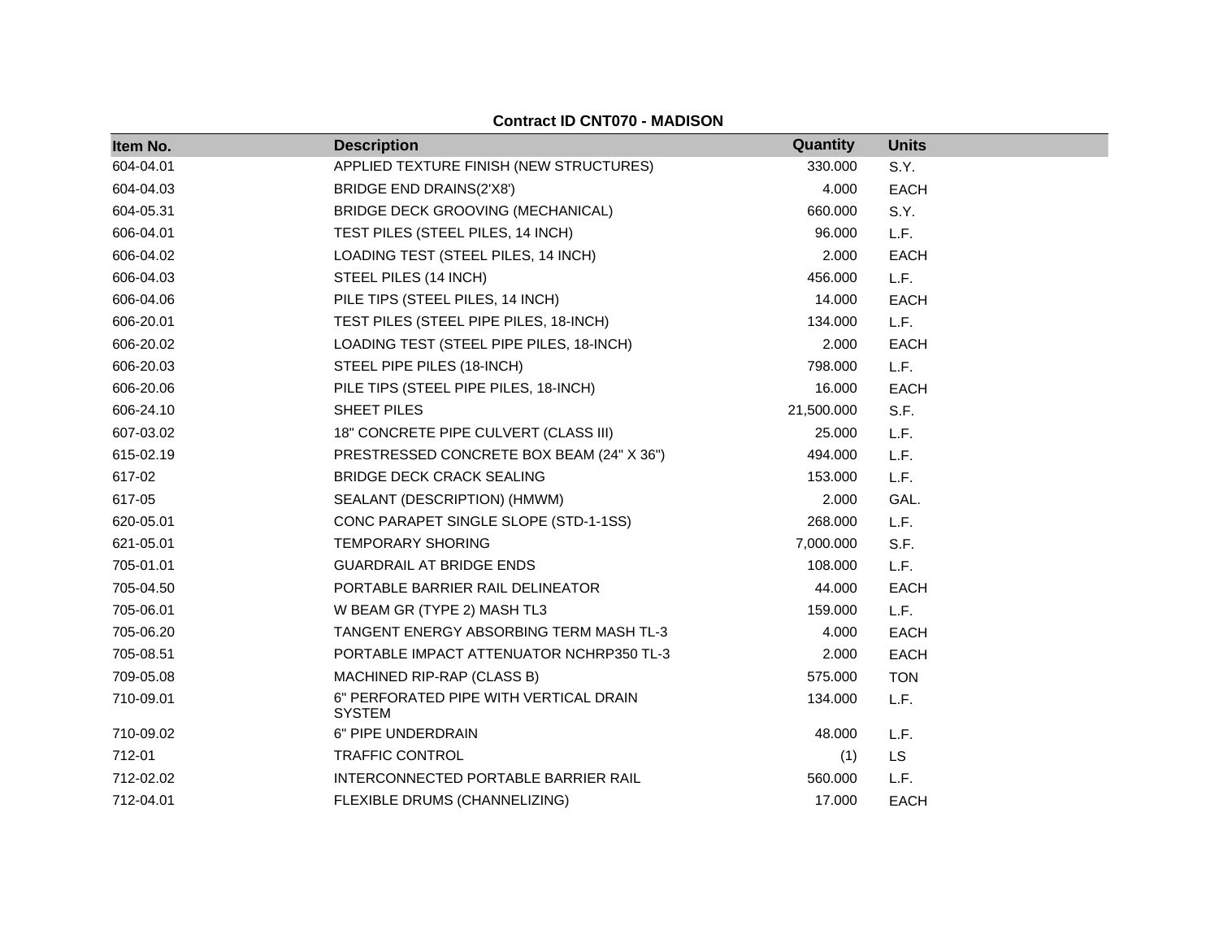## Contract ID CNT070 - MADISON

| Item No. | Description | Quantity | Units |
|---|---|---|---|
| 604-04.01 | APPLIED TEXTURE FINISH (NEW STRUCTURES) | 330.000 | S.Y. |
| 604-04.03 | BRIDGE END DRAINS(2'X8') | 4.000 | EACH |
| 604-05.31 | BRIDGE DECK GROOVING (MECHANICAL) | 660.000 | S.Y. |
| 606-04.01 | TEST PILES (STEEL PILES, 14 INCH) | 96.000 | L.F. |
| 606-04.02 | LOADING TEST (STEEL PILES, 14 INCH) | 2.000 | EACH |
| 606-04.03 | STEEL PILES (14 INCH) | 456.000 | L.F. |
| 606-04.06 | PILE TIPS (STEEL PILES, 14 INCH) | 14.000 | EACH |
| 606-20.01 | TEST PILES (STEEL PIPE PILES, 18-INCH) | 134.000 | L.F. |
| 606-20.02 | LOADING TEST (STEEL PIPE PILES, 18-INCH) | 2.000 | EACH |
| 606-20.03 | STEEL PIPE PILES (18-INCH) | 798.000 | L.F. |
| 606-20.06 | PILE TIPS (STEEL PIPE PILES, 18-INCH) | 16.000 | EACH |
| 606-24.10 | SHEET PILES | 21,500.000 | S.F. |
| 607-03.02 | 18" CONCRETE PIPE CULVERT (CLASS III) | 25.000 | L.F. |
| 615-02.19 | PRESTRESSED CONCRETE BOX BEAM (24" X 36") | 494.000 | L.F. |
| 617-02 | BRIDGE DECK CRACK SEALING | 153.000 | L.F. |
| 617-05 | SEALANT (DESCRIPTION) (HMWM) | 2.000 | GAL. |
| 620-05.01 | CONC PARAPET SINGLE SLOPE (STD-1-1SS) | 268.000 | L.F. |
| 621-05.01 | TEMPORARY SHORING | 7,000.000 | S.F. |
| 705-01.01 | GUARDRAIL AT BRIDGE ENDS | 108.000 | L.F. |
| 705-04.50 | PORTABLE BARRIER RAIL DELINEATOR | 44.000 | EACH |
| 705-06.01 | W BEAM GR (TYPE 2) MASH TL3 | 159.000 | L.F. |
| 705-06.20 | TANGENT ENERGY ABSORBING TERM MASH TL-3 | 4.000 | EACH |
| 705-08.51 | PORTABLE IMPACT ATTENUATOR NCHRP350 TL-3 | 2.000 | EACH |
| 709-05.08 | MACHINED RIP-RAP (CLASS B) | 575.000 | TON |
| 710-09.01 | 6" PERFORATED PIPE WITH VERTICAL DRAIN SYSTEM | 134.000 | L.F. |
| 710-09.02 | 6" PIPE UNDERDRAIN | 48.000 | L.F. |
| 712-01 | TRAFFIC CONTROL | (1) | LS |
| 712-02.02 | INTERCONNECTED PORTABLE BARRIER RAIL | 560.000 | L.F. |
| 712-04.01 | FLEXIBLE DRUMS (CHANNELIZING) | 17.000 | EACH |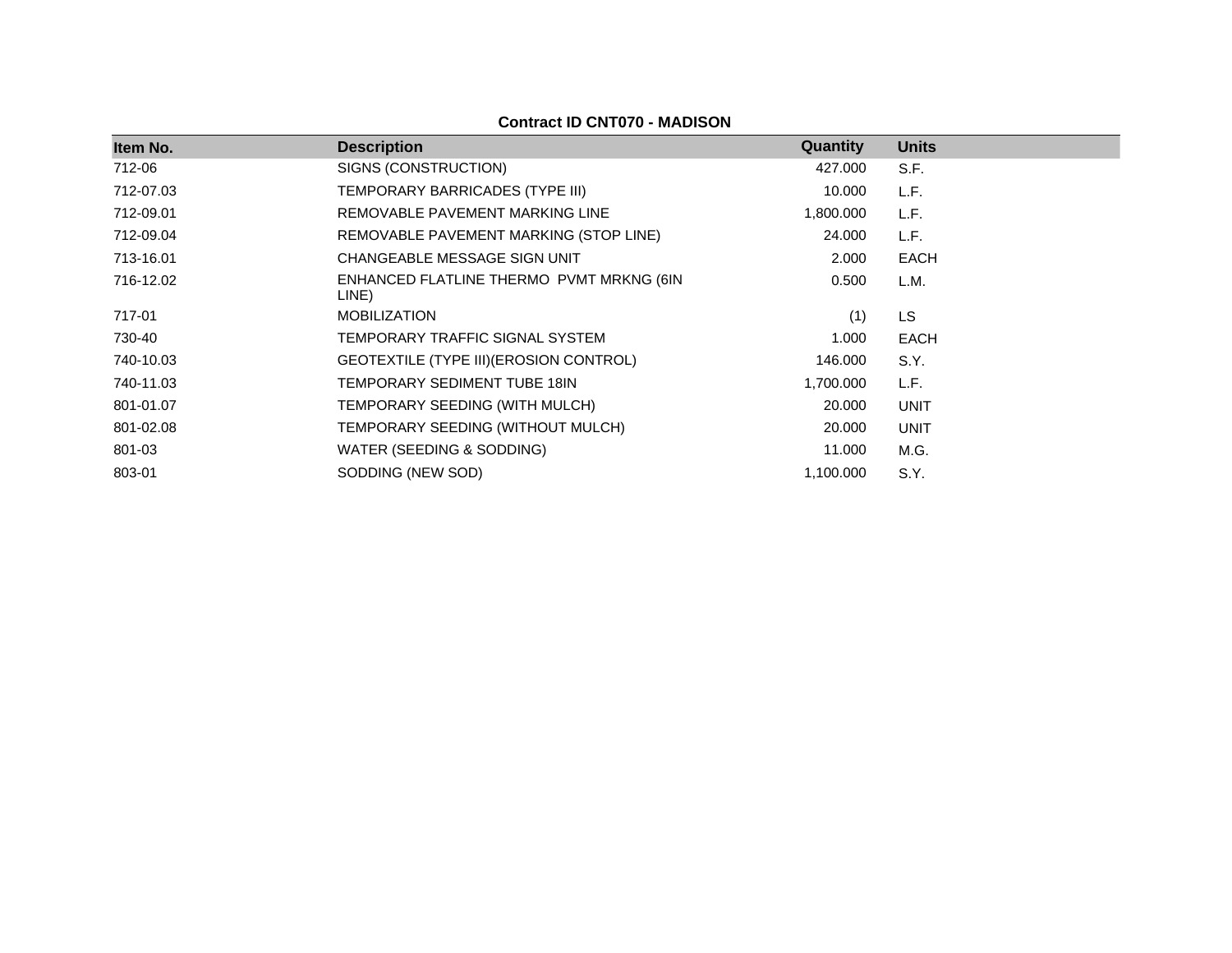**Contract ID CNT070 - MADISON**

| Item No. | Description | Quantity | Units |
|---|---|---|---|
| 712-06 | SIGNS (CONSTRUCTION) | 427.000 | S.F. |
| 712-07.03 | TEMPORARY BARRICADES (TYPE III) | 10.000 | L.F. |
| 712-09.01 | REMOVABLE PAVEMENT MARKING LINE | 1,800.000 | L.F. |
| 712-09.04 | REMOVABLE PAVEMENT MARKING (STOP LINE) | 24.000 | L.F. |
| 713-16.01 | CHANGEABLE MESSAGE SIGN UNIT | 2.000 | EACH |
| 716-12.02 | ENHANCED FLATLINE THERMO PVMT MRKNG (6IN LINE) | 0.500 | L.M. |
| 717-01 | MOBILIZATION | (1) | LS |
| 730-40 | TEMPORARY TRAFFIC SIGNAL SYSTEM | 1.000 | EACH |
| 740-10.03 | GEOTEXTILE (TYPE III)(EROSION CONTROL) | 146.000 | S.Y. |
| 740-11.03 | TEMPORARY SEDIMENT TUBE 18IN | 1,700.000 | L.F. |
| 801-01.07 | TEMPORARY SEEDING (WITH MULCH) | 20.000 | UNIT |
| 801-02.08 | TEMPORARY SEEDING (WITHOUT MULCH) | 20.000 | UNIT |
| 801-03 | WATER (SEEDING & SODDING) | 11.000 | M.G. |
| 803-01 | SODDING (NEW SOD) | 1,100.000 | S.Y. |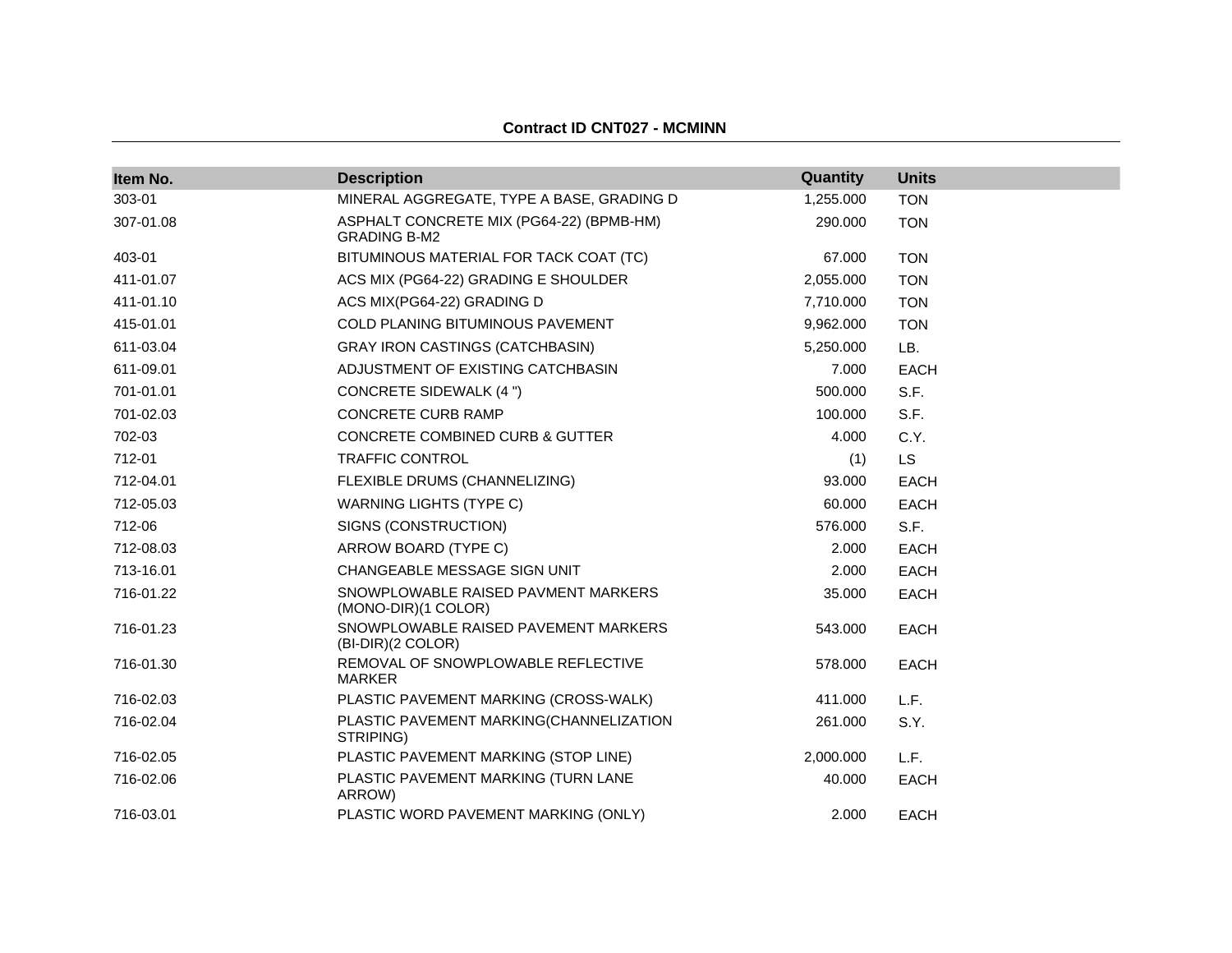**Contract ID CNT027 - MCMINN**

| Item No. | Description | Quantity | Units |
|---|---|---|---|
| 303-01 | MINERAL AGGREGATE, TYPE A BASE, GRADING D | 1,255.000 | TON |
| 307-01.08 | ASPHALT CONCRETE MIX (PG64-22) (BPMB-HM) GRADING B-M2 | 290.000 | TON |
| 403-01 | BITUMINOUS MATERIAL FOR TACK COAT (TC) | 67.000 | TON |
| 411-01.07 | ACS MIX (PG64-22) GRADING E SHOULDER | 2,055.000 | TON |
| 411-01.10 | ACS MIX(PG64-22) GRADING D | 7,710.000 | TON |
| 415-01.01 | COLD PLANING BITUMINOUS PAVEMENT | 9,962.000 | TON |
| 611-03.04 | GRAY IRON CASTINGS (CATCHBASIN) | 5,250.000 | LB. |
| 611-09.01 | ADJUSTMENT OF EXISTING CATCHBASIN | 7.000 | EACH |
| 701-01.01 | CONCRETE SIDEWALK (4 ") | 500.000 | S.F. |
| 701-02.03 | CONCRETE CURB RAMP | 100.000 | S.F. |
| 702-03 | CONCRETE COMBINED CURB & GUTTER | 4.000 | C.Y. |
| 712-01 | TRAFFIC CONTROL | (1) | LS |
| 712-04.01 | FLEXIBLE DRUMS (CHANNELIZING) | 93.000 | EACH |
| 712-05.03 | WARNING LIGHTS (TYPE C) | 60.000 | EACH |
| 712-06 | SIGNS (CONSTRUCTION) | 576.000 | S.F. |
| 712-08.03 | ARROW BOARD (TYPE C) | 2.000 | EACH |
| 713-16.01 | CHANGEABLE MESSAGE SIGN UNIT | 2.000 | EACH |
| 716-01.22 | SNOWPLOWABLE RAISED PAVMENT MARKERS (MONO-DIR)(1 COLOR) | 35.000 | EACH |
| 716-01.23 | SNOWPLOWABLE RAISED PAVEMENT MARKERS (BI-DIR)(2 COLOR) | 543.000 | EACH |
| 716-01.30 | REMOVAL OF SNOWPLOWABLE REFLECTIVE MARKER | 578.000 | EACH |
| 716-02.03 | PLASTIC PAVEMENT MARKING (CROSS-WALK) | 411.000 | L.F. |
| 716-02.04 | PLASTIC PAVEMENT MARKING(CHANNELIZATION STRIPING) | 261.000 | S.Y. |
| 716-02.05 | PLASTIC PAVEMENT MARKING (STOP LINE) | 2,000.000 | L.F. |
| 716-02.06 | PLASTIC PAVEMENT MARKING (TURN LANE ARROW) | 40.000 | EACH |
| 716-03.01 | PLASTIC WORD PAVEMENT MARKING (ONLY) | 2.000 | EACH |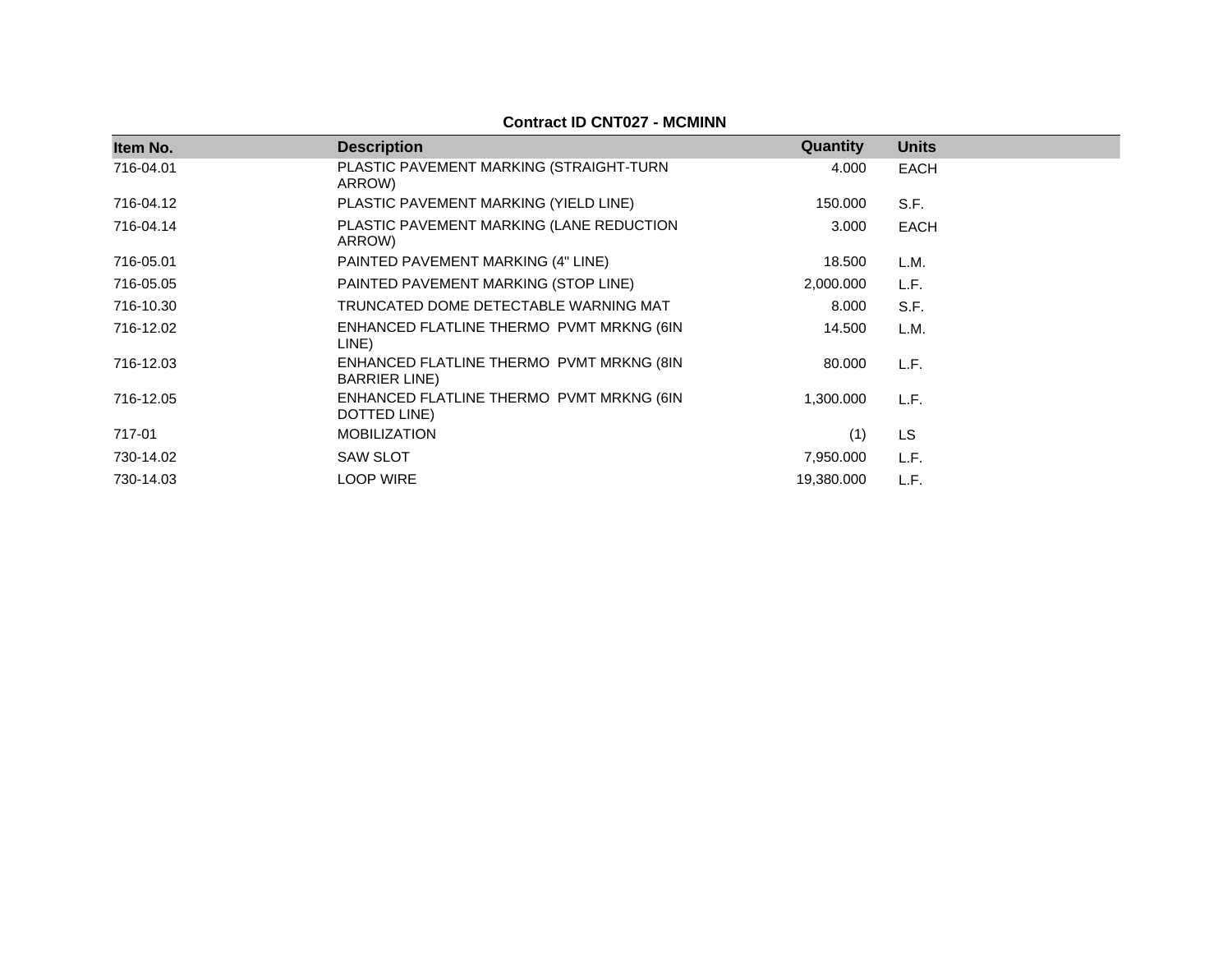**Contract ID CNT027 - MCMINN**

| Item No. | Description | Quantity | Units |
|---|---|---|---|
| 716-04.01 | PLASTIC PAVEMENT MARKING (STRAIGHT-TURN ARROW) | 4.000 | EACH |
| 716-04.12 | PLASTIC PAVEMENT MARKING (YIELD LINE) | 150.000 | S.F. |
| 716-04.14 | PLASTIC PAVEMENT MARKING (LANE REDUCTION ARROW) | 3.000 | EACH |
| 716-05.01 | PAINTED PAVEMENT MARKING (4" LINE) | 18.500 | L.M. |
| 716-05.05 | PAINTED PAVEMENT MARKING (STOP LINE) | 2,000.000 | L.F. |
| 716-10.30 | TRUNCATED DOME DETECTABLE WARNING MAT | 8.000 | S.F. |
| 716-12.02 | ENHANCED FLATLINE THERMO PVMT MRKNG (6IN LINE) | 14.500 | L.M. |
| 716-12.03 | ENHANCED FLATLINE THERMO PVMT MRKNG (8IN BARRIER LINE) | 80.000 | L.F. |
| 716-12.05 | ENHANCED FLATLINE THERMO PVMT MRKNG (6IN DOTTED LINE) | 1,300.000 | L.F. |
| 717-01 | MOBILIZATION | (1) | LS |
| 730-14.02 | SAW SLOT | 7,950.000 | L.F. |
| 730-14.03 | LOOP WIRE | 19,380.000 | L.F. |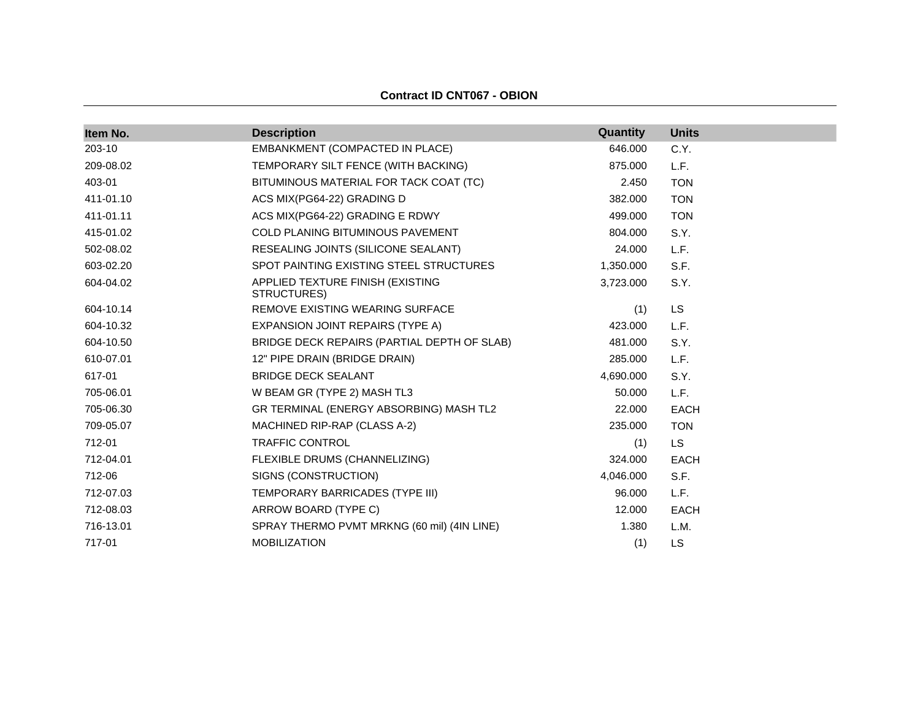**Contract ID CNT067 - OBION**

| Item No. | Description | Quantity | Units |
|---|---|---|---|
| 203-10 | EMBANKMENT (COMPACTED IN PLACE) | 646.000 | C.Y. |
| 209-08.02 | TEMPORARY SILT FENCE (WITH BACKING) | 875.000 | L.F. |
| 403-01 | BITUMINOUS MATERIAL FOR TACK COAT (TC) | 2.450 | TON |
| 411-01.10 | ACS MIX(PG64-22) GRADING D | 382.000 | TON |
| 411-01.11 | ACS MIX(PG64-22) GRADING E RDWY | 499.000 | TON |
| 415-01.02 | COLD PLANING BITUMINOUS PAVEMENT | 804.000 | S.Y. |
| 502-08.02 | RESEALING JOINTS (SILICONE SEALANT) | 24.000 | L.F. |
| 603-02.20 | SPOT PAINTING EXISTING STEEL STRUCTURES | 1,350.000 | S.F. |
| 604-04.02 | APPLIED TEXTURE FINISH (EXISTING STRUCTURES) | 3,723.000 | S.Y. |
| 604-10.14 | REMOVE EXISTING WEARING SURFACE | (1) | LS |
| 604-10.32 | EXPANSION JOINT REPAIRS (TYPE A) | 423.000 | L.F. |
| 604-10.50 | BRIDGE DECK REPAIRS (PARTIAL DEPTH OF SLAB) | 481.000 | S.Y. |
| 610-07.01 | 12" PIPE DRAIN (BRIDGE DRAIN) | 285.000 | L.F. |
| 617-01 | BRIDGE DECK SEALANT | 4,690.000 | S.Y. |
| 705-06.01 | W BEAM GR (TYPE 2) MASH TL3 | 50.000 | L.F. |
| 705-06.30 | GR TERMINAL (ENERGY ABSORBING) MASH TL2 | 22.000 | EACH |
| 709-05.07 | MACHINED RIP-RAP (CLASS A-2) | 235.000 | TON |
| 712-01 | TRAFFIC CONTROL | (1) | LS |
| 712-04.01 | FLEXIBLE DRUMS (CHANNELIZING) | 324.000 | EACH |
| 712-06 | SIGNS (CONSTRUCTION) | 4,046.000 | S.F. |
| 712-07.03 | TEMPORARY BARRICADES (TYPE III) | 96.000 | L.F. |
| 712-08.03 | ARROW BOARD (TYPE C) | 12.000 | EACH |
| 716-13.01 | SPRAY THERMO PVMT MRKNG (60 mil) (4IN LINE) | 1.380 | L.M. |
| 717-01 | MOBILIZATION | (1) | LS |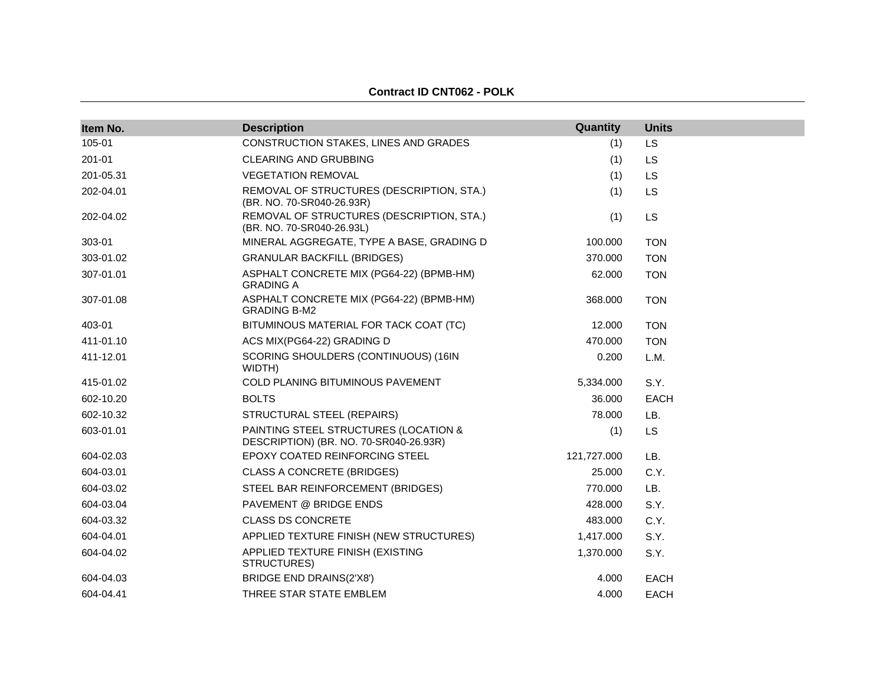**Contract ID CNT062 - POLK**

| Item No. | Description | Quantity | Units |
|---|---|---|---|
| 105-01 | CONSTRUCTION STAKES, LINES AND GRADES | (1) | LS |
| 201-01 | CLEARING AND GRUBBING | (1) | LS |
| 201-05.31 | VEGETATION REMOVAL | (1) | LS |
| 202-04.01 | REMOVAL OF STRUCTURES (DESCRIPTION, STA.) (BR. NO. 70-SR040-26.93R) | (1) | LS |
| 202-04.02 | REMOVAL OF STRUCTURES (DESCRIPTION, STA.) (BR. NO. 70-SR040-26.93L) | (1) | LS |
| 303-01 | MINERAL AGGREGATE, TYPE A BASE, GRADING D | 100.000 | TON |
| 303-01.02 | GRANULAR BACKFILL (BRIDGES) | 370.000 | TON |
| 307-01.01 | ASPHALT CONCRETE MIX (PG64-22) (BPMB-HM) GRADING A | 62.000 | TON |
| 307-01.08 | ASPHALT CONCRETE MIX (PG64-22) (BPMB-HM) GRADING B-M2 | 368.000 | TON |
| 403-01 | BITUMINOUS MATERIAL FOR TACK COAT (TC) | 12.000 | TON |
| 411-01.10 | ACS MIX(PG64-22) GRADING D | 470.000 | TON |
| 411-12.01 | SCORING SHOULDERS (CONTINUOUS) (16IN WIDTH) | 0.200 | L.M. |
| 415-01.02 | COLD PLANING BITUMINOUS PAVEMENT | 5,334.000 | S.Y. |
| 602-10.20 | BOLTS | 36.000 | EACH |
| 602-10.32 | STRUCTURAL STEEL (REPAIRS) | 78.000 | LB. |
| 603-01.01 | PAINTING STEEL STRUCTURES (LOCATION & DESCRIPTION) (BR. NO. 70-SR040-26.93R) | (1) | LS |
| 604-02.03 | EPOXY COATED REINFORCING STEEL | 121,727.000 | LB. |
| 604-03.01 | CLASS A CONCRETE (BRIDGES) | 25.000 | C.Y. |
| 604-03.02 | STEEL BAR REINFORCEMENT (BRIDGES) | 770.000 | LB. |
| 604-03.04 | PAVEMENT @ BRIDGE ENDS | 428.000 | S.Y. |
| 604-03.32 | CLASS DS CONCRETE | 483.000 | C.Y. |
| 604-04.01 | APPLIED TEXTURE FINISH (NEW STRUCTURES) | 1,417.000 | S.Y. |
| 604-04.02 | APPLIED TEXTURE FINISH (EXISTING STRUCTURES) | 1,370.000 | S.Y. |
| 604-04.03 | BRIDGE END DRAINS(2'X8') | 4.000 | EACH |
| 604-04.41 | THREE STAR STATE EMBLEM | 4.000 | EACH |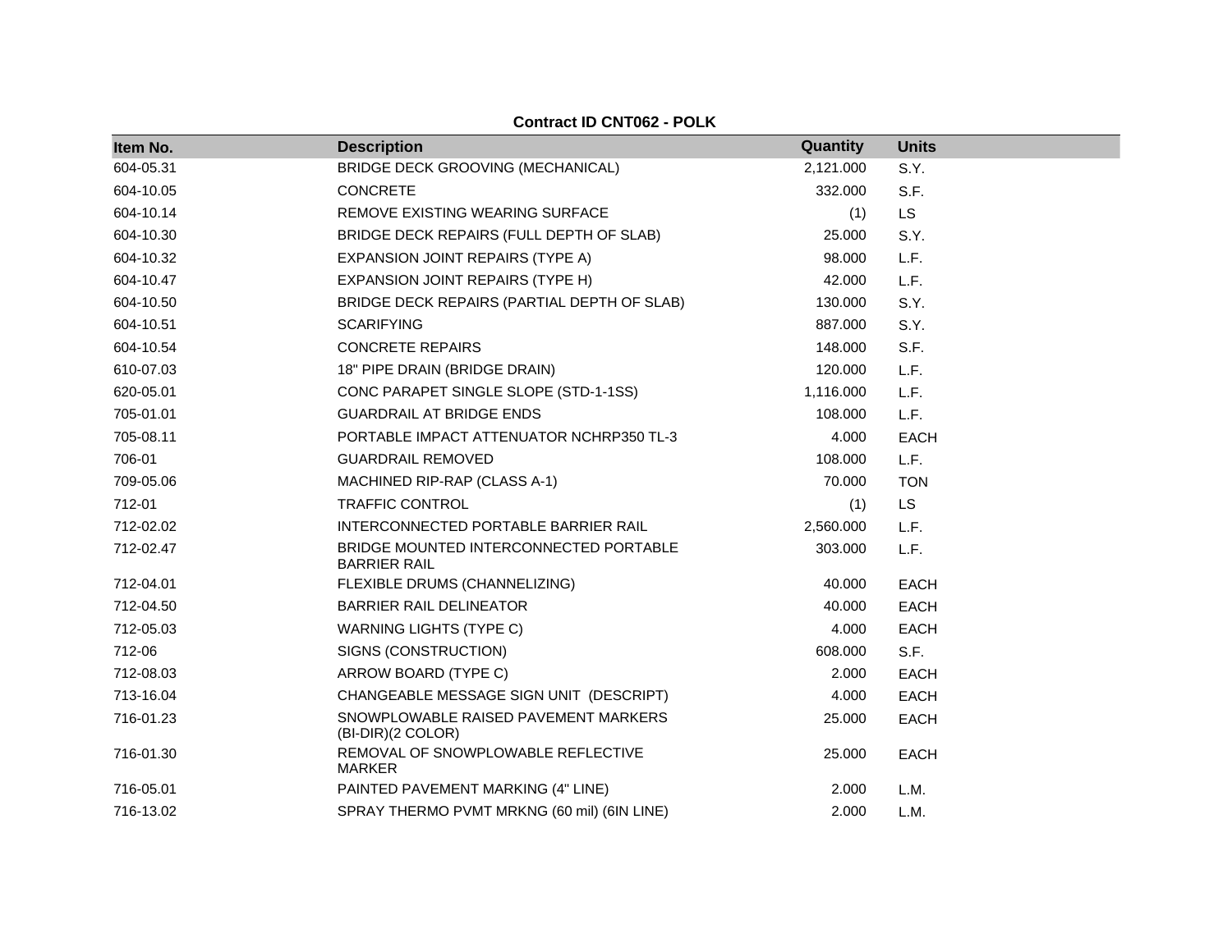**Contract ID CNT062 - POLK**

| Item No. | Description | Quantity | Units |
|---|---|---|---|
| 604-05.31 | BRIDGE DECK GROOVING (MECHANICAL) | 2,121.000 | S.Y. |
| 604-10.05 | CONCRETE | 332.000 | S.F. |
| 604-10.14 | REMOVE EXISTING WEARING SURFACE | (1) | LS |
| 604-10.30 | BRIDGE DECK REPAIRS (FULL DEPTH OF SLAB) | 25.000 | S.Y. |
| 604-10.32 | EXPANSION JOINT REPAIRS (TYPE A) | 98.000 | L.F. |
| 604-10.47 | EXPANSION JOINT REPAIRS (TYPE H) | 42.000 | L.F. |
| 604-10.50 | BRIDGE DECK REPAIRS (PARTIAL DEPTH OF SLAB) | 130.000 | S.Y. |
| 604-10.51 | SCARIFYING | 887.000 | S.Y. |
| 604-10.54 | CONCRETE REPAIRS | 148.000 | S.F. |
| 610-07.03 | 18" PIPE DRAIN (BRIDGE DRAIN) | 120.000 | L.F. |
| 620-05.01 | CONC PARAPET SINGLE SLOPE (STD-1-1SS) | 1,116.000 | L.F. |
| 705-01.01 | GUARDRAIL AT BRIDGE ENDS | 108.000 | L.F. |
| 705-08.11 | PORTABLE IMPACT ATTENUATOR NCHRP350 TL-3 | 4.000 | EACH |
| 706-01 | GUARDRAIL REMOVED | 108.000 | L.F. |
| 709-05.06 | MACHINED RIP-RAP (CLASS A-1) | 70.000 | TON |
| 712-01 | TRAFFIC CONTROL | (1) | LS |
| 712-02.02 | INTERCONNECTED PORTABLE BARRIER RAIL | 2,560.000 | L.F. |
| 712-02.47 | BRIDGE MOUNTED INTERCONNECTED PORTABLE BARRIER RAIL | 303.000 | L.F. |
| 712-04.01 | FLEXIBLE DRUMS (CHANNELIZING) | 40.000 | EACH |
| 712-04.50 | BARRIER RAIL DELINEATOR | 40.000 | EACH |
| 712-05.03 | WARNING LIGHTS (TYPE C) | 4.000 | EACH |
| 712-06 | SIGNS (CONSTRUCTION) | 608.000 | S.F. |
| 712-08.03 | ARROW BOARD (TYPE C) | 2.000 | EACH |
| 713-16.04 | CHANGEABLE MESSAGE SIGN UNIT (DESCRIPT) | 4.000 | EACH |
| 716-01.23 | SNOWPLOWABLE RAISED PAVEMENT MARKERS (BI-DIR)(2 COLOR) | 25.000 | EACH |
| 716-01.30 | REMOVAL OF SNOWPLOWABLE REFLECTIVE MARKER | 25.000 | EACH |
| 716-05.01 | PAINTED PAVEMENT MARKING (4" LINE) | 2.000 | L.M. |
| 716-13.02 | SPRAY THERMO PVMT MRKNG (60 mil) (6IN LINE) | 2.000 | L.M. |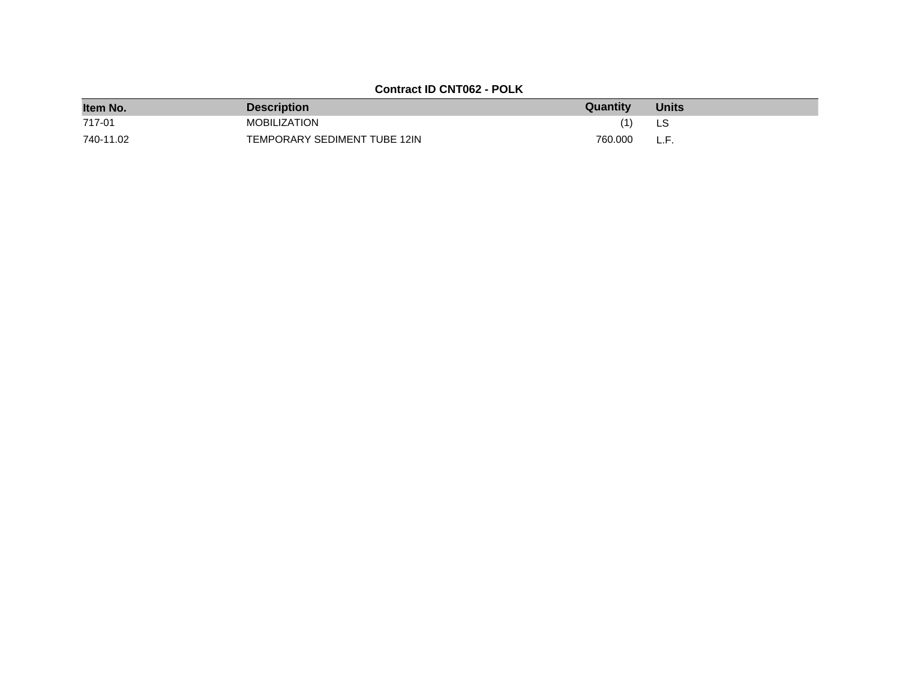**Contract ID CNT062 - POLK**

| Item No. | Description | Quantity | Units |
|---|---|---|---|
| 717-01 | MOBILIZATION | (1) | LS |
| 740-11.02 | TEMPORARY SEDIMENT TUBE 12IN | 760.000 | L.F. |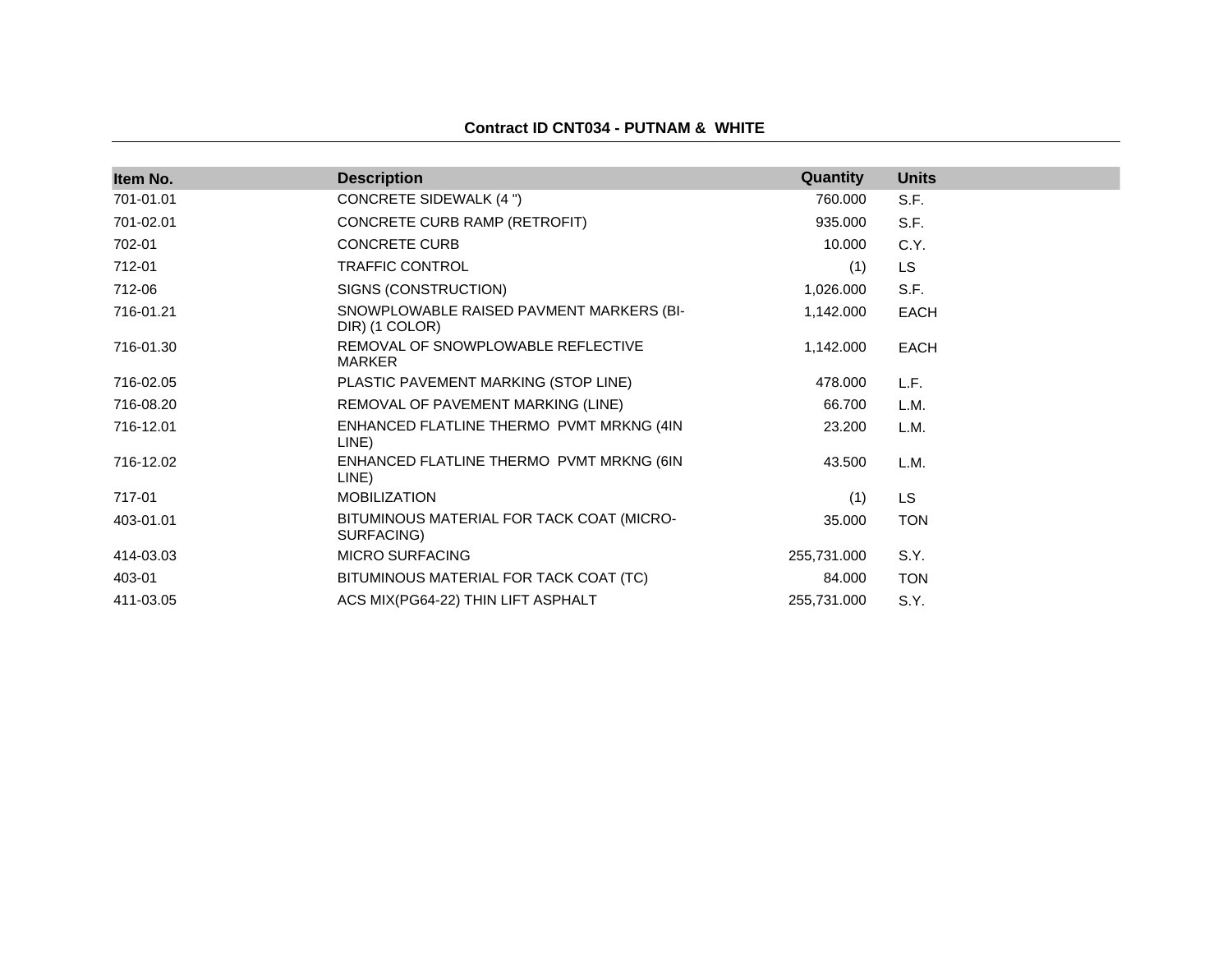**Contract ID CNT034 - PUTNAM & WHITE**

| Item No. | Description | Quantity | Units |
|---|---|---|---|
| 701-01.01 | CONCRETE SIDEWALK (4 ") | 760.000 | S.F. |
| 701-02.01 | CONCRETE CURB RAMP (RETROFIT) | 935.000 | S.F. |
| 702-01 | CONCRETE CURB | 10.000 | C.Y. |
| 712-01 | TRAFFIC CONTROL | (1) | LS |
| 712-06 | SIGNS (CONSTRUCTION) | 1,026.000 | S.F. |
| 716-01.21 | SNOWPLOWABLE RAISED PAVMENT MARKERS (BI-DIR) (1 COLOR) | 1,142.000 | EACH |
| 716-01.30 | REMOVAL OF SNOWPLOWABLE REFLECTIVE MARKER | 1,142.000 | EACH |
| 716-02.05 | PLASTIC PAVEMENT MARKING (STOP LINE) | 478.000 | L.F. |
| 716-08.20 | REMOVAL OF PAVEMENT MARKING (LINE) | 66.700 | L.M. |
| 716-12.01 | ENHANCED FLATLINE THERMO PVMT MRKNG (4IN LINE) | 23.200 | L.M. |
| 716-12.02 | ENHANCED FLATLINE THERMO PVMT MRKNG (6IN LINE) | 43.500 | L.M. |
| 717-01 | MOBILIZATION | (1) | LS |
| 403-01.01 | BITUMINOUS MATERIAL FOR TACK COAT (MICRO-SURFACING) | 35.000 | TON |
| 414-03.03 | MICRO SURFACING | 255,731.000 | S.Y. |
| 403-01 | BITUMINOUS MATERIAL FOR TACK COAT (TC) | 84.000 | TON |
| 411-03.05 | ACS MIX(PG64-22) THIN LIFT ASPHALT | 255,731.000 | S.Y. |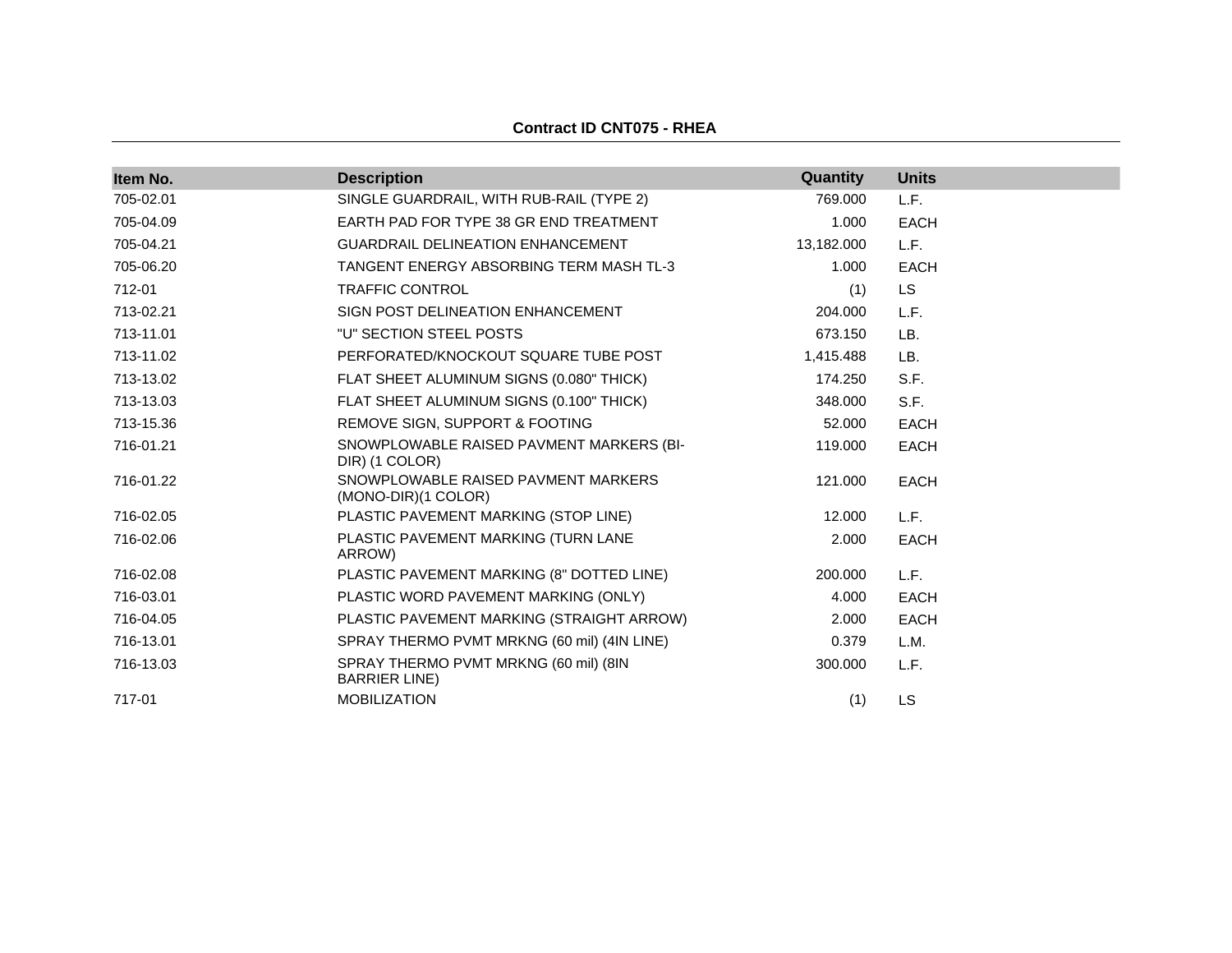**Contract ID CNT075 - RHEA**

| Item No. | Description | Quantity | Units |
|---|---|---|---|
| 705-02.01 | SINGLE GUARDRAIL, WITH RUB-RAIL (TYPE 2) | 769.000 | L.F. |
| 705-04.09 | EARTH PAD FOR TYPE 38 GR END TREATMENT | 1.000 | EACH |
| 705-04.21 | GUARDRAIL DELINEATION ENHANCEMENT | 13,182.000 | L.F. |
| 705-06.20 | TANGENT ENERGY ABSORBING TERM MASH TL-3 | 1.000 | EACH |
| 712-01 | TRAFFIC CONTROL | (1) | LS |
| 713-02.21 | SIGN POST DELINEATION ENHANCEMENT | 204.000 | L.F. |
| 713-11.01 | "U" SECTION STEEL POSTS | 673.150 | LB. |
| 713-11.02 | PERFORATED/KNOCKOUT SQUARE TUBE POST | 1,415.488 | LB. |
| 713-13.02 | FLAT SHEET ALUMINUM SIGNS (0.080" THICK) | 174.250 | S.F. |
| 713-13.03 | FLAT SHEET ALUMINUM SIGNS (0.100" THICK) | 348.000 | S.F. |
| 713-15.36 | REMOVE SIGN, SUPPORT & FOOTING | 52.000 | EACH |
| 716-01.21 | SNOWPLOWABLE RAISED PAVMENT MARKERS (BI-DIR) (1 COLOR) | 119.000 | EACH |
| 716-01.22 | SNOWPLOWABLE RAISED PAVMENT MARKERS (MONO-DIR)(1 COLOR) | 121.000 | EACH |
| 716-02.05 | PLASTIC PAVEMENT MARKING (STOP LINE) | 12.000 | L.F. |
| 716-02.06 | PLASTIC PAVEMENT MARKING (TURN LANE ARROW) | 2.000 | EACH |
| 716-02.08 | PLASTIC PAVEMENT MARKING (8" DOTTED LINE) | 200.000 | L.F. |
| 716-03.01 | PLASTIC WORD PAVEMENT MARKING (ONLY) | 4.000 | EACH |
| 716-04.05 | PLASTIC PAVEMENT MARKING (STRAIGHT ARROW) | 2.000 | EACH |
| 716-13.01 | SPRAY THERMO PVMT MRKNG (60 mil) (4IN LINE) | 0.379 | L.M. |
| 716-13.03 | SPRAY THERMO PVMT MRKNG (60 mil) (8IN BARRIER LINE) | 300.000 | L.F. |
| 717-01 | MOBILIZATION | (1) | LS |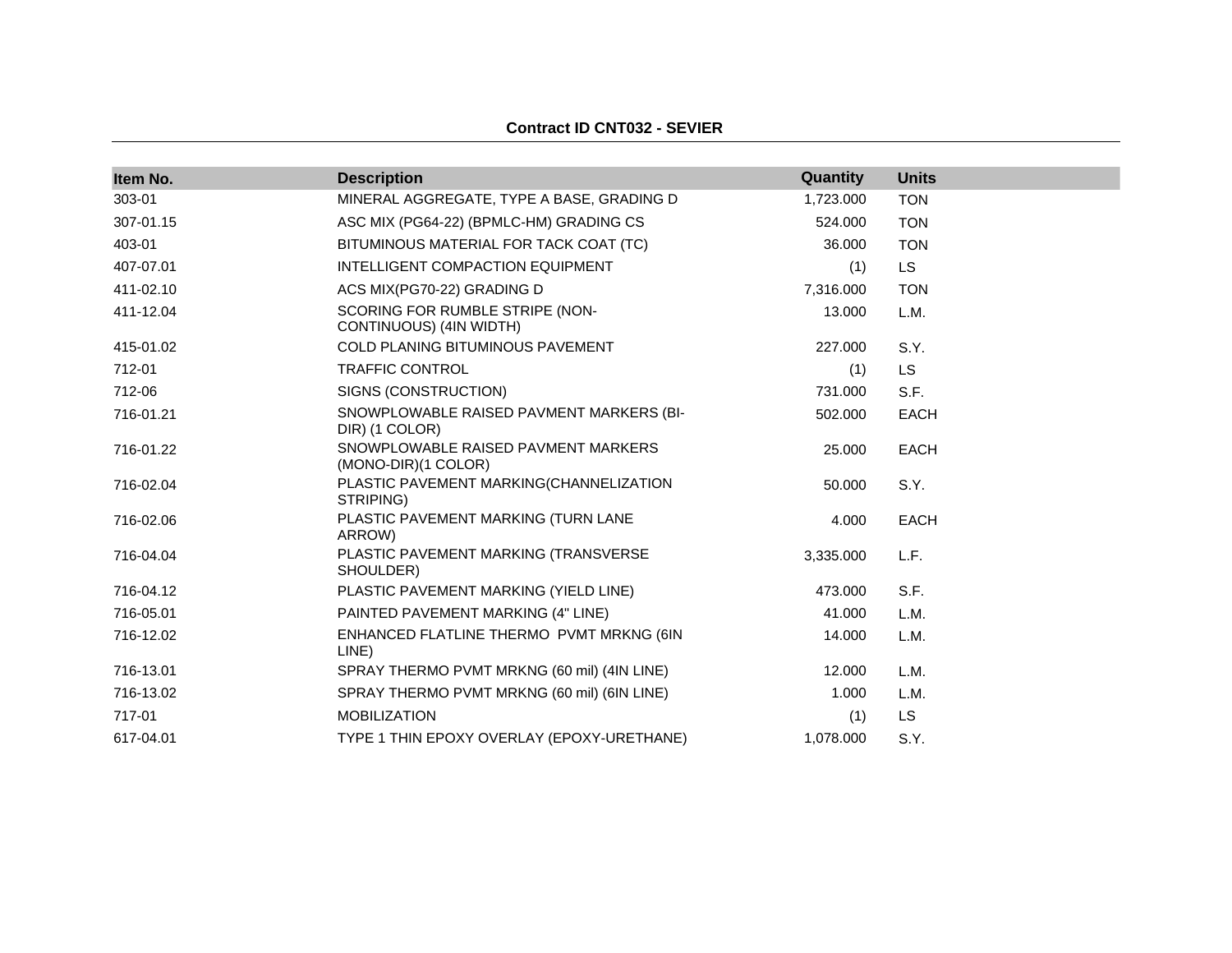**Contract ID CNT032 - SEVIER**

| Item No. | Description | Quantity | Units |
|---|---|---|---|
| 303-01 | MINERAL AGGREGATE, TYPE A BASE, GRADING D | 1,723.000 | TON |
| 307-01.15 | ASC MIX (PG64-22) (BPMLC-HM) GRADING CS | 524.000 | TON |
| 403-01 | BITUMINOUS MATERIAL FOR TACK COAT (TC) | 36.000 | TON |
| 407-07.01 | INTELLIGENT COMPACTION EQUIPMENT | (1) | LS |
| 411-02.10 | ACS MIX(PG70-22) GRADING D | 7,316.000 | TON |
| 411-12.04 | SCORING FOR RUMBLE STRIPE (NON-CONTINUOUS) (4IN WIDTH) | 13.000 | L.M. |
| 415-01.02 | COLD PLANING BITUMINOUS PAVEMENT | 227.000 | S.Y. |
| 712-01 | TRAFFIC CONTROL | (1) | LS |
| 712-06 | SIGNS (CONSTRUCTION) | 731.000 | S.F. |
| 716-01.21 | SNOWPLOWABLE RAISED PAVMENT MARKERS (BI-DIR) (1 COLOR) | 502.000 | EACH |
| 716-01.22 | SNOWPLOWABLE RAISED PAVMENT MARKERS (MONO-DIR)(1 COLOR) | 25.000 | EACH |
| 716-02.04 | PLASTIC PAVEMENT MARKING(CHANNELIZATION STRIPING) | 50.000 | S.Y. |
| 716-02.06 | PLASTIC PAVEMENT MARKING (TURN LANE ARROW) | 4.000 | EACH |
| 716-04.04 | PLASTIC PAVEMENT MARKING (TRANSVERSE SHOULDER) | 3,335.000 | L.F. |
| 716-04.12 | PLASTIC PAVEMENT MARKING (YIELD LINE) | 473.000 | S.F. |
| 716-05.01 | PAINTED PAVEMENT MARKING (4" LINE) | 41.000 | L.M. |
| 716-12.02 | ENHANCED FLATLINE THERMO PVMT MRKNG (6IN LINE) | 14.000 | L.M. |
| 716-13.01 | SPRAY THERMO PVMT MRKNG (60 mil) (4IN LINE) | 12.000 | L.M. |
| 716-13.02 | SPRAY THERMO PVMT MRKNG (60 mil) (6IN LINE) | 1.000 | L.M. |
| 717-01 | MOBILIZATION | (1) | LS |
| 617-04.01 | TYPE 1 THIN EPOXY OVERLAY (EPOXY-URETHANE) | 1,078.000 | S.Y. |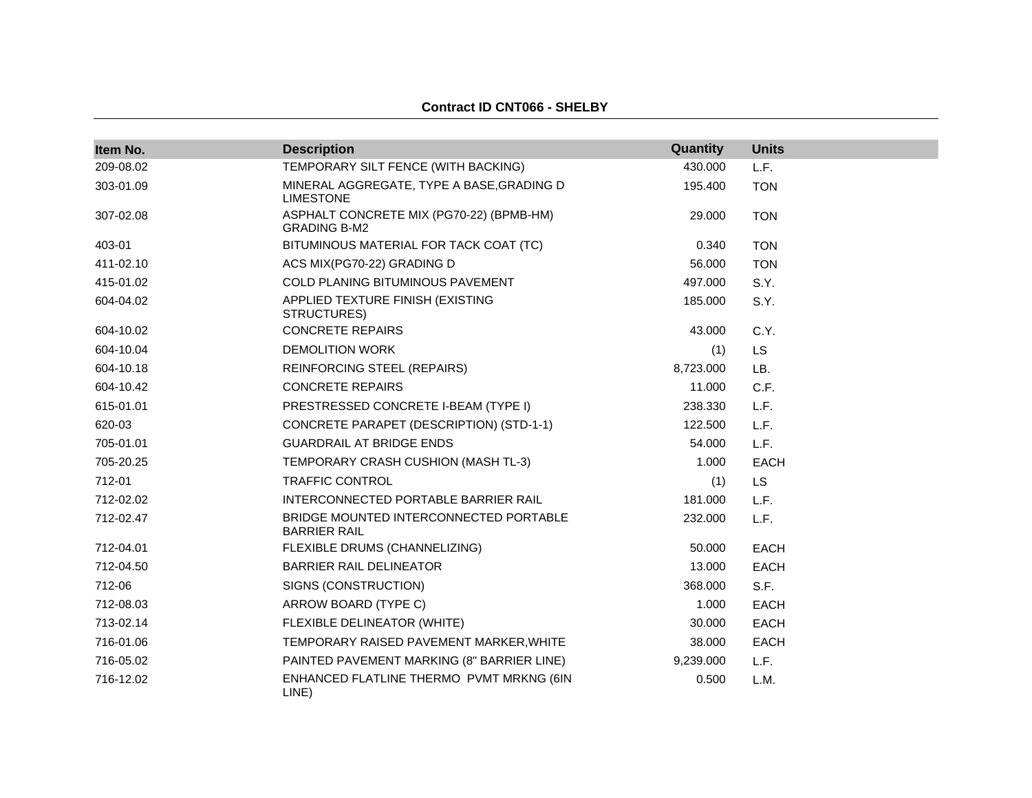**Contract ID CNT066 - SHELBY**

| Item No. | Description | Quantity | Units |
|---|---|---|---|
| 209-08.02 | TEMPORARY SILT FENCE (WITH BACKING) | 430.000 | L.F. |
| 303-01.09 | MINERAL AGGREGATE, TYPE A BASE,GRADING D LIMESTONE | 195.400 | TON |
| 307-02.08 | ASPHALT CONCRETE MIX (PG70-22) (BPMB-HM) GRADING B-M2 | 29.000 | TON |
| 403-01 | BITUMINOUS MATERIAL FOR TACK COAT (TC) | 0.340 | TON |
| 411-02.10 | ACS MIX(PG70-22) GRADING D | 56.000 | TON |
| 415-01.02 | COLD PLANING BITUMINOUS PAVEMENT | 497.000 | S.Y. |
| 604-04.02 | APPLIED TEXTURE FINISH (EXISTING STRUCTURES) | 185.000 | S.Y. |
| 604-10.02 | CONCRETE REPAIRS | 43.000 | C.Y. |
| 604-10.04 | DEMOLITION WORK | (1) | LS |
| 604-10.18 | REINFORCING STEEL (REPAIRS) | 8,723.000 | LB. |
| 604-10.42 | CONCRETE REPAIRS | 11.000 | C.F. |
| 615-01.01 | PRESTRESSED CONCRETE I-BEAM (TYPE I) | 238.330 | L.F. |
| 620-03 | CONCRETE PARAPET (DESCRIPTION) (STD-1-1) | 122.500 | L.F. |
| 705-01.01 | GUARDRAIL AT BRIDGE ENDS | 54.000 | L.F. |
| 705-20.25 | TEMPORARY CRASH CUSHION (MASH TL-3) | 1.000 | EACH |
| 712-01 | TRAFFIC CONTROL | (1) | LS |
| 712-02.02 | INTERCONNECTED PORTABLE BARRIER RAIL | 181.000 | L.F. |
| 712-02.47 | BRIDGE MOUNTED INTERCONNECTED PORTABLE BARRIER RAIL | 232.000 | L.F. |
| 712-04.01 | FLEXIBLE DRUMS (CHANNELIZING) | 50.000 | EACH |
| 712-04.50 | BARRIER RAIL DELINEATOR | 13.000 | EACH |
| 712-06 | SIGNS (CONSTRUCTION) | 368.000 | S.F. |
| 712-08.03 | ARROW BOARD (TYPE C) | 1.000 | EACH |
| 713-02.14 | FLEXIBLE DELINEATOR (WHITE) | 30.000 | EACH |
| 716-01.06 | TEMPORARY RAISED PAVEMENT MARKER,WHITE | 38.000 | EACH |
| 716-05.02 | PAINTED PAVEMENT MARKING (8" BARRIER LINE) | 9,239.000 | L.F. |
| 716-12.02 | ENHANCED FLATLINE THERMO PVMT MRKNG (6IN LINE) | 0.500 | L.M. |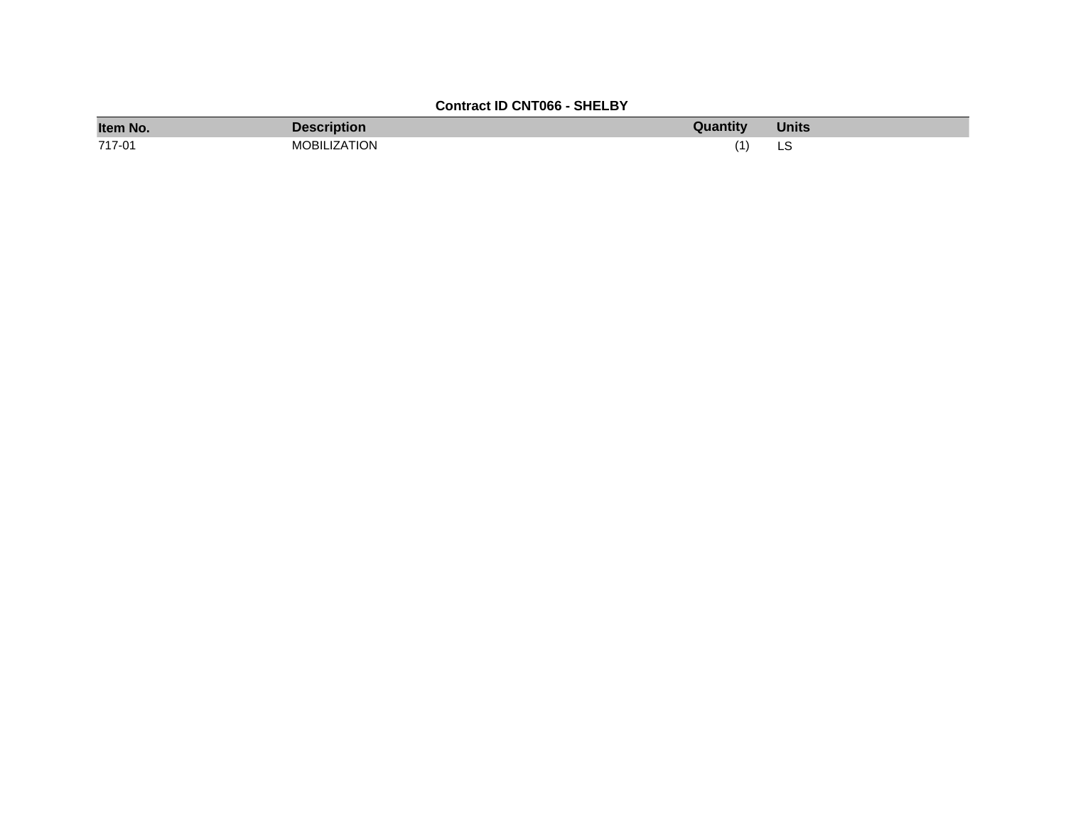**Contract ID CNT066 - SHELBY**

| Item No. | Description | Quantity | Units |
|---|---|---|---|
| 717-01 | MOBILIZATION | (1) | LS |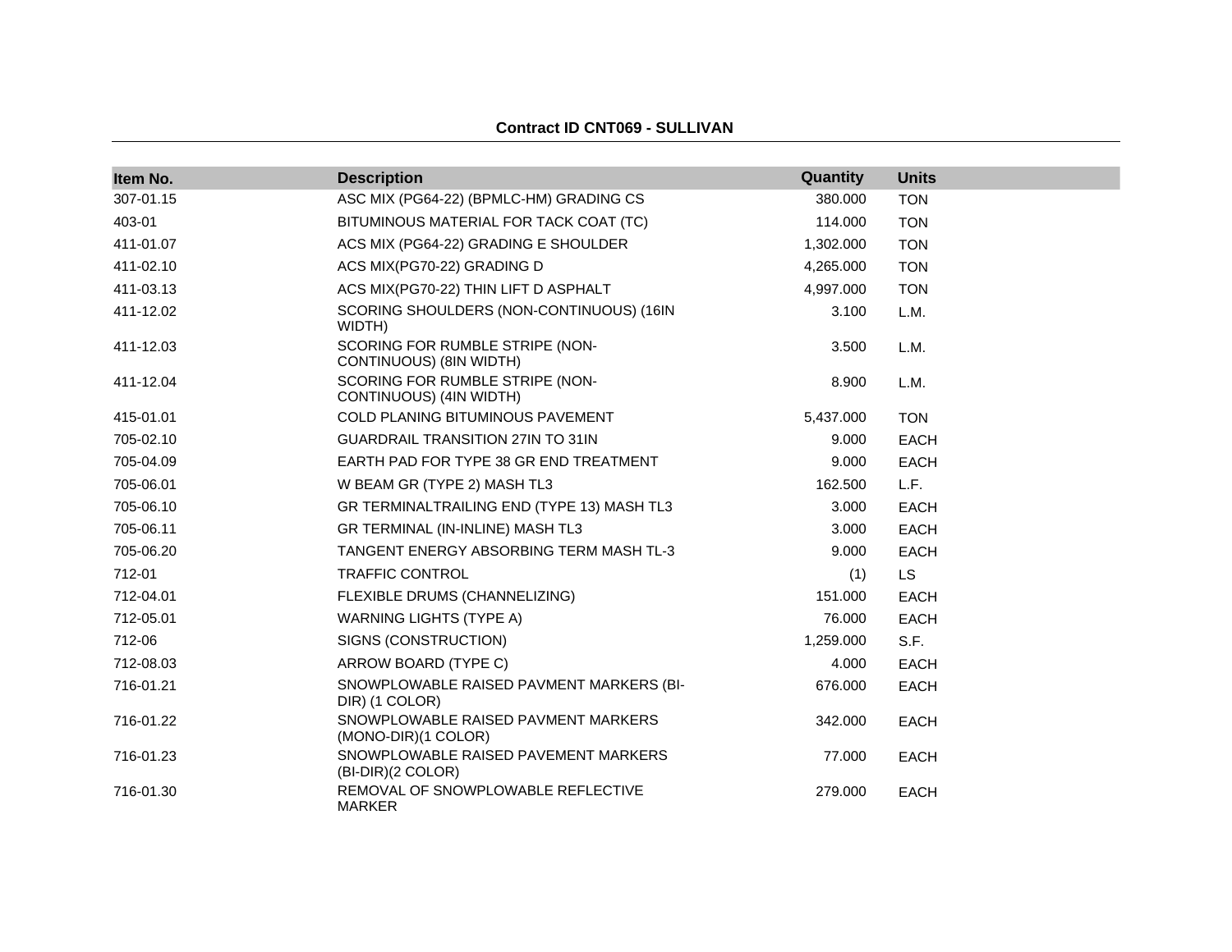**Contract ID CNT069 - SULLIVAN**

| Item No. | Description | Quantity | Units |
|---|---|---|---|
| 307-01.15 | ASC MIX (PG64-22) (BPMLC-HM) GRADING CS | 380.000 | TON |
| 403-01 | BITUMINOUS MATERIAL FOR TACK COAT (TC) | 114.000 | TON |
| 411-01.07 | ACS MIX (PG64-22) GRADING E SHOULDER | 1,302.000 | TON |
| 411-02.10 | ACS MIX(PG70-22) GRADING D | 4,265.000 | TON |
| 411-03.13 | ACS MIX(PG70-22) THIN LIFT D ASPHALT | 4,997.000 | TON |
| 411-12.02 | SCORING SHOULDERS (NON-CONTINUOUS) (16IN WIDTH) | 3.100 | L.M. |
| 411-12.03 | SCORING FOR RUMBLE STRIPE (NON-CONTINUOUS) (8IN WIDTH) | 3.500 | L.M. |
| 411-12.04 | SCORING FOR RUMBLE STRIPE (NON-CONTINUOUS) (4IN WIDTH) | 8.900 | L.M. |
| 415-01.01 | COLD PLANING BITUMINOUS PAVEMENT | 5,437.000 | TON |
| 705-02.10 | GUARDRAIL TRANSITION 27IN TO 31IN | 9.000 | EACH |
| 705-04.09 | EARTH PAD FOR TYPE 38 GR END TREATMENT | 9.000 | EACH |
| 705-06.01 | W BEAM GR (TYPE 2) MASH TL3 | 162.500 | L.F. |
| 705-06.10 | GR TERMINALTRAILING END (TYPE 13) MASH TL3 | 3.000 | EACH |
| 705-06.11 | GR TERMINAL (IN-INLINE) MASH TL3 | 3.000 | EACH |
| 705-06.20 | TANGENT ENERGY ABSORBING TERM MASH TL-3 | 9.000 | EACH |
| 712-01 | TRAFFIC CONTROL | (1) | LS |
| 712-04.01 | FLEXIBLE DRUMS (CHANNELIZING) | 151.000 | EACH |
| 712-05.01 | WARNING LIGHTS (TYPE A) | 76.000 | EACH |
| 712-06 | SIGNS (CONSTRUCTION) | 1,259.000 | S.F. |
| 712-08.03 | ARROW BOARD (TYPE C) | 4.000 | EACH |
| 716-01.21 | SNOWPLOWABLE RAISED PAVMENT MARKERS (BI-DIR) (1 COLOR) | 676.000 | EACH |
| 716-01.22 | SNOWPLOWABLE RAISED PAVMENT MARKERS (MONO-DIR)(1 COLOR) | 342.000 | EACH |
| 716-01.23 | SNOWPLOWABLE RAISED PAVEMENT MARKERS (BI-DIR)(2 COLOR) | 77.000 | EACH |
| 716-01.30 | REMOVAL OF SNOWPLOWABLE REFLECTIVE MARKER | 279.000 | EACH |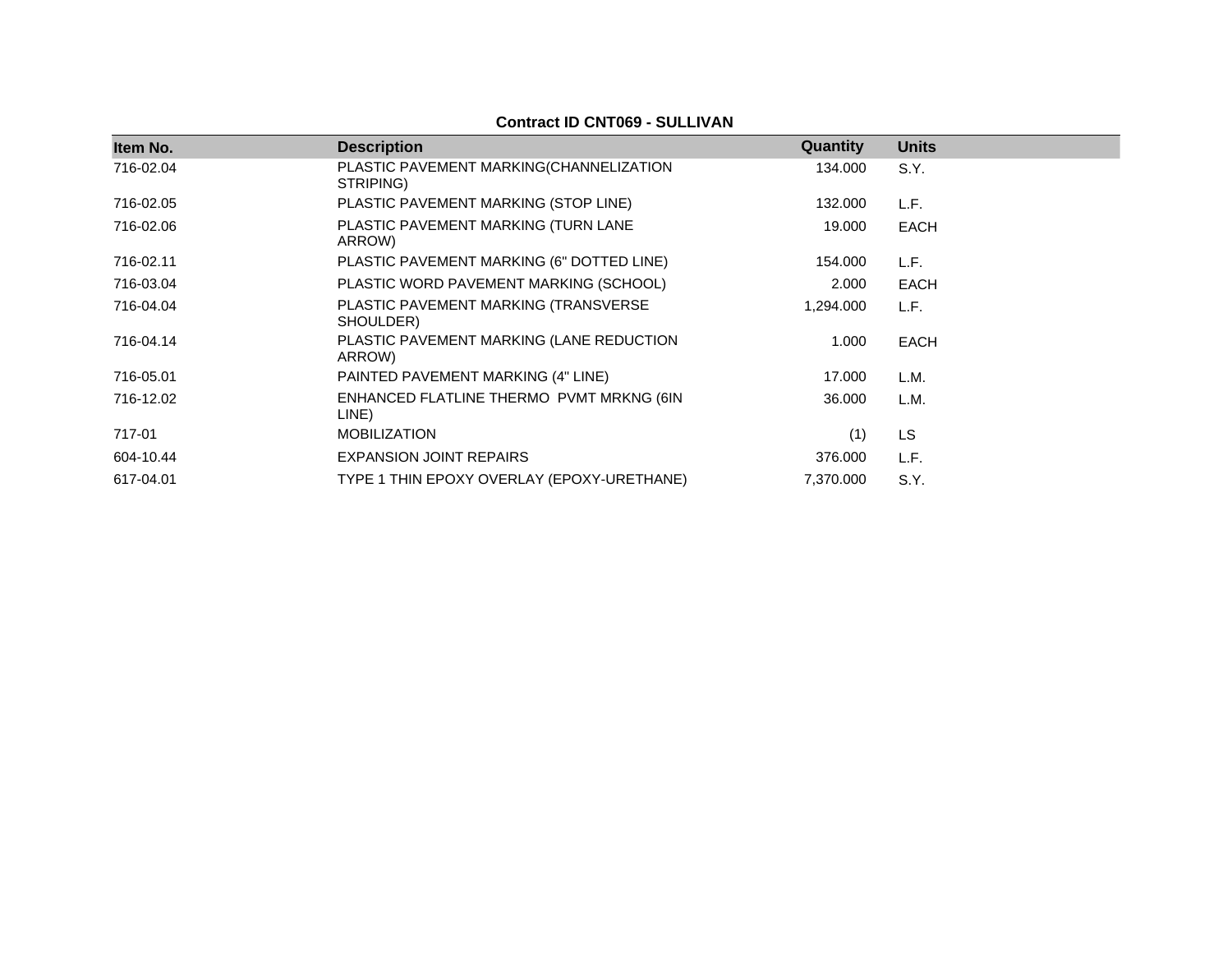**Contract ID CNT069 - SULLIVAN**

| Item No. | Description | Quantity | Units |
|---|---|---|---|
| 716-02.04 | PLASTIC PAVEMENT MARKING(CHANNELIZATION STRIPING) | 134.000 | S.Y. |
| 716-02.05 | PLASTIC PAVEMENT MARKING (STOP LINE) | 132.000 | L.F. |
| 716-02.06 | PLASTIC PAVEMENT MARKING (TURN LANE ARROW) | 19.000 | EACH |
| 716-02.11 | PLASTIC PAVEMENT MARKING (6" DOTTED LINE) | 154.000 | L.F. |
| 716-03.04 | PLASTIC WORD PAVEMENT MARKING (SCHOOL) | 2.000 | EACH |
| 716-04.04 | PLASTIC PAVEMENT MARKING (TRANSVERSE SHOULDER) | 1,294.000 | L.F. |
| 716-04.14 | PLASTIC PAVEMENT MARKING (LANE REDUCTION ARROW) | 1.000 | EACH |
| 716-05.01 | PAINTED PAVEMENT MARKING (4" LINE) | 17.000 | L.M. |
| 716-12.02 | ENHANCED FLATLINE THERMO PVMT MRKNG (6IN LINE) | 36.000 | L.M. |
| 717-01 | MOBILIZATION | (1) | LS |
| 604-10.44 | EXPANSION JOINT REPAIRS | 376.000 | L.F. |
| 617-04.01 | TYPE 1 THIN EPOXY OVERLAY (EPOXY-URETHANE) | 7,370.000 | S.Y. |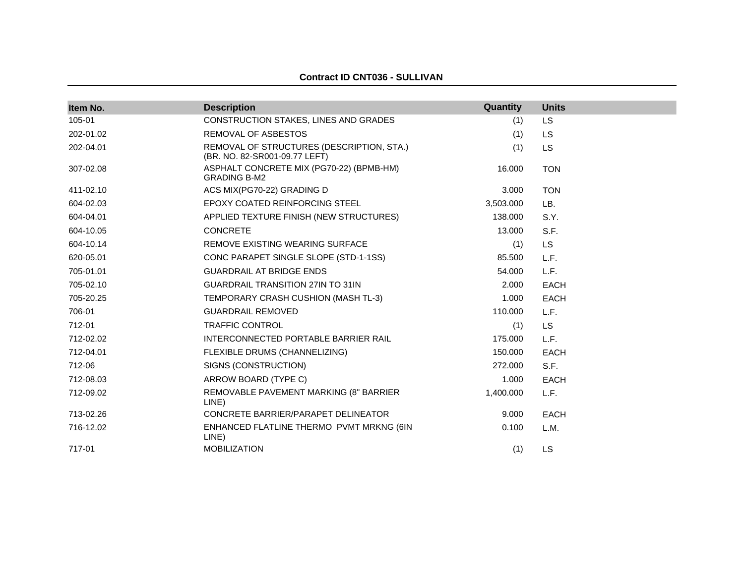**Contract ID CNT036 - SULLIVAN**

| Item No. | Description | Quantity | Units |
|---|---|---|---|
| 105-01 | CONSTRUCTION STAKES, LINES AND GRADES | (1) | LS |
| 202-01.02 | REMOVAL OF ASBESTOS | (1) | LS |
| 202-04.01 | REMOVAL OF STRUCTURES (DESCRIPTION, STA.) (BR. NO. 82-SR001-09.77 LEFT) | (1) | LS |
| 307-02.08 | ASPHALT CONCRETE MIX (PG70-22) (BPMB-HM) GRADING B-M2 | 16.000 | TON |
| 411-02.10 | ACS MIX(PG70-22) GRADING D | 3.000 | TON |
| 604-02.03 | EPOXY COATED REINFORCING STEEL | 3,503.000 | LB. |
| 604-04.01 | APPLIED TEXTURE FINISH (NEW STRUCTURES) | 138.000 | S.Y. |
| 604-10.05 | CONCRETE | 13.000 | S.F. |
| 604-10.14 | REMOVE EXISTING WEARING SURFACE | (1) | LS |
| 620-05.01 | CONC PARAPET SINGLE SLOPE (STD-1-1SS) | 85.500 | L.F. |
| 705-01.01 | GUARDRAIL AT BRIDGE ENDS | 54.000 | L.F. |
| 705-02.10 | GUARDRAIL TRANSITION 27IN TO 31IN | 2.000 | EACH |
| 705-20.25 | TEMPORARY CRASH CUSHION (MASH TL-3) | 1.000 | EACH |
| 706-01 | GUARDRAIL REMOVED | 110.000 | L.F. |
| 712-01 | TRAFFIC CONTROL | (1) | LS |
| 712-02.02 | INTERCONNECTED PORTABLE BARRIER RAIL | 175.000 | L.F. |
| 712-04.01 | FLEXIBLE DRUMS (CHANNELIZING) | 150.000 | EACH |
| 712-06 | SIGNS (CONSTRUCTION) | 272.000 | S.F. |
| 712-08.03 | ARROW BOARD (TYPE C) | 1.000 | EACH |
| 712-09.02 | REMOVABLE PAVEMENT MARKING (8" BARRIER LINE) | 1,400.000 | L.F. |
| 713-02.26 | CONCRETE BARRIER/PARAPET DELINEATOR | 9.000 | EACH |
| 716-12.02 | ENHANCED FLATLINE THERMO PVMT MRKNG (6IN LINE) | 0.100 | L.M. |
| 717-01 | MOBILIZATION | (1) | LS |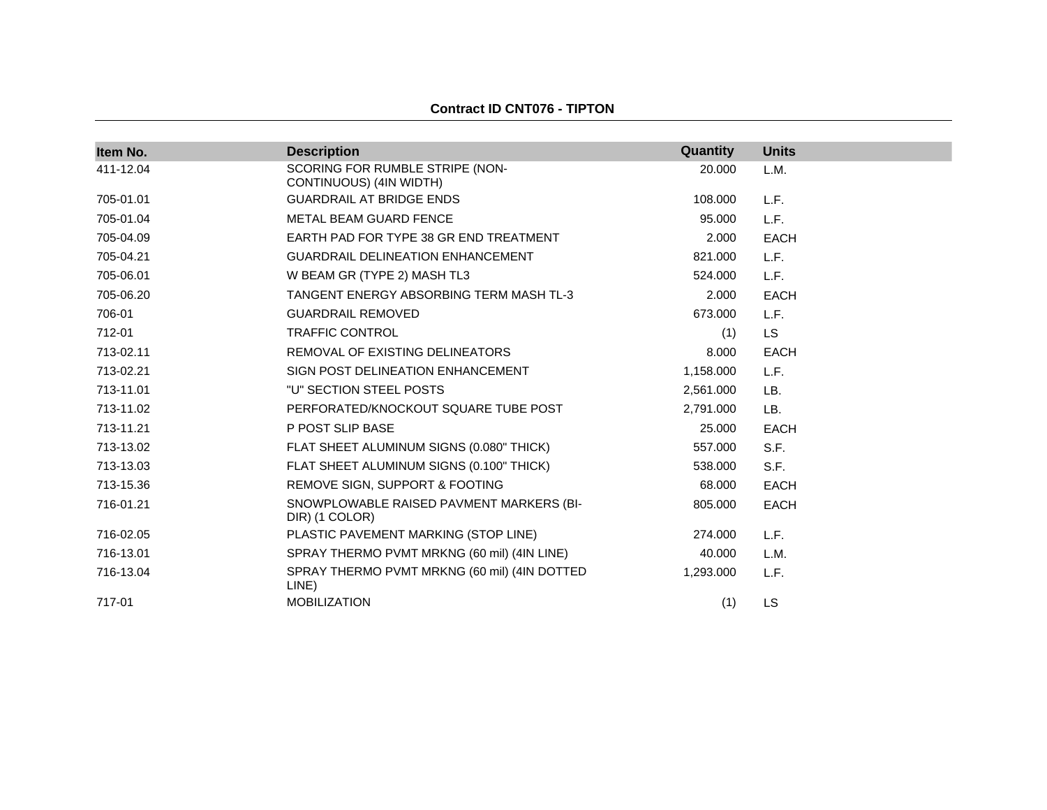**Contract ID CNT076 - TIPTON**

| Item No. | Description | Quantity | Units |
| --- | --- | --- | --- |
| 411-12.04 | SCORING FOR RUMBLE STRIPE (NON-CONTINUOUS) (4IN WIDTH) | 20.000 | L.M. |
| 705-01.01 | GUARDRAIL AT BRIDGE ENDS | 108.000 | L.F. |
| 705-01.04 | METAL BEAM GUARD FENCE | 95.000 | L.F. |
| 705-04.09 | EARTH PAD FOR TYPE 38 GR END TREATMENT | 2.000 | EACH |
| 705-04.21 | GUARDRAIL DELINEATION ENHANCEMENT | 821.000 | L.F. |
| 705-06.01 | W BEAM GR (TYPE 2) MASH TL3 | 524.000 | L.F. |
| 705-06.20 | TANGENT ENERGY ABSORBING TERM MASH TL-3 | 2.000 | EACH |
| 706-01 | GUARDRAIL REMOVED | 673.000 | L.F. |
| 712-01 | TRAFFIC CONTROL | (1) | LS |
| 713-02.11 | REMOVAL OF EXISTING DELINEATORS | 8.000 | EACH |
| 713-02.21 | SIGN POST DELINEATION ENHANCEMENT | 1,158.000 | L.F. |
| 713-11.01 | "U" SECTION STEEL POSTS | 2,561.000 | LB. |
| 713-11.02 | PERFORATED/KNOCKOUT SQUARE TUBE POST | 2,791.000 | LB. |
| 713-11.21 | P POST SLIP BASE | 25.000 | EACH |
| 713-13.02 | FLAT SHEET ALUMINUM SIGNS (0.080" THICK) | 557.000 | S.F. |
| 713-13.03 | FLAT SHEET ALUMINUM SIGNS (0.100" THICK) | 538.000 | S.F. |
| 713-15.36 | REMOVE SIGN, SUPPORT & FOOTING | 68.000 | EACH |
| 716-01.21 | SNOWPLOWABLE RAISED PAVMENT MARKERS (BI-DIR) (1 COLOR) | 805.000 | EACH |
| 716-02.05 | PLASTIC PAVEMENT MARKING (STOP LINE) | 274.000 | L.F. |
| 716-13.01 | SPRAY THERMO PVMT MRKNG (60 mil) (4IN LINE) | 40.000 | L.M. |
| 716-13.04 | SPRAY THERMO PVMT MRKNG (60 mil) (4IN DOTTED LINE) | 1,293.000 | L.F. |
| 717-01 | MOBILIZATION | (1) | LS |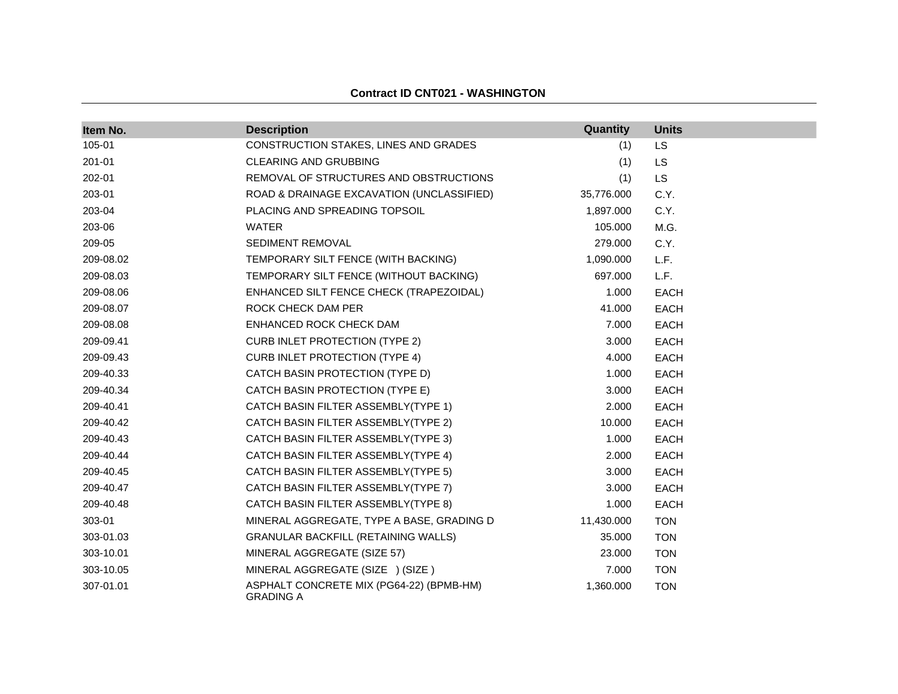**Contract ID CNT021 - WASHINGTON**

| Item No. | Description | Quantity | Units |
|---|---|---|---|
| 105-01 | CONSTRUCTION STAKES, LINES AND GRADES | (1) | LS |
| 201-01 | CLEARING AND GRUBBING | (1) | LS |
| 202-01 | REMOVAL OF STRUCTURES AND OBSTRUCTIONS | (1) | LS |
| 203-01 | ROAD & DRAINAGE EXCAVATION (UNCLASSIFIED) | 35,776.000 | C.Y. |
| 203-04 | PLACING AND SPREADING TOPSOIL | 1,897.000 | C.Y. |
| 203-06 | WATER | 105.000 | M.G. |
| 209-05 | SEDIMENT REMOVAL | 279.000 | C.Y. |
| 209-08.02 | TEMPORARY SILT FENCE (WITH BACKING) | 1,090.000 | L.F. |
| 209-08.03 | TEMPORARY SILT FENCE (WITHOUT BACKING) | 697.000 | L.F. |
| 209-08.06 | ENHANCED SILT FENCE CHECK (TRAPEZOIDAL) | 1.000 | EACH |
| 209-08.07 | ROCK CHECK DAM PER | 41.000 | EACH |
| 209-08.08 | ENHANCED ROCK CHECK DAM | 7.000 | EACH |
| 209-09.41 | CURB INLET PROTECTION (TYPE 2) | 3.000 | EACH |
| 209-09.43 | CURB INLET PROTECTION (TYPE 4) | 4.000 | EACH |
| 209-40.33 | CATCH BASIN PROTECTION (TYPE D) | 1.000 | EACH |
| 209-40.34 | CATCH BASIN PROTECTION (TYPE E) | 3.000 | EACH |
| 209-40.41 | CATCH BASIN FILTER ASSEMBLY(TYPE 1) | 2.000 | EACH |
| 209-40.42 | CATCH BASIN FILTER ASSEMBLY(TYPE 2) | 10.000 | EACH |
| 209-40.43 | CATCH BASIN FILTER ASSEMBLY(TYPE 3) | 1.000 | EACH |
| 209-40.44 | CATCH BASIN FILTER ASSEMBLY(TYPE 4) | 2.000 | EACH |
| 209-40.45 | CATCH BASIN FILTER ASSEMBLY(TYPE 5) | 3.000 | EACH |
| 209-40.47 | CATCH BASIN FILTER ASSEMBLY(TYPE 7) | 3.000 | EACH |
| 209-40.48 | CATCH BASIN FILTER ASSEMBLY(TYPE 8) | 1.000 | EACH |
| 303-01 | MINERAL AGGREGATE, TYPE A BASE, GRADING D | 11,430.000 | TON |
| 303-01.03 | GRANULAR BACKFILL (RETAINING WALLS) | 35.000 | TON |
| 303-10.01 | MINERAL AGGREGATE (SIZE 57) | 23.000 | TON |
| 303-10.05 | MINERAL AGGREGATE (SIZE ) (SIZE ) | 7.000 | TON |
| 307-01.01 | ASPHALT CONCRETE MIX (PG64-22) (BPMB-HM) GRADING A | 1,360.000 | TON |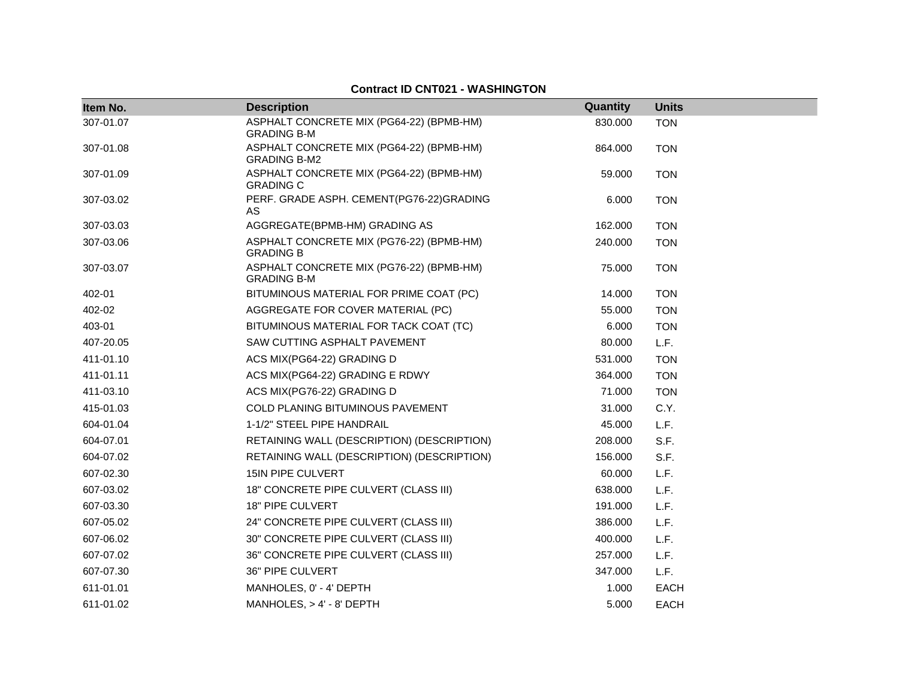**Contract ID CNT021 - WASHINGTON**

| Item No. | Description | Quantity | Units |
|---|---|---|---|
| 307-01.07 | ASPHALT CONCRETE MIX (PG64-22) (BPMB-HM) GRADING B-M | 830.000 | TON |
| 307-01.08 | ASPHALT CONCRETE MIX (PG64-22) (BPMB-HM) GRADING B-M2 | 864.000 | TON |
| 307-01.09 | ASPHALT CONCRETE MIX (PG64-22) (BPMB-HM) GRADING C | 59.000 | TON |
| 307-03.02 | PERF. GRADE ASPH. CEMENT(PG76-22)GRADING AS | 6.000 | TON |
| 307-03.03 | AGGREGATE(BPMB-HM) GRADING AS | 162.000 | TON |
| 307-03.06 | ASPHALT CONCRETE MIX (PG76-22) (BPMB-HM) GRADING B | 240.000 | TON |
| 307-03.07 | ASPHALT CONCRETE MIX (PG76-22) (BPMB-HM) GRADING B-M | 75.000 | TON |
| 402-01 | BITUMINOUS MATERIAL FOR PRIME COAT (PC) | 14.000 | TON |
| 402-02 | AGGREGATE FOR COVER MATERIAL (PC) | 55.000 | TON |
| 403-01 | BITUMINOUS MATERIAL FOR TACK COAT (TC) | 6.000 | TON |
| 407-20.05 | SAW CUTTING ASPHALT PAVEMENT | 80.000 | L.F. |
| 411-01.10 | ACS MIX(PG64-22) GRADING D | 531.000 | TON |
| 411-01.11 | ACS MIX(PG64-22) GRADING E RDWY | 364.000 | TON |
| 411-03.10 | ACS MIX(PG76-22) GRADING D | 71.000 | TON |
| 415-01.03 | COLD PLANING BITUMINOUS PAVEMENT | 31.000 | C.Y. |
| 604-01.04 | 1-1/2" STEEL PIPE HANDRAIL | 45.000 | L.F. |
| 604-07.01 | RETAINING WALL (DESCRIPTION) (DESCRIPTION) | 208.000 | S.F. |
| 604-07.02 | RETAINING WALL (DESCRIPTION) (DESCRIPTION) | 156.000 | S.F. |
| 607-02.30 | 15IN PIPE CULVERT | 60.000 | L.F. |
| 607-03.02 | 18" CONCRETE PIPE CULVERT (CLASS III) | 638.000 | L.F. |
| 607-03.30 | 18" PIPE CULVERT | 191.000 | L.F. |
| 607-05.02 | 24" CONCRETE PIPE CULVERT (CLASS III) | 386.000 | L.F. |
| 607-06.02 | 30" CONCRETE PIPE CULVERT (CLASS III) | 400.000 | L.F. |
| 607-07.02 | 36" CONCRETE PIPE CULVERT (CLASS III) | 257.000 | L.F. |
| 607-07.30 | 36" PIPE CULVERT | 347.000 | L.F. |
| 611-01.01 | MANHOLES, 0' - 4' DEPTH | 1.000 | EACH |
| 611-01.02 | MANHOLES, > 4' - 8' DEPTH | 5.000 | EACH |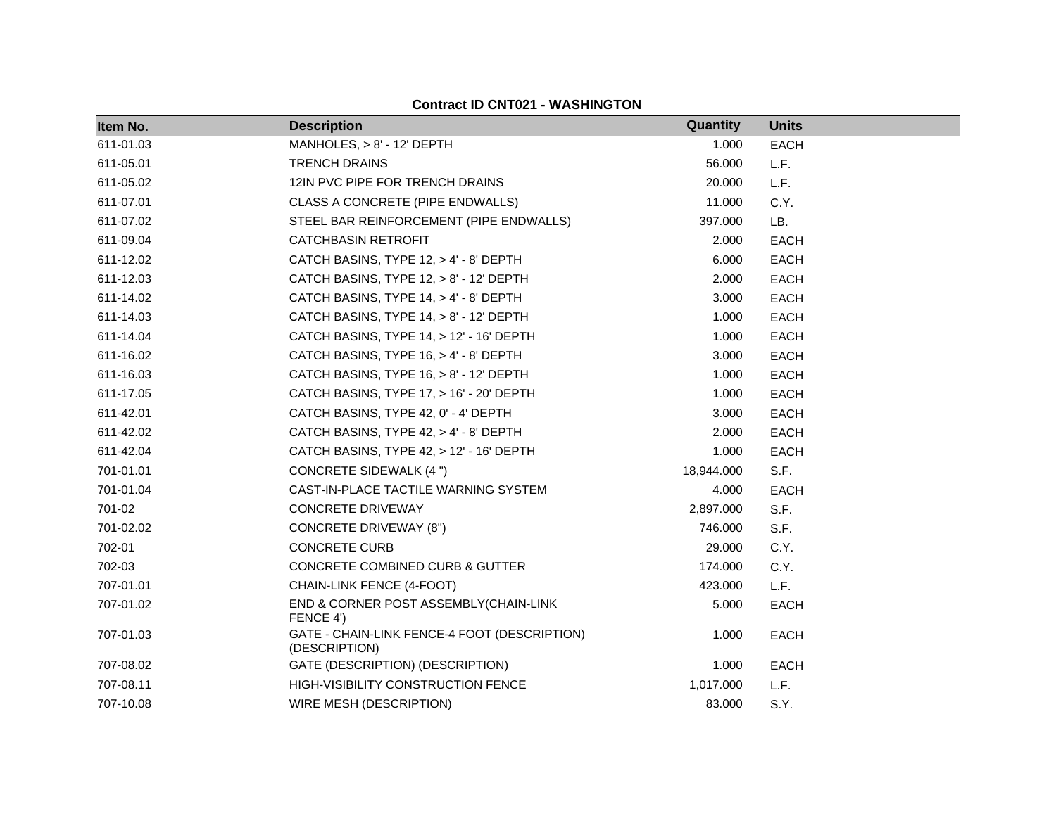**Contract ID CNT021 - WASHINGTON**

| Item No. | Description | Quantity | Units |
|---|---|---|---|
| 611-01.03 | MANHOLES, > 8' - 12' DEPTH | 1.000 | EACH |
| 611-05.01 | TRENCH DRAINS | 56.000 | L.F. |
| 611-05.02 | 12IN PVC PIPE FOR TRENCH DRAINS | 20.000 | L.F. |
| 611-07.01 | CLASS A CONCRETE (PIPE ENDWALLS) | 11.000 | C.Y. |
| 611-07.02 | STEEL BAR REINFORCEMENT (PIPE ENDWALLS) | 397.000 | LB. |
| 611-09.04 | CATCHBASIN RETROFIT | 2.000 | EACH |
| 611-12.02 | CATCH BASINS, TYPE 12, > 4' - 8' DEPTH | 6.000 | EACH |
| 611-12.03 | CATCH BASINS, TYPE 12, > 8' - 12' DEPTH | 2.000 | EACH |
| 611-14.02 | CATCH BASINS, TYPE 14, > 4' - 8' DEPTH | 3.000 | EACH |
| 611-14.03 | CATCH BASINS, TYPE 14, > 8' - 12' DEPTH | 1.000 | EACH |
| 611-14.04 | CATCH BASINS, TYPE 14, > 12' - 16' DEPTH | 1.000 | EACH |
| 611-16.02 | CATCH BASINS, TYPE 16, > 4' - 8' DEPTH | 3.000 | EACH |
| 611-16.03 | CATCH BASINS, TYPE 16, > 8' - 12' DEPTH | 1.000 | EACH |
| 611-17.05 | CATCH BASINS, TYPE 17, > 16' - 20' DEPTH | 1.000 | EACH |
| 611-42.01 | CATCH BASINS, TYPE 42, 0' - 4' DEPTH | 3.000 | EACH |
| 611-42.02 | CATCH BASINS, TYPE 42, > 4' - 8' DEPTH | 2.000 | EACH |
| 611-42.04 | CATCH BASINS, TYPE 42, > 12' - 16' DEPTH | 1.000 | EACH |
| 701-01.01 | CONCRETE SIDEWALK (4 ") | 18,944.000 | S.F. |
| 701-01.04 | CAST-IN-PLACE TACTILE WARNING SYSTEM | 4.000 | EACH |
| 701-02 | CONCRETE DRIVEWAY | 2,897.000 | S.F. |
| 701-02.02 | CONCRETE DRIVEWAY (8") | 746.000 | S.F. |
| 702-01 | CONCRETE CURB | 29.000 | C.Y. |
| 702-03 | CONCRETE COMBINED CURB & GUTTER | 174.000 | C.Y. |
| 707-01.01 | CHAIN-LINK FENCE (4-FOOT) | 423.000 | L.F. |
| 707-01.02 | END & CORNER POST ASSEMBLY(CHAIN-LINK FENCE 4') | 5.000 | EACH |
| 707-01.03 | GATE - CHAIN-LINK FENCE-4 FOOT (DESCRIPTION) (DESCRIPTION) | 1.000 | EACH |
| 707-08.02 | GATE (DESCRIPTION) (DESCRIPTION) | 1.000 | EACH |
| 707-08.11 | HIGH-VISIBILITY CONSTRUCTION FENCE | 1,017.000 | L.F. |
| 707-10.08 | WIRE MESH (DESCRIPTION) | 83.000 | S.Y. |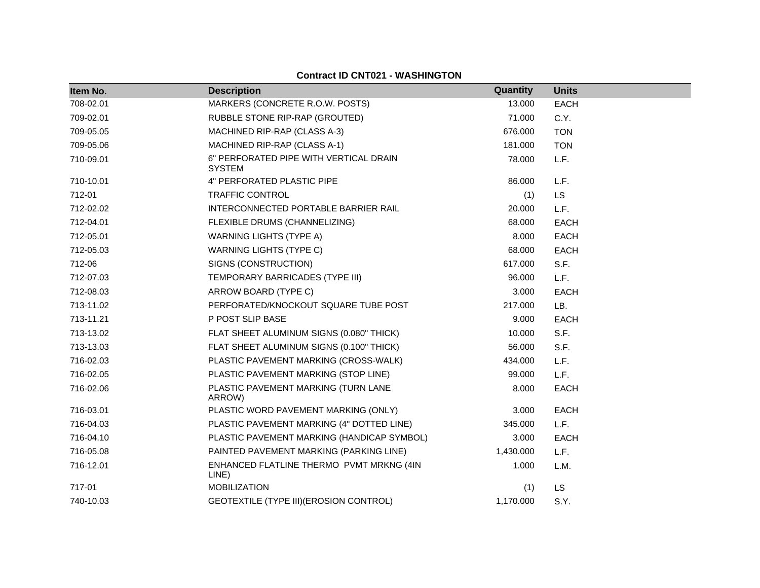**Contract ID CNT021 - WASHINGTON**

| Item No. | Description | Quantity | Units |
|---|---|---|---|
| 708-02.01 | MARKERS (CONCRETE R.O.W. POSTS) | 13.000 | EACH |
| 709-02.01 | RUBBLE STONE RIP-RAP (GROUTED) | 71.000 | C.Y. |
| 709-05.05 | MACHINED RIP-RAP (CLASS A-3) | 676.000 | TON |
| 709-05.06 | MACHINED RIP-RAP (CLASS A-1) | 181.000 | TON |
| 710-09.01 | 6" PERFORATED PIPE WITH VERTICAL DRAIN SYSTEM | 78.000 | L.F. |
| 710-10.01 | 4" PERFORATED PLASTIC PIPE | 86.000 | L.F. |
| 712-01 | TRAFFIC CONTROL | (1) | LS |
| 712-02.02 | INTERCONNECTED PORTABLE BARRIER RAIL | 20.000 | L.F. |
| 712-04.01 | FLEXIBLE DRUMS (CHANNELIZING) | 68.000 | EACH |
| 712-05.01 | WARNING LIGHTS (TYPE A) | 8.000 | EACH |
| 712-05.03 | WARNING LIGHTS (TYPE C) | 68.000 | EACH |
| 712-06 | SIGNS (CONSTRUCTION) | 617.000 | S.F. |
| 712-07.03 | TEMPORARY BARRICADES (TYPE III) | 96.000 | L.F. |
| 712-08.03 | ARROW BOARD (TYPE C) | 3.000 | EACH |
| 713-11.02 | PERFORATED/KNOCKOUT SQUARE TUBE POST | 217.000 | LB. |
| 713-11.21 | P POST SLIP BASE | 9.000 | EACH |
| 713-13.02 | FLAT SHEET ALUMINUM SIGNS (0.080" THICK) | 10.000 | S.F. |
| 713-13.03 | FLAT SHEET ALUMINUM SIGNS (0.100" THICK) | 56.000 | S.F. |
| 716-02.03 | PLASTIC PAVEMENT MARKING (CROSS-WALK) | 434.000 | L.F. |
| 716-02.05 | PLASTIC PAVEMENT MARKING (STOP LINE) | 99.000 | L.F. |
| 716-02.06 | PLASTIC PAVEMENT MARKING (TURN LANE ARROW) | 8.000 | EACH |
| 716-03.01 | PLASTIC WORD PAVEMENT MARKING (ONLY) | 3.000 | EACH |
| 716-04.03 | PLASTIC PAVEMENT MARKING (4" DOTTED LINE) | 345.000 | L.F. |
| 716-04.10 | PLASTIC PAVEMENT MARKING (HANDICAP SYMBOL) | 3.000 | EACH |
| 716-05.08 | PAINTED PAVEMENT MARKING (PARKING LINE) | 1,430.000 | L.F. |
| 716-12.01 | ENHANCED FLATLINE THERMO PVMT MRKNG (4IN LINE) | 1.000 | L.M. |
| 717-01 | MOBILIZATION | (1) | LS |
| 740-10.03 | GEOTEXTILE (TYPE III)(EROSION CONTROL) | 1,170.000 | S.Y. |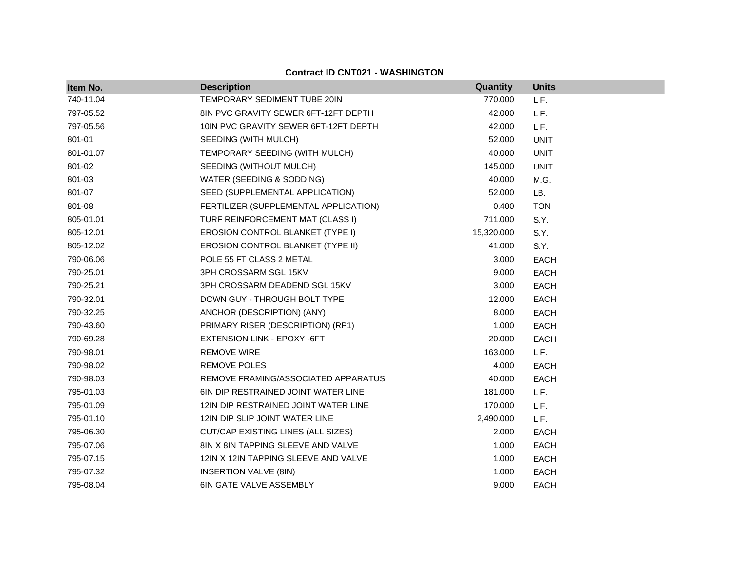**Contract ID CNT021 - WASHINGTON**

| Item No. | Description | Quantity | Units |
|---|---|---|---|
| 740-11.04 | TEMPORARY SEDIMENT TUBE 20IN | 770.000 | L.F. |
| 797-05.52 | 8IN PVC GRAVITY SEWER 6FT-12FT DEPTH | 42.000 | L.F. |
| 797-05.56 | 10IN PVC GRAVITY SEWER 6FT-12FT DEPTH | 42.000 | L.F. |
| 801-01 | SEEDING (WITH MULCH) | 52.000 | UNIT |
| 801-01.07 | TEMPORARY SEEDING (WITH MULCH) | 40.000 | UNIT |
| 801-02 | SEEDING (WITHOUT MULCH) | 145.000 | UNIT |
| 801-03 | WATER (SEEDING & SODDING) | 40.000 | M.G. |
| 801-07 | SEED (SUPPLEMENTAL APPLICATION) | 52.000 | LB. |
| 801-08 | FERTILIZER (SUPPLEMENTAL APPLICATION) | 0.400 | TON |
| 805-01.01 | TURF REINFORCEMENT MAT (CLASS I) | 711.000 | S.Y. |
| 805-12.01 | EROSION CONTROL BLANKET (TYPE I) | 15,320.000 | S.Y. |
| 805-12.02 | EROSION CONTROL BLANKET (TYPE II) | 41.000 | S.Y. |
| 790-06.06 | POLE 55 FT CLASS 2 METAL | 3.000 | EACH |
| 790-25.01 | 3PH CROSSARM SGL 15KV | 9.000 | EACH |
| 790-25.21 | 3PH CROSSARM DEADEND SGL 15KV | 3.000 | EACH |
| 790-32.01 | DOWN GUY - THROUGH BOLT TYPE | 12.000 | EACH |
| 790-32.25 | ANCHOR (DESCRIPTION) (ANY) | 8.000 | EACH |
| 790-43.60 | PRIMARY RISER (DESCRIPTION) (RP1) | 1.000 | EACH |
| 790-69.28 | EXTENSION LINK - EPOXY -6FT | 20.000 | EACH |
| 790-98.01 | REMOVE WIRE | 163.000 | L.F. |
| 790-98.02 | REMOVE POLES | 4.000 | EACH |
| 790-98.03 | REMOVE FRAMING/ASSOCIATED APPARATUS | 40.000 | EACH |
| 795-01.03 | 6IN DIP RESTRAINED JOINT WATER LINE | 181.000 | L.F. |
| 795-01.09 | 12IN DIP RESTRAINED JOINT WATER LINE | 170.000 | L.F. |
| 795-01.10 | 12IN DIP SLIP JOINT WATER LINE | 2,490.000 | L.F. |
| 795-06.30 | CUT/CAP EXISTING LINES (ALL SIZES) | 2.000 | EACH |
| 795-07.06 | 8IN X 8IN TAPPING SLEEVE AND VALVE | 1.000 | EACH |
| 795-07.15 | 12IN X 12IN TAPPING SLEEVE AND VALVE | 1.000 | EACH |
| 795-07.32 | INSERTION VALVE (8IN) | 1.000 | EACH |
| 795-08.04 | 6IN GATE VALVE ASSEMBLY | 9.000 | EACH |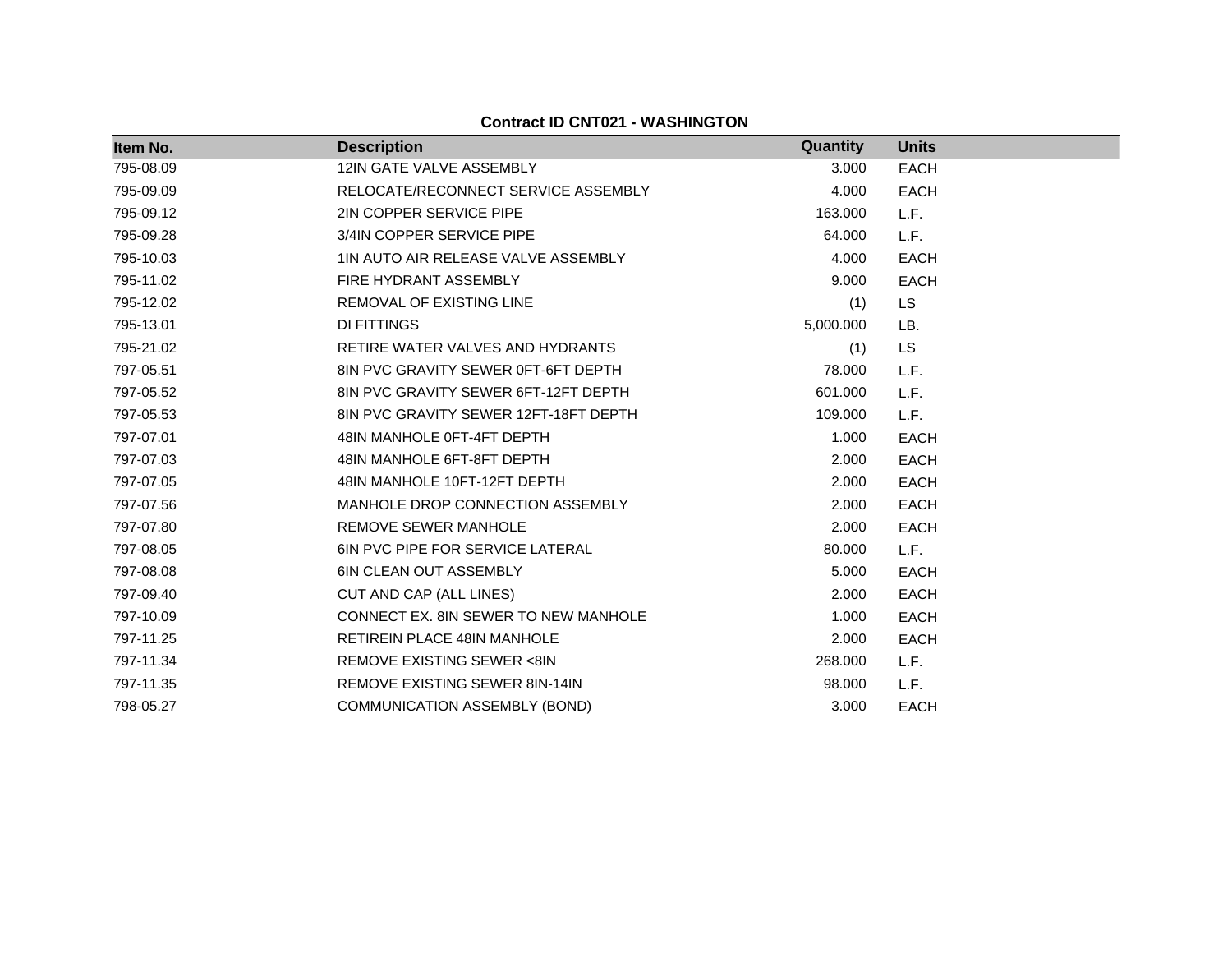**Contract ID CNT021 - WASHINGTON**

| Item No. | Description | Quantity | Units |
|---|---|---|---|
| 795-08.09 | 12IN GATE VALVE ASSEMBLY | 3.000 | EACH |
| 795-09.09 | RELOCATE/RECONNECT SERVICE ASSEMBLY | 4.000 | EACH |
| 795-09.12 | 2IN COPPER SERVICE PIPE | 163.000 | L.F. |
| 795-09.28 | 3/4IN COPPER SERVICE PIPE | 64.000 | L.F. |
| 795-10.03 | 1IN AUTO AIR RELEASE VALVE ASSEMBLY | 4.000 | EACH |
| 795-11.02 | FIRE HYDRANT ASSEMBLY | 9.000 | EACH |
| 795-12.02 | REMOVAL OF EXISTING LINE | (1) | LS |
| 795-13.01 | DI FITTINGS | 5,000.000 | LB. |
| 795-21.02 | RETIRE WATER VALVES AND HYDRANTS | (1) | LS |
| 797-05.51 | 8IN PVC GRAVITY SEWER 0FT-6FT DEPTH | 78.000 | L.F. |
| 797-05.52 | 8IN PVC GRAVITY SEWER 6FT-12FT DEPTH | 601.000 | L.F. |
| 797-05.53 | 8IN PVC GRAVITY SEWER 12FT-18FT DEPTH | 109.000 | L.F. |
| 797-07.01 | 48IN MANHOLE 0FT-4FT DEPTH | 1.000 | EACH |
| 797-07.03 | 48IN MANHOLE 6FT-8FT DEPTH | 2.000 | EACH |
| 797-07.05 | 48IN MANHOLE 10FT-12FT DEPTH | 2.000 | EACH |
| 797-07.56 | MANHOLE DROP CONNECTION ASSEMBLY | 2.000 | EACH |
| 797-07.80 | REMOVE SEWER MANHOLE | 2.000 | EACH |
| 797-08.05 | 6IN PVC PIPE FOR SERVICE LATERAL | 80.000 | L.F. |
| 797-08.08 | 6IN CLEAN OUT ASSEMBLY | 5.000 | EACH |
| 797-09.40 | CUT AND CAP (ALL LINES) | 2.000 | EACH |
| 797-10.09 | CONNECT EX. 8IN SEWER TO NEW MANHOLE | 1.000 | EACH |
| 797-11.25 | RETIREIN PLACE 48IN MANHOLE | 2.000 | EACH |
| 797-11.34 | REMOVE EXISTING SEWER <8IN | 268.000 | L.F. |
| 797-11.35 | REMOVE EXISTING SEWER 8IN-14IN | 98.000 | L.F. |
| 798-05.27 | COMMUNICATION ASSEMBLY (BOND) | 3.000 | EACH |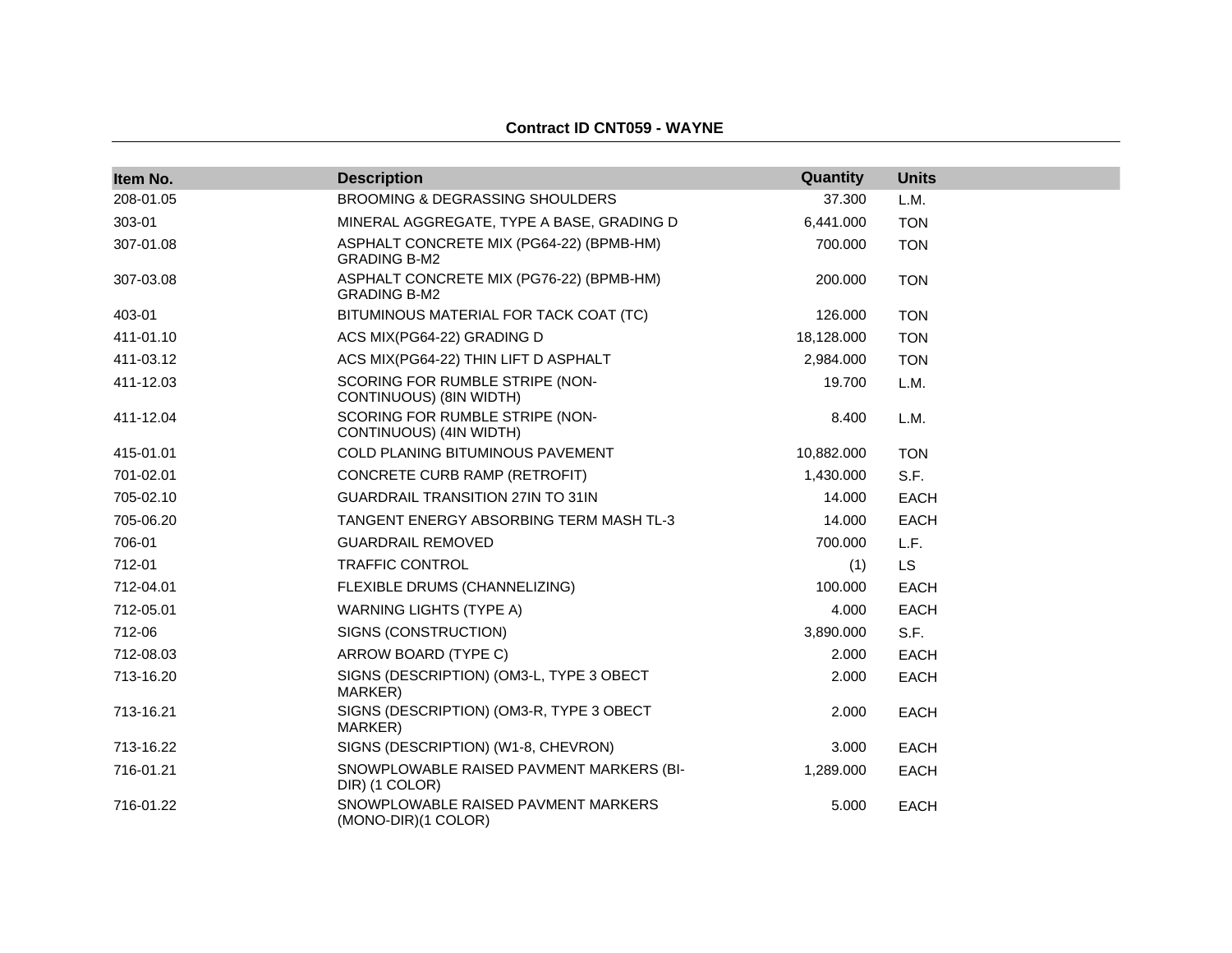**Contract ID CNT059 - WAYNE**

| Item No. | Description | Quantity | Units |
|---|---|---|---|
| 208-01.05 | BROOMING & DEGRASSING SHOULDERS | 37.300 | L.M. |
| 303-01 | MINERAL AGGREGATE, TYPE A BASE, GRADING D | 6,441.000 | TON |
| 307-01.08 | ASPHALT CONCRETE MIX (PG64-22) (BPMB-HM) GRADING B-M2 | 700.000 | TON |
| 307-03.08 | ASPHALT CONCRETE MIX (PG76-22) (BPMB-HM) GRADING B-M2 | 200.000 | TON |
| 403-01 | BITUMINOUS MATERIAL FOR TACK COAT (TC) | 126.000 | TON |
| 411-01.10 | ACS MIX(PG64-22) GRADING D | 18,128.000 | TON |
| 411-03.12 | ACS MIX(PG64-22) THIN LIFT D ASPHALT | 2,984.000 | TON |
| 411-12.03 | SCORING FOR RUMBLE STRIPE (NON-CONTINUOUS) (8IN WIDTH) | 19.700 | L.M. |
| 411-12.04 | SCORING FOR RUMBLE STRIPE (NON-CONTINUOUS) (4IN WIDTH) | 8.400 | L.M. |
| 415-01.01 | COLD PLANING BITUMINOUS PAVEMENT | 10,882.000 | TON |
| 701-02.01 | CONCRETE CURB RAMP (RETROFIT) | 1,430.000 | S.F. |
| 705-02.10 | GUARDRAIL TRANSITION 27IN TO 31IN | 14.000 | EACH |
| 705-06.20 | TANGENT ENERGY ABSORBING TERM MASH TL-3 | 14.000 | EACH |
| 706-01 | GUARDRAIL REMOVED | 700.000 | L.F. |
| 712-01 | TRAFFIC CONTROL | (1) | LS |
| 712-04.01 | FLEXIBLE DRUMS (CHANNELIZING) | 100.000 | EACH |
| 712-05.01 | WARNING LIGHTS (TYPE A) | 4.000 | EACH |
| 712-06 | SIGNS (CONSTRUCTION) | 3,890.000 | S.F. |
| 712-08.03 | ARROW BOARD (TYPE C) | 2.000 | EACH |
| 713-16.20 | SIGNS (DESCRIPTION) (OM3-L, TYPE 3 OBECT MARKER) | 2.000 | EACH |
| 713-16.21 | SIGNS (DESCRIPTION) (OM3-R, TYPE 3 OBECT MARKER) | 2.000 | EACH |
| 713-16.22 | SIGNS (DESCRIPTION) (W1-8, CHEVRON) | 3.000 | EACH |
| 716-01.21 | SNOWPLOWABLE RAISED PAVMENT MARKERS (BI-DIR) (1 COLOR) | 1,289.000 | EACH |
| 716-01.22 | SNOWPLOWABLE RAISED PAVMENT MARKERS (MONO-DIR)(1 COLOR) | 5.000 | EACH |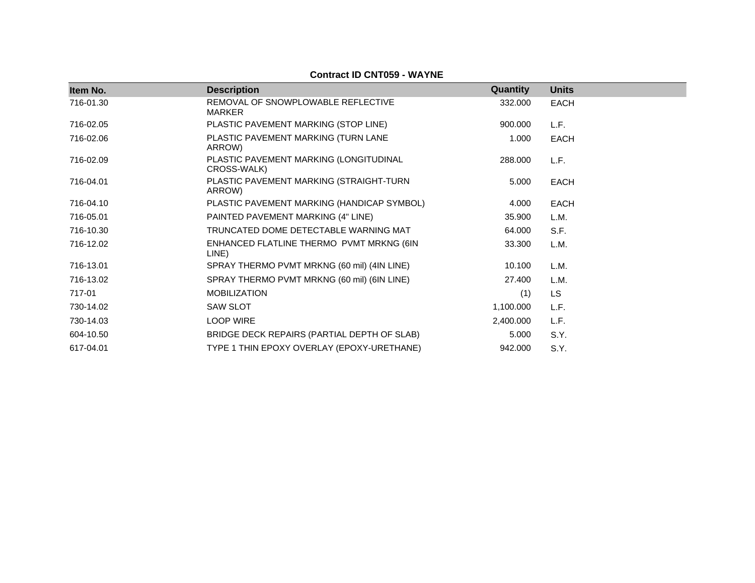**Contract ID CNT059 - WAYNE**

| Item No. | Description | Quantity | Units |
|---|---|---|---|
| 716-01.30 | REMOVAL OF SNOWPLOWABLE REFLECTIVE MARKER | 332.000 | EACH |
| 716-02.05 | PLASTIC PAVEMENT MARKING (STOP LINE) | 900.000 | L.F. |
| 716-02.06 | PLASTIC PAVEMENT MARKING (TURN LANE ARROW) | 1.000 | EACH |
| 716-02.09 | PLASTIC PAVEMENT MARKING (LONGITUDINAL CROSS-WALK) | 288.000 | L.F. |
| 716-04.01 | PLASTIC PAVEMENT MARKING (STRAIGHT-TURN ARROW) | 5.000 | EACH |
| 716-04.10 | PLASTIC PAVEMENT MARKING (HANDICAP SYMBOL) | 4.000 | EACH |
| 716-05.01 | PAINTED PAVEMENT MARKING (4" LINE) | 35.900 | L.M. |
| 716-10.30 | TRUNCATED DOME DETECTABLE WARNING MAT | 64.000 | S.F. |
| 716-12.02 | ENHANCED FLATLINE THERMO PVMT MRKNG (6IN LINE) | 33.300 | L.M. |
| 716-13.01 | SPRAY THERMO PVMT MRKNG (60 mil) (4IN LINE) | 10.100 | L.M. |
| 716-13.02 | SPRAY THERMO PVMT MRKNG (60 mil) (6IN LINE) | 27.400 | L.M. |
| 717-01 | MOBILIZATION | (1) | LS |
| 730-14.02 | SAW SLOT | 1,100.000 | L.F. |
| 730-14.03 | LOOP WIRE | 2,400.000 | L.F. |
| 604-10.50 | BRIDGE DECK REPAIRS (PARTIAL DEPTH OF SLAB) | 5.000 | S.Y. |
| 617-04.01 | TYPE 1 THIN EPOXY OVERLAY (EPOXY-URETHANE) | 942.000 | S.Y. |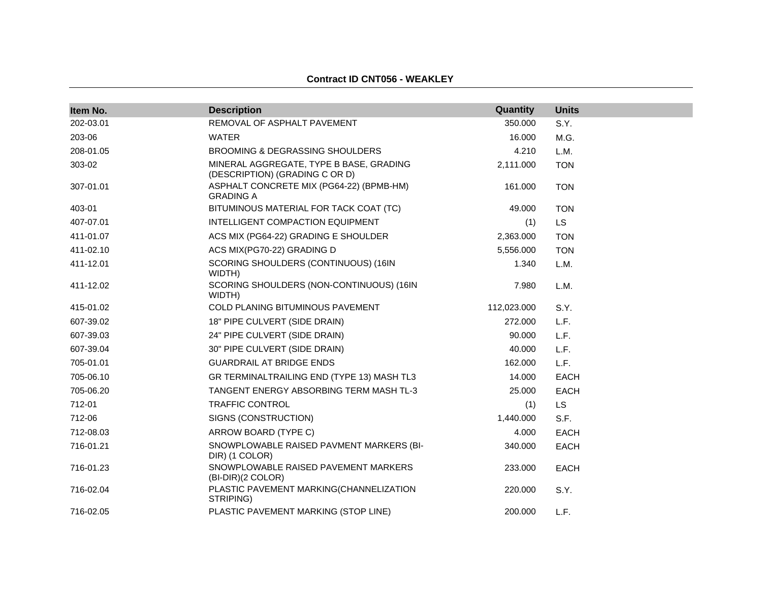**Contract ID CNT056 - WEAKLEY**

| Item No. | Description | Quantity | Units |
|---|---|---|---|
| 202-03.01 | REMOVAL OF ASPHALT PAVEMENT | 350.000 | S.Y. |
| 203-06 | WATER | 16.000 | M.G. |
| 208-01.05 | BROOMING & DEGRASSING SHOULDERS | 4.210 | L.M. |
| 303-02 | MINERAL AGGREGATE, TYPE B BASE, GRADING (DESCRIPTION) (GRADING C OR D) | 2,111.000 | TON |
| 307-01.01 | ASPHALT CONCRETE MIX (PG64-22) (BPMB-HM) GRADING A | 161.000 | TON |
| 403-01 | BITUMINOUS MATERIAL FOR TACK COAT (TC) | 49.000 | TON |
| 407-07.01 | INTELLIGENT COMPACTION EQUIPMENT | (1) | LS |
| 411-01.07 | ACS MIX (PG64-22) GRADING E SHOULDER | 2,363.000 | TON |
| 411-02.10 | ACS MIX(PG70-22) GRADING D | 5,556.000 | TON |
| 411-12.01 | SCORING SHOULDERS (CONTINUOUS) (16IN WIDTH) | 1.340 | L.M. |
| 411-12.02 | SCORING SHOULDERS (NON-CONTINUOUS) (16IN WIDTH) | 7.980 | L.M. |
| 415-01.02 | COLD PLANING BITUMINOUS PAVEMENT | 112,023.000 | S.Y. |
| 607-39.02 | 18" PIPE CULVERT (SIDE DRAIN) | 272.000 | L.F. |
| 607-39.03 | 24" PIPE CULVERT (SIDE DRAIN) | 90.000 | L.F. |
| 607-39.04 | 30" PIPE CULVERT (SIDE DRAIN) | 40.000 | L.F. |
| 705-01.01 | GUARDRAIL AT BRIDGE ENDS | 162.000 | L.F. |
| 705-06.10 | GR TERMINALTRAILING END (TYPE 13) MASH TL3 | 14.000 | EACH |
| 705-06.20 | TANGENT ENERGY ABSORBING TERM MASH TL-3 | 25.000 | EACH |
| 712-01 | TRAFFIC CONTROL | (1) | LS |
| 712-06 | SIGNS (CONSTRUCTION) | 1,440.000 | S.F. |
| 712-08.03 | ARROW BOARD (TYPE C) | 4.000 | EACH |
| 716-01.21 | SNOWPLOWABLE RAISED PAVMENT MARKERS (BI-DIR) (1 COLOR) | 340.000 | EACH |
| 716-01.23 | SNOWPLOWABLE RAISED PAVEMENT MARKERS (BI-DIR)(2 COLOR) | 233.000 | EACH |
| 716-02.04 | PLASTIC PAVEMENT MARKING(CHANNELIZATION STRIPING) | 220.000 | S.Y. |
| 716-02.05 | PLASTIC PAVEMENT MARKING (STOP LINE) | 200.000 | L.F. |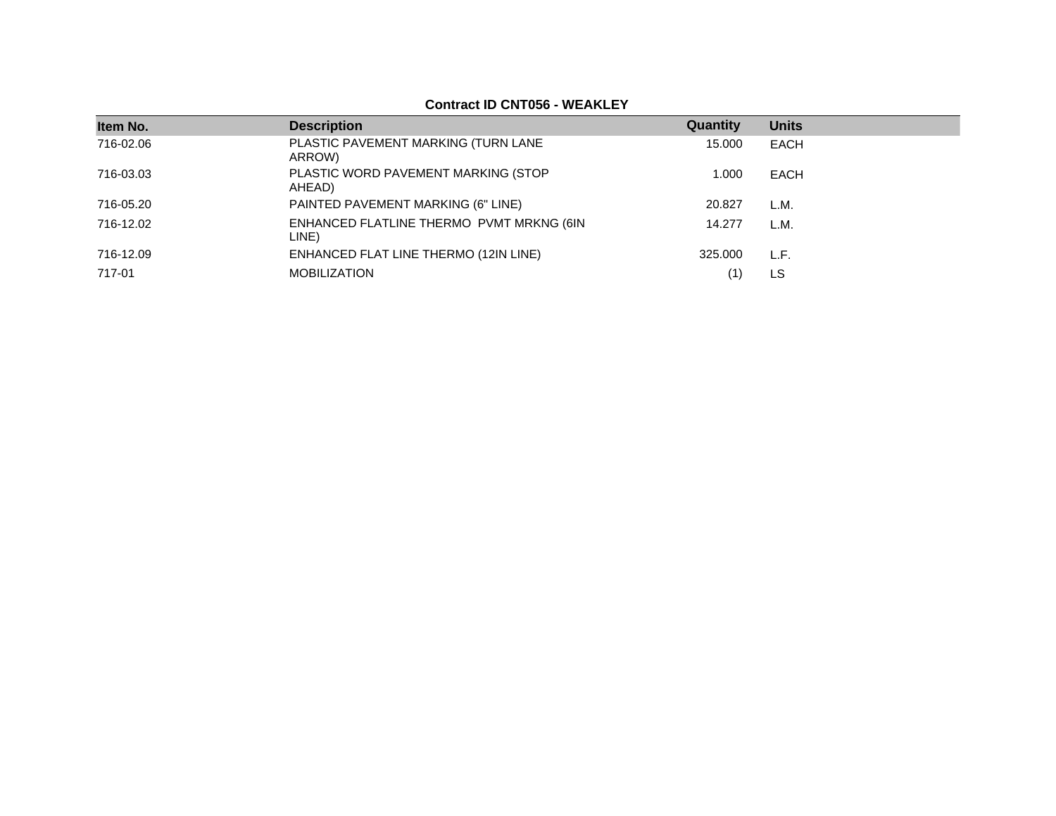**Contract ID CNT056 - WEAKLEY**

| Item No. | Description | Quantity | Units |
|---|---|---|---|
| 716-02.06 | PLASTIC PAVEMENT MARKING (TURN LANE ARROW) | 15.000 | EACH |
| 716-03.03 | PLASTIC WORD PAVEMENT MARKING (STOP AHEAD) | 1.000 | EACH |
| 716-05.20 | PAINTED PAVEMENT MARKING (6" LINE) | 20.827 | L.M. |
| 716-12.02 | ENHANCED FLATLINE THERMO PVMT MRKNG (6IN LINE) | 14.277 | L.M. |
| 716-12.09 | ENHANCED FLAT LINE THERMO (12IN LINE) | 325.000 | L.F. |
| 717-01 | MOBILIZATION | (1) | LS |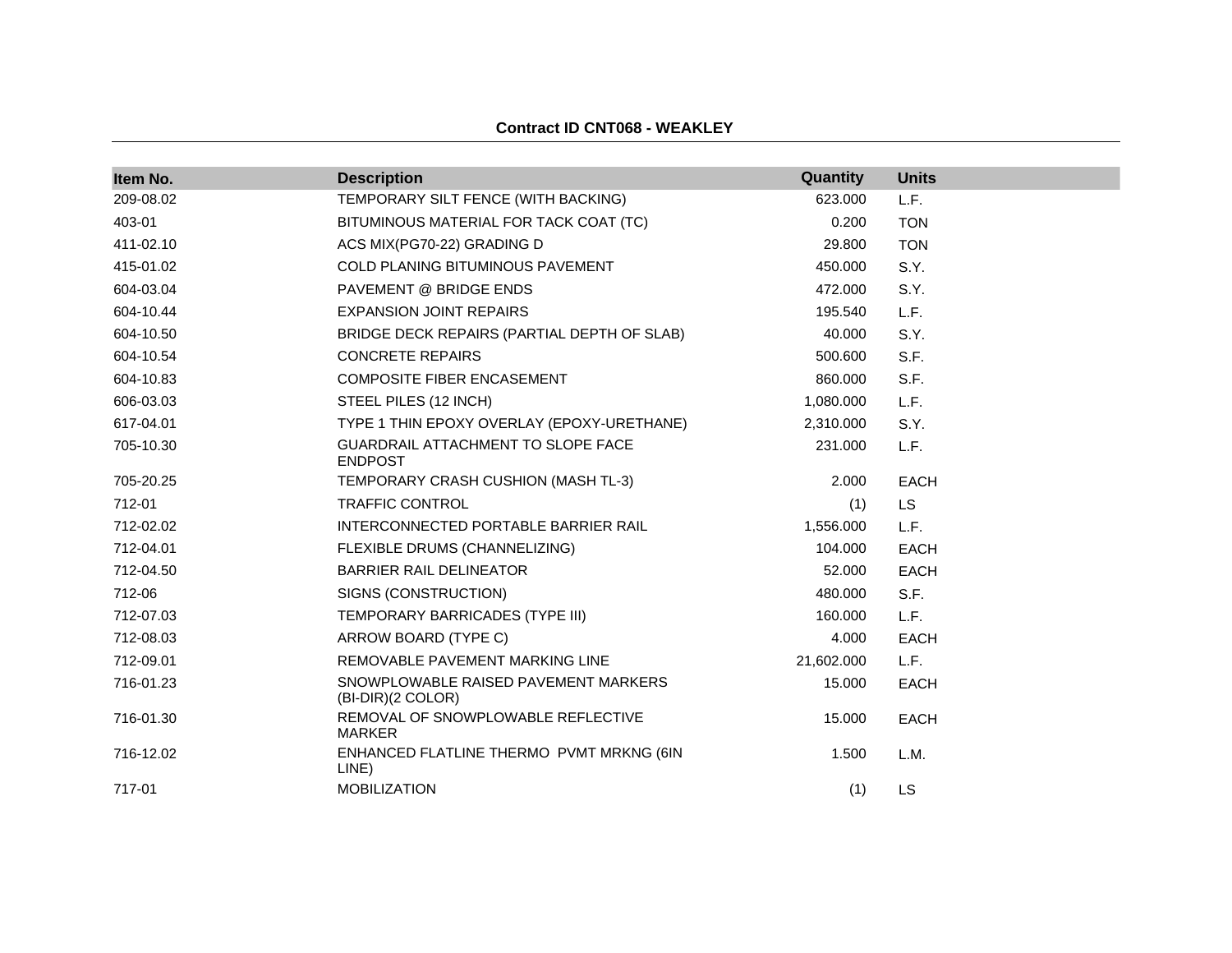**Contract ID CNT068 - WEAKLEY**

| Item No. | Description | Quantity | Units |
|---|---|---|---|
| 209-08.02 | TEMPORARY SILT FENCE (WITH BACKING) | 623.000 | L.F. |
| 403-01 | BITUMINOUS MATERIAL FOR TACK COAT (TC) | 0.200 | TON |
| 411-02.10 | ACS MIX(PG70-22) GRADING D | 29.800 | TON |
| 415-01.02 | COLD PLANING BITUMINOUS PAVEMENT | 450.000 | S.Y. |
| 604-03.04 | PAVEMENT @ BRIDGE ENDS | 472.000 | S.Y. |
| 604-10.44 | EXPANSION JOINT REPAIRS | 195.540 | L.F. |
| 604-10.50 | BRIDGE DECK REPAIRS (PARTIAL DEPTH OF SLAB) | 40.000 | S.Y. |
| 604-10.54 | CONCRETE REPAIRS | 500.600 | S.F. |
| 604-10.83 | COMPOSITE FIBER ENCASEMENT | 860.000 | S.F. |
| 606-03.03 | STEEL PILES (12 INCH) | 1,080.000 | L.F. |
| 617-04.01 | TYPE 1 THIN EPOXY OVERLAY (EPOXY-URETHANE) | 2,310.000 | S.Y. |
| 705-10.30 | GUARDRAIL ATTACHMENT TO SLOPE FACE ENDPOST | 231.000 | L.F. |
| 705-20.25 | TEMPORARY CRASH CUSHION (MASH TL-3) | 2.000 | EACH |
| 712-01 | TRAFFIC CONTROL | (1) | LS |
| 712-02.02 | INTERCONNECTED PORTABLE BARRIER RAIL | 1,556.000 | L.F. |
| 712-04.01 | FLEXIBLE DRUMS (CHANNELIZING) | 104.000 | EACH |
| 712-04.50 | BARRIER RAIL DELINEATOR | 52.000 | EACH |
| 712-06 | SIGNS (CONSTRUCTION) | 480.000 | S.F. |
| 712-07.03 | TEMPORARY BARRICADES (TYPE III) | 160.000 | L.F. |
| 712-08.03 | ARROW BOARD (TYPE C) | 4.000 | EACH |
| 712-09.01 | REMOVABLE PAVEMENT MARKING LINE | 21,602.000 | L.F. |
| 716-01.23 | SNOWPLOWABLE RAISED PAVEMENT MARKERS (BI-DIR)(2 COLOR) | 15.000 | EACH |
| 716-01.30 | REMOVAL OF SNOWPLOWABLE REFLECTIVE MARKER | 15.000 | EACH |
| 716-12.02 | ENHANCED FLATLINE THERMO PVMT MRKNG (6IN LINE) | 1.500 | L.M. |
| 717-01 | MOBILIZATION | (1) | LS |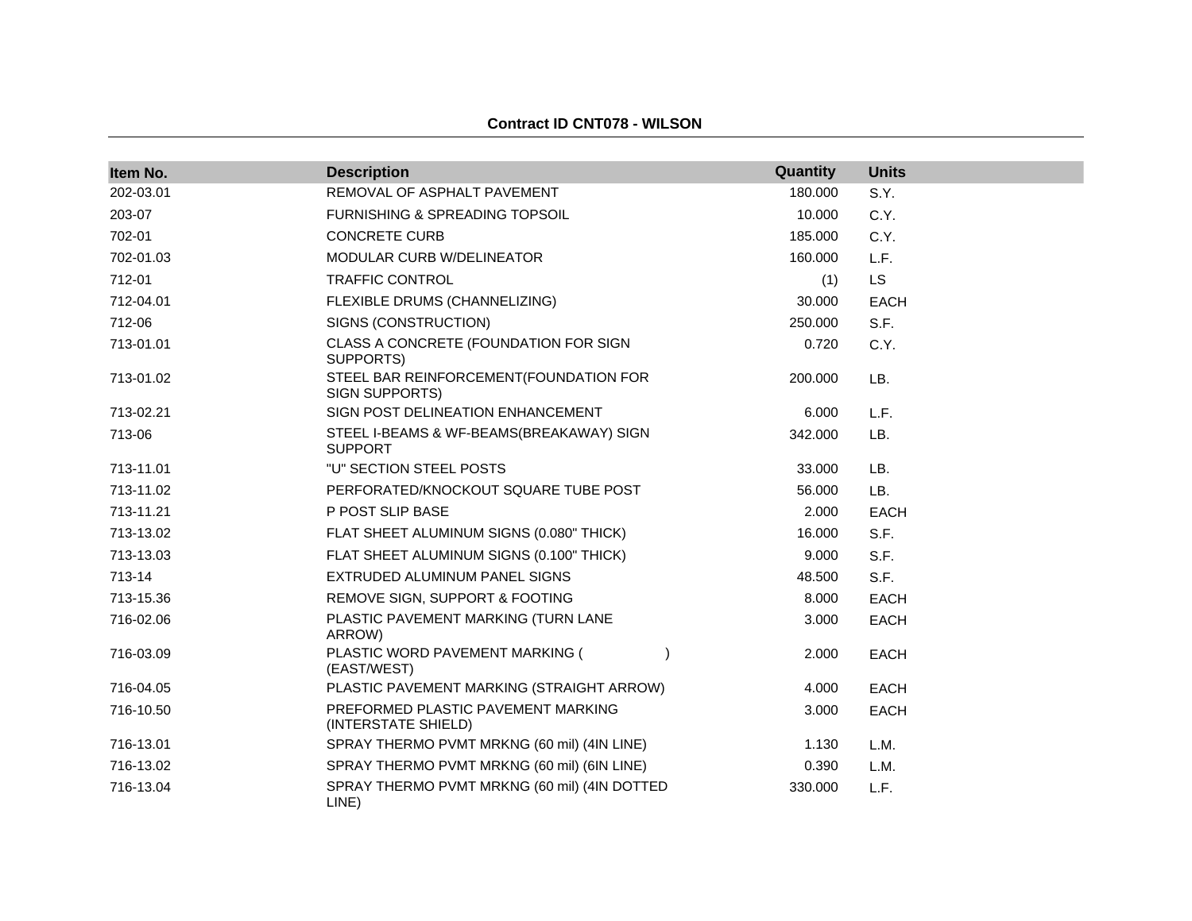**Contract ID CNT078 - WILSON**

| Item No. | Description | Quantity | Units |
|---|---|---|---|
| 202-03.01 | REMOVAL OF ASPHALT PAVEMENT | 180.000 | S.Y. |
| 203-07 | FURNISHING & SPREADING TOPSOIL | 10.000 | C.Y. |
| 702-01 | CONCRETE CURB | 185.000 | C.Y. |
| 702-01.03 | MODULAR CURB W/DELINEATOR | 160.000 | L.F. |
| 712-01 | TRAFFIC CONTROL | (1) | LS |
| 712-04.01 | FLEXIBLE DRUMS (CHANNELIZING) | 30.000 | EACH |
| 712-06 | SIGNS (CONSTRUCTION) | 250.000 | S.F. |
| 713-01.01 | CLASS A CONCRETE (FOUNDATION FOR SIGN SUPPORTS) | 0.720 | C.Y. |
| 713-01.02 | STEEL BAR REINFORCEMENT(FOUNDATION FOR SIGN SUPPORTS) | 200.000 | LB. |
| 713-02.21 | SIGN POST DELINEATION ENHANCEMENT | 6.000 | L.F. |
| 713-06 | STEEL I-BEAMS & WF-BEAMS(BREAKAWAY) SIGN SUPPORT | 342.000 | LB. |
| 713-11.01 | "U" SECTION STEEL POSTS | 33.000 | LB. |
| 713-11.02 | PERFORATED/KNOCKOUT SQUARE TUBE POST | 56.000 | LB. |
| 713-11.21 | P POST SLIP BASE | 2.000 | EACH |
| 713-13.02 | FLAT SHEET ALUMINUM SIGNS (0.080" THICK) | 16.000 | S.F. |
| 713-13.03 | FLAT SHEET ALUMINUM SIGNS (0.100" THICK) | 9.000 | S.F. |
| 713-14 | EXTRUDED ALUMINUM PANEL SIGNS | 48.500 | S.F. |
| 713-15.36 | REMOVE SIGN, SUPPORT & FOOTING | 8.000 | EACH |
| 716-02.06 | PLASTIC PAVEMENT MARKING (TURN LANE ARROW) | 3.000 | EACH |
| 716-03.09 | PLASTIC WORD PAVEMENT MARKING ( ) (EAST/WEST) | 2.000 | EACH |
| 716-04.05 | PLASTIC PAVEMENT MARKING (STRAIGHT ARROW) | 4.000 | EACH |
| 716-10.50 | PREFORMED PLASTIC PAVEMENT MARKING (INTERSTATE SHIELD) | 3.000 | EACH |
| 716-13.01 | SPRAY THERMO PVMT MRKNG (60 mil) (4IN LINE) | 1.130 | L.M. |
| 716-13.02 | SPRAY THERMO PVMT MRKNG (60 mil) (6IN LINE) | 0.390 | L.M. |
| 716-13.04 | SPRAY THERMO PVMT MRKNG (60 mil) (4IN DOTTED LINE) | 330.000 | L.F. |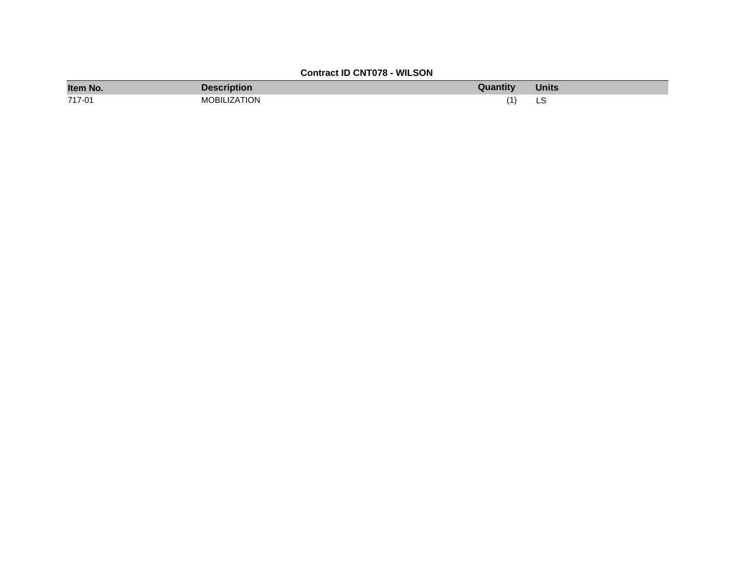**Contract ID CNT078 - WILSON**

| Item No. | Description | Quantity | Units |
|---|---|---|---|
| 717-01 | MOBILIZATION | (1) | LS |